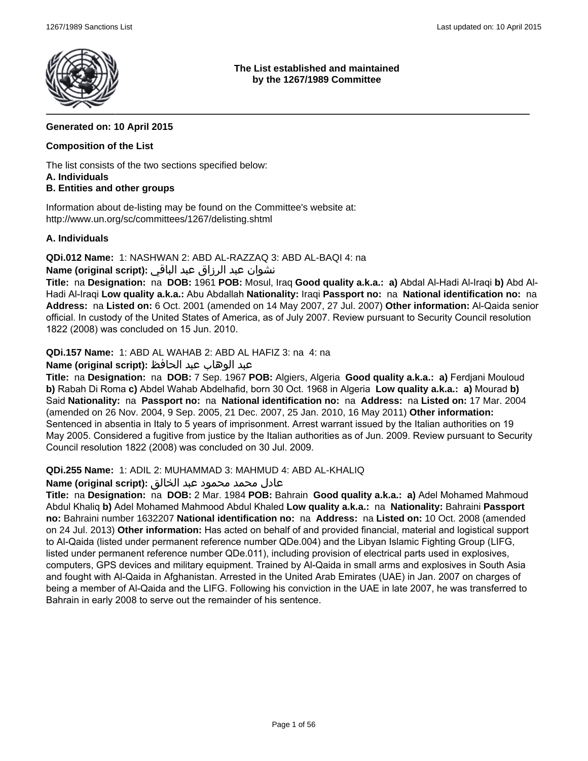**The List established and maintained by the 1267/1989 Committee**

---

**Generated on: 10 April 2015**

**Composition of the List**

The list consists of the two sections specified below:
**A. Individuals**
**B. Entities and other groups**

Information about de-listing may be found on the Committee's website at:
http://www.un.org/sc/committees/1267/delisting.shtml

**A. Individuals**

**QDi.012 Name:** 1: NASHWAN 2: ABD AL-RAZZAQ 3: ABD AL-BAQI 4: na
**Name (original script):** نشوان عبد الرزاق عبد الباقي
**Title:** na **Designation:** na **DOB:** 1961 **POB:** Mosul, Iraq **Good quality a.k.a.:** **a)** Abdal Al-Hadi Al-Iraqi **b)** Abd Al-Hadi Al-Iraqi **Low quality a.k.a.:** Abu Abdallah **Nationality:** Iraqi **Passport no:** na **National identification no:** na **Address:** na **Listed on:** 6 Oct. 2001 (amended on 14 May 2007, 27 Jul. 2007) **Other information:** Al-Qaida senior official. In custody of the United States of America, as of July 2007. Review pursuant to Security Council resolution 1822 (2008) was concluded on 15 Jun. 2010.

**QDi.157 Name:** 1: ABD AL WAHAB 2: ABD AL HAFIZ 3: na 4: na
**Name (original script):** عبد الوهاب عبد الحافظ
**Title:** na **Designation:** na **DOB:** 7 Sep. 1967 **POB:** Algiers, Algeria **Good quality a.k.a.:** **a)** Ferdjani Mouloud **b)** Rabah Di Roma **c)** Abdel Wahab Abdelhafid, born 30 Oct. 1968 in Algeria **Low quality a.k.a.:** **a)** Mourad **b)** Said **Nationality:** na **Passport no:** na **National identification no:** na **Address:** na **Listed on:** 17 Mar. 2004 (amended on 26 Nov. 2004, 9 Sep. 2005, 21 Dec. 2007, 25 Jan. 2010, 16 May 2011) **Other information:** Sentenced in absentia in Italy to 5 years of imprisonment. Arrest warrant issued by the Italian authorities on 19 May 2005. Considered a fugitive from justice by the Italian authorities as of Jun. 2009. Review pursuant to Security Council resolution 1822 (2008) was concluded on 30 Jul. 2009.

**QDi.255 Name:** 1: ADIL 2: MUHAMMAD 3: MAHMUD 4: ABD AL-KHALIQ
**Name (original script):** عادل محمد محمود عبد الخالق
**Title:** na **Designation:** na **DOB:** 2 Mar. 1984 **POB:** Bahrain **Good quality a.k.a.:** **a)** Adel Mohamed Mahmoud Abdul Khaliq **b)** Adel Mohamed Mahmood Abdul Khaled **Low quality a.k.a.:** na **Nationality:** Bahraini **Passport no:** Bahraini number 1632207 **National identification no:** na **Address:** na **Listed on:** 10 Oct. 2008 (amended on 24 Jul. 2013) **Other information:** Has acted on behalf of and provided financial, material and logistical support to Al-Qaida (listed under permanent reference number QDe.004) and the Libyan Islamic Fighting Group (LIFG, listed under permanent reference number QDe.011), including provision of electrical parts used in explosives, computers, GPS devices and military equipment. Trained by Al-Qaida in small arms and explosives in South Asia and fought with Al-Qaida in Afghanistan. Arrested in the United Arab Emirates (UAE) in Jan. 2007 on charges of being a member of Al-Qaida and the LIFG. Following his conviction in the UAE in late 2007, he was transferred to Bahrain in early 2008 to serve out the remainder of his sentence.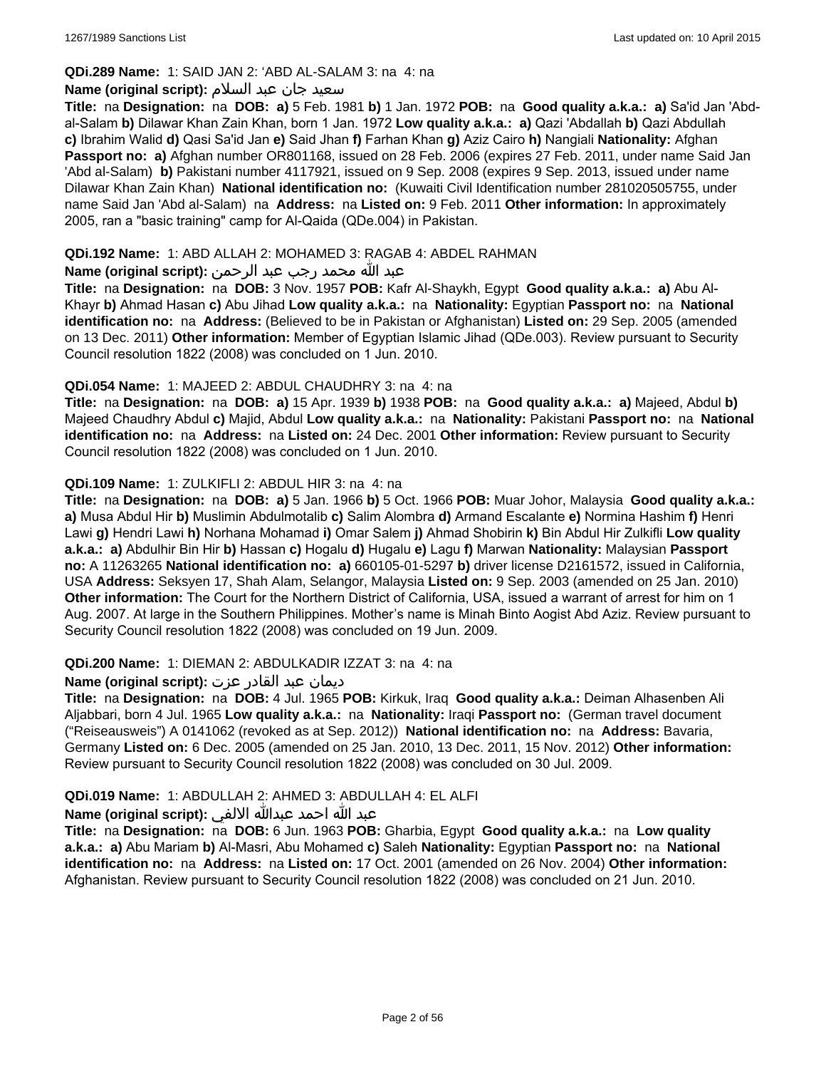**QDi.289 Name:** 1: SAID JAN 2: 'ABD AL-SALAM 3: na 4: na

**Name (original script):** سعيد جان عبد السلام

**Title:** na **Designation:** na **DOB:** **a)** 5 Feb. 1981 **b)** 1 Jan. 1972 **POB:** na **Good quality a.k.a.:** **a)** Sa'id Jan 'Abd-al-Salam **b)** Dilawar Khan Zain Khan, born 1 Jan. 1972 **Low quality a.k.a.:** **a)** Qazi 'Abdallah **b)** Qazi Abdullah **c)** Ibrahim Walid **d)** Qasi Sa'id Jan **e)** Said Jhan **f)** Farhan Khan **g)** Aziz Cairo **h)** Nangiali **Nationality:** Afghan **Passport no:** **a)** Afghan number OR801168, issued on 28 Feb. 2006 (expires 27 Feb. 2011, under name Said Jan 'Abd al-Salam) **b)** Pakistani number 4117921, issued on 9 Sep. 2008 (expires 9 Sep. 2013, issued under name Dilawar Khan Zain Khan) **National identification no:** (Kuwaiti Civil Identification number 281020505755, under name Said Jan 'Abd al-Salam) na **Address:** na **Listed on:** 9 Feb. 2011 **Other information:** In approximately 2005, ran a "basic training" camp for Al-Qaida (QDe.004) in Pakistan.

**QDi.192 Name:** 1: ABD ALLAH 2: MOHAMED 3: RAGAB 4: ABDEL RAHMAN

**Name (original script):** عبد الله محمد رجب عبد الرحمن

**Title:** na **Designation:** na **DOB:** 3 Nov. 1957 **POB:** Kafr Al-Shaykh, Egypt **Good quality a.k.a.:** **a)** Abu Al-Khayr **b)** Ahmad Hasan **c)** Abu Jihad **Low quality a.k.a.:** na **Nationality:** Egyptian **Passport no:** na **National identification no:** na **Address:** (Believed to be in Pakistan or Afghanistan) **Listed on:** 29 Sep. 2005 (amended on 13 Dec. 2011) **Other information:** Member of Egyptian Islamic Jihad (QDe.003). Review pursuant to Security Council resolution 1822 (2008) was concluded on 1 Jun. 2010.

**QDi.054 Name:** 1: MAJEED 2: ABDUL CHAUDHRY 3: na 4: na

**Title:** na **Designation:** na **DOB:** **a)** 15 Apr. 1939 **b)** 1938 **POB:** na **Good quality a.k.a.:** **a)** Majeed, Abdul **b)** Majeed Chaudhry Abdul **c)** Majid, Abdul **Low quality a.k.a.:** na **Nationality:** Pakistani **Passport no:** na **National identification no:** na **Address:** na **Listed on:** 24 Dec. 2001 **Other information:** Review pursuant to Security Council resolution 1822 (2008) was concluded on 1 Jun. 2010.

**QDi.109 Name:** 1: ZULKIFLI 2: ABDUL HIR 3: na 4: na

**Title:** na **Designation:** na **DOB:** **a)** 5 Jan. 1966 **b)** 5 Oct. 1966 **POB:** Muar Johor, Malaysia **Good quality a.k.a.:** **a)** Musa Abdul Hir **b)** Muslimin Abdulmotalib **c)** Salim Alombra **d)** Armand Escalante **e)** Normina Hashim **f)** Henri Lawi **g)** Hendri Lawi **h)** Norhana Mohamad **i)** Omar Salem **j)** Ahmad Shobirin **k)** Bin Abdul Hir Zulkifli **Low quality a.k.a.:** **a)** Abdulhir Bin Hir **b)** Hassan **c)** Hogalu **d)** Hugalu **e)** Lagu **f)** Marwan **Nationality:** Malaysian **Passport no:** A 11263265 **National identification no:** **a)** 660105-01-5297 **b)** driver license D2161572, issued in California, USA **Address:** Seksyen 17, Shah Alam, Selangor, Malaysia **Listed on:** 9 Sep. 2003 (amended on 25 Jan. 2010) **Other information:** The Court for the Northern District of California, USA, issued a warrant of arrest for him on 1 Aug. 2007. At large in the Southern Philippines. Mother's name is Minah Binto Aogist Abd Aziz. Review pursuant to Security Council resolution 1822 (2008) was concluded on 19 Jun. 2009.

**QDi.200 Name:** 1: DIEMAN 2: ABDULKADIR IZZAT 3: na 4: na

**Name (original script):** ديمان عبد القادر عزت

**Title:** na **Designation:** na **DOB:** 4 Jul. 1965 **POB:** Kirkuk, Iraq **Good quality a.k.a.:** Deiman Alhasenben Ali Aljabbari, born 4 Jul. 1965 **Low quality a.k.a.:** na **Nationality:** Iraqi **Passport no:** (German travel document ("Reiseausweis") A 0141062 (revoked as at Sep. 2012)) **National identification no:** na **Address:** Bavaria, Germany **Listed on:** 6 Dec. 2005 (amended on 25 Jan. 2010, 13 Dec. 2011, 15 Nov. 2012) **Other information:** Review pursuant to Security Council resolution 1822 (2008) was concluded on 30 Jul. 2009.

**QDi.019 Name:** 1: ABDULLAH 2: AHMED 3: ABDULLAH 4: EL ALFI

**Name (original script):** عبد الله احمد عبدالله الالفي

**Title:** na **Designation:** na **DOB:** 6 Jun. 1963 **POB:** Gharbia, Egypt **Good quality a.k.a.:** na **Low quality a.k.a.:** **a)** Abu Mariam **b)** Al-Masri, Abu Mohamed **c)** Saleh **Nationality:** Egyptian **Passport no:** na **National identification no:** na **Address:** na **Listed on:** 17 Oct. 2001 (amended on 26 Nov. 2004) **Other information:** Afghanistan. Review pursuant to Security Council resolution 1822 (2008) was concluded on 21 Jun. 2010.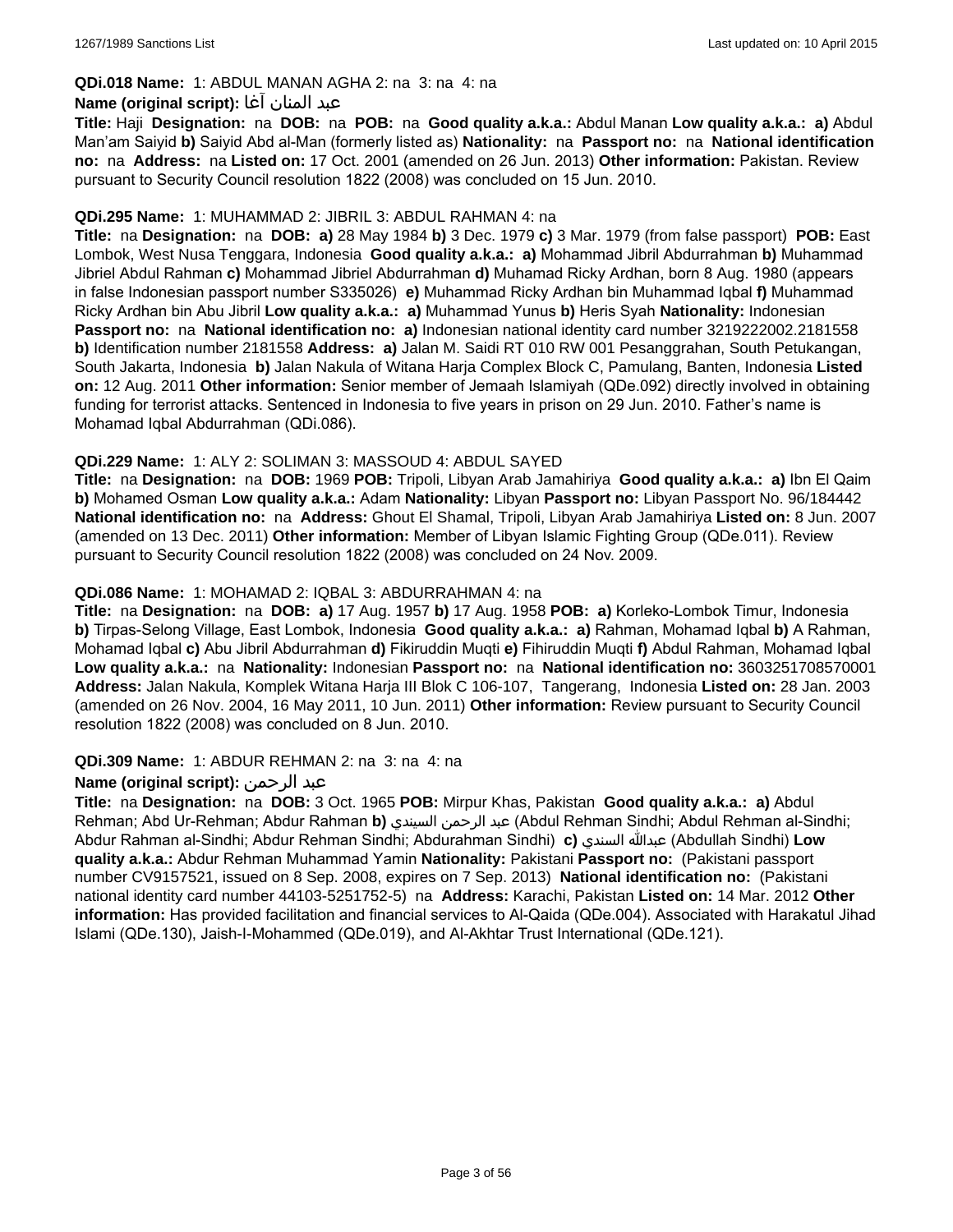**QDi.018 Name:** 1: ABDUL MANAN AGHA 2: na 3: na 4: na

**Name (original script):** عبد المنان آغا

**Title:** Haji **Designation:** na **DOB:** na **POB:** na **Good quality a.k.a.:** Abdul Manan **Low quality a.k.a.:** **a)** Abdul Man'am Saiyid **b)** Saiyid Abd al-Man (formerly listed as) **Nationality:** na **Passport no:** na **National identification no:** na **Address:** na **Listed on:** 17 Oct. 2001 (amended on 26 Jun. 2013) **Other information:** Pakistan. Review pursuant to Security Council resolution 1822 (2008) was concluded on 15 Jun. 2010.

**QDi.295 Name:** 1: MUHAMMAD 2: JIBRIL 3: ABDUL RAHMAN 4: na

**Title:** na **Designation:** na **DOB:** **a)** 28 May 1984 **b)** 3 Dec. 1979 **c)** 3 Mar. 1979 (from false passport) **POB:** East Lombok, West Nusa Tenggara, Indonesia **Good quality a.k.a.:** **a)** Mohammad Jibril Abdurrahman **b)** Muhammad Jibriel Abdul Rahman **c)** Mohammad Jibriel Abdurrahman **d)** Muhamad Ricky Ardhan, born 8 Aug. 1980 (appears in false Indonesian passport number S335026) **e)** Muhammad Ricky Ardhan bin Muhammad Iqbal **f)** Muhammad Ricky Ardhan bin Abu Jibril **Low quality a.k.a.:** **a)** Muhammad Yunus **b)** Heris Syah **Nationality:** Indonesian **Passport no:** na **National identification no:** **a)** Indonesian national identity card number 3219222002.2181558 **b)** Identification number 2181558 **Address:** **a)** Jalan M. Saidi RT 010 RW 001 Pesanggrahan, South Petukangan, South Jakarta, Indonesia **b)** Jalan Nakula of Witana Harja Complex Block C, Pamulang, Banten, Indonesia **Listed on:** 12 Aug. 2011 **Other information:** Senior member of Jemaah Islamiyah (QDe.092) directly involved in obtaining funding for terrorist attacks. Sentenced in Indonesia to five years in prison on 29 Jun. 2010. Father's name is Mohamad Iqbal Abdurrahman (QDi.086).

**QDi.229 Name:** 1: ALY 2: SOLIMAN 3: MASSOUD 4: ABDUL SAYED

**Title:** na **Designation:** na **DOB:** 1969 **POB:** Tripoli, Libyan Arab Jamahiriya **Good quality a.k.a.:** **a)** Ibn El Qaim **b)** Mohamed Osman **Low quality a.k.a.:** Adam **Nationality:** Libyan **Passport no:** Libyan Passport No. 96/184442 **National identification no:** na **Address:** Ghout El Shamal, Tripoli, Libyan Arab Jamahiriya **Listed on:** 8 Jun. 2007 (amended on 13 Dec. 2011) **Other information:** Member of Libyan Islamic Fighting Group (QDe.011). Review pursuant to Security Council resolution 1822 (2008) was concluded on 24 Nov. 2009.

**QDi.086 Name:** 1: MOHAMAD 2: IQBAL 3: ABDURRAHMAN 4: na

**Title:** na **Designation:** na **DOB:** **a)** 17 Aug. 1957 **b)** 17 Aug. 1958 **POB:** **a)** Korleko-Lombok Timur, Indonesia **b)** Tirpas-Selong Village, East Lombok, Indonesia **Good quality a.k.a.:** **a)** Rahman, Mohamad Iqbal **b)** A Rahman, Mohamad Iqbal **c)** Abu Jibril Abdurrahman **d)** Fikiruddin Muqti **e)** Fihiruddin Muqti **f)** Abdul Rahman, Mohamad Iqbal **Low quality a.k.a.:** na **Nationality:** Indonesian **Passport no:** na **National identification no:** 3603251708570001 **Address:** Jalan Nakula, Komplek Witana Harja III Blok C 106-107, Tangerang, Indonesia **Listed on:** 28 Jan. 2003 (amended on 26 Nov. 2004, 16 May 2011, 10 Jun. 2011) **Other information:** Review pursuant to Security Council resolution 1822 (2008) was concluded on 8 Jun. 2010.

**QDi.309 Name:** 1: ABDUR REHMAN 2: na 3: na 4: na

**Name (original script):** عبد الرحمن

**Title:** na **Designation:** na **DOB:** 3 Oct. 1965 **POB:** Mirpur Khas, Pakistan **Good quality a.k.a.:** **a)** Abdul Rehman; Abd Ur-Rehman; Abdur Rahman **b)** عبد الرحمن السيندي (Abdul Rehman Sindhi; Abdul Rehman al-Sindhi; Abdur Rahman al-Sindhi; Abdur Rehman Sindhi; Abdurahman Sindhi) **c)** عبدالله السندي (Abdullah Sindhi) **Low quality a.k.a.:** Abdur Rehman Muhammad Yamin **Nationality:** Pakistani **Passport no:** (Pakistani passport number CV9157521, issued on 8 Sep. 2008, expires on 7 Sep. 2013) **National identification no:** (Pakistani national identity card number 44103-5251752-5) na **Address:** Karachi, Pakistan **Listed on:** 14 Mar. 2012 **Other information:** Has provided facilitation and financial services to Al-Qaida (QDe.004). Associated with Harakatul Jihad Islami (QDe.130), Jaish-I-Mohammed (QDe.019), and Al-Akhtar Trust International (QDe.121).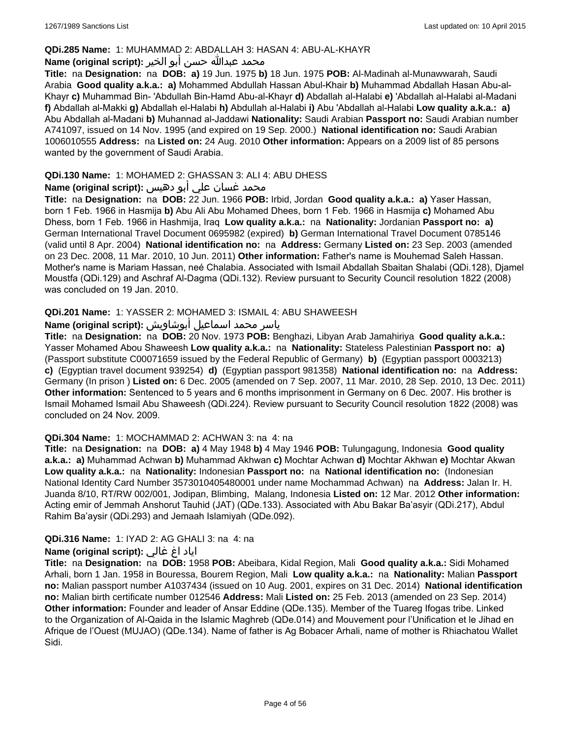**QDi.285 Name:** 1: MUHAMMAD 2: ABDALLAH 3: HASAN 4: ABU-AL-KHAYR

**Name (original script):** محمد عبدالله حسن أبو الخير

**Title:** na **Designation:** na **DOB:** **a)** 19 Jun. 1975 **b)** 18 Jun. 1975 **POB:** Al-Madinah al-Munawwarah, Saudi Arabia **Good quality a.k.a.:** **a)** Mohammed Abdullah Hassan Abul-Khair **b)** Muhammad Abdallah Hasan Abu-al-Khayr **c)** Muhammad Bin- 'Abdullah Bin-Hamd Abu-al-Khayr **d)** Abdallah al-Halabi **e)** 'Abdallah al-Halabi al-Madani **f)** Abdallah al-Makki **g)** Abdallah el-Halabi **h)** Abdullah al-Halabi **i)** Abu 'Abdallah al-Halabi **Low quality a.k.a.:** **a)** Abu Abdallah al-Madani **b)** Muhannad al-Jaddawi **Nationality:** Saudi Arabian **Passport no:** Saudi Arabian number A741097, issued on 14 Nov. 1995 (and expired on 19 Sep. 2000.) **National identification no:** Saudi Arabian 1006010555 **Address:** na **Listed on:** 24 Aug. 2010 **Other information:** Appears on a 2009 list of 85 persons wanted by the government of Saudi Arabia.

**QDi.130 Name:** 1: MOHAMED 2: GHASSAN 3: ALI 4: ABU DHESS

**Name (original script):** محمد غسان علي أبو دهيس

**Title:** na **Designation:** na **DOB:** 22 Jun. 1966 **POB:** Irbid, Jordan **Good quality a.k.a.:** **a)** Yaser Hassan, born 1 Feb. 1966 in Hasmija **b)** Abu Ali Abu Mohamed Dhees, born 1 Feb. 1966 in Hasmija **c)** Mohamed Abu Dhess, born 1 Feb. 1966 in Hashmija, Iraq **Low quality a.k.a.:** na **Nationality:** Jordanian **Passport no:** **a)** German International Travel Document 0695982 (expired) **b)** German International Travel Document 0785146 (valid until 8 Apr. 2004) **National identification no:** na **Address:** Germany **Listed on:** 23 Sep. 2003 (amended on 23 Dec. 2008, 11 Mar. 2010, 10 Jun. 2011) **Other information:** Father's name is Mouhemad Saleh Hassan. Mother's name is Mariam Hassan, neé Chalabia. Associated with Ismail Abdallah Sbaitan Shalabi (QDi.128), Djamel Moustfa (QDi.129) and Aschraf Al-Dagma (QDi.132). Review pursuant to Security Council resolution 1822 (2008) was concluded on 19 Jan. 2010.

**QDi.201 Name:** 1: YASSER 2: MOHAMED 3: ISMAIL 4: ABU SHAWEESH

**Name (original script):** ياسر محمد اسماعيل أبوشاويش

**Title:** na **Designation:** na **DOB:** 20 Nov. 1973 **POB:** Benghazi, Libyan Arab Jamahiriya **Good quality a.k.a.:** Yasser Mohamed Abou Shaweesh **Low quality a.k.a.:** na **Nationality:** Stateless Palestinian **Passport no:** **a)** (Passport substitute C00071659 issued by the Federal Republic of Germany) **b)** (Egyptian passport 0003213) **c)** (Egyptian travel document 939254) **d)** (Egyptian passport 981358) **National identification no:** na **Address:** Germany (In prison ) **Listed on:** 6 Dec. 2005 (amended on 7 Sep. 2007, 11 Mar. 2010, 28 Sep. 2010, 13 Dec. 2011) **Other information:** Sentenced to 5 years and 6 months imprisonment in Germany on 6 Dec. 2007. His brother is Ismail Mohamed Ismail Abu Shaweesh (QDi.224). Review pursuant to Security Council resolution 1822 (2008) was concluded on 24 Nov. 2009.

**QDi.304 Name:** 1: MOCHAMMAD 2: ACHWAN 3: na 4: na

**Title:** na **Designation:** na **DOB:** **a)** 4 May 1948 **b)** 4 May 1946 **POB:** Tulungagung, Indonesia **Good quality a.k.a.:** **a)** Muhammad Achwan **b)** Muhammad Akhwan **c)** Mochtar Achwan **d)** Mochtar Akhwan **e)** Mochtar Akwan **Low quality a.k.a.:** na **Nationality:** Indonesian **Passport no:** na **National identification no:** (Indonesian National Identity Card Number 3573010405480001 under name Mochammad Achwan) na **Address:** Jalan Ir. H. Juanda 8/10, RT/RW 002/001, Jodipan, Blimbing, Malang, Indonesia **Listed on:** 12 Mar. 2012 **Other information:** Acting emir of Jemmah Anshorut Tauhid (JAT) (QDe.133). Associated with Abu Bakar Ba'asyir (QDi.217), Abdul Rahim Ba'aysir (QDi.293) and Jemaah Islamiyah (QDe.092).

**QDi.316 Name:** 1: IYAD 2: AG GHALI 3: na 4: na

**Name (original script):** اياد اغ غالي

**Title:** na **Designation:** na **DOB:** 1958 **POB:** Abeibara, Kidal Region, Mali **Good quality a.k.a.:** Sidi Mohamed Arhali, born 1 Jan. 1958 in Bouressa, Bourem Region, Mali **Low quality a.k.a.:** na **Nationality:** Malian **Passport no:** Malian passport number A1037434 (issued on 10 Aug. 2001, expires on 31 Dec. 2014) **National identification no:** Malian birth certificate number 012546 **Address:** Mali **Listed on:** 25 Feb. 2013 (amended on 23 Sep. 2014) **Other information:** Founder and leader of Ansar Eddine (QDe.135). Member of the Tuareg Ifogas tribe. Linked to the Organization of Al-Qaida in the Islamic Maghreb (QDe.014) and Mouvement pour l'Unification et le Jihad en Afrique de l'Ouest (MUJAO) (QDe.134). Name of father is Ag Bobacer Arhali, name of mother is Rhiachatou Wallet Sidi.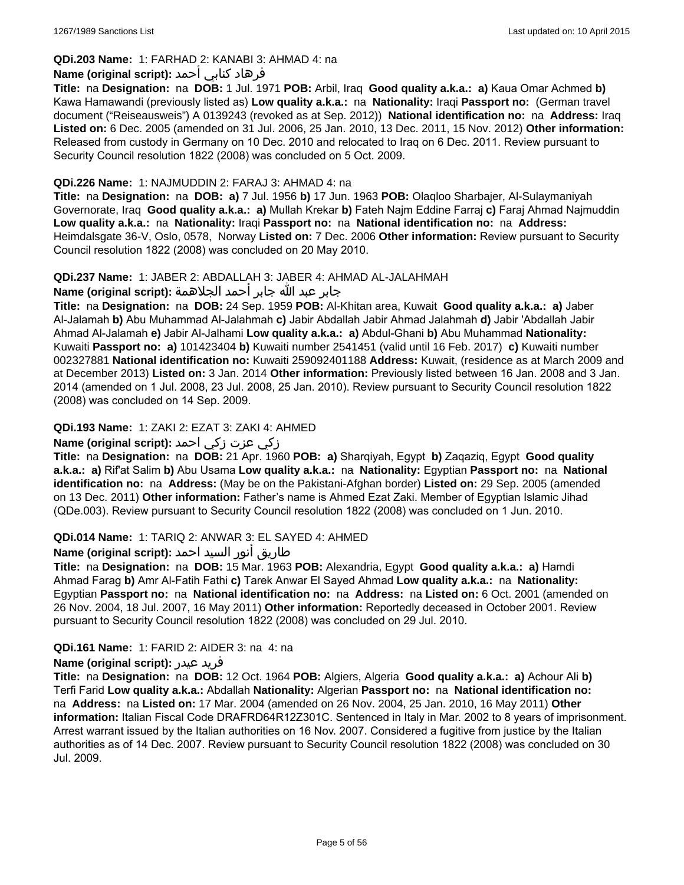**QDi.203 Name:** 1: FARHAD 2: KANABI 3: AHMAD 4: na

**Name (original script):** فرهاد كنابي أحمد

**Title:** na **Designation:** na **DOB:** 1 Jul. 1971 **POB:** Arbil, Iraq **Good quality a.k.a.:** **a)** Kaua Omar Achmed **b)** Kawa Hamawandi (previously listed as) **Low quality a.k.a.:** na **Nationality:** Iraqi **Passport no:** (German travel document ("Reiseausweis") A 0139243 (revoked as at Sep. 2012)) **National identification no:** na **Address:** Iraq **Listed on:** 6 Dec. 2005 (amended on 31 Jul. 2006, 25 Jan. 2010, 13 Dec. 2011, 15 Nov. 2012) **Other information:** Released from custody in Germany on 10 Dec. 2010 and relocated to Iraq on 6 Dec. 2011. Review pursuant to Security Council resolution 1822 (2008) was concluded on 5 Oct. 2009.

**QDi.226 Name:** 1: NAJMUDDIN 2: FARAJ 3: AHMAD 4: na

**Title:** na **Designation:** na **DOB:** **a)** 7 Jul. 1956 **b)** 17 Jun. 1963 **POB:** Olaqloo Sharbajer, Al-Sulaymaniyah Governorate, Iraq **Good quality a.k.a.:** **a)** Mullah Krekar **b)** Fateh Najm Eddine Farraj **c)** Faraj Ahmad Najmuddin **Low quality a.k.a.:** na **Nationality:** Iraqi **Passport no:** na **National identification no:** na **Address:** Heimdalsgate 36-V, Oslo, 0578, Norway **Listed on:** 7 Dec. 2006 **Other information:** Review pursuant to Security Council resolution 1822 (2008) was concluded on 20 May 2010.

**QDi.237 Name:** 1: JABER 2: ABDALLAH 3: JABER 4: AHMAD AL-JALAHMAH

**Name (original script):** جابر عبد الله جابر أحمد الجلاهمة

**Title:** na **Designation:** na **DOB:** 24 Sep. 1959 **POB:** Al-Khitan area, Kuwait **Good quality a.k.a.:** **a)** Jaber Al-Jalamah **b)** Abu Muhammad Al-Jalahmah **c)** Jabir Abdallah Jabir Ahmad Jalahmah **d)** Jabir 'Abdallah Jabir Ahmad Al-Jalamah **e)** Jabir Al-Jalhami **Low quality a.k.a.:** **a)** Abdul-Ghani **b)** Abu Muhammad **Nationality:** Kuwaiti **Passport no:** **a)** 101423404 **b)** Kuwaiti number 2541451 (valid until 16 Feb. 2017) **c)** Kuwaiti number 002327881 **National identification no:** Kuwaiti 259092401188 **Address:** Kuwait, (residence as at March 2009 and at December 2013) **Listed on:** 3 Jan. 2014 **Other information:** Previously listed between 16 Jan. 2008 and 3 Jan. 2014 (amended on 1 Jul. 2008, 23 Jul. 2008, 25 Jan. 2010). Review pursuant to Security Council resolution 1822 (2008) was concluded on 14 Sep. 2009.

**QDi.193 Name:** 1: ZAKI 2: EZAT 3: ZAKI 4: AHMED

**Name (original script):** زكي عزت زكي احمد

**Title:** na **Designation:** na **DOB:** 21 Apr. 1960 **POB:** **a)** Sharqiyah, Egypt **b)** Zaqaziq, Egypt **Good quality a.k.a.:** **a)** Rif'at Salim **b)** Abu Usama **Low quality a.k.a.:** na **Nationality:** Egyptian **Passport no:** na **National identification no:** na **Address:** (May be on the Pakistani-Afghan border) **Listed on:** 29 Sep. 2005 (amended on 13 Dec. 2011) **Other information:** Father's name is Ahmed Ezat Zaki. Member of Egyptian Islamic Jihad (QDe.003). Review pursuant to Security Council resolution 1822 (2008) was concluded on 1 Jun. 2010.

**QDi.014 Name:** 1: TARIQ 2: ANWAR 3: EL SAYED 4: AHMED

**Name (original script):** طاريق أنور السيد احمد

**Title:** na **Designation:** na **DOB:** 15 Mar. 1963 **POB:** Alexandria, Egypt **Good quality a.k.a.:** **a)** Hamdi Ahmad Farag **b)** Amr Al-Fatih Fathi **c)** Tarek Anwar El Sayed Ahmad **Low quality a.k.a.:** na **Nationality:** Egyptian **Passport no:** na **National identification no:** na **Address:** na **Listed on:** 6 Oct. 2001 (amended on 26 Nov. 2004, 18 Jul. 2007, 16 May 2011) **Other information:** Reportedly deceased in October 2001. Review pursuant to Security Council resolution 1822 (2008) was concluded on 29 Jul. 2010.

**QDi.161 Name:** 1: FARID 2: AIDER 3: na 4: na

**Name (original script):** فريد عيدر

**Title:** na **Designation:** na **DOB:** 12 Oct. 1964 **POB:** Algiers, Algeria **Good quality a.k.a.:** **a)** Achour Ali **b)** Terfi Farid **Low quality a.k.a.:** Abdallah **Nationality:** Algerian **Passport no:** na **National identification no:** na **Address:** na **Listed on:** 17 Mar. 2004 (amended on 26 Nov. 2004, 25 Jan. 2010, 16 May 2011) **Other information:** Italian Fiscal Code DRAFRD64R12Z301C. Sentenced in Italy in Mar. 2002 to 8 years of imprisonment. Arrest warrant issued by the Italian authorities on 16 Nov. 2007. Considered a fugitive from justice by the Italian authorities as of 14 Dec. 2007. Review pursuant to Security Council resolution 1822 (2008) was concluded on 30 Jul. 2009.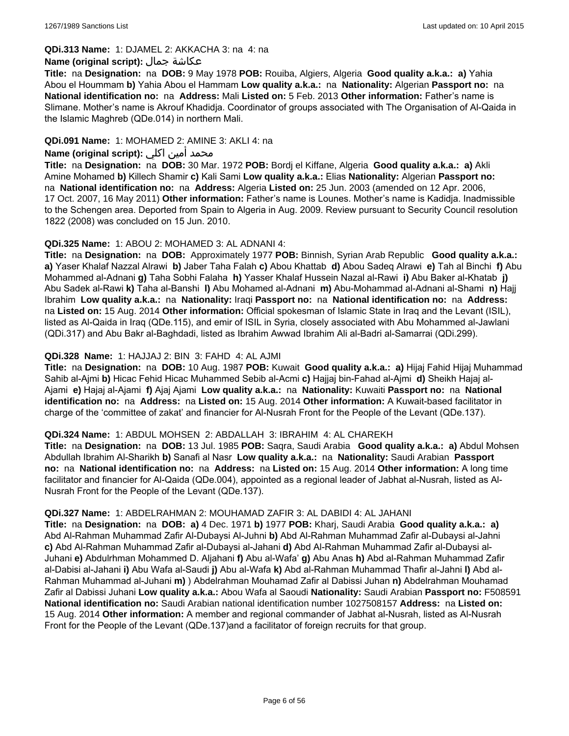**QDi.313 Name:** 1: DJAMEL 2: AKKACHA 3: na 4: na

**Name (original script):** عكاشة جمال

**Title:** na **Designation:** na **DOB:** 9 May 1978 **POB:** Rouiba, Algiers, Algeria **Good quality a.k.a.: a)** Yahia Abou el Hoummam **b)** Yahia Abou el Hammam **Low quality a.k.a.:** na **Nationality:** Algerian **Passport no:** na **National identification no:** na **Address:** Mali **Listed on:** 5 Feb. 2013 **Other information:** Father's name is Slimane. Mother's name is Akrouf Khadidja. Coordinator of groups associated with The Organisation of Al-Qaida in the Islamic Maghreb (QDe.014) in northern Mali.

**QDi.091 Name:** 1: MOHAMED 2: AMINE 3: AKLI 4: na

**Name (original script):** محمد أمين اكلي

**Title:** na **Designation:** na **DOB:** 30 Mar. 1972 **POB:** Bordj el Kiffane, Algeria **Good quality a.k.a.: a)** Akli Amine Mohamed **b)** Killech Shamir **c)** Kali Sami **Low quality a.k.a.:** Elias **Nationality:** Algerian **Passport no:** na **National identification no:** na **Address:** Algeria **Listed on:** 25 Jun. 2003 (amended on 12 Apr. 2006, 17 Oct. 2007, 16 May 2011) **Other information:** Father's name is Lounes. Mother's name is Kadidja. Inadmissible to the Schengen area. Deported from Spain to Algeria in Aug. 2009. Review pursuant to Security Council resolution 1822 (2008) was concluded on 15 Jun. 2010.

**QDi.325 Name:** 1: ABOU 2: MOHAMED 3: AL ADNANI 4:

**Title:** na **Designation:** na **DOB:** Approximately 1977 **POB:** Binnish, Syrian Arab Republic **Good quality a.k.a.: a)** Yaser Khalaf Nazzal Alrawi **b)** Jaber Taha Falah **c)** Abou Khattab **d)** Abou Sadeq Alrawi **e)** Tah al Binchi **f)** Abu Mohammed al-Adnani **g)** Taha Sobhi Falaha **h)** Yasser Khalaf Hussein Nazal al-Rawi **i)** Abu Baker al-Khatab **j)** Abu Sadek al-Rawi **k)** Taha al-Banshi **l)** Abu Mohamed al-Adnani **m)** Abu-Mohammad al-Adnani al-Shami **n)** Hajj Ibrahim **Low quality a.k.a.:** na **Nationality:** Iraqi **Passport no:** na **National identification no:** na **Address:** na **Listed on:** 15 Aug. 2014 **Other information:** Official spokesman of Islamic State in Iraq and the Levant (ISIL), listed as Al-Qaida in Iraq (QDe.115), and emir of ISIL in Syria, closely associated with Abu Mohammed al-Jawlani (QDi.317) and Abu Bakr al-Baghdadi, listed as Ibrahim Awwad Ibrahim Ali al-Badri al-Samarrai (QDi.299).

**QDi.328 Name:** 1: HAJJAJ 2: BIN 3: FAHD 4: AL AJMI

**Title:** na **Designation:** na **DOB:** 10 Aug. 1987 **POB:** Kuwait **Good quality a.k.a.: a)** Hijaj Fahid Hijaj Muhammad Sahib al-Ajmi **b)** Hicac Fehid Hicac Muhammed Sebib al-Acmi **c)** Hajjaj bin-Fahad al-Ajmi **d)** Sheikh Hajaj al-Ajami **e)** Hajaj al-Ajami **f)** Ajaj Ajami **Low quality a.k.a.:** na **Nationality:** Kuwaiti **Passport no:** na **National identification no:** na **Address:** na **Listed on:** 15 Aug. 2014 **Other information:** A Kuwait-based facilitator in charge of the 'committee of zakat' and financier for Al-Nusrah Front for the People of the Levant (QDe.137).

**QDi.324 Name:** 1: ABDUL MOHSEN 2: ABDALLAH 3: IBRAHIM 4: AL CHAREKH

**Title:** na **Designation:** na **DOB:** 13 Jul. 1985 **POB:** Saqra, Saudi Arabia **Good quality a.k.a.: a)** Abdul Mohsen Abdullah Ibrahim Al-Sharikh **b)** Sanafi al Nasr **Low quality a.k.a.:** na **Nationality:** Saudi Arabian **Passport no:** na **National identification no:** na **Address:** na **Listed on:** 15 Aug. 2014 **Other information:** A long time facilitator and financier for Al-Qaida (QDe.004), appointed as a regional leader of Jabhat al-Nusrah, listed as Al-Nusrah Front for the People of the Levant (QDe.137).

**QDi.327 Name:** 1: ABDELRAHMAN 2: MOUHAMAD ZAFIR 3: AL DABIDI 4: AL JAHANI

**Title:** na **Designation:** na **DOB: a)** 4 Dec. 1971 **b)** 1977 **POB:** Kharj, Saudi Arabia **Good quality a.k.a.: a)** Abd Al-Rahman Muhammad Zafir Al-Dubaysi Al-Juhni **b)** Abd Al-Rahman Muhammad Zafir al-Dubaysi al-Jahni **c)** Abd Al-Rahman Muhammad Zafir al-Dubaysi al-Jahani **d)** Abd Al-Rahman Muhammad Zafir al-Dubaysi al-Juhani **e)** Abdulrhman Mohammed D. Aljahani **f)** Abu al-Wafa' **g)** Abu Anas **h)** Abd al-Rahman Muhammad Zafir al-Dabisi al-Jahani **i)** Abu Wafa al-Saudi **j)** Abu al-Wafa **k)** Abd al-Rahman Muhammad Thafir al-Jahni **l)** Abd al-Rahman Muhammad al-Juhani **m)** ) Abdelrahman Mouhamad Zafir al Dabissi Juhan **n)** Abdelrahman Mouhamad Zafir al Dabissi Juhani **Low quality a.k.a.:** Abou Wafa al Saoudi **Nationality:** Saudi Arabian **Passport no:** F508591 **National identification no:** Saudi Arabian national identification number 1027508157 **Address:** na **Listed on:** 15 Aug. 2014 **Other information:** A member and regional commander of Jabhat al-Nusrah, listed as Al-Nusrah Front for the People of the Levant (QDe.137)and a facilitator of foreign recruits for that group.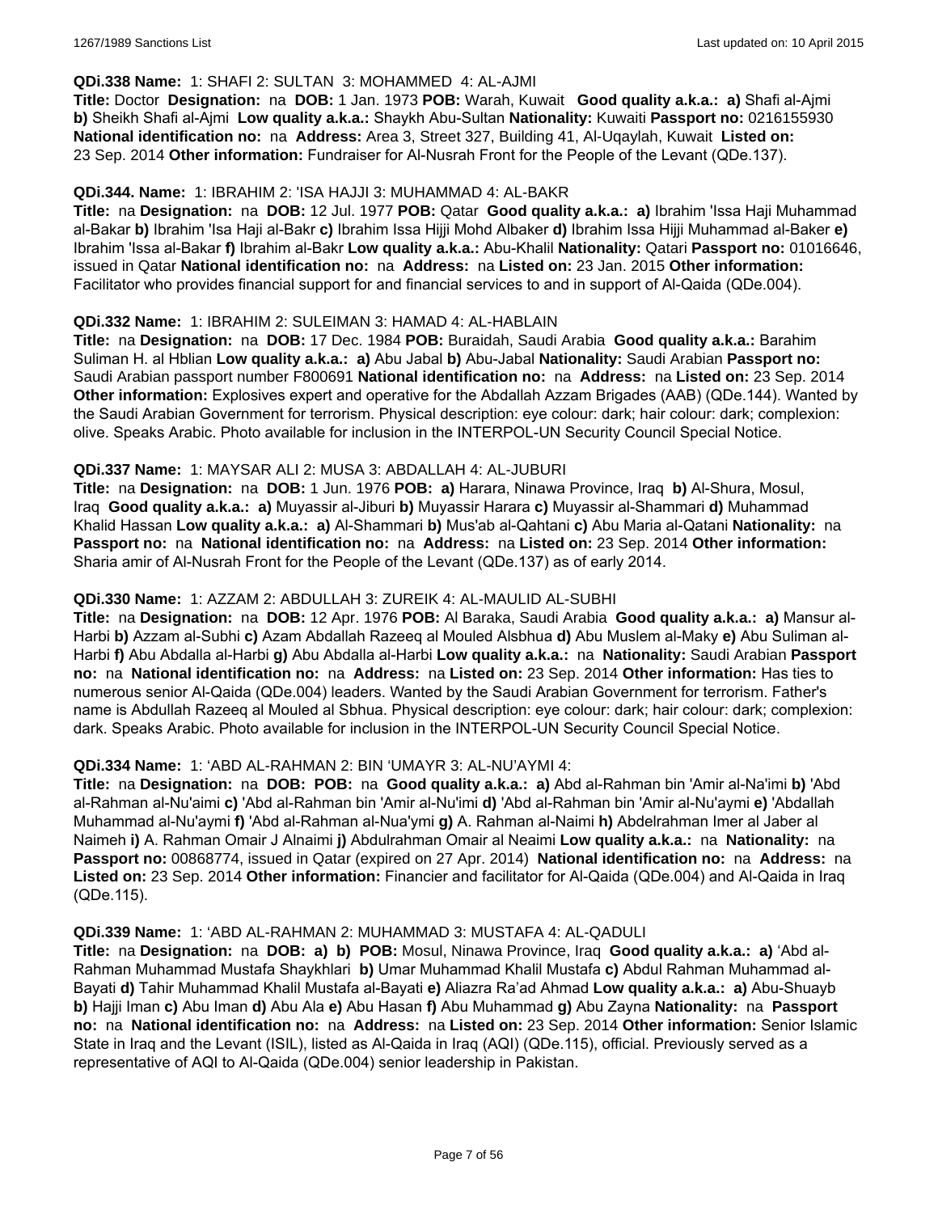**QDi.338 Name:** 1: SHAFI 2: SULTAN 3: MOHAMMED 4: AL-AJMI

**Title:** Doctor **Designation:** na **DOB:** 1 Jan. 1973 **POB:** Warah, Kuwait **Good quality a.k.a.: a)** Shafi al-Ajmi **b)** Sheikh Shafi al-Ajmi **Low quality a.k.a.:** Shaykh Abu-Sultan **Nationality:** Kuwaiti **Passport no:** 0216155930 **National identification no:** na **Address:** Area 3, Street 327, Building 41, Al-Uqaylah, Kuwait **Listed on:** 23 Sep. 2014 **Other information:** Fundraiser for Al-Nusrah Front for the People of the Levant (QDe.137).

**QDi.344. Name:** 1: IBRAHIM 2: 'ISA HAJJI 3: MUHAMMAD 4: AL-BAKR

**Title:** na **Designation:** na **DOB:** 12 Jul. 1977 **POB:** Qatar **Good quality a.k.a.: a)** Ibrahim 'Issa Haji Muhammad al-Bakar **b)** Ibrahim 'Isa Haji al-Bakr **c)** Ibrahim Issa Hijji Mohd Albaker **d)** Ibrahim Issa Hijji Muhammad al-Baker **e)** Ibrahim 'Issa al-Bakar **f)** Ibrahim al-Bakr **Low quality a.k.a.:** Abu-Khalil **Nationality:** Qatari **Passport no:** 01016646, issued in Qatar **National identification no:** na **Address:** na **Listed on:** 23 Jan. 2015 **Other information:** Facilitator who provides financial support for and financial services to and in support of Al-Qaida (QDe.004).

**QDi.332 Name:** 1: IBRAHIM 2: SULEIMAN 3: HAMAD 4: AL-HABLAIN

**Title:** na **Designation:** na **DOB:** 17 Dec. 1984 **POB:** Buraidah, Saudi Arabia **Good quality a.k.a.:** Barahim Suliman H. al Hblian **Low quality a.k.a.: a)** Abu Jabal **b)** Abu-Jabal **Nationality:** Saudi Arabian **Passport no:** Saudi Arabian passport number F800691 **National identification no:** na **Address:** na **Listed on:** 23 Sep. 2014 **Other information:** Explosives expert and operative for the Abdallah Azzam Brigades (AAB) (QDe.144). Wanted by the Saudi Arabian Government for terrorism. Physical description: eye colour: dark; hair colour: dark; complexion: olive. Speaks Arabic. Photo available for inclusion in the INTERPOL-UN Security Council Special Notice.

**QDi.337 Name:** 1: MAYSAR ALI 2: MUSA 3: ABDALLAH 4: AL-JUBURI

**Title:** na **Designation:** na **DOB:** 1 Jun. 1976 **POB: a)** Harara, Ninawa Province, Iraq **b)** Al-Shura, Mosul, Iraq **Good quality a.k.a.: a)** Muyassir al-Jiburi **b)** Muyassir Harara **c)** Muyassir al-Shammari **d)** Muhammad Khalid Hassan **Low quality a.k.a.: a)** Al-Shammari **b)** Mus'ab al-Qahtani **c)** Abu Maria al-Qatani **Nationality:** na **Passport no:** na **National identification no:** na **Address:** na **Listed on:** 23 Sep. 2014 **Other information:** Sharia amir of Al-Nusrah Front for the People of the Levant (QDe.137) as of early 2014.

**QDi.330 Name:** 1: AZZAM 2: ABDULLAH 3: ZUREIK 4: AL-MAULID AL-SUBHI

**Title:** na **Designation:** na **DOB:** 12 Apr. 1976 **POB:** Al Baraka, Saudi Arabia **Good quality a.k.a.: a)** Mansur al-Harbi **b)** Azzam al-Subhi **c)** Azam Abdallah Razeeq al Mouled Alsbhua **d)** Abu Muslem al-Maky **e)** Abu Suliman al-Harbi **f)** Abu Abdalla al-Harbi **g)** Abu Abdalla al-Harbi **Low quality a.k.a.:** na **Nationality:** Saudi Arabian **Passport no:** na **National identification no:** na **Address:** na **Listed on:** 23 Sep. 2014 **Other information:** Has ties to numerous senior Al-Qaida (QDe.004) leaders. Wanted by the Saudi Arabian Government for terrorism. Father's name is Abdullah Razeeq al Mouled al Sbhua. Physical description: eye colour: dark; hair colour: dark; complexion: dark. Speaks Arabic. Photo available for inclusion in the INTERPOL-UN Security Council Special Notice.

**QDi.334 Name:** 1: ‘ABD AL-RAHMAN 2: BIN ‘UMAYR 3: AL-NU’AYMI 4:

**Title:** na **Designation:** na **DOB: POB:** na **Good quality a.k.a.: a)** Abd al-Rahman bin 'Amir al-Na'imi **b)** 'Abd al-Rahman al-Nu'aimi **c)** 'Abd al-Rahman bin 'Amir al-Nu'imi **d)** 'Abd al-Rahman bin 'Amir al-Nu'aymi **e)** 'Abdallah Muhammad al-Nu'aymi **f)** 'Abd al-Rahman al-Nua'ymi **g)** A. Rahman al-Naimi **h)** Abdelrahman Imer al Jaber al Naimeh **i)** A. Rahman Omair J Alnaimi **j)** Abdulrahman Omair al Neaimi **Low quality a.k.a.:** na **Nationality:** na **Passport no:** 00868774, issued in Qatar (expired on 27 Apr. 2014) **National identification no:** na **Address:** na **Listed on:** 23 Sep. 2014 **Other information:** Financier and facilitator for Al-Qaida (QDe.004) and Al-Qaida in Iraq (QDe.115).

**QDi.339 Name:** 1: ‘ABD AL-RAHMAN 2: MUHAMMAD 3: MUSTAFA 4: AL-QADULI

**Title:** na **Designation:** na **DOB: a) b) POB:** Mosul, Ninawa Province, Iraq **Good quality a.k.a.: a)** ‘Abd al-Rahman Muhammad Mustafa Shaykhlari **b)** Umar Muhammad Khalil Mustafa **c)** Abdul Rahman Muhammad al-Bayati **d)** Tahir Muhammad Khalil Mustafa al-Bayati **e)** Aliazra Ra’ad Ahmad **Low quality a.k.a.: a)** Abu-Shuayb **b)** Hajji Iman **c)** Abu Iman **d)** Abu Ala **e)** Abu Hasan **f)** Abu Muhammad **g)** Abu Zayna **Nationality:** na **Passport no:** na **National identification no:** na **Address:** na **Listed on:** 23 Sep. 2014 **Other information:** Senior Islamic State in Iraq and the Levant (ISIL), listed as Al-Qaida in Iraq (AQI) (QDe.115), official. Previously served as a representative of AQI to Al-Qaida (QDe.004) senior leadership in Pakistan.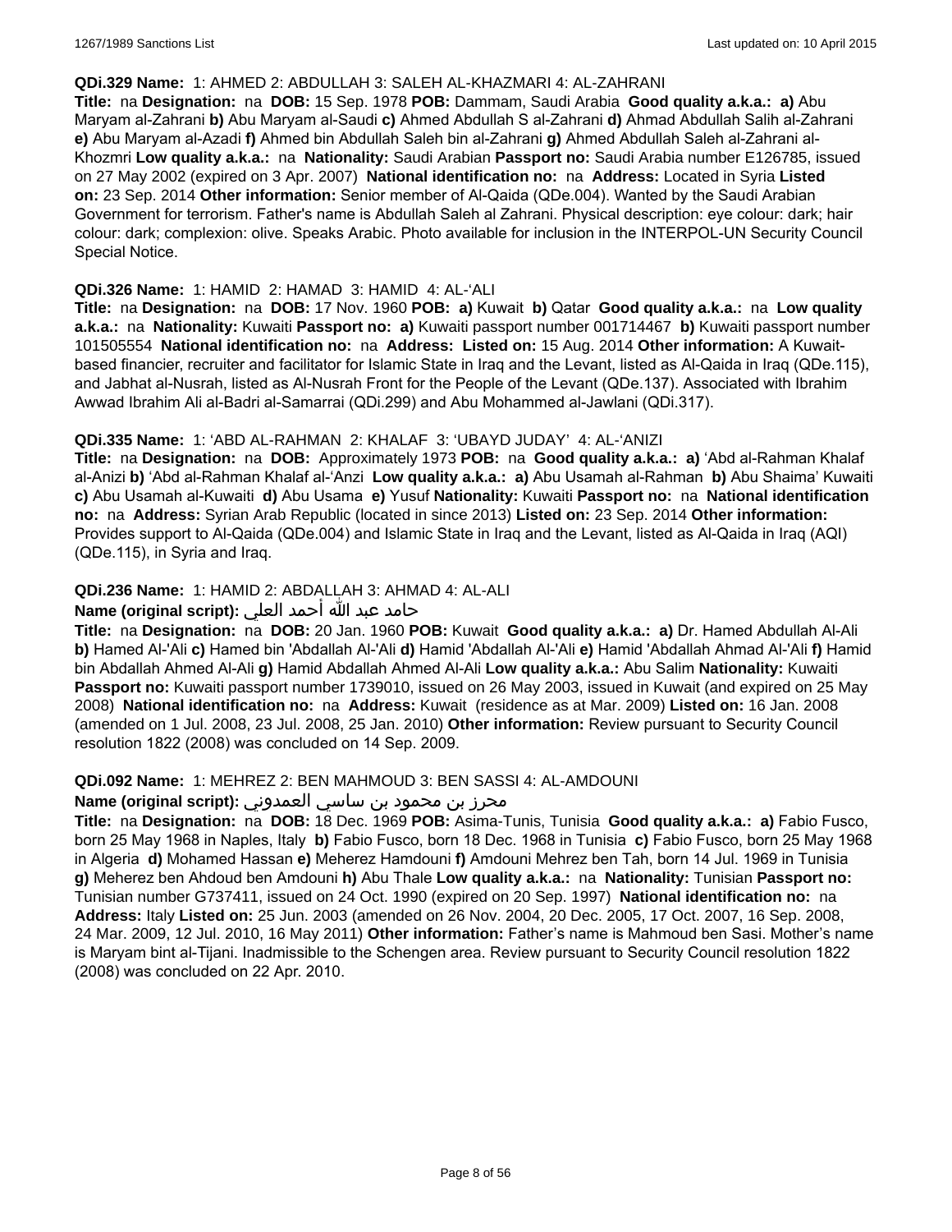**QDi.329 Name:** 1: AHMED 2: ABDULLAH 3: SALEH AL-KHAZMARI 4: AL-ZAHRANI

**Title:** na **Designation:** na **DOB:** 15 Sep. 1978 **POB:** Dammam, Saudi Arabia **Good quality a.k.a.:** **a)** Abu Maryam al-Zahrani **b)** Abu Maryam al-Saudi **c)** Ahmed Abdullah S al-Zahrani **d)** Ahmad Abdullah Salih al-Zahrani **e)** Abu Maryam al-Azadi **f)** Ahmed bin Abdullah Saleh bin al-Zahrani **g)** Ahmed Abdullah Saleh al-Zahrani al-Khozmri **Low quality a.k.a.:** na **Nationality:** Saudi Arabian **Passport no:** Saudi Arabia number E126785, issued on 27 May 2002 (expired on 3 Apr. 2007) **National identification no:** na **Address:** Located in Syria **Listed on:** 23 Sep. 2014 **Other information:** Senior member of Al-Qaida (QDe.004). Wanted by the Saudi Arabian Government for terrorism. Father's name is Abdullah Saleh al Zahrani. Physical description: eye colour: dark; hair colour: dark; complexion: olive. Speaks Arabic. Photo available for inclusion in the INTERPOL-UN Security Council Special Notice.

**QDi.326 Name:** 1: HAMID 2: HAMAD 3: HAMID 4: AL-'ALI

**Title:** na **Designation:** na **DOB:** 17 Nov. 1960 **POB:** **a)** Kuwait **b)** Qatar **Good quality a.k.a.:** na **Low quality a.k.a.:** na **Nationality:** Kuwaiti **Passport no:** **a)** Kuwaiti passport number 001714467 **b)** Kuwaiti passport number 101505554 **National identification no:** na **Address:** **Listed on:** 15 Aug. 2014 **Other information:** A Kuwait-based financier, recruiter and facilitator for Islamic State in Iraq and the Levant, listed as Al-Qaida in Iraq (QDe.115), and Jabhat al-Nusrah, listed as Al-Nusrah Front for the People of the Levant (QDe.137). Associated with Ibrahim Awwad Ibrahim Ali al-Badri al-Samarrai (QDi.299) and Abu Mohammed al-Jawlani (QDi.317).

**QDi.335 Name:** 1: 'ABD AL-RAHMAN 2: KHALAF 3: 'UBAYD JUDAY' 4: AL-'ANIZI

**Title:** na **Designation:** na **DOB:** Approximately 1973 **POB:** na **Good quality a.k.a.:** **a)** 'Abd al-Rahman Khalaf al-Anizi **b)** 'Abd al-Rahman Khalaf al-'Anzi **Low quality a.k.a.:** **a)** Abu Usamah al-Rahman **b)** Abu Shaima' Kuwaiti **c)** Abu Usamah al-Kuwaiti **d)** Abu Usama **e)** Yusuf **Nationality:** Kuwaiti **Passport no:** na **National identification no:** na **Address:** Syrian Arab Republic (located in since 2013) **Listed on:** 23 Sep. 2014 **Other information:** Provides support to Al-Qaida (QDe.004) and Islamic State in Iraq and the Levant, listed as Al-Qaida in Iraq (AQI) (QDe.115), in Syria and Iraq.

**QDi.236 Name:** 1: HAMID 2: ABDALLAH 3: AHMAD 4: AL-ALI

**Name (original script):** حامد عبد الله أحمد العلي

**Title:** na **Designation:** na **DOB:** 20 Jan. 1960 **POB:** Kuwait **Good quality a.k.a.:** **a)** Dr. Hamed Abdullah Al-Ali **b)** Hamed Al-'Ali **c)** Hamed bin 'Abdallah Al-'Ali **d)** Hamid 'Abdallah Al-'Ali **e)** Hamid 'Abdallah Ahmad Al-'Ali **f)** Hamid bin Abdallah Ahmed Al-Ali **g)** Hamid Abdallah Ahmed Al-Ali **Low quality a.k.a.:** Abu Salim **Nationality:** Kuwaiti **Passport no:** Kuwaiti passport number 1739010, issued on 26 May 2003, issued in Kuwait (and expired on 25 May 2008) **National identification no:** na **Address:** Kuwait (residence as at Mar. 2009) **Listed on:** 16 Jan. 2008 (amended on 1 Jul. 2008, 23 Jul. 2008, 25 Jan. 2010) **Other information:** Review pursuant to Security Council resolution 1822 (2008) was concluded on 14 Sep. 2009.

**QDi.092 Name:** 1: MEHREZ 2: BEN MAHMOUD 3: BEN SASSI 4: AL-AMDOUNI

**Name (original script):** محرز بن محمود بن ساسي العمدوني

**Title:** na **Designation:** na **DOB:** 18 Dec. 1969 **POB:** Asima-Tunis, Tunisia **Good quality a.k.a.:** **a)** Fabio Fusco, born 25 May 1968 in Naples, Italy **b)** Fabio Fusco, born 18 Dec. 1968 in Tunisia **c)** Fabio Fusco, born 25 May 1968 in Algeria **d)** Mohamed Hassan **e)** Meherez Hamdouni **f)** Amdouni Mehrez ben Tah, born 14 Jul. 1969 in Tunisia **g)** Meherez ben Ahdoud ben Amdouni **h)** Abu Thale **Low quality a.k.a.:** na **Nationality:** Tunisian **Passport no:** Tunisian number G737411, issued on 24 Oct. 1990 (expired on 20 Sep. 1997) **National identification no:** na **Address:** Italy **Listed on:** 25 Jun. 2003 (amended on 26 Nov. 2004, 20 Dec. 2005, 17 Oct. 2007, 16 Sep. 2008, 24 Mar. 2009, 12 Jul. 2010, 16 May 2011) **Other information:** Father's name is Mahmoud ben Sasi. Mother's name is Maryam bint al-Tijani. Inadmissible to the Schengen area. Review pursuant to Security Council resolution 1822 (2008) was concluded on 22 Apr. 2010.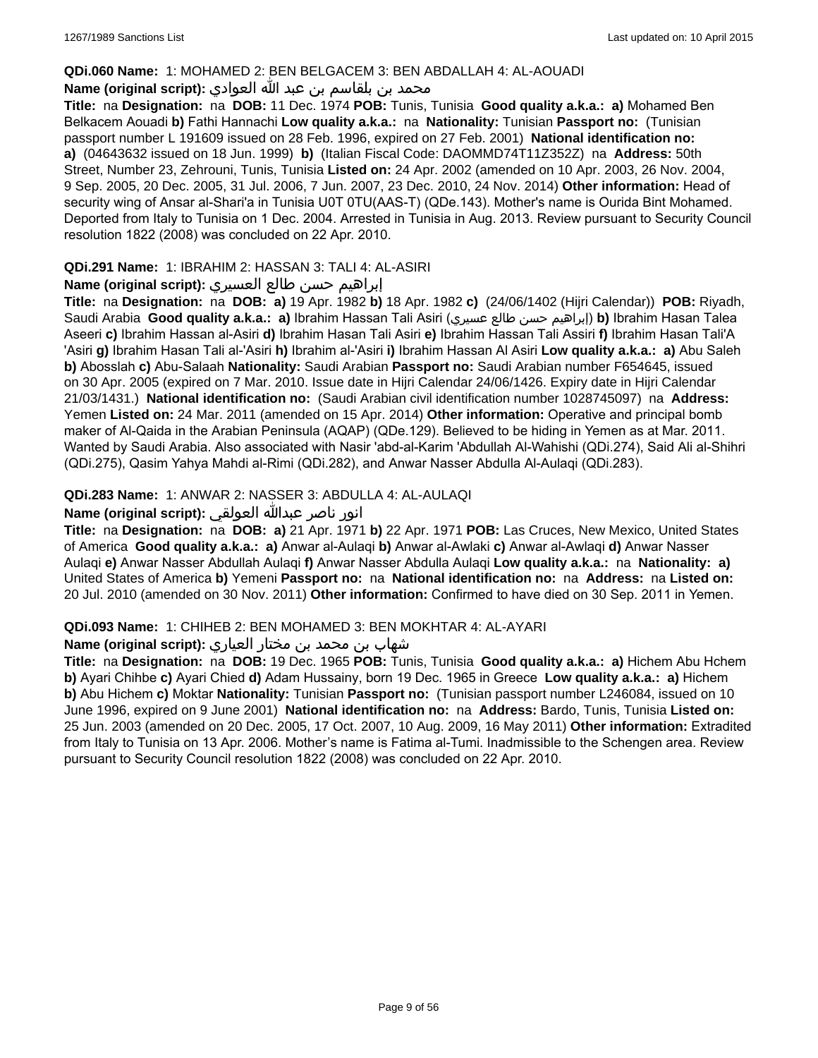**QDi.060 Name:** 1: MOHAMED 2: BEN BELGACEM 3: BEN ABDALLAH 4: AL-AOUADI

**Name (original script):** محمد بن بلقاسم بن عبد الله العوادي

**Title:** na **Designation:** na **DOB:** 11 Dec. 1974 **POB:** Tunis, Tunisia **Good quality a.k.a.:** **a)** Mohamed Ben Belkacem Aouadi **b)** Fathi Hannachi **Low quality a.k.a.:** na **Nationality:** Tunisian **Passport no:** (Tunisian passport number L 191609 issued on 28 Feb. 1996, expired on 27 Feb. 2001) **National identification no:** **a)** (04643632 issued on 18 Jun. 1999) **b)** (Italian Fiscal Code: DAOMMD74T11Z352Z) na **Address:** 50th Street, Number 23, Zehrouni, Tunis, Tunisia **Listed on:** 24 Apr. 2002 (amended on 10 Apr. 2003, 26 Nov. 2004, 9 Sep. 2005, 20 Dec. 2005, 31 Jul. 2006, 7 Jun. 2007, 23 Dec. 2010, 24 Nov. 2014) **Other information:** Head of security wing of Ansar al-Shari'a in Tunisia U0T 0TU(AAS-T) (QDe.143). Mother's name is Ourida Bint Mohamed. Deported from Italy to Tunisia on 1 Dec. 2004. Arrested in Tunisia in Aug. 2013. Review pursuant to Security Council resolution 1822 (2008) was concluded on 22 Apr. 2010.

**QDi.291 Name:** 1: IBRAHIM 2: HASSAN 3: TALI 4: AL-ASIRI

**Name (original script):** إبراهيم حسن طالع العسيري

**Title:** na **Designation:** na **DOB:** **a)** 19 Apr. 1982 **b)** 18 Apr. 1982 **c)** (24/06/1402 (Hijri Calendar)) **POB:** Riyadh, Saudi Arabia **Good quality a.k.a.:** **a)** Ibrahim Hassan Tali Asiri (إبراهيم حسن طالع عسيري) **b)** Ibrahim Hasan Talea Aseeri **c)** Ibrahim Hassan al-Asiri **d)** Ibrahim Hasan Tali Asiri **e)** Ibrahim Hassan Tali Assiri **f)** Ibrahim Hasan Tali'A 'Asiri **g)** Ibrahim Hasan Tali al-'Asiri **h)** Ibrahim al-'Asiri **i)** Ibrahim Hassan Al Asiri **Low quality a.k.a.:** **a)** Abu Saleh **b)** Abosslah **c)** Abu-Salaah **Nationality:** Saudi Arabian **Passport no:** Saudi Arabian number F654645, issued on 30 Apr. 2005 (expired on 7 Mar. 2010. Issue date in Hijri Calendar 24/06/1426. Expiry date in Hijri Calendar 21/03/1431.) **National identification no:** (Saudi Arabian civil identification number 1028745097) na **Address:** Yemen **Listed on:** 24 Mar. 2011 (amended on 15 Apr. 2014) **Other information:** Operative and principal bomb maker of Al-Qaida in the Arabian Peninsula (AQAP) (QDe.129). Believed to be hiding in Yemen as at Mar. 2011. Wanted by Saudi Arabia. Also associated with Nasir 'abd-al-Karim 'Abdullah Al-Wahishi (QDi.274), Said Ali al-Shihri (QDi.275), Qasim Yahya Mahdi al-Rimi (QDi.282), and Anwar Nasser Abdulla Al-Aulaqi (QDi.283).

**QDi.283 Name:** 1: ANWAR 2: NASSER 3: ABDULLA 4: AL-AULAQI

**Name (original script):** انور ناصر عبدالله العولقي

**Title:** na **Designation:** na **DOB:** **a)** 21 Apr. 1971 **b)** 22 Apr. 1971 **POB:** Las Cruces, New Mexico, United States of America **Good quality a.k.a.:** **a)** Anwar al-Aulaqi **b)** Anwar al-Awlaki **c)** Anwar al-Awlaqi **d)** Anwar Nasser Aulaqi **e)** Anwar Nasser Abdullah Aulaqi **f)** Anwar Nasser Abdulla Aulaqi **Low quality a.k.a.:** na **Nationality:** **a)** United States of America **b)** Yemeni **Passport no:** na **National identification no:** na **Address:** na **Listed on:** 20 Jul. 2010 (amended on 30 Nov. 2011) **Other information:** Confirmed to have died on 30 Sep. 2011 in Yemen.

**QDi.093 Name:** 1: CHIHEB 2: BEN MOHAMED 3: BEN MOKHTAR 4: AL-AYARI

**Name (original script):** شهاب بن محمد بن مختار العياري

**Title:** na **Designation:** na **DOB:** 19 Dec. 1965 **POB:** Tunis, Tunisia **Good quality a.k.a.:** **a)** Hichem Abu Hchem **b)** Ayari Chihbe **c)** Ayari Chied **d)** Adam Hussainy, born 19 Dec. 1965 in Greece **Low quality a.k.a.:** **a)** Hichem **b)** Abu Hichem **c)** Moktar **Nationality:** Tunisian **Passport no:** (Tunisian passport number L246084, issued on 10 June 1996, expired on 9 June 2001) **National identification no:** na **Address:** Bardo, Tunis, Tunisia **Listed on:** 25 Jun. 2003 (amended on 20 Dec. 2005, 17 Oct. 2007, 10 Aug. 2009, 16 May 2011) **Other information:** Extradited from Italy to Tunisia on 13 Apr. 2006. Mother's name is Fatima al-Tumi. Inadmissible to the Schengen area. Review pursuant to Security Council resolution 1822 (2008) was concluded on 22 Apr. 2010.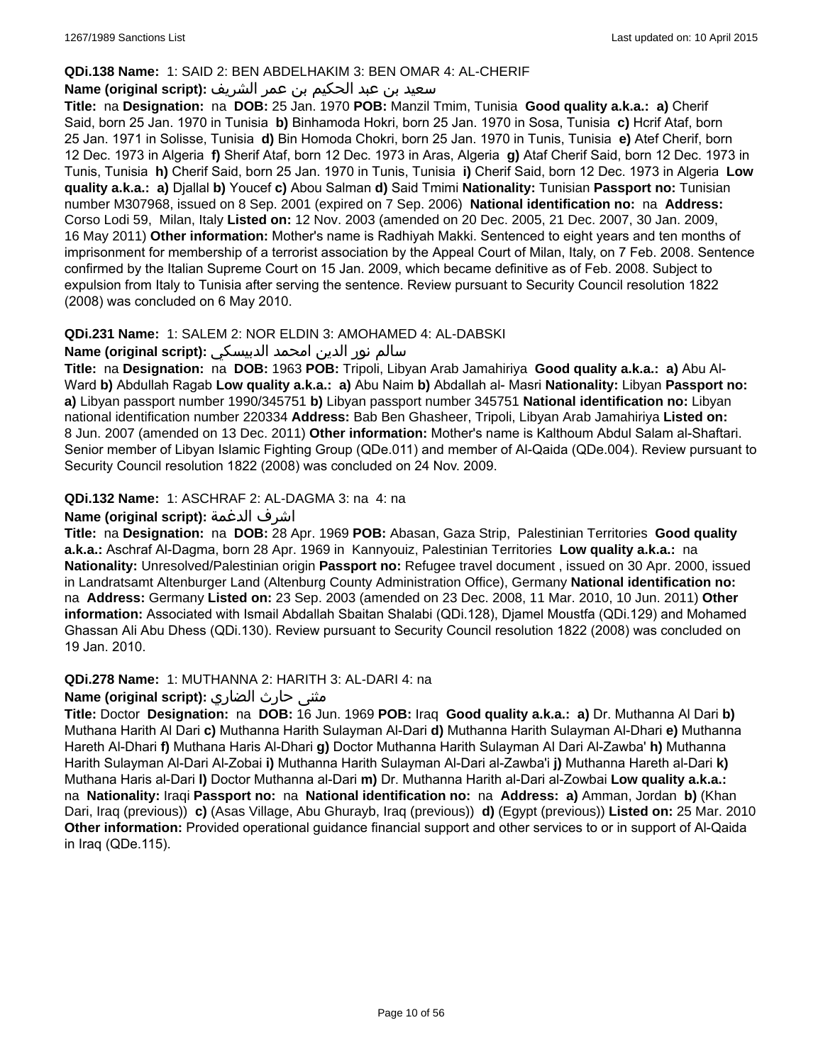**QDi.138 Name:** 1: SAID 2: BEN ABDELHAKIM 3: BEN OMAR 4: AL-CHERIF

**Name (original script):** سعيد بن عبد الحكيم بن عمر الشريف

**Title:** na **Designation:** na **DOB:** 25 Jan. 1970 **POB:** Manzil Tmim, Tunisia **Good quality a.k.a.:** **a)** Cherif Said, born 25 Jan. 1970 in Tunisia **b)** Binhamoda Hokri, born 25 Jan. 1970 in Sosa, Tunisia **c)** Hcrif Ataf, born 25 Jan. 1971 in Solisse, Tunisia **d)** Bin Homoda Chokri, born 25 Jan. 1970 in Tunis, Tunisia **e)** Atef Cherif, born 12 Dec. 1973 in Algeria **f)** Sherif Ataf, born 12 Dec. 1973 in Aras, Algeria **g)** Ataf Cherif Said, born 12 Dec. 1973 in Tunis, Tunisia **h)** Cherif Said, born 25 Jan. 1970 in Tunis, Tunisia **i)** Cherif Said, born 12 Dec. 1973 in Algeria **Low quality a.k.a.:** **a)** Djallal **b)** Youcef **c)** Abou Salman **d)** Said Tmimi **Nationality:** Tunisian **Passport no:** Tunisian number M307968, issued on 8 Sep. 2001 (expired on 7 Sep. 2006) **National identification no:** na **Address:** Corso Lodi 59, Milan, Italy **Listed on:** 12 Nov. 2003 (amended on 20 Dec. 2005, 21 Dec. 2007, 30 Jan. 2009, 16 May 2011) **Other information:** Mother's name is Radhiyah Makki. Sentenced to eight years and ten months of imprisonment for membership of a terrorist association by the Appeal Court of Milan, Italy, on 7 Feb. 2008. Sentence confirmed by the Italian Supreme Court on 15 Jan. 2009, which became definitive as of Feb. 2008. Subject to expulsion from Italy to Tunisia after serving the sentence. Review pursuant to Security Council resolution 1822 (2008) was concluded on 6 May 2010.

**QDi.231 Name:** 1: SALEM 2: NOR ELDIN 3: AMOHAMED 4: AL-DABSKI

**Name (original script):** سالم نور الدين امحمد الدبيسكي

**Title:** na **Designation:** na **DOB:** 1963 **POB:** Tripoli, Libyan Arab Jamahiriya **Good quality a.k.a.:** **a)** Abu Al-Ward **b)** Abdullah Ragab **Low quality a.k.a.:** **a)** Abu Naim **b)** Abdallah al- Masri **Nationality:** Libyan **Passport no:** **a)** Libyan passport number 1990/345751 **b)** Libyan passport number 345751 **National identification no:** Libyan national identification number 220334 **Address:** Bab Ben Ghasheer, Tripoli, Libyan Arab Jamahiriya **Listed on:** 8 Jun. 2007 (amended on 13 Dec. 2011) **Other information:** Mother's name is Kalthoum Abdul Salam al-Shaftari. Senior member of Libyan Islamic Fighting Group (QDe.011) and member of Al-Qaida (QDe.004). Review pursuant to Security Council resolution 1822 (2008) was concluded on 24 Nov. 2009.

**QDi.132 Name:** 1: ASCHRAF 2: AL-DAGMA 3: na 4: na

**Name (original script):** اشرف الدغمة

**Title:** na **Designation:** na **DOB:** 28 Apr. 1969 **POB:** Abasan, Gaza Strip, Palestinian Territories **Good quality a.k.a.:** Aschraf Al-Dagma, born 28 Apr. 1969 in Kannyouiz, Palestinian Territories **Low quality a.k.a.:** na **Nationality:** Unresolved/Palestinian origin **Passport no:** Refugee travel document , issued on 30 Apr. 2000, issued in Landratsamt Altenburger Land (Altenburg County Administration Office), Germany **National identification no:** na **Address:** Germany **Listed on:** 23 Sep. 2003 (amended on 23 Dec. 2008, 11 Mar. 2010, 10 Jun. 2011) **Other information:** Associated with Ismail Abdallah Sbaitan Shalabi (QDi.128), Djamel Moustfa (QDi.129) and Mohamed Ghassan Ali Abu Dhess (QDi.130). Review pursuant to Security Council resolution 1822 (2008) was concluded on 19 Jan. 2010.

**QDi.278 Name:** 1: MUTHANNA 2: HARITH 3: AL-DARI 4: na

**Name (original script):** مثنى حارث الضاري

**Title:** Doctor **Designation:** na **DOB:** 16 Jun. 1969 **POB:** Iraq **Good quality a.k.a.:** **a)** Dr. Muthanna Al Dari **b)** Muthana Harith Al Dari **c)** Muthanna Harith Sulayman Al-Dari **d)** Muthanna Harith Sulayman Al-Dhari **e)** Muthanna Hareth Al-Dhari **f)** Muthana Haris Al-Dhari **g)** Doctor Muthanna Harith Sulayman Al Dari Al-Zawba' **h)** Muthanna Harith Sulayman Al-Dari Al-Zobai **i)** Muthanna Harith Sulayman Al-Dari al-Zawba'i **j)** Muthanna Hareth al-Dari **k)** Muthana Haris al-Dari **l)** Doctor Muthanna al-Dari **m)** Dr. Muthanna Harith al-Dari al-Zowbai **Low quality a.k.a.:** na **Nationality:** Iraqi **Passport no:** na **National identification no:** na **Address:** **a)** Amman, Jordan **b)** (Khan Dari, Iraq (previous)) **c)** (Asas Village, Abu Ghurayb, Iraq (previous)) **d)** (Egypt (previous)) **Listed on:** 25 Mar. 2010 **Other information:** Provided operational guidance financial support and other services to or in support of Al-Qaida in Iraq (QDe.115).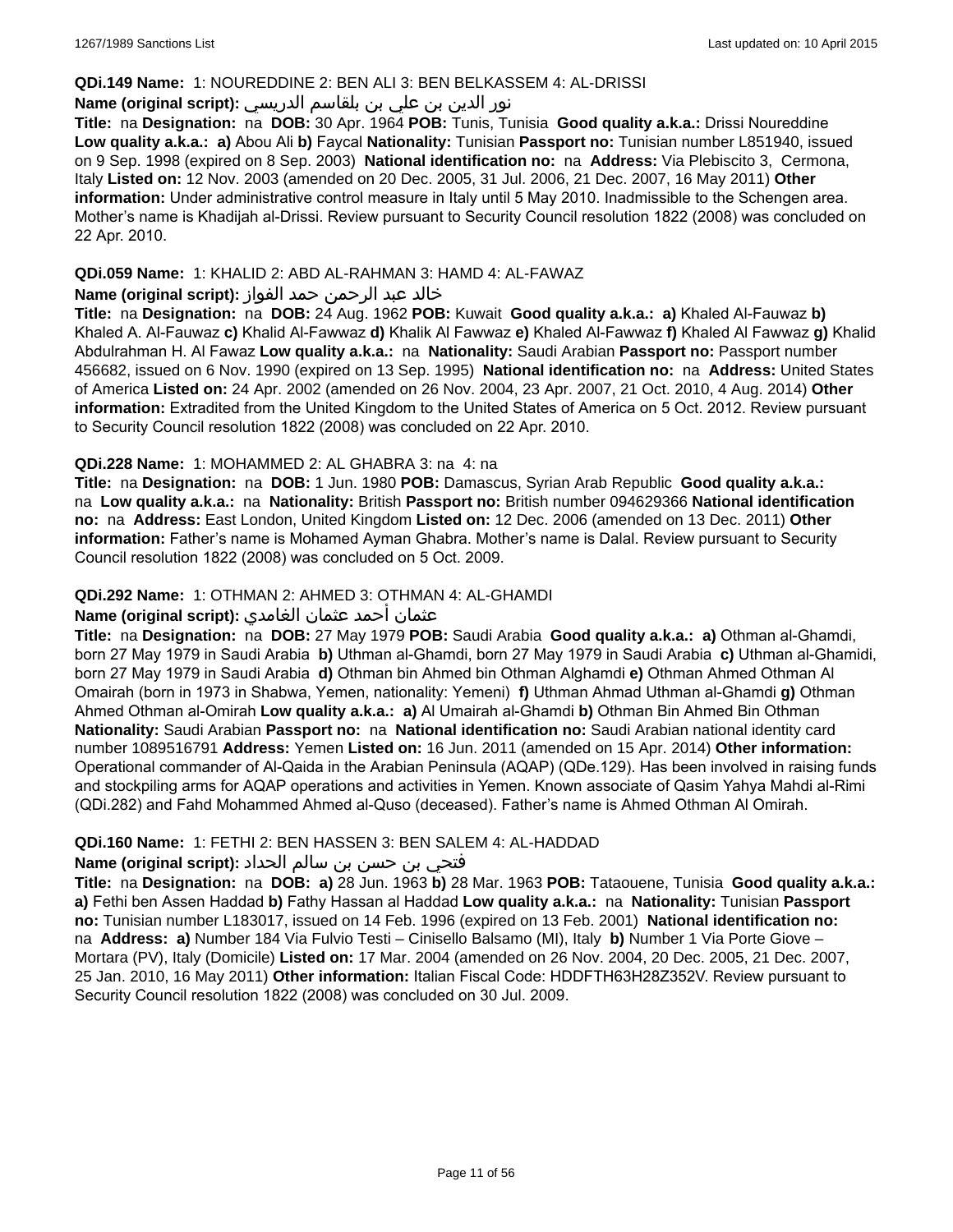**QDi.149 Name:** 1: NOUREDDINE 2: BEN ALI 3: BEN BELKASSEM 4: AL-DRISSI

**Name (original script):** نور الدين بن علي بن بلقاسم الدريسي

**Title:** na **Designation:** na **DOB:** 30 Apr. 1964 **POB:** Tunis, Tunisia **Good quality a.k.a.:** Drissi Noureddine **Low quality a.k.a.:** **a)** Abou Ali **b)** Faycal **Nationality:** Tunisian **Passport no:** Tunisian number L851940, issued on 9 Sep. 1998 (expired on 8 Sep. 2003) **National identification no:** na **Address:** Via Plebiscito 3, Cermona, Italy **Listed on:** 12 Nov. 2003 (amended on 20 Dec. 2005, 31 Jul. 2006, 21 Dec. 2007, 16 May 2011) **Other information:** Under administrative control measure in Italy until 5 May 2010. Inadmissible to the Schengen area. Mother's name is Khadijah al-Drissi. Review pursuant to Security Council resolution 1822 (2008) was concluded on 22 Apr. 2010.

**QDi.059 Name:** 1: KHALID 2: ABD AL-RAHMAN 3: HAMD 4: AL-FAWAZ

**Name (original script):** خالد عبد الرحمن حمد الفواز

**Title:** na **Designation:** na **DOB:** 24 Aug. 1962 **POB:** Kuwait **Good quality a.k.a.:** **a)** Khaled Al-Fauwaz **b)** Khaled A. Al-Fauwaz **c)** Khalid Al-Fawwaz **d)** Khalik Al Fawwaz **e)** Khaled Al-Fawwaz **f)** Khaled Al Fawwaz **g)** Khalid Abdulrahman H. Al Fawaz **Low quality a.k.a.:** na **Nationality:** Saudi Arabian **Passport no:** Passport number 456682, issued on 6 Nov. 1990 (expired on 13 Sep. 1995) **National identification no:** na **Address:** United States of America **Listed on:** 24 Apr. 2002 (amended on 26 Nov. 2004, 23 Apr. 2007, 21 Oct. 2010, 4 Aug. 2014) **Other information:** Extradited from the United Kingdom to the United States of America on 5 Oct. 2012. Review pursuant to Security Council resolution 1822 (2008) was concluded on 22 Apr. 2010.

**QDi.228 Name:** 1: MOHAMMED 2: AL GHABRA 3: na 4: na

**Title:** na **Designation:** na **DOB:** 1 Jun. 1980 **POB:** Damascus, Syrian Arab Republic **Good quality a.k.a.:** na **Low quality a.k.a.:** na **Nationality:** British **Passport no:** British number 094629366 **National identification no:** na **Address:** East London, United Kingdom **Listed on:** 12 Dec. 2006 (amended on 13 Dec. 2011) **Other information:** Father's name is Mohamed Ayman Ghabra. Mother's name is Dalal. Review pursuant to Security Council resolution 1822 (2008) was concluded on 5 Oct. 2009.

**QDi.292 Name:** 1: OTHMAN 2: AHMED 3: OTHMAN 4: AL-GHAMDI

**Name (original script):** عثمان أحمد عثمان الغامدي

**Title:** na **Designation:** na **DOB:** 27 May 1979 **POB:** Saudi Arabia **Good quality a.k.a.:** **a)** Othman al-Ghamdi, born 27 May 1979 in Saudi Arabia **b)** Uthman al-Ghamdi, born 27 May 1979 in Saudi Arabia **c)** Uthman al-Ghamidi, born 27 May 1979 in Saudi Arabia **d)** Othman bin Ahmed bin Othman Alghamdi **e)** Othman Ahmed Othman Al Omairah (born in 1973 in Shabwa, Yemen, nationality: Yemeni) **f)** Uthman Ahmad Uthman al-Ghamdi **g)** Othman Ahmed Othman al-Omirah **Low quality a.k.a.:** **a)** Al Umairah al-Ghamdi **b)** Othman Bin Ahmed Bin Othman **Nationality:** Saudi Arabian **Passport no:** na **National identification no:** Saudi Arabian national identity card number 1089516791 **Address:** Yemen **Listed on:** 16 Jun. 2011 (amended on 15 Apr. 2014) **Other information:** Operational commander of Al-Qaida in the Arabian Peninsula (AQAP) (QDe.129). Has been involved in raising funds and stockpiling arms for AQAP operations and activities in Yemen. Known associate of Qasim Yahya Mahdi al-Rimi (QDi.282) and Fahd Mohammed Ahmed al-Quso (deceased). Father's name is Ahmed Othman Al Omirah.

**QDi.160 Name:** 1: FETHI 2: BEN HASSEN 3: BEN SALEM 4: AL-HADDAD

**Name (original script):** فتحي بن حسن بن سالم الحداد

**Title:** na **Designation:** na **DOB:** **a)** 28 Jun. 1963 **b)** 28 Mar. 1963 **POB:** Tataouene, Tunisia **Good quality a.k.a.:** **a)** Fethi ben Assen Haddad **b)** Fathy Hassan al Haddad **Low quality a.k.a.:** na **Nationality:** Tunisian **Passport no:** Tunisian number L183017, issued on 14 Feb. 1996 (expired on 13 Feb. 2001) **National identification no:** na **Address:** **a)** Number 184 Via Fulvio Testi – Cinisello Balsamo (MI), Italy **b)** Number 1 Via Porte Giove – Mortara (PV), Italy (Domicile) **Listed on:** 17 Mar. 2004 (amended on 26 Nov. 2004, 20 Dec. 2005, 21 Dec. 2007, 25 Jan. 2010, 16 May 2011) **Other information:** Italian Fiscal Code: HDDFTH63H28Z352V. Review pursuant to Security Council resolution 1822 (2008) was concluded on 30 Jul. 2009.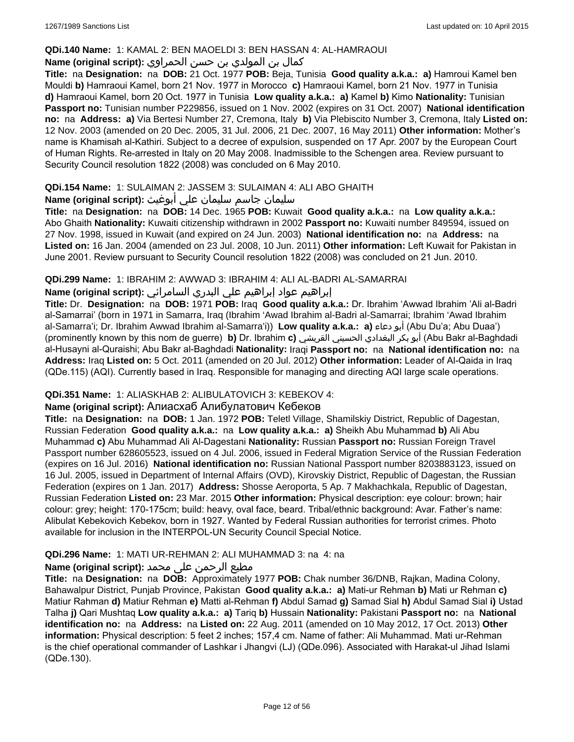**QDi.140 Name:** 1: KAMAL 2: BEN MAOELDI 3: BEN HASSAN 4: AL-HAMRAOUI

**Name (original script):** كمال بن المولدي بن حسن الحمراوي

**Title:** na **Designation:** na **DOB:** 21 Oct. 1977 **POB:** Beja, Tunisia **Good quality a.k.a.:** **a)** Hamroui Kamel ben Mouldi **b)** Hamraoui Kamel, born 21 Nov. 1977 in Morocco **c)** Hamraoui Kamel, born 21 Nov. 1977 in Tunisia **d)** Hamraoui Kamel, born 20 Oct. 1977 in Tunisia **Low quality a.k.a.:** **a)** Kamel **b)** Kimo **Nationality:** Tunisian **Passport no:** Tunisian number P229856, issued on 1 Nov. 2002 (expires on 31 Oct. 2007) **National identification no:** na **Address:** **a)** Via Bertesi Number 27, Cremona, Italy **b)** Via Plebiscito Number 3, Cremona, Italy **Listed on:** 12 Nov. 2003 (amended on 20 Dec. 2005, 31 Jul. 2006, 21 Dec. 2007, 16 May 2011) **Other information:** Mother's name is Khamisah al-Kathiri. Subject to a decree of expulsion, suspended on 17 Apr. 2007 by the European Court of Human Rights. Re-arrested in Italy on 20 May 2008. Inadmissible to the Schengen area. Review pursuant to Security Council resolution 1822 (2008) was concluded on 6 May 2010.

**QDi.154 Name:** 1: SULAIMAN 2: JASSEM 3: SULAIMAN 4: ALI ABO GHAITH

**Name (original script):** سليمان جاسم سليمان علي أبوغيث

**Title:** na **Designation:** na **DOB:** 14 Dec. 1965 **POB:** Kuwait **Good quality a.k.a.:** na **Low quality a.k.a.:** Abo Ghaith **Nationality:** Kuwaiti citizenship withdrawn in 2002 **Passport no:** Kuwaiti number 849594, issued on 27 Nov. 1998, issued in Kuwait (and expired on 24 Jun. 2003) **National identification no:** na **Address:** na **Listed on:** 16 Jan. 2004 (amended on 23 Jul. 2008, 10 Jun. 2011) **Other information:** Left Kuwait for Pakistan in June 2001. Review pursuant to Security Council resolution 1822 (2008) was concluded on 21 Jun. 2010.

**QDi.299 Name:** 1: IBRAHIM 2: AWWAD 3: IBRAHIM 4: ALI AL-BADRI AL-SAMARRAI

**Name (original script):** إبراهيم عواد إبراهيم علي البدري السامرائي

**Title:** Dr. **Designation:** na **DOB:** 1971 **POB:** Iraq **Good quality a.k.a.:** Dr. Ibrahim 'Awwad Ibrahim 'Ali al-Badri al-Samarrai' (born in 1971 in Samarra, Iraq (Ibrahim 'Awad Ibrahim al-Badri al-Samarrai; Ibrahim 'Awad Ibrahim al-Samarra'i; Dr. Ibrahim Awwad Ibrahim al-Samarra'i)) **Low quality a.k.a.:** **a)** أبو دعاء (Abu Du'a; Abu Duaa') (prominently known by this nom de guerre) **b)** Dr. Ibrahim **c)** أبو بكر البغدادي الحسيني القريشي (Abu Bakr al-Baghdadi al-Husayni al-Quraishi; Abu Bakr al-Baghdadi **Nationality:** Iraqi **Passport no:** na **National identification no:** na **Address:** Iraq **Listed on:** 5 Oct. 2011 (amended on 20 Jul. 2012) **Other information:** Leader of Al-Qaida in Iraq (QDe.115) (AQI). Currently based in Iraq. Responsible for managing and directing AQI large scale operations.

**QDi.351 Name:** 1: ALIASKHAB 2: ALIBULATOVICH 3: KEBEKOV 4:

**Name (original script):** Алиасхаб Алибулатович Кебеков

**Title:** na **Designation:** na **DOB:** 1 Jan. 1972 **POB:** Teletl Village, Shamilskiy District, Republic of Dagestan, Russian Federation **Good quality a.k.a.:** na **Low quality a.k.a.:** **a)** Sheikh Abu Muhammad **b)** Ali Abu Muhammad **c)** Abu Muhammad Ali Al-Dagestani **Nationality:** Russian **Passport no:** Russian Foreign Travel Passport number 628605523, issued on 4 Jul. 2006, issued in Federal Migration Service of the Russian Federation (expires on 16 Jul. 2016) **National identification no:** Russian National Passport number 8203883123, issued on 16 Jul. 2005, issued in Department of Internal Affairs (OVD), Kirovskiy District, Republic of Dagestan, the Russian Federation (expires on 1 Jan. 2017) **Address:** Shosse Aeroporta, 5 Ap. 7 Makhachkala, Republic of Dagestan, Russian Federation **Listed on:** 23 Mar. 2015 **Other information:** Physical description: eye colour: brown; hair colour: grey; height: 170-175cm; build: heavy, oval face, beard. Tribal/ethnic background: Avar. Father's name: Alibulat Kebekovich Kebekov, born in 1927. Wanted by Federal Russian authorities for terrorist crimes. Photo available for inclusion in the INTERPOL-UN Security Council Special Notice.

**QDi.296 Name:** 1: MATI UR-REHMAN 2: ALI MUHAMMAD 3: na 4: na

**Name (original script):** مطيع الرحمن على محمد

**Title:** na **Designation:** na **DOB:** Approximately 1977 **POB:** Chak number 36/DNB, Rajkan, Madina Colony, Bahawalpur District, Punjab Province, Pakistan **Good quality a.k.a.:** **a)** Mati-ur Rehman **b)** Mati ur Rehman **c)** Matiur Rahman **d)** Matiur Rehman **e)** Matti al-Rehman **f)** Abdul Samad **g)** Samad Sial **h)** Abdul Samad Sial **i)** Ustad Talha **j)** Qari Mushtaq **Low quality a.k.a.:** **a)** Tariq **b)** Hussain **Nationality:** Pakistani **Passport no:** na **National identification no:** na **Address:** na **Listed on:** 22 Aug. 2011 (amended on 10 May 2012, 17 Oct. 2013) **Other information:** Physical description: 5 feet 2 inches; 157,4 cm. Name of father: Ali Muhammad. Mati ur-Rehman is the chief operational commander of Lashkar i Jhangvi (LJ) (QDe.096). Associated with Harakat-ul Jihad Islami (QDe.130).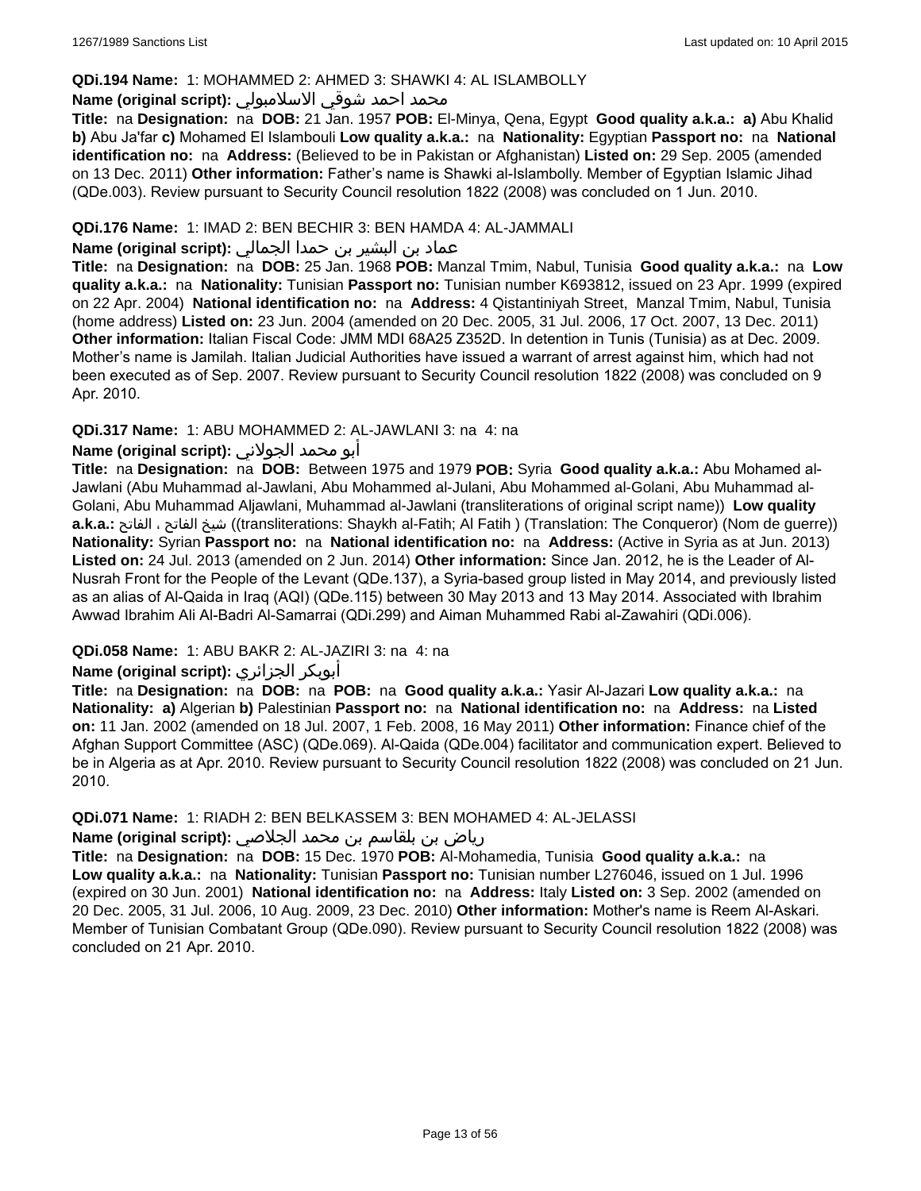**QDi.194 Name:** 1: MOHAMMED 2: AHMED 3: SHAWKI 4: AL ISLAMBOLLY
**Name (original script):** محمد احمد شوقي الاسلامبولي
**Title:** na **Designation:** na **DOB:** 21 Jan. 1957 **POB:** El-Minya, Qena, Egypt **Good quality a.k.a.:** **a)** Abu Khalid **b)** Abu Ja'far **c)** Mohamed El Islambouli **Low quality a.k.a.:** na **Nationality:** Egyptian **Passport no:** na **National identification no:** na **Address:** (Believed to be in Pakistan or Afghanistan) **Listed on:** 29 Sep. 2005 (amended on 13 Dec. 2011) **Other information:** Father's name is Shawki al-Islambolly. Member of Egyptian Islamic Jihad (QDe.003). Review pursuant to Security Council resolution 1822 (2008) was concluded on 1 Jun. 2010.

**QDi.176 Name:** 1: IMAD 2: BEN BECHIR 3: BEN HAMDA 4: AL-JAMMALI
**Name (original script):** عماد بن البشير بن حمدا الجمالي
**Title:** na **Designation:** na **DOB:** 25 Jan. 1968 **POB:** Manzal Tmim, Nabul, Tunisia **Good quality a.k.a.:** na **Low quality a.k.a.:** na **Nationality:** Tunisian **Passport no:** Tunisian number K693812, issued on 23 Apr. 1999 (expired on 22 Apr. 2004) **National identification no:** na **Address:** 4 Qistantiniyah Street, Manzal Tmim, Nabul, Tunisia (home address) **Listed on:** 23 Jun. 2004 (amended on 20 Dec. 2005, 31 Jul. 2006, 17 Oct. 2007, 13 Dec. 2011) **Other information:** Italian Fiscal Code: JMM MDI 68A25 Z352D. In detention in Tunis (Tunisia) as at Dec. 2009. Mother's name is Jamilah. Italian Judicial Authorities have issued a warrant of arrest against him, which had not been executed as of Sep. 2007. Review pursuant to Security Council resolution 1822 (2008) was concluded on 9 Apr. 2010.

**QDi.317 Name:** 1: ABU MOHAMMED 2: AL-JAWLANI 3: na 4: na
**Name (original script):** أبو محمد الجولاني
**Title:** na **Designation:** na **DOB:** Between 1975 and 1979 **POB:** Syria **Good quality a.k.a.:** Abu Mohamed al-Jawlani (Abu Muhammad al-Jawlani, Abu Mohammed al-Julani, Abu Mohammed al-Golani, Abu Muhammad al-Golani, Abu Muhammad Aljawlani, Muhammad al-Jawlani (transliterations of original script name)) **Low quality a.k.a.:** شيخ الفاتح ، الفاتح ((transliterations: Shaykh al-Fatih; Al Fatih ) (Translation: The Conqueror) (Nom de guerre)) **Nationality:** Syrian **Passport no:** na **National identification no:** na **Address:** (Active in Syria as at Jun. 2013) **Listed on:** 24 Jul. 2013 (amended on 2 Jun. 2014) **Other information:** Since Jan. 2012, he is the Leader of Al-Nusrah Front for the People of the Levant (QDe.137), a Syria-based group listed in May 2014, and previously listed as an alias of Al-Qaida in Iraq (AQI) (QDe.115) between 30 May 2013 and 13 May 2014. Associated with Ibrahim Awwad Ibrahim Ali Al-Badri Al-Samarrai (QDi.299) and Aiman Muhammed Rabi al-Zawahiri (QDi.006).

**QDi.058 Name:** 1: ABU BAKR 2: AL-JAZIRI 3: na 4: na
**Name (original script):** أبوبكر الجزائري
**Title:** na **Designation:** na **DOB:** na **POB:** na **Good quality a.k.a.:** Yasir Al-Jazari **Low quality a.k.a.:** na **Nationality:** **a)** Algerian **b)** Palestinian **Passport no:** na **National identification no:** na **Address:** na **Listed on:** 11 Jan. 2002 (amended on 18 Jul. 2007, 1 Feb. 2008, 16 May 2011) **Other information:** Finance chief of the Afghan Support Committee (ASC) (QDe.069). Al-Qaida (QDe.004) facilitator and communication expert. Believed to be in Algeria as at Apr. 2010. Review pursuant to Security Council resolution 1822 (2008) was concluded on 21 Jun. 2010.

**QDi.071 Name:** 1: RIADH 2: BEN BELKASSEM 3: BEN MOHAMED 4: AL-JELASSI
**Name (original script):** رياض بن بلقاسم بن محمد الجلاصي
**Title:** na **Designation:** na **DOB:** 15 Dec. 1970 **POB:** Al-Mohamedia, Tunisia **Good quality a.k.a.:** na **Low quality a.k.a.:** na **Nationality:** Tunisian **Passport no:** Tunisian number L276046, issued on 1 Jul. 1996 (expired on 30 Jun. 2001) **National identification no:** na **Address:** Italy **Listed on:** 3 Sep. 2002 (amended on 20 Dec. 2005, 31 Jul. 2006, 10 Aug. 2009, 23 Dec. 2010) **Other information:** Mother's name is Reem Al-Askari. Member of Tunisian Combatant Group (QDe.090). Review pursuant to Security Council resolution 1822 (2008) was concluded on 21 Apr. 2010.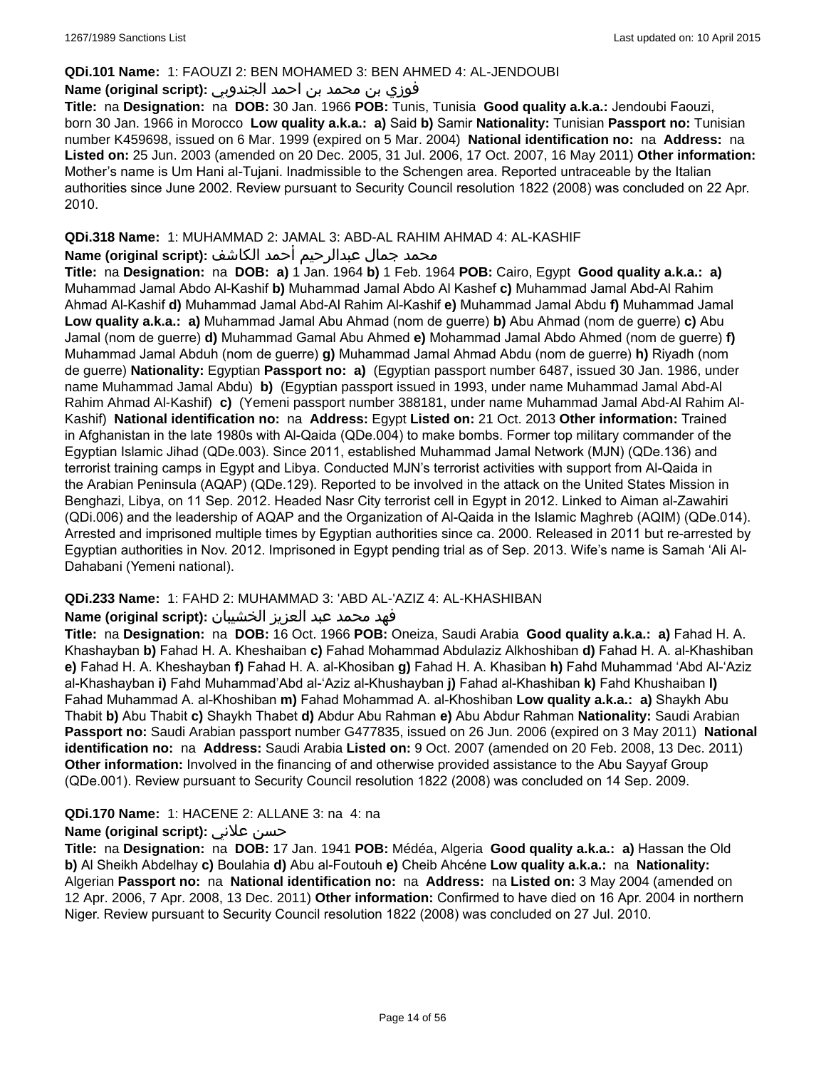**QDi.101 Name:** 1: FAOUZI 2: BEN MOHAMED 3: BEN AHMED 4: AL-JENDOUBI

**Name (original script):** فوزي بن محمد بن احمد الجندوبي

**Title:** na **Designation:** na **DOB:** 30 Jan. 1966 **POB:** Tunis, Tunisia **Good quality a.k.a.:** Jendoubi Faouzi, born 30 Jan. 1966 in Morocco **Low quality a.k.a.:** **a)** Said **b)** Samir **Nationality:** Tunisian **Passport no:** Tunisian number K459698, issued on 6 Mar. 1999 (expired on 5 Mar. 2004) **National identification no:** na **Address:** na **Listed on:** 25 Jun. 2003 (amended on 20 Dec. 2005, 31 Jul. 2006, 17 Oct. 2007, 16 May 2011) **Other information:** Mother's name is Um Hani al-Tujani. Inadmissible to the Schengen area. Reported untraceable by the Italian authorities since June 2002. Review pursuant to Security Council resolution 1822 (2008) was concluded on 22 Apr. 2010.

**QDi.318 Name:** 1: MUHAMMAD 2: JAMAL 3: ABD-AL RAHIM AHMAD 4: AL-KASHIF

**Name (original script):** محمد جمال عبدالرحيم أحمد الكاشف

**Title:** na **Designation:** na **DOB:** **a)** 1 Jan. 1964 **b)** 1 Feb. 1964 **POB:** Cairo, Egypt **Good quality a.k.a.:** **a)** Muhammad Jamal Abdo Al-Kashif **b)** Muhammad Jamal Abdo Al Kashef **c)** Muhammad Jamal Abd-Al Rahim Ahmad Al-Kashif **d)** Muhammad Jamal Abd-Al Rahim Al-Kashif **e)** Muhammad Jamal Abdu **f)** Muhammad Jamal **Low quality a.k.a.:** **a)** Muhammad Jamal Abu Ahmad (nom de guerre) **b)** Abu Ahmad (nom de guerre) **c)** Abu Jamal (nom de guerre) **d)** Muhammad Gamal Abu Ahmed **e)** Mohammad Jamal Abdo Ahmed (nom de guerre) **f)** Muhammad Jamal Abduh (nom de guerre) **g)** Muhammad Jamal Ahmad Abdu (nom de guerre) **h)** Riyadh (nom de guerre) **Nationality:** Egyptian **Passport no:** **a)** (Egyptian passport number 6487, issued 30 Jan. 1986, under name Muhammad Jamal Abdu) **b)** (Egyptian passport issued in 1993, under name Muhammad Jamal Abd-Al Rahim Ahmad Al-Kashif) **c)** (Yemeni passport number 388181, under name Muhammad Jamal Abd-Al Rahim Al-Kashif) **National identification no:** na **Address:** Egypt **Listed on:** 21 Oct. 2013 **Other information:** Trained in Afghanistan in the late 1980s with Al-Qaida (QDe.004) to make bombs. Former top military commander of the Egyptian Islamic Jihad (QDe.003). Since 2011, established Muhammad Jamal Network (MJN) (QDe.136) and terrorist training camps in Egypt and Libya. Conducted MJN's terrorist activities with support from Al-Qaida in the Arabian Peninsula (AQAP) (QDe.129). Reported to be involved in the attack on the United States Mission in Benghazi, Libya, on 11 Sep. 2012. Headed Nasr City terrorist cell in Egypt in 2012. Linked to Aiman al-Zawahiri (QDi.006) and the leadership of AQAP and the Organization of Al-Qaida in the Islamic Maghreb (AQIM) (QDe.014). Arrested and imprisoned multiple times by Egyptian authorities since ca. 2000. Released in 2011 but re-arrested by Egyptian authorities in Nov. 2012. Imprisoned in Egypt pending trial as of Sep. 2013. Wife's name is Samah 'Ali Al-Dahabani (Yemeni national).

**QDi.233 Name:** 1: FAHD 2: MUHAMMAD 3: 'ABD AL-'AZIZ 4: AL-KHASHIBAN

**Name (original script):** فهد محمد عبد العزيز الخشيبان

**Title:** na **Designation:** na **DOB:** 16 Oct. 1966 **POB:** Oneiza, Saudi Arabia **Good quality a.k.a.:** **a)** Fahad H. A. Khashayban **b)** Fahad H. A. Kheshaiban **c)** Fahad Mohammad Abdulaziz Alkhoshiban **d)** Fahad H. A. al-Khashiban **e)** Fahad H. A. Kheshayban **f)** Fahad H. A. al-Khosiban **g)** Fahad H. A. Khasiban **h)** Fahd Muhammad 'Abd Al-'Aziz al-Khashayban **i)** Fahd Muhammad'Abd al-'Aziz al-Khushayban **j)** Fahad al-Khashiban **k)** Fahd Khushaiban **l)** Fahad Muhammad A. al-Khoshiban **m)** Fahad Mohammad A. al-Khoshiban **Low quality a.k.a.:** **a)** Shaykh Abu Thabit **b)** Abu Thabit **c)** Shaykh Thabet **d)** Abdur Abu Rahman **e)** Abu Abdur Rahman **Nationality:** Saudi Arabian **Passport no:** Saudi Arabian passport number G477835, issued on 26 Jun. 2006 (expired on 3 May 2011) **National identification no:** na **Address:** Saudi Arabia **Listed on:** 9 Oct. 2007 (amended on 20 Feb. 2008, 13 Dec. 2011) **Other information:** Involved in the financing of and otherwise provided assistance to the Abu Sayyaf Group (QDe.001). Review pursuant to Security Council resolution 1822 (2008) was concluded on 14 Sep. 2009.

**QDi.170 Name:** 1: HACENE 2: ALLANE 3: na 4: na

**Name (original script):** حسن علاني

**Title:** na **Designation:** na **DOB:** 17 Jan. 1941 **POB:** Médéa, Algeria **Good quality a.k.a.:** **a)** Hassan the Old **b)** Al Sheikh Abdelhay **c)** Boulahia **d)** Abu al-Foutouh **e)** Cheib Ahcéne **Low quality a.k.a.:** na **Nationality:** Algerian **Passport no:** na **National identification no:** na **Address:** na **Listed on:** 3 May 2004 (amended on 12 Apr. 2006, 7 Apr. 2008, 13 Dec. 2011) **Other information:** Confirmed to have died on 16 Apr. 2004 in northern Niger. Review pursuant to Security Council resolution 1822 (2008) was concluded on 27 Jul. 2010.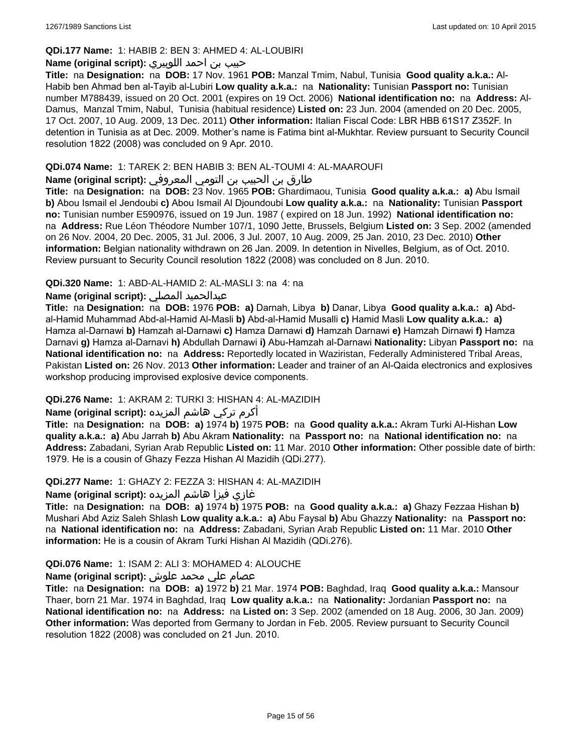**QDi.177 Name:** 1: HABIB 2: BEN 3: AHMED 4: AL-LOUBIRI

**Name (original script):** حبيب بن احمد اللوبيري

**Title:** na **Designation:** na **DOB:** 17 Nov. 1961 **POB:** Manzal Tmim, Nabul, Tunisia **Good quality a.k.a.:** Al-Habib ben Ahmad ben al-Tayib al-Lubiri **Low quality a.k.a.:** na **Nationality:** Tunisian **Passport no:** Tunisian number M788439, issued on 20 Oct. 2001 (expires on 19 Oct. 2006) **National identification no:** na **Address:** Al-Damus, Manzal Tmim, Nabul, Tunisia (habitual residence) **Listed on:** 23 Jun. 2004 (amended on 20 Dec. 2005, 17 Oct. 2007, 10 Aug. 2009, 13 Dec. 2011) **Other information:** Italian Fiscal Code: LBR HBB 61S17 Z352F. In detention in Tunisia as at Dec. 2009. Mother's name is Fatima bint al-Mukhtar. Review pursuant to Security Council resolution 1822 (2008) was concluded on 9 Apr. 2010.

**QDi.074 Name:** 1: TAREK 2: BEN HABIB 3: BEN AL-TOUMI 4: AL-MAAROUFI

**Name (original script):** طارق بن الحبيب بن التومي المعروفي

**Title:** na **Designation:** na **DOB:** 23 Nov. 1965 **POB:** Ghardimaou, Tunisia **Good quality a.k.a.:** **a)** Abu Ismail **b)** Abou Ismail el Jendoubi **c)** Abou Ismail Al Djoundoubi **Low quality a.k.a.:** na **Nationality:** Tunisian **Passport no:** Tunisian number E590976, issued on 19 Jun. 1987 ( expired on 18 Jun. 1992) **National identification no:** na **Address:** Rue Léon Théodore Number 107/1, 1090 Jette, Brussels, Belgium **Listed on:** 3 Sep. 2002 (amended on 26 Nov. 2004, 20 Dec. 2005, 31 Jul. 2006, 3 Jul. 2007, 10 Aug. 2009, 25 Jan. 2010, 23 Dec. 2010) **Other information:** Belgian nationality withdrawn on 26 Jan. 2009. In detention in Nivelles, Belgium, as of Oct. 2010. Review pursuant to Security Council resolution 1822 (2008) was concluded on 8 Jun. 2010.

**QDi.320 Name:** 1: ABD-AL-HAMID 2: AL-MASLI 3: na 4: na

**Name (original script):** عبدالحميد المصلي

**Title:** na **Designation:** na **DOB:** 1976 **POB:** **a)** Darnah, Libya **b)** Danar, Libya **Good quality a.k.a.:** **a)** Abd-al-Hamid Muhammad Abd-al-Hamid Al-Masli **b)** Abd-al-Hamid Musalli **c)** Hamid Masli **Low quality a.k.a.:** **a)** Hamza al-Darnawi **b)** Hamzah al-Darnawi **c)** Hamza Darnawi **d)** Hamzah Darnawi **e)** Hamzah Dirnawi **f)** Hamza Darnavi **g)** Hamza al-Darnavi **h)** Abdullah Darnawi **i)** Abu-Hamzah al-Darnawi **Nationality:** Libyan **Passport no:** na **National identification no:** na **Address:** Reportedly located in Waziristan, Federally Administered Tribal Areas, Pakistan **Listed on:** 26 Nov. 2013 **Other information:** Leader and trainer of an Al-Qaida electronics and explosives workshop producing improvised explosive device components.

**QDi.276 Name:** 1: AKRAM 2: TURKI 3: HISHAN 4: AL-MAZIDIH

**Name (original script):** أكرم تركي هاشم المزيده

**Title:** na **Designation:** na **DOB:** **a)** 1974 **b)** 1975 **POB:** na **Good quality a.k.a.:** Akram Turki Al-Hishan **Low quality a.k.a.:** **a)** Abu Jarrah **b)** Abu Akram **Nationality:** na **Passport no:** na **National identification no:** na **Address:** Zabadani, Syrian Arab Republic **Listed on:** 11 Mar. 2010 **Other information:** Other possible date of birth: 1979. He is a cousin of Ghazy Fezza Hishan Al Mazidih (QDi.277).

**QDi.277 Name:** 1: GHAZY 2: FEZZA 3: HISHAN 4: AL-MAZIDIH

**Name (original script):** غازي فيزا هاشم المزيده

**Title:** na **Designation:** na **DOB:** **a)** 1974 **b)** 1975 **POB:** na **Good quality a.k.a.:** **a)** Ghazy Fezzaa Hishan **b)** Mushari Abd Aziz Saleh Shlash **Low quality a.k.a.:** **a)** Abu Faysal **b)** Abu Ghazzy **Nationality:** na **Passport no:** na **National identification no:** na **Address:** Zabadani, Syrian Arab Republic **Listed on:** 11 Mar. 2010 **Other information:** He is a cousin of Akram Turki Hishan Al Mazidih (QDi.276).

**QDi.076 Name:** 1: ISAM 2: ALI 3: MOHAMED 4: ALOUCHE

**Name (original script):** عصام علي محمد علوش

**Title:** na **Designation:** na **DOB:** **a)** 1972 **b)** 21 Mar. 1974 **POB:** Baghdad, Iraq **Good quality a.k.a.:** Mansour Thaer, born 21 Mar. 1974 in Baghdad, Iraq **Low quality a.k.a.:** na **Nationality:** Jordanian **Passport no:** na **National identification no:** na **Address:** na **Listed on:** 3 Sep. 2002 (amended on 18 Aug. 2006, 30 Jan. 2009) **Other information:** Was deported from Germany to Jordan in Feb. 2005. Review pursuant to Security Council resolution 1822 (2008) was concluded on 21 Jun. 2010.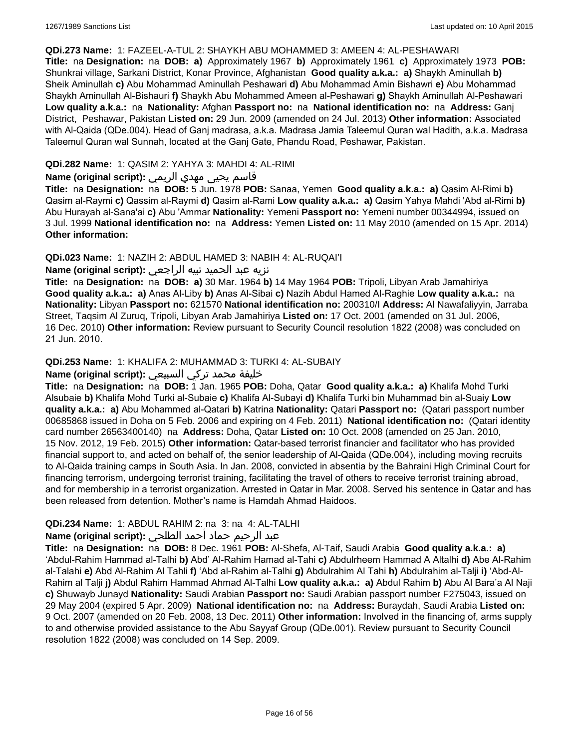**QDi.273 Name:** 1: FAZEEL-A-TUL 2: SHAYKH ABU MOHAMMED 3: AMEEN 4: AL-PESHAWARI
**Title:** na **Designation:** na **DOB:** **a)** Approximately 1967 **b)** Approximately 1961 **c)** Approximately 1973 **POB:** Shunkrai village, Sarkani District, Konar Province, Afghanistan **Good quality a.k.a.:** **a)** Shaykh Aminullah **b)** Sheik Aminullah **c)** Abu Mohammad Aminullah Peshawari **d)** Abu Mohammad Amin Bishawri **e)** Abu Mohammad Shaykh Aminullah Al-Bishauri **f)** Shaykh Abu Mohammed Ameen al-Peshawari **g)** Shaykh Aminullah Al-Peshawari **Low quality a.k.a.:** na **Nationality:** Afghan **Passport no:** na **National identification no:** na **Address:** Ganj District, Peshawar, Pakistan **Listed on:** 29 Jun. 2009 (amended on 24 Jul. 2013) **Other information:** Associated with Al-Qaida (QDe.004). Head of Ganj madrasa, a.k.a. Madrasa Jamia Taleemul Quran wal Hadith, a.k.a. Madrasa Taleemul Quran wal Sunnah, located at the Ganj Gate, Phandu Road, Peshawar, Pakistan.

**QDi.282 Name:** 1: QASIM 2: YAHYA 3: MAHDI 4: AL-RIMI
**Name (original script):** قاسم يحيى مهدي الريمي
**Title:** na **Designation:** na **DOB:** 5 Jun. 1978 **POB:** Sanaa, Yemen **Good quality a.k.a.:** **a)** Qasim Al-Rimi **b)** Qasim al-Raymi **c)** Qassim al-Raymi **d)** Qasim al-Rami **Low quality a.k.a.:** **a)** Qasim Yahya Mahdi 'Abd al-Rimi **b)** Abu Hurayah al-Sana'ai **c)** Abu 'Ammar **Nationality:** Yemeni **Passport no:** Yemeni number 00344994, issued on 3 Jul. 1999 **National identification no:** na **Address:** Yemen **Listed on:** 11 May 2010 (amended on 15 Apr. 2014) **Other information:**

**QDi.023 Name:** 1: NAZIH 2: ABDUL HAMED 3: NABIH 4: AL-RUQAI'I
**Name (original script):** نزيه عبد الحميد نبيه الراجعي
**Title:** na **Designation:** na **DOB:** **a)** 30 Mar. 1964 **b)** 14 May 1964 **POB:** Tripoli, Libyan Arab Jamahiriya **Good quality a.k.a.:** **a)** Anas Al-Liby **b)** Anas Al-Sibai **c)** Nazih Abdul Hamed Al-Raghie **Low quality a.k.a.:** na **Nationality:** Libyan **Passport no:** 621570 **National identification no:** 200310/I **Address:** Al Nawafaliyyin, Jarraba Street, Taqsim Al Zuruq, Tripoli, Libyan Arab Jamahiriya **Listed on:** 17 Oct. 2001 (amended on 31 Jul. 2006, 16 Dec. 2010) **Other information:** Review pursuant to Security Council resolution 1822 (2008) was concluded on 21 Jun. 2010.

**QDi.253 Name:** 1: KHALIFA 2: MUHAMMAD 3: TURKI 4: AL-SUBAIY
**Name (original script):** خليفة محمد تركي السبيعي
**Title:** na **Designation:** na **DOB:** 1 Jan. 1965 **POB:** Doha, Qatar **Good quality a.k.a.:** **a)** Khalifa Mohd Turki Alsubaie **b)** Khalifa Mohd Turki al-Subaie **c)** Khalifa Al-Subayi **d)** Khalifa Turki bin Muhammad bin al-Suaiy **Low quality a.k.a.:** **a)** Abu Mohammed al-Qatari **b)** Katrina **Nationality:** Qatari **Passport no:** (Qatari passport number 00685868 issued in Doha on 5 Feb. 2006 and expiring on 4 Feb. 2011) **National identification no:** (Qatari identity card number 26563400140) na **Address:** Doha, Qatar **Listed on:** 10 Oct. 2008 (amended on 25 Jan. 2010, 15 Nov. 2012, 19 Feb. 2015) **Other information:** Qatar-based terrorist financier and facilitator who has provided financial support to, and acted on behalf of, the senior leadership of Al-Qaida (QDe.004), including moving recruits to Al-Qaida training camps in South Asia. In Jan. 2008, convicted in absentia by the Bahraini High Criminal Court for financing terrorism, undergoing terrorist training, facilitating the travel of others to receive terrorist training abroad, and for membership in a terrorist organization. Arrested in Qatar in Mar. 2008. Served his sentence in Qatar and has been released from detention. Mother's name is Hamdah Ahmad Haidoos.

**QDi.234 Name:** 1: ABDUL RAHIM 2: na 3: na 4: AL-TALHI
**Name (original script):** عبد الرحيم حماد أحمد الطلحي
**Title:** na **Designation:** na **DOB:** 8 Dec. 1961 **POB:** Al-Shefa, Al-Taif, Saudi Arabia **Good quality a.k.a.:** **a)** 'Abdul-Rahim Hammad al-Talhi **b)** Abd' Al-Rahim Hamad al-Tahi **c)** Abdulrheem Hammad A Altalhi **d)** Abe Al-Rahim al-Talahi **e)** Abd Al-Rahim Al Tahli **f)** 'Abd al-Rahim al-Talhi **g)** Abdulrahim Al Tahi **h)** Abdulrahim al-Talji **i)** 'Abd-Al-Rahim al Talji **j)** Abdul Rahim Hammad Ahmad Al-Talhi **Low quality a.k.a.:** **a)** Abdul Rahim **b)** Abu Al Bara'a Al Naji **c)** Shuwayb Junayd **Nationality:** Saudi Arabian **Passport no:** Saudi Arabian passport number F275043, issued on 29 May 2004 (expired 5 Apr. 2009) **National identification no:** na **Address:** Buraydah, Saudi Arabia **Listed on:** 9 Oct. 2007 (amended on 20 Feb. 2008, 13 Dec. 2011) **Other information:** Involved in the financing of, arms supply to and otherwise provided assistance to the Abu Sayyaf Group (QDe.001). Review pursuant to Security Council resolution 1822 (2008) was concluded on 14 Sep. 2009.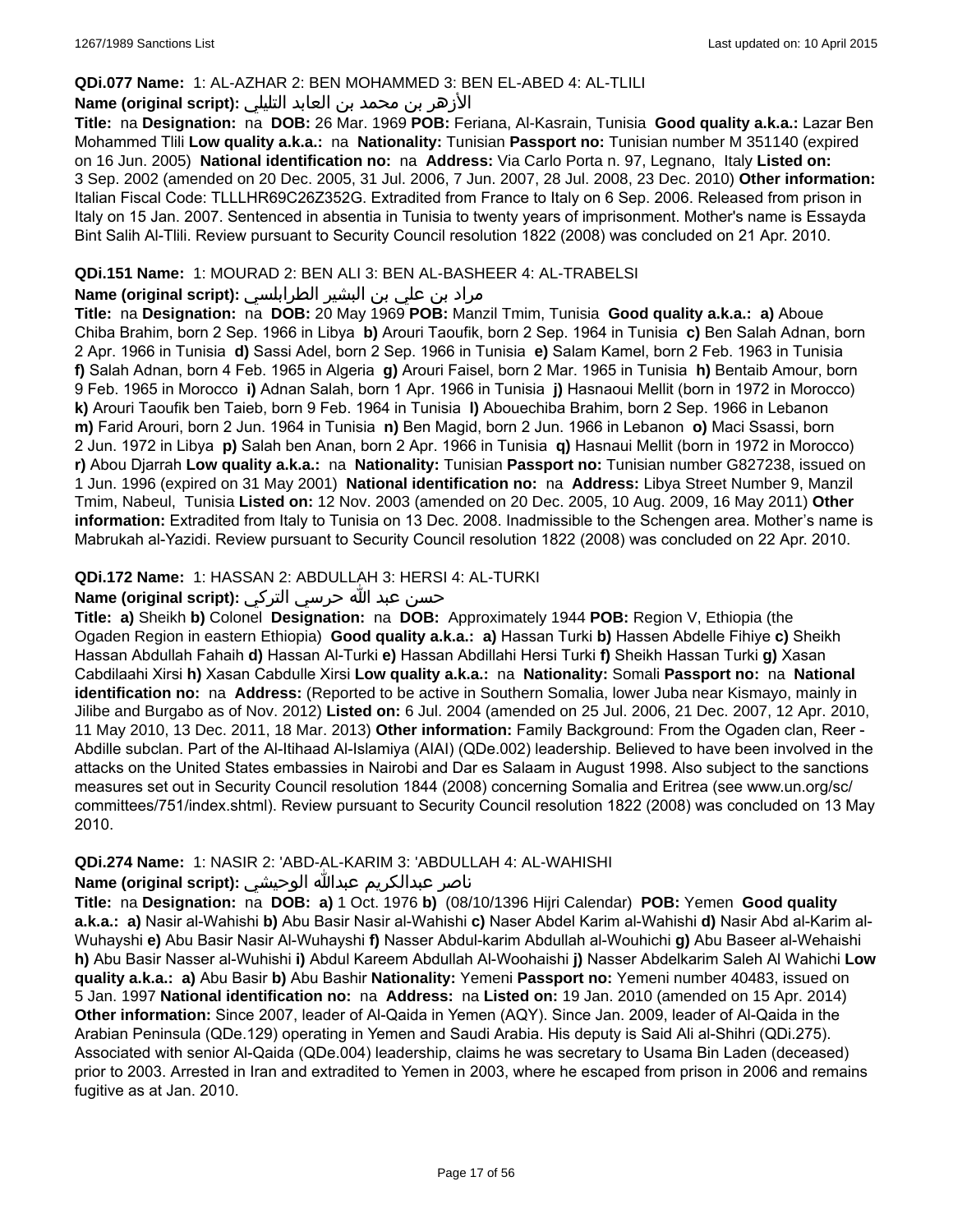**QDi.077 Name:** 1: AL-AZHAR 2: BEN MOHAMMED 3: BEN EL-ABED 4: AL-TLILI

**Name (original script):** الأزهر بن محمد بن العابد التليلي

**Title:** na **Designation:** na **DOB:** 26 Mar. 1969 **POB:** Feriana, Al-Kasrain, Tunisia **Good quality a.k.a.:** Lazar Ben Mohammed Tlili **Low quality a.k.a.:** na **Nationality:** Tunisian **Passport no:** Tunisian number M 351140 (expired on 16 Jun. 2005) **National identification no:** na **Address:** Via Carlo Porta n. 97, Legnano, Italy **Listed on:** 3 Sep. 2002 (amended on 20 Dec. 2005, 31 Jul. 2006, 7 Jun. 2007, 28 Jul. 2008, 23 Dec. 2010) **Other information:** Italian Fiscal Code: TLLLHR69C26Z352G. Extradited from France to Italy on 6 Sep. 2006. Released from prison in Italy on 15 Jan. 2007. Sentenced in absentia in Tunisia to twenty years of imprisonment. Mother's name is Essayda Bint Salih Al-Tlili. Review pursuant to Security Council resolution 1822 (2008) was concluded on 21 Apr. 2010.

**QDi.151 Name:** 1: MOURAD 2: BEN ALI 3: BEN AL-BASHEER 4: AL-TRABELSI

**Name (original script):** مراد بن علي بن البشير الطرابلسي

**Title:** na **Designation:** na **DOB:** 20 May 1969 **POB:** Manzil Tmim, Tunisia **Good quality a.k.a.:** **a)** Aboue Chiba Brahim, born 2 Sep. 1966 in Libya **b)** Arouri Taoufik, born 2 Sep. 1964 in Tunisia **c)** Ben Salah Adnan, born 2 Apr. 1966 in Tunisia **d)** Sassi Adel, born 2 Sep. 1966 in Tunisia **e)** Salam Kamel, born 2 Feb. 1963 in Tunisia **f)** Salah Adnan, born 4 Feb. 1965 in Algeria **g)** Arouri Faisel, born 2 Mar. 1965 in Tunisia **h)** Bentaib Amour, born 9 Feb. 1965 in Morocco **i)** Adnan Salah, born 1 Apr. 1966 in Tunisia **j)** Hasnaoui Mellit (born in 1972 in Morocco) **k)** Arouri Taoufik ben Taieb, born 9 Feb. 1964 in Tunisia **l)** Abouechiba Brahim, born 2 Sep. 1966 in Lebanon **m)** Farid Arouri, born 2 Jun. 1964 in Tunisia **n)** Ben Magid, born 2 Jun. 1966 in Lebanon **o)** Maci Ssassi, born 2 Jun. 1972 in Libya **p)** Salah ben Anan, born 2 Apr. 1966 in Tunisia **q)** Hasnaui Mellit (born in 1972 in Morocco) **r)** Abou Djarrah **Low quality a.k.a.:** na **Nationality:** Tunisian **Passport no:** Tunisian number G827238, issued on 1 Jun. 1996 (expired on 31 May 2001) **National identification no:** na **Address:** Libya Street Number 9, Manzil Tmim, Nabeul, Tunisia **Listed on:** 12 Nov. 2003 (amended on 20 Dec. 2005, 10 Aug. 2009, 16 May 2011) **Other information:** Extradited from Italy to Tunisia on 13 Dec. 2008. Inadmissible to the Schengen area. Mother's name is Mabrukah al-Yazidi. Review pursuant to Security Council resolution 1822 (2008) was concluded on 22 Apr. 2010.

**QDi.172 Name:** 1: HASSAN 2: ABDULLAH 3: HERSI 4: AL-TURKI

**Name (original script):** حسن عبد الله حرسي التركي

**Title:** **a)** Sheikh **b)** Colonel **Designation:** na **DOB:** Approximately 1944 **POB:** Region V, Ethiopia (the Ogaden Region in eastern Ethiopia) **Good quality a.k.a.:** **a)** Hassan Turki **b)** Hassen Abdelle Fihiye **c)** Sheikh Hassan Abdullah Fahaih **d)** Hassan Al-Turki **e)** Hassan Abdillahi Hersi Turki **f)** Sheikh Hassan Turki **g)** Xasan Cabdilaahi Xirsi **h)** Xasan Cabdulle Xirsi **Low quality a.k.a.:** na **Nationality:** Somali **Passport no:** na **National identification no:** na **Address:** (Reported to be active in Southern Somalia, lower Juba near Kismayo, mainly in Jilibe and Burgabo as of Nov. 2012) **Listed on:** 6 Jul. 2004 (amended on 25 Jul. 2006, 21 Dec. 2007, 12 Apr. 2010, 11 May 2010, 13 Dec. 2011, 18 Mar. 2013) **Other information:** Family Background: From the Ogaden clan, Reer - Abdille subclan. Part of the Al-Itihaad Al-Islamiya (AIAI) (QDe.002) leadership. Believed to have been involved in the attacks on the United States embassies in Nairobi and Dar es Salaam in August 1998. Also subject to the sanctions measures set out in Security Council resolution 1844 (2008) concerning Somalia and Eritrea (see www.un.org/sc/committees/751/index.shtml). Review pursuant to Security Council resolution 1822 (2008) was concluded on 13 May 2010.

**QDi.274 Name:** 1: NASIR 2: 'ABD-AL-KARIM 3: 'ABDULLAH 4: AL-WAHISHI

**Name (original script):** ناصر عبدالكريم عبدالله الوحيشي

**Title:** na **Designation:** na **DOB:** **a)** 1 Oct. 1976 **b)** (08/10/1396 Hijri Calendar) **POB:** Yemen **Good quality a.k.a.:** **a)** Nasir al-Wahishi **b)** Abu Basir Nasir al-Wahishi **c)** Naser Abdel Karim al-Wahishi **d)** Nasir Abd al-Karim al-Wuhayshi **e)** Abu Basir Nasir Al-Wuhayshi **f)** Nasser Abdul-karim Abdullah al-Wouhichi **g)** Abu Baseer al-Wehaishi **h)** Abu Basir Nasser al-Wuhishi **i)** Abdul Kareem Abdullah Al-Woohaishi **j)** Nasser Abdelkarim Saleh Al Wahichi **Low quality a.k.a.:** **a)** Abu Basir **b)** Abu Bashir **Nationality:** Yemeni **Passport no:** Yemeni number 40483, issued on 5 Jan. 1997 **National identification no:** na **Address:** na **Listed on:** 19 Jan. 2010 (amended on 15 Apr. 2014) **Other information:** Since 2007, leader of Al-Qaida in Yemen (AQY). Since Jan. 2009, leader of Al-Qaida in the Arabian Peninsula (QDe.129) operating in Yemen and Saudi Arabia. His deputy is Said Ali al-Shihri (QDi.275). Associated with senior Al-Qaida (QDe.004) leadership, claims he was secretary to Usama Bin Laden (deceased) prior to 2003. Arrested in Iran and extradited to Yemen in 2003, where he escaped from prison in 2006 and remains fugitive as at Jan. 2010.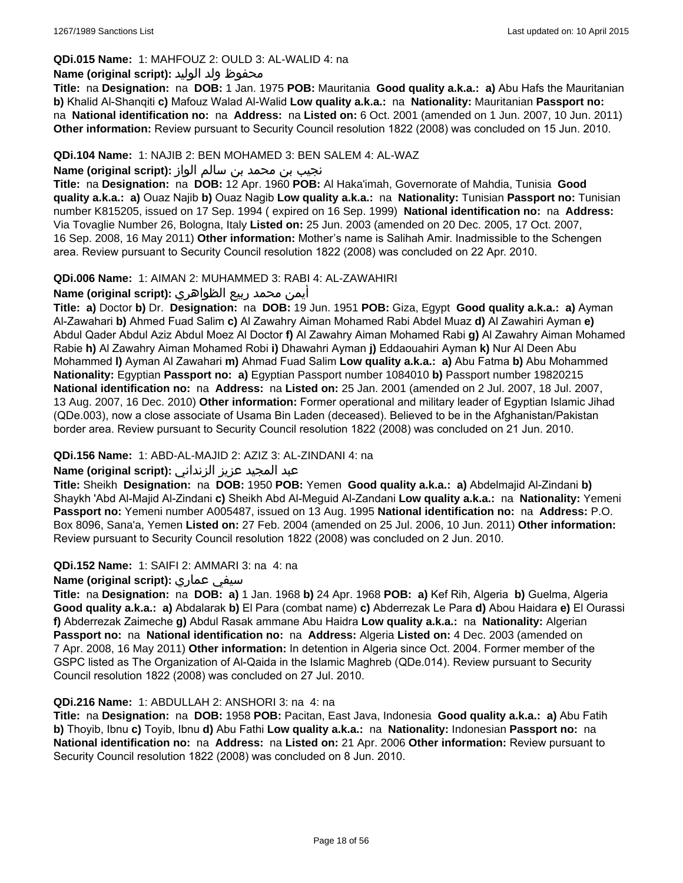**QDi.015 Name:** 1: MAHFOUZ 2: OULD 3: AL-WALID 4: na

**Name (original script):** محفوظ ولد الوليد

**Title:** na **Designation:** na **DOB:** 1 Jan. 1975 **POB:** Mauritania **Good quality a.k.a.:** **a)** Abu Hafs the Mauritanian **b)** Khalid Al-Shanqiti **c)** Mafouz Walad Al-Walid **Low quality a.k.a.:** na **Nationality:** Mauritanian **Passport no:** na **National identification no:** na **Address:** na **Listed on:** 6 Oct. 2001 (amended on 1 Jun. 2007, 10 Jun. 2011) **Other information:** Review pursuant to Security Council resolution 1822 (2008) was concluded on 15 Jun. 2010.

**QDi.104 Name:** 1: NAJIB 2: BEN MOHAMED 3: BEN SALEM 4: AL-WAZ

**Name (original script):** نجيب بن محمد بن سالم الواز

**Title:** na **Designation:** na **DOB:** 12 Apr. 1960 **POB:** Al Haka'imah, Governorate of Mahdia, Tunisia **Good quality a.k.a.:** **a)** Ouaz Najib **b)** Ouaz Nagib **Low quality a.k.a.:** na **Nationality:** Tunisian **Passport no:** Tunisian number K815205, issued on 17 Sep. 1994 ( expired on 16 Sep. 1999) **National identification no:** na **Address:** Via Tovaglie Number 26, Bologna, Italy **Listed on:** 25 Jun. 2003 (amended on 20 Dec. 2005, 17 Oct. 2007, 16 Sep. 2008, 16 May 2011) **Other information:** Mother's name is Salihah Amir. Inadmissible to the Schengen area. Review pursuant to Security Council resolution 1822 (2008) was concluded on 22 Apr. 2010.

**QDi.006 Name:** 1: AIMAN 2: MUHAMMED 3: RABI 4: AL-ZAWAHIRI

**Name (original script):** أيمن محمد ربيع الظواهري

**Title:** **a)** Doctor **b)** Dr. **Designation:** na **DOB:** 19 Jun. 1951 **POB:** Giza, Egypt **Good quality a.k.a.:** **a)** Ayman Al-Zawahari **b)** Ahmed Fuad Salim **c)** Al Zawahry Aiman Mohamed Rabi Abdel Muaz **d)** Al Zawahiri Ayman **e)** Abdul Qader Abdul Aziz Abdul Moez Al Doctor **f)** Al Zawahry Aiman Mohamed Rabi **g)** Al Zawahry Aiman Mohamed Rabie **h)** Al Zawahry Aiman Mohamed Robi **i)** Dhawahri Ayman **j)** Eddaouahiri Ayman **k)** Nur Al Deen Abu Mohammed **l)** Ayman Al Zawahari **m)** Ahmad Fuad Salim **Low quality a.k.a.:** **a)** Abu Fatma **b)** Abu Mohammed **Nationality:** Egyptian **Passport no:** **a)** Egyptian Passport number 1084010 **b)** Passport number 19820215 **National identification no:** na **Address:** na **Listed on:** 25 Jan. 2001 (amended on 2 Jul. 2007, 18 Jul. 2007, 13 Aug. 2007, 16 Dec. 2010) **Other information:** Former operational and military leader of Egyptian Islamic Jihad (QDe.003), now a close associate of Usama Bin Laden (deceased). Believed to be in the Afghanistan/Pakistan border area. Review pursuant to Security Council resolution 1822 (2008) was concluded on 21 Jun. 2010.

**QDi.156 Name:** 1: ABD-AL-MAJID 2: AZIZ 3: AL-ZINDANI 4: na

**Name (original script):** عبد المجيد عزيز الزنداني

**Title:** Sheikh **Designation:** na **DOB:** 1950 **POB:** Yemen **Good quality a.k.a.:** **a)** Abdelmajid Al-Zindani **b)** Shaykh 'Abd Al-Majid Al-Zindani **c)** Sheikh Abd Al-Meguid Al-Zandani **Low quality a.k.a.:** na **Nationality:** Yemeni **Passport no:** Yemeni number A005487, issued on 13 Aug. 1995 **National identification no:** na **Address:** P.O. Box 8096, Sana'a, Yemen **Listed on:** 27 Feb. 2004 (amended on 25 Jul. 2006, 10 Jun. 2011) **Other information:** Review pursuant to Security Council resolution 1822 (2008) was concluded on 2 Jun. 2010.

**QDi.152 Name:** 1: SAIFI 2: AMMARI 3: na 4: na

**Name (original script):** سيفي عماري

**Title:** na **Designation:** na **DOB:** **a)** 1 Jan. 1968 **b)** 24 Apr. 1968 **POB:** **a)** Kef Rih, Algeria **b)** Guelma, Algeria **Good quality a.k.a.:** **a)** Abdalarak **b)** El Para (combat name) **c)** Abderrezak Le Para **d)** Abou Haidara **e)** El Ourassi **f)** Abderrezak Zaimeche **g)** Abdul Rasak ammane Abu Haidra **Low quality a.k.a.:** na **Nationality:** Algerian **Passport no:** na **National identification no:** na **Address:** Algeria **Listed on:** 4 Dec. 2003 (amended on 7 Apr. 2008, 16 May 2011) **Other information:** In detention in Algeria since Oct. 2004. Former member of the GSPC listed as The Organization of Al-Qaida in the Islamic Maghreb (QDe.014). Review pursuant to Security Council resolution 1822 (2008) was concluded on 27 Jul. 2010.

**QDi.216 Name:** 1: ABDULLAH 2: ANSHORI 3: na 4: na

**Title:** na **Designation:** na **DOB:** 1958 **POB:** Pacitan, East Java, Indonesia **Good quality a.k.a.:** **a)** Abu Fatih **b)** Thoyib, Ibnu **c)** Toyib, Ibnu **d)** Abu Fathi **Low quality a.k.a.:** na **Nationality:** Indonesian **Passport no:** na **National identification no:** na **Address:** na **Listed on:** 21 Apr. 2006 **Other information:** Review pursuant to Security Council resolution 1822 (2008) was concluded on 8 Jun. 2010.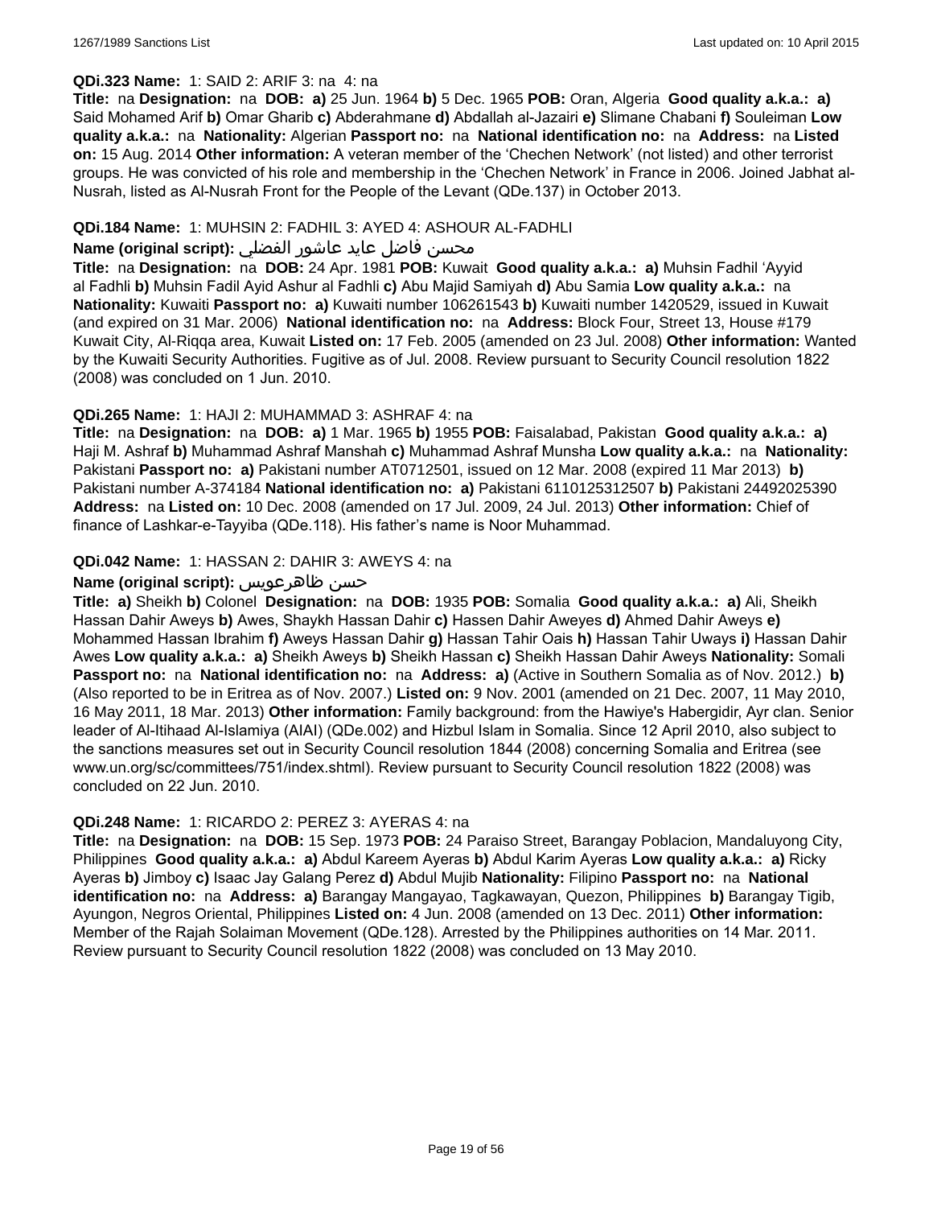**QDi.323 Name:** 1: SAID 2: ARIF 3: na 4: na

**Title:** na **Designation:** na **DOB:** **a)** 25 Jun. 1964 **b)** 5 Dec. 1965 **POB:** Oran, Algeria **Good quality a.k.a.:** **a)** Said Mohamed Arif **b)** Omar Gharib **c)** Abderahmane **d)** Abdallah al-Jazairi **e)** Slimane Chabani **f)** Souleiman **Low quality a.k.a.:** na **Nationality:** Algerian **Passport no:** na **National identification no:** na **Address:** na **Listed on:** 15 Aug. 2014 **Other information:** A veteran member of the 'Chechen Network' (not listed) and other terrorist groups. He was convicted of his role and membership in the 'Chechen Network' in France in 2006. Joined Jabhat al-Nusrah, listed as Al-Nusrah Front for the People of the Levant (QDe.137) in October 2013.

**QDi.184 Name:** 1: MUHSIN 2: FADHIL 3: AYED 4: ASHOUR AL-FADHLI

**Name (original script):** محسن فاضل عايد عاشور الفضلي

**Title:** na **Designation:** na **DOB:** 24 Apr. 1981 **POB:** Kuwait **Good quality a.k.a.:** **a)** Muhsin Fadhil 'Ayyid al Fadhli **b)** Muhsin Fadil Ayid Ashur al Fadhli **c)** Abu Majid Samiyah **d)** Abu Samia **Low quality a.k.a.:** na **Nationality:** Kuwaiti **Passport no:** **a)** Kuwaiti number 106261543 **b)** Kuwaiti number 1420529, issued in Kuwait (and expired on 31 Mar. 2006) **National identification no:** na **Address:** Block Four, Street 13, House #179 Kuwait City, Al-Riqqa area, Kuwait **Listed on:** 17 Feb. 2005 (amended on 23 Jul. 2008) **Other information:** Wanted by the Kuwaiti Security Authorities. Fugitive as of Jul. 2008. Review pursuant to Security Council resolution 1822 (2008) was concluded on 1 Jun. 2010.

**QDi.265 Name:** 1: HAJI 2: MUHAMMAD 3: ASHRAF 4: na

**Title:** na **Designation:** na **DOB:** **a)** 1 Mar. 1965 **b)** 1955 **POB:** Faisalabad, Pakistan **Good quality a.k.a.:** **a)** Haji M. Ashraf **b)** Muhammad Ashraf Manshah **c)** Muhammad Ashraf Munsha **Low quality a.k.a.:** na **Nationality:** Pakistani **Passport no:** **a)** Pakistani number AT0712501, issued on 12 Mar. 2008 (expired 11 Mar 2013) **b)** Pakistani number A-374184 **National identification no:** **a)** Pakistani 6110125312507 **b)** Pakistani 24492025390 **Address:** na **Listed on:** 10 Dec. 2008 (amended on 17 Jul. 2009, 24 Jul. 2013) **Other information:** Chief of finance of Lashkar-e-Tayyiba (QDe.118). His father's name is Noor Muhammad.

**QDi.042 Name:** 1: HASSAN 2: DAHIR 3: AWEYS 4: na

**Name (original script):** حسن ظاهرعويس

**Title:** **a)** Sheikh **b)** Colonel **Designation:** na **DOB:** 1935 **POB:** Somalia **Good quality a.k.a.:** **a)** Ali, Sheikh Hassan Dahir Aweys **b)** Awes, Shaykh Hassan Dahir **c)** Hassen Dahir Aweyes **d)** Ahmed Dahir Aweys **e)** Mohammed Hassan Ibrahim **f)** Aweys Hassan Dahir **g)** Hassan Tahir Oais **h)** Hassan Tahir Uways **i)** Hassan Dahir Awes **Low quality a.k.a.:** **a)** Sheikh Aweys **b)** Sheikh Hassan **c)** Sheikh Hassan Dahir Aweys **Nationality:** Somali **Passport no:** na **National identification no:** na **Address:** **a)** (Active in Southern Somalia as of Nov. 2012.) **b)** (Also reported to be in Eritrea as of Nov. 2007.) **Listed on:** 9 Nov. 2001 (amended on 21 Dec. 2007, 11 May 2010, 16 May 2011, 18 Mar. 2013) **Other information:** Family background: from the Hawiye's Habergidir, Ayr clan. Senior leader of Al-Itihaad Al-Islamiya (AIAI) (QDe.002) and Hizbul Islam in Somalia. Since 12 April 2010, also subject to the sanctions measures set out in Security Council resolution 1844 (2008) concerning Somalia and Eritrea (see www.un.org/sc/committees/751/index.shtml). Review pursuant to Security Council resolution 1822 (2008) was concluded on 22 Jun. 2010.

**QDi.248 Name:** 1: RICARDO 2: PEREZ 3: AYERAS 4: na

**Title:** na **Designation:** na **DOB:** 15 Sep. 1973 **POB:** 24 Paraiso Street, Barangay Poblacion, Mandaluyong City, Philippines **Good quality a.k.a.:** **a)** Abdul Kareem Ayeras **b)** Abdul Karim Ayeras **Low quality a.k.a.:** **a)** Ricky Ayeras **b)** Jimboy **c)** Isaac Jay Galang Perez **d)** Abdul Mujib **Nationality:** Filipino **Passport no:** na **National identification no:** na **Address:** **a)** Barangay Mangayao, Tagkawayan, Quezon, Philippines **b)** Barangay Tigib, Ayungon, Negros Oriental, Philippines **Listed on:** 4 Jun. 2008 (amended on 13 Dec. 2011) **Other information:** Member of the Rajah Solaiman Movement (QDe.128). Arrested by the Philippines authorities on 14 Mar. 2011. Review pursuant to Security Council resolution 1822 (2008) was concluded on 13 May 2010.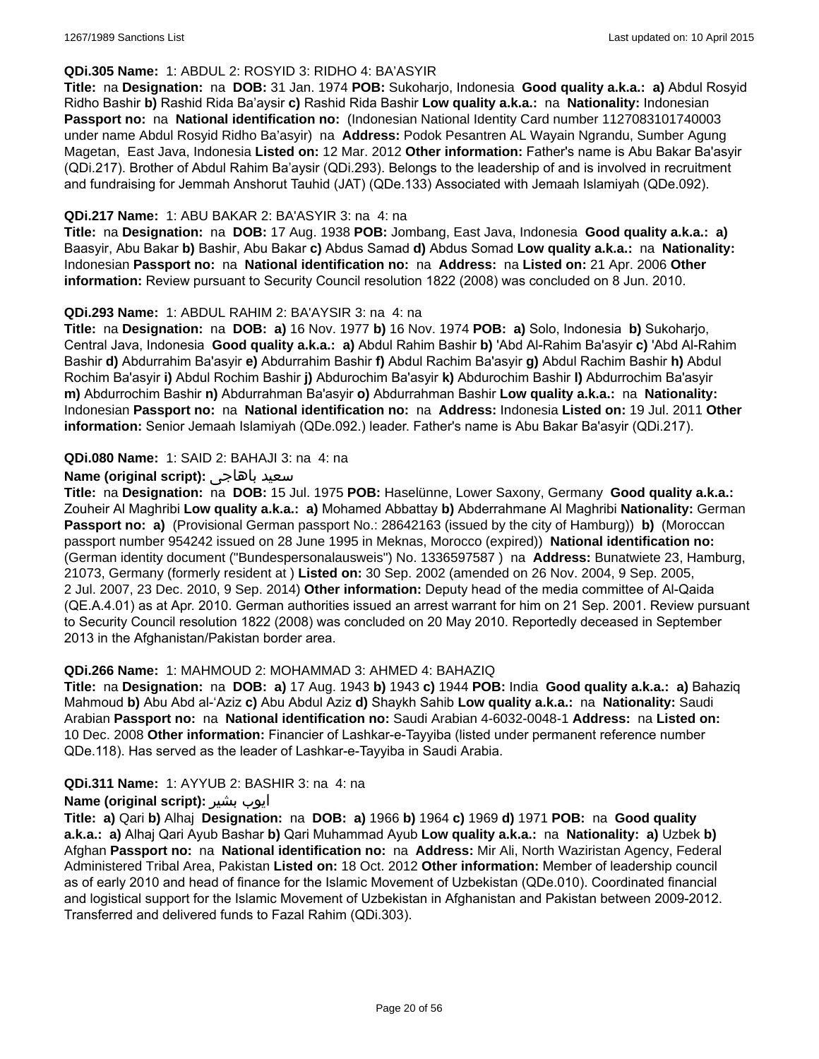**QDi.305 Name:** 1: ABDUL 2: ROSYID 3: RIDHO 4: BA'ASYIR

**Title:** na **Designation:** na **DOB:** 31 Jan. 1974 **POB:** Sukoharjo, Indonesia **Good quality a.k.a.:** **a)** Abdul Rosyid Ridho Bashir **b)** Rashid Rida Ba'aysir **c)** Rashid Rida Bashir **Low quality a.k.a.:** na **Nationality:** Indonesian **Passport no:** na **National identification no:** (Indonesian National Identity Card number 1127083101740003 under name Abdul Rosyid Ridho Ba'asyir) na **Address:** Podok Pesantren AL Wayain Ngrandu, Sumber Agung Magetan, East Java, Indonesia **Listed on:** 12 Mar. 2012 **Other information:** Father's name is Abu Bakar Ba'asyir (QDi.217). Brother of Abdul Rahim Ba'aysir (QDi.293). Belongs to the leadership of and is involved in recruitment and fundraising for Jemmah Anshorut Tauhid (JAT) (QDe.133) Associated with Jemaah Islamiyah (QDe.092).

**QDi.217 Name:** 1: ABU BAKAR 2: BA'ASYIR 3: na 4: na

**Title:** na **Designation:** na **DOB:** 17 Aug. 1938 **POB:** Jombang, East Java, Indonesia **Good quality a.k.a.:** **a)** Baasyir, Abu Bakar **b)** Bashir, Abu Bakar **c)** Abdus Samad **d)** Abdus Somad **Low quality a.k.a.:** na **Nationality:** Indonesian **Passport no:** na **National identification no:** na **Address:** na **Listed on:** 21 Apr. 2006 **Other information:** Review pursuant to Security Council resolution 1822 (2008) was concluded on 8 Jun. 2010.

**QDi.293 Name:** 1: ABDUL RAHIM 2: BA'AYSIR 3: na 4: na

**Title:** na **Designation:** na **DOB:** **a)** 16 Nov. 1977 **b)** 16 Nov. 1974 **POB:** **a)** Solo, Indonesia **b)** Sukoharjo, Central Java, Indonesia **Good quality a.k.a.:** **a)** Abdul Rahim Bashir **b)** 'Abd Al-Rahim Ba'asyir **c)** 'Abd Al-Rahim Bashir **d)** Abdurrahim Ba'asyir **e)** Abdurrahim Bashir **f)** Abdul Rachim Ba'asyir **g)** Abdul Rachim Bashir **h)** Abdul Rochim Ba'asyir **i)** Abdul Rochim Bashir **j)** Abdurochim Ba'asyir **k)** Abdurochim Bashir **l)** Abdurrochim Ba'asyir **m)** Abdurrochim Bashir **n)** Abdurrahman Ba'asyir **o)** Abdurrahman Bashir **Low quality a.k.a.:** na **Nationality:** Indonesian **Passport no:** na **National identification no:** na **Address:** Indonesia **Listed on:** 19 Jul. 2011 **Other information:** Senior Jemaah Islamiyah (QDe.092.) leader. Father's name is Abu Bakar Ba'asyir (QDi.217).

**QDi.080 Name:** 1: SAID 2: BAHAJI 3: na 4: na

**Name (original script):** سعيد باهاجى

**Title:** na **Designation:** na **DOB:** 15 Jul. 1975 **POB:** Haselünne, Lower Saxony, Germany **Good quality a.k.a.:** Zouheir Al Maghribi **Low quality a.k.a.:** **a)** Mohamed Abbattay **b)** Abderrahmane Al Maghribi **Nationality:** German **Passport no:** **a)** (Provisional German passport No.: 28642163 (issued by the city of Hamburg)) **b)** (Moroccan passport number 954242 issued on 28 June 1995 in Meknas, Morocco (expired)) **National identification no:** (German identity document ("Bundespersonalausweis") No. 1336597587 ) na **Address:** Bunatwiete 23, Hamburg, 21073, Germany (formerly resident at ) **Listed on:** 30 Sep. 2002 (amended on 26 Nov. 2004, 9 Sep. 2005, 2 Jul. 2007, 23 Dec. 2010, 9 Sep. 2014) **Other information:** Deputy head of the media committee of Al-Qaida (QE.A.4.01) as at Apr. 2010. German authorities issued an arrest warrant for him on 21 Sep. 2001. Review pursuant to Security Council resolution 1822 (2008) was concluded on 20 May 2010. Reportedly deceased in September 2013 in the Afghanistan/Pakistan border area.

**QDi.266 Name:** 1: MAHMOUD 2: MOHAMMAD 3: AHMED 4: BAHAZIQ

**Title:** na **Designation:** na **DOB:** **a)** 17 Aug. 1943 **b)** 1943 **c)** 1944 **POB:** India **Good quality a.k.a.:** **a)** Bahaziq Mahmoud **b)** Abu Abd al-'Aziz **c)** Abu Abdul Aziz **d)** Shaykh Sahib **Low quality a.k.a.:** na **Nationality:** Saudi Arabian **Passport no:** na **National identification no:** Saudi Arabian 4-6032-0048-1 **Address:** na **Listed on:** 10 Dec. 2008 **Other information:** Financier of Lashkar-e-Tayyiba (listed under permanent reference number QDe.118). Has served as the leader of Lashkar-e-Tayyiba in Saudi Arabia.

**QDi.311 Name:** 1: AYYUB 2: BASHIR 3: na 4: na

**Name (original script):** ايوب بشير

**Title:** **a)** Qari **b)** Alhaj **Designation:** na **DOB:** **a)** 1966 **b)** 1964 **c)** 1969 **d)** 1971 **POB:** na **Good quality a.k.a.:** **a)** Alhaj Qari Ayub Bashar **b)** Qari Muhammad Ayub **Low quality a.k.a.:** na **Nationality:** **a)** Uzbek **b)** Afghan **Passport no:** na **National identification no:** na **Address:** Mir Ali, North Waziristan Agency, Federal Administered Tribal Area, Pakistan **Listed on:** 18 Oct. 2012 **Other information:** Member of leadership council as of early 2010 and head of finance for the Islamic Movement of Uzbekistan (QDe.010). Coordinated financial and logistical support for the Islamic Movement of Uzbekistan in Afghanistan and Pakistan between 2009-2012. Transferred and delivered funds to Fazal Rahim (QDi.303).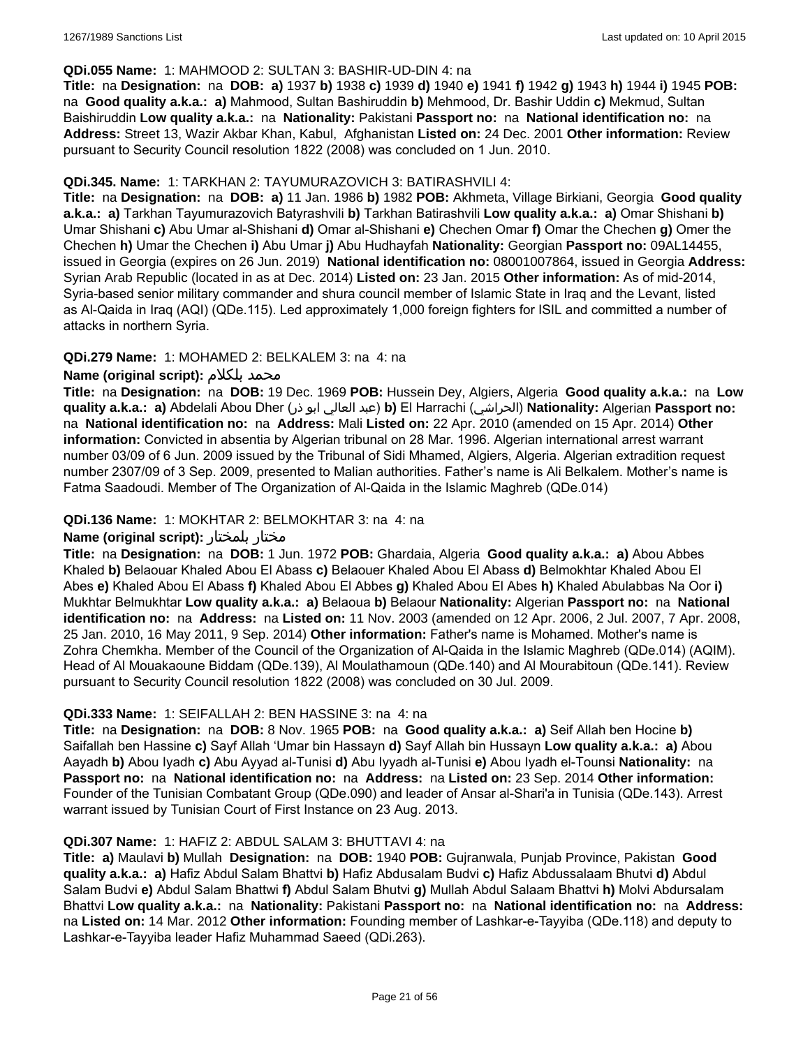**QDi.055 Name:** 1: MAHMOOD 2: SULTAN 3: BASHIR-UD-DIN 4: na

**Title:** na **Designation:** na **DOB:** **a)** 1937 **b)** 1938 **c)** 1939 **d)** 1940 **e)** 1941 **f)** 1942 **g)** 1943 **h)** 1944 **i)** 1945 **POB:** na **Good quality a.k.a.:** **a)** Mahmood, Sultan Bashiruddin **b)** Mehmood, Dr. Bashir Uddin **c)** Mekmud, Sultan Baishiruddin **Low quality a.k.a.:** na **Nationality:** Pakistani **Passport no:** na **National identification no:** na **Address:** Street 13, Wazir Akbar Khan, Kabul, Afghanistan **Listed on:** 24 Dec. 2001 **Other information:** Review pursuant to Security Council resolution 1822 (2008) was concluded on 1 Jun. 2010.

**QDi.345. Name:** 1: TARKHAN 2: TAYUMURAZOVICH 3: BATIRASHVILI 4:

**Title:** na **Designation:** na **DOB:** **a)** 11 Jan. 1986 **b)** 1982 **POB:** Akhmeta, Village Birkiani, Georgia **Good quality a.k.a.:** **a)** Tarkhan Tayumurazovich Batyrashvili **b)** Tarkhan Batirashvili **Low quality a.k.a.:** **a)** Omar Shishani **b)** Umar Shishani **c)** Abu Umar al-Shishani **d)** Omar al-Shishani **e)** Chechen Omar **f)** Omar the Chechen **g)** Omer the Chechen **h)** Umar the Chechen **i)** Abu Umar **j)** Abu Hudhayfah **Nationality:** Georgian **Passport no:** 09AL14455, issued in Georgia (expires on 26 Jun. 2019) **National identification no:** 08001007864, issued in Georgia **Address:** Syrian Arab Republic (located in as at Dec. 2014) **Listed on:** 23 Jan. 2015 **Other information:** As of mid-2014, Syria-based senior military commander and shura council member of Islamic State in Iraq and the Levant, listed as Al-Qaida in Iraq (AQI) (QDe.115). Led approximately 1,000 foreign fighters for ISIL and committed a number of attacks in northern Syria.

**QDi.279 Name:** 1: MOHAMED 2: BELKALEM 3: na 4: na

**Name (original script):** محمد بلكلام

**Title:** na **Designation:** na **DOB:** 19 Dec. 1969 **POB:** Hussein Dey, Algiers, Algeria **Good quality a.k.a.:** na **Low quality a.k.a.:** **a)** Abdelali Abou Dher (عبد العالي ابو ذر) **b)** El Harrachi (الحراشي) **Nationality:** Algerian **Passport no:** na **National identification no:** na **Address:** Mali **Listed on:** 22 Apr. 2010 (amended on 15 Apr. 2014) **Other information:** Convicted in absentia by Algerian tribunal on 28 Mar. 1996. Algerian international arrest warrant number 03/09 of 6 Jun. 2009 issued by the Tribunal of Sidi Mhamed, Algiers, Algeria. Algerian extradition request number 2307/09 of 3 Sep. 2009, presented to Malian authorities. Father's name is Ali Belkalem. Mother's name is Fatma Saadoudi. Member of The Organization of Al-Qaida in the Islamic Maghreb (QDe.014)

**QDi.136 Name:** 1: MOKHTAR 2: BELMOKHTAR 3: na 4: na

**Name (original script):** مختار بلمختار

**Title:** na **Designation:** na **DOB:** 1 Jun. 1972 **POB:** Ghardaia, Algeria **Good quality a.k.a.:** **a)** Abou Abbes Khaled **b)** Belaouar Khaled Abou El Abass **c)** Belaouer Khaled Abou El Abass **d)** Belmokhtar Khaled Abou El Abes **e)** Khaled Abou El Abass **f)** Khaled Abou El Abbes **g)** Khaled Abou El Abes **h)** Khaled Abulabbas Na Oor **i)** Mukhtar Belmukhtar **Low quality a.k.a.:** **a)** Belaoua **b)** Belaour **Nationality:** Algerian **Passport no:** na **National identification no:** na **Address:** na **Listed on:** 11 Nov. 2003 (amended on 12 Apr. 2006, 2 Jul. 2007, 7 Apr. 2008, 25 Jan. 2010, 16 May 2011, 9 Sep. 2014) **Other information:** Father's name is Mohamed. Mother's name is Zohra Chemkha. Member of the Council of the Organization of Al-Qaida in the Islamic Maghreb (QDe.014) (AQIM). Head of Al Mouakaoune Biddam (QDe.139), Al Moulathamoun (QDe.140) and Al Mourabitoun (QDe.141). Review pursuant to Security Council resolution 1822 (2008) was concluded on 30 Jul. 2009.

**QDi.333 Name:** 1: SEIFALLAH 2: BEN HASSINE 3: na 4: na

**Title:** na **Designation:** na **DOB:** 8 Nov. 1965 **POB:** na **Good quality a.k.a.:** **a)** Seif Allah ben Hocine **b)** Saifallah ben Hassine **c)** Sayf Allah 'Umar bin Hassayn **d)** Sayf Allah bin Hussayn **Low quality a.k.a.:** **a)** Abou Aayadh **b)** Abou Iyadh **c)** Abu Ayyad al-Tunisi **d)** Abu Iyyadh al-Tunisi **e)** Abou Iyadh el-Tounsi **Nationality:** na **Passport no:** na **National identification no:** na **Address:** na **Listed on:** 23 Sep. 2014 **Other information:** Founder of the Tunisian Combatant Group (QDe.090) and leader of Ansar al-Shari'a in Tunisia (QDe.143). Arrest warrant issued by Tunisian Court of First Instance on 23 Aug. 2013.

**QDi.307 Name:** 1: HAFIZ 2: ABDUL SALAM 3: BHUTTAVI 4: na

**Title:** **a)** Maulavi **b)** Mullah **Designation:** na **DOB:** 1940 **POB:** Gujranwala, Punjab Province, Pakistan **Good quality a.k.a.:** **a)** Hafiz Abdul Salam Bhattvi **b)** Hafiz Abdusalam Budvi **c)** Hafiz Abdussalaam Bhutvi **d)** Abdul Salam Budvi **e)** Abdul Salam Bhattwi **f)** Abdul Salam Bhutvi **g)** Mullah Abdul Salaam Bhattvi **h)** Molvi Abdursalam Bhattvi **Low quality a.k.a.:** na **Nationality:** Pakistani **Passport no:** na **National identification no:** na **Address:** na **Listed on:** 14 Mar. 2012 **Other information:** Founding member of Lashkar-e-Tayyiba (QDe.118) and deputy to Lashkar-e-Tayyiba leader Hafiz Muhammad Saeed (QDi.263).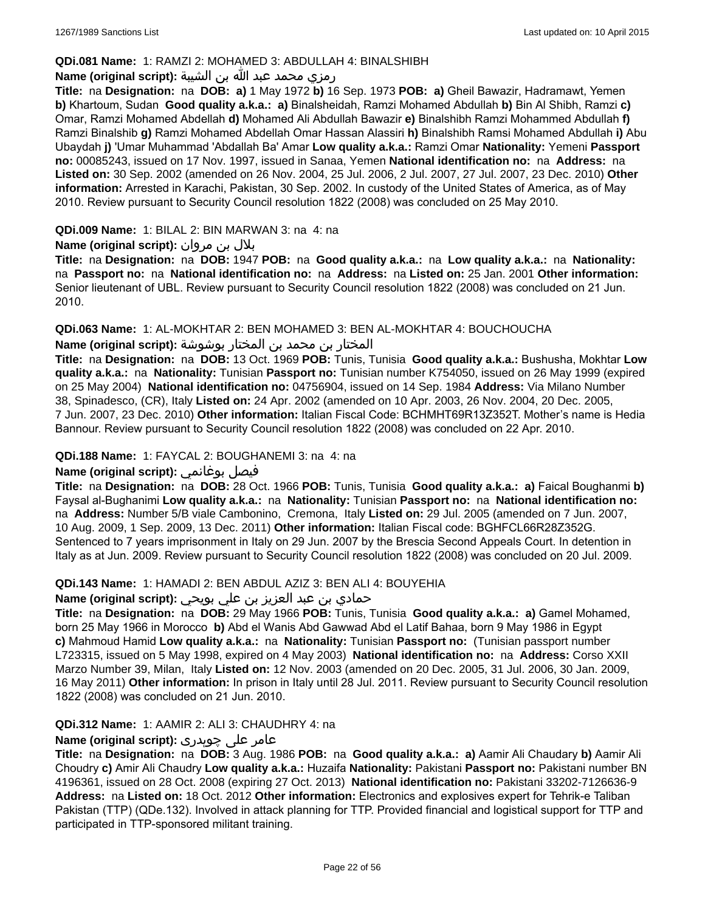**QDi.081 Name:** 1: RAMZI 2: MOHAMED 3: ABDULLAH 4: BINALSHIBH

**Name (original script):** رمزي محمد عبد الله بن الشيبة

**Title:** na **Designation:** na **DOB:** **a)** 1 May 1972 **b)** 16 Sep. 1973 **POB:** **a)** Gheil Bawazir, Hadramawt, Yemen **b)** Khartoum, Sudan **Good quality a.k.a.:** **a)** Binalsheidah, Ramzi Mohamed Abdullah **b)** Bin Al Shibh, Ramzi **c)** Omar, Ramzi Mohamed Abdellah **d)** Mohamed Ali Abdullah Bawazir **e)** Binalshibh Ramzi Mohammed Abdullah **f)** Ramzi Binalshib **g)** Ramzi Mohamed Abdellah Omar Hassan Alassiri **h)** Binalshibh Ramsi Mohamed Abdullah **i)** Abu Ubaydah **j)** 'Umar Muhammad 'Abdallah Ba' Amar **Low quality a.k.a.:** Ramzi Omar **Nationality:** Yemeni **Passport no:** 00085243, issued on 17 Nov. 1997, issued in Sanaa, Yemen **National identification no:** na **Address:** na **Listed on:** 30 Sep. 2002 (amended on 26 Nov. 2004, 25 Jul. 2006, 2 Jul. 2007, 27 Jul. 2007, 23 Dec. 2010) **Other information:** Arrested in Karachi, Pakistan, 30 Sep. 2002. In custody of the United States of America, as of May 2010. Review pursuant to Security Council resolution 1822 (2008) was concluded on 25 May 2010.

**QDi.009 Name:** 1: BILAL 2: BIN MARWAN 3: na 4: na

**Name (original script):** بلال بن مروان

**Title:** na **Designation:** na **DOB:** 1947 **POB:** na **Good quality a.k.a.:** na **Low quality a.k.a.:** na **Nationality:** na **Passport no:** na **National identification no:** na **Address:** na **Listed on:** 25 Jan. 2001 **Other information:** Senior lieutenant of UBL. Review pursuant to Security Council resolution 1822 (2008) was concluded on 21 Jun. 2010.

**QDi.063 Name:** 1: AL-MOKHTAR 2: BEN MOHAMED 3: BEN AL-MOKHTAR 4: BOUCHOUCHA

**Name (original script):** المختار بن محمد بن المختار بوشوشة

**Title:** na **Designation:** na **DOB:** 13 Oct. 1969 **POB:** Tunis, Tunisia **Good quality a.k.a.:** Bushusha, Mokhtar **Low quality a.k.a.:** na **Nationality:** Tunisian **Passport no:** Tunisian number K754050, issued on 26 May 1999 (expired on 25 May 2004) **National identification no:** 04756904, issued on 14 Sep. 1984 **Address:** Via Milano Number 38, Spinadesco, (CR), Italy **Listed on:** 24 Apr. 2002 (amended on 10 Apr. 2003, 26 Nov. 2004, 20 Dec. 2005, 7 Jun. 2007, 23 Dec. 2010) **Other information:** Italian Fiscal Code: BCHMHT69R13Z352T. Mother's name is Hedia Bannour. Review pursuant to Security Council resolution 1822 (2008) was concluded on 22 Apr. 2010.

**QDi.188 Name:** 1: FAYCAL 2: BOUGHANEMI 3: na 4: na

**Name (original script):** فيصل بوغانمي

**Title:** na **Designation:** na **DOB:** 28 Oct. 1966 **POB:** Tunis, Tunisia **Good quality a.k.a.:** **a)** Faical Boughanmi **b)** Faysal al-Bughanimi **Low quality a.k.a.:** na **Nationality:** Tunisian **Passport no:** na **National identification no:** na **Address:** Number 5/B viale Cambonino, Cremona, Italy **Listed on:** 29 Jul. 2005 (amended on 7 Jun. 2007, 10 Aug. 2009, 1 Sep. 2009, 13 Dec. 2011) **Other information:** Italian Fiscal code: BGHFCL66R28Z352G. Sentenced to 7 years imprisonment in Italy on 29 Jun. 2007 by the Brescia Second Appeals Court. In detention in Italy as at Jun. 2009. Review pursuant to Security Council resolution 1822 (2008) was concluded on 20 Jul. 2009.

**QDi.143 Name:** 1: HAMADI 2: BEN ABDUL AZIZ 3: BEN ALI 4: BOUYEHIA

**Name (original script):** حمادي بن عبد العزيز بن علي بويحي

**Title:** na **Designation:** na **DOB:** 29 May 1966 **POB:** Tunis, Tunisia **Good quality a.k.a.:** **a)** Gamel Mohamed, born 25 May 1966 in Morocco **b)** Abd el Wanis Abd Gawwad Abd el Latif Bahaa, born 9 May 1986 in Egypt **c)** Mahmoud Hamid **Low quality a.k.a.:** na **Nationality:** Tunisian **Passport no:** (Tunisian passport number L723315, issued on 5 May 1998, expired on 4 May 2003) **National identification no:** na **Address:** Corso XXII Marzo Number 39, Milan, Italy **Listed on:** 12 Nov. 2003 (amended on 20 Dec. 2005, 31 Jul. 2006, 30 Jan. 2009, 16 May 2011) **Other information:** In prison in Italy until 28 Jul. 2011. Review pursuant to Security Council resolution 1822 (2008) was concluded on 21 Jun. 2010.

**QDi.312 Name:** 1: AAMIR 2: ALI 3: CHAUDHRY 4: na

**Name (original script):** عامر علی چوہدری

**Title:** na **Designation:** na **DOB:** 3 Aug. 1986 **POB:** na **Good quality a.k.a.:** **a)** Aamir Ali Chaudary **b)** Aamir Ali Choudry **c)** Amir Ali Chaudry **Low quality a.k.a.:** Huzaifa **Nationality:** Pakistani **Passport no:** Pakistani number BN 4196361, issued on 28 Oct. 2008 (expiring 27 Oct. 2013) **National identification no:** Pakistani 33202-7126636-9 **Address:** na **Listed on:** 18 Oct. 2012 **Other information:** Electronics and explosives expert for Tehrik-e Taliban Pakistan (TTP) (QDe.132). Involved in attack planning for TTP. Provided financial and logistical support for TTP and participated in TTP-sponsored militant training.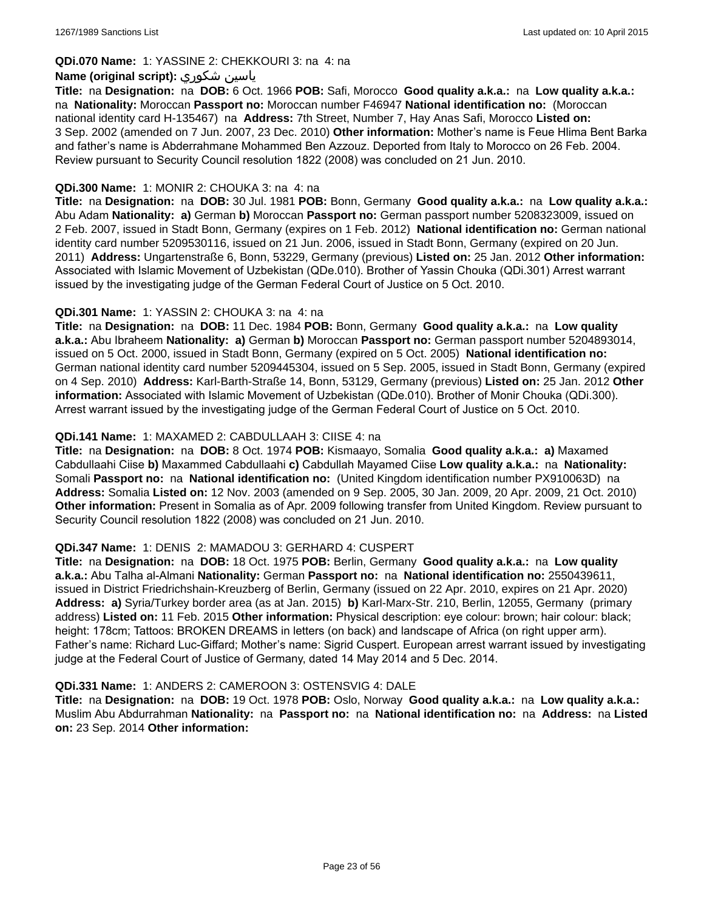**QDi.070 Name:** 1: YASSINE 2: CHEKKOURI 3: na 4: na

**Name (original script):** ياسين شكوري

**Title:** na **Designation:** na **DOB:** 6 Oct. 1966 **POB:** Safi, Morocco **Good quality a.k.a.:** na **Low quality a.k.a.:** na **Nationality:** Moroccan **Passport no:** Moroccan number F46947 **National identification no:** (Moroccan national identity card H-135467) na **Address:** 7th Street, Number 7, Hay Anas Safi, Morocco **Listed on:** 3 Sep. 2002 (amended on 7 Jun. 2007, 23 Dec. 2010) **Other information:** Mother's name is Feue Hlima Bent Barka and father's name is Abderrahmane Mohammed Ben Azzouz. Deported from Italy to Morocco on 26 Feb. 2004. Review pursuant to Security Council resolution 1822 (2008) was concluded on 21 Jun. 2010.

**QDi.300 Name:** 1: MONIR 2: CHOUKA 3: na 4: na

**Title:** na **Designation:** na **DOB:** 30 Jul. 1981 **POB:** Bonn, Germany **Good quality a.k.a.:** na **Low quality a.k.a.:** Abu Adam **Nationality:** **a)** German **b)** Moroccan **Passport no:** German passport number 5208323009, issued on 2 Feb. 2007, issued in Stadt Bonn, Germany (expires on 1 Feb. 2012) **National identification no:** German national identity card number 5209530116, issued on 21 Jun. 2006, issued in Stadt Bonn, Germany (expired on 20 Jun. 2011) **Address:** Ungartenstraße 6, Bonn, 53229, Germany (previous) **Listed on:** 25 Jan. 2012 **Other information:** Associated with Islamic Movement of Uzbekistan (QDe.010). Brother of Yassin Chouka (QDi.301) Arrest warrant issued by the investigating judge of the German Federal Court of Justice on 5 Oct. 2010.

**QDi.301 Name:** 1: YASSIN 2: CHOUKA 3: na 4: na

**Title:** na **Designation:** na **DOB:** 11 Dec. 1984 **POB:** Bonn, Germany **Good quality a.k.a.:** na **Low quality a.k.a.:** Abu Ibraheem **Nationality:** **a)** German **b)** Moroccan **Passport no:** German passport number 5204893014, issued on 5 Oct. 2000, issued in Stadt Bonn, Germany (expired on 5 Oct. 2005) **National identification no:** German national identity card number 5209445304, issued on 5 Sep. 2005, issued in Stadt Bonn, Germany (expired on 4 Sep. 2010) **Address:** Karl-Barth-Straße 14, Bonn, 53129, Germany (previous) **Listed on:** 25 Jan. 2012 **Other information:** Associated with Islamic Movement of Uzbekistan (QDe.010). Brother of Monir Chouka (QDi.300). Arrest warrant issued by the investigating judge of the German Federal Court of Justice on 5 Oct. 2010.

**QDi.141 Name:** 1: MAXAMED 2: CABDULLAAH 3: CIISE 4: na

**Title:** na **Designation:** na **DOB:** 8 Oct. 1974 **POB:** Kismaayo, Somalia **Good quality a.k.a.:** **a)** Maxamed Cabdullaahi Ciise **b)** Maxammed Cabdullaahi **c)** Cabdullah Mayamed Ciise **Low quality a.k.a.:** na **Nationality:** Somali **Passport no:** na **National identification no:** (United Kingdom identification number PX910063D) na **Address:** Somalia **Listed on:** 12 Nov. 2003 (amended on 9 Sep. 2005, 30 Jan. 2009, 20 Apr. 2009, 21 Oct. 2010) **Other information:** Present in Somalia as of Apr. 2009 following transfer from United Kingdom. Review pursuant to Security Council resolution 1822 (2008) was concluded on 21 Jun. 2010.

**QDi.347 Name:** 1: DENIS 2: MAMADOU 3: GERHARD 4: CUSPERT

**Title:** na **Designation:** na **DOB:** 18 Oct. 1975 **POB:** Berlin, Germany **Good quality a.k.a.:** na **Low quality a.k.a.:** Abu Talha al-Almani **Nationality:** German **Passport no:** na **National identification no:** 2550439611, issued in District Friedrichshain-Kreuzberg of Berlin, Germany (issued on 22 Apr. 2010, expires on 21 Apr. 2020) **Address:** **a)** Syria/Turkey border area (as at Jan. 2015) **b)** Karl-Marx-Str. 210, Berlin, 12055, Germany (primary address) **Listed on:** 11 Feb. 2015 **Other information:** Physical description: eye colour: brown; hair colour: black; height: 178cm; Tattoos: BROKEN DREAMS in letters (on back) and landscape of Africa (on right upper arm). Father's name: Richard Luc-Giffard; Mother's name: Sigrid Cuspert. European arrest warrant issued by investigating judge at the Federal Court of Justice of Germany, dated 14 May 2014 and 5 Dec. 2014.

**QDi.331 Name:** 1: ANDERS 2: CAMEROON 3: OSTENSVIG 4: DALE

**Title:** na **Designation:** na **DOB:** 19 Oct. 1978 **POB:** Oslo, Norway **Good quality a.k.a.:** na **Low quality a.k.a.:** Muslim Abu Abdurrahman **Nationality:** na **Passport no:** na **National identification no:** na **Address:** na **Listed on:** 23 Sep. 2014 **Other information:**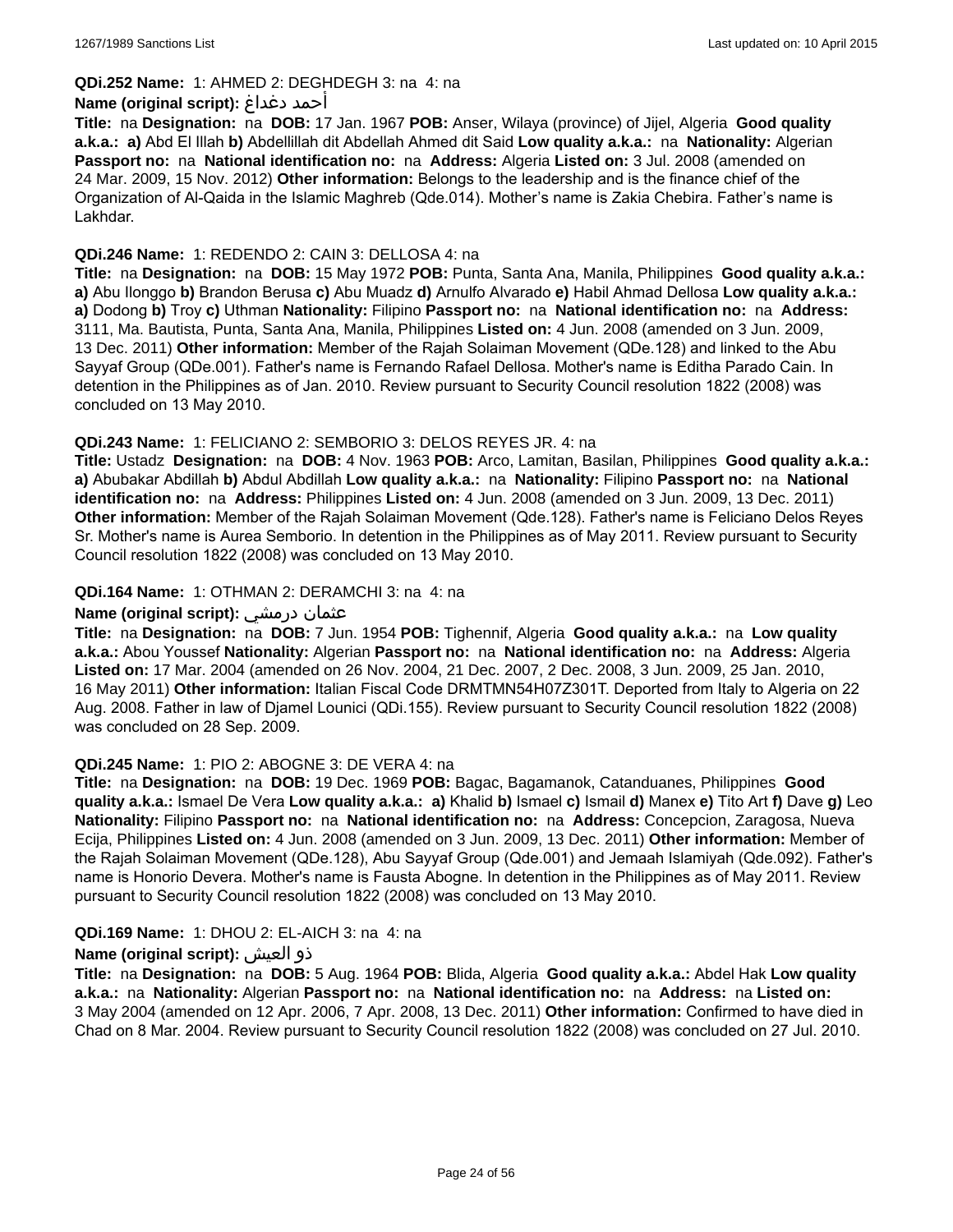**QDi.252 Name:** 1: AHMED 2: DEGHDEGH 3: na 4: na

**Name (original script):** أحمد دغداغ

**Title:** na **Designation:** na **DOB:** 17 Jan. 1967 **POB:** Anser, Wilaya (province) of Jijel, Algeria **Good quality a.k.a.:** **a)** Abd El Illah **b)** Abdellillah dit Abdellah Ahmed dit Said **Low quality a.k.a.:** na **Nationality:** Algerian **Passport no:** na **National identification no:** na **Address:** Algeria **Listed on:** 3 Jul. 2008 (amended on 24 Mar. 2009, 15 Nov. 2012) **Other information:** Belongs to the leadership and is the finance chief of the Organization of Al-Qaida in the Islamic Maghreb (Qde.014). Mother's name is Zakia Chebira. Father's name is Lakhdar.

**QDi.246 Name:** 1: REDENDO 2: CAIN 3: DELLOSA 4: na

**Title:** na **Designation:** na **DOB:** 15 May 1972 **POB:** Punta, Santa Ana, Manila, Philippines **Good quality a.k.a.:** **a)** Abu Ilonggo **b)** Brandon Berusa **c)** Abu Muadz **d)** Arnulfo Alvarado **e)** Habil Ahmad Dellosa **Low quality a.k.a.:** **a)** Dodong **b)** Troy **c)** Uthman **Nationality:** Filipino **Passport no:** na **National identification no:** na **Address:** 3111, Ma. Bautista, Punta, Santa Ana, Manila, Philippines **Listed on:** 4 Jun. 2008 (amended on 3 Jun. 2009, 13 Dec. 2011) **Other information:** Member of the Rajah Solaiman Movement (QDe.128) and linked to the Abu Sayyaf Group (QDe.001). Father's name is Fernando Rafael Dellosa. Mother's name is Editha Parado Cain. In detention in the Philippines as of Jan. 2010. Review pursuant to Security Council resolution 1822 (2008) was concluded on 13 May 2010.

**QDi.243 Name:** 1: FELICIANO 2: SEMBORIO 3: DELOS REYES JR. 4: na

**Title:** Ustadz **Designation:** na **DOB:** 4 Nov. 1963 **POB:** Arco, Lamitan, Basilan, Philippines **Good quality a.k.a.:** **a)** Abubakar Abdillah **b)** Abdul Abdillah **Low quality a.k.a.:** na **Nationality:** Filipino **Passport no:** na **National identification no:** na **Address:** Philippines **Listed on:** 4 Jun. 2008 (amended on 3 Jun. 2009, 13 Dec. 2011) **Other information:** Member of the Rajah Solaiman Movement (Qde.128). Father's name is Feliciano Delos Reyes Sr. Mother's name is Aurea Semborio. In detention in the Philippines as of May 2011. Review pursuant to Security Council resolution 1822 (2008) was concluded on 13 May 2010.

**QDi.164 Name:** 1: OTHMAN 2: DERAMCHI 3: na 4: na

**Name (original script):** عثمان درمشي

**Title:** na **Designation:** na **DOB:** 7 Jun. 1954 **POB:** Tighennif, Algeria **Good quality a.k.a.:** na **Low quality a.k.a.:** Abou Youssef **Nationality:** Algerian **Passport no:** na **National identification no:** na **Address:** Algeria **Listed on:** 17 Mar. 2004 (amended on 26 Nov. 2004, 21 Dec. 2007, 2 Dec. 2008, 3 Jun. 2009, 25 Jan. 2010, 16 May 2011) **Other information:** Italian Fiscal Code DRMTMN54H07Z301T. Deported from Italy to Algeria on 22 Aug. 2008. Father in law of Djamel Lounici (QDi.155). Review pursuant to Security Council resolution 1822 (2008) was concluded on 28 Sep. 2009.

**QDi.245 Name:** 1: PIO 2: ABOGNE 3: DE VERA 4: na

**Title:** na **Designation:** na **DOB:** 19 Dec. 1969 **POB:** Bagac, Bagamanok, Catanduanes, Philippines **Good quality a.k.a.:** Ismael De Vera **Low quality a.k.a.:** **a)** Khalid **b)** Ismael **c)** Ismail **d)** Manex **e)** Tito Art **f)** Dave **g)** Leo **Nationality:** Filipino **Passport no:** na **National identification no:** na **Address:** Concepcion, Zaragosa, Nueva Ecija, Philippines **Listed on:** 4 Jun. 2008 (amended on 3 Jun. 2009, 13 Dec. 2011) **Other information:** Member of the Rajah Solaiman Movement (QDe.128), Abu Sayyaf Group (Qde.001) and Jemaah Islamiyah (Qde.092). Father's name is Honorio Devera. Mother's name is Fausta Abogne. In detention in the Philippines as of May 2011. Review pursuant to Security Council resolution 1822 (2008) was concluded on 13 May 2010.

**QDi.169 Name:** 1: DHOU 2: EL-AICH 3: na 4: na

**Name (original script):** ذو العيش

**Title:** na **Designation:** na **DOB:** 5 Aug. 1964 **POB:** Blida, Algeria **Good quality a.k.a.:** Abdel Hak **Low quality a.k.a.:** na **Nationality:** Algerian **Passport no:** na **National identification no:** na **Address:** na **Listed on:** 3 May 2004 (amended on 12 Apr. 2006, 7 Apr. 2008, 13 Dec. 2011) **Other information:** Confirmed to have died in Chad on 8 Mar. 2004. Review pursuant to Security Council resolution 1822 (2008) was concluded on 27 Jul. 2010.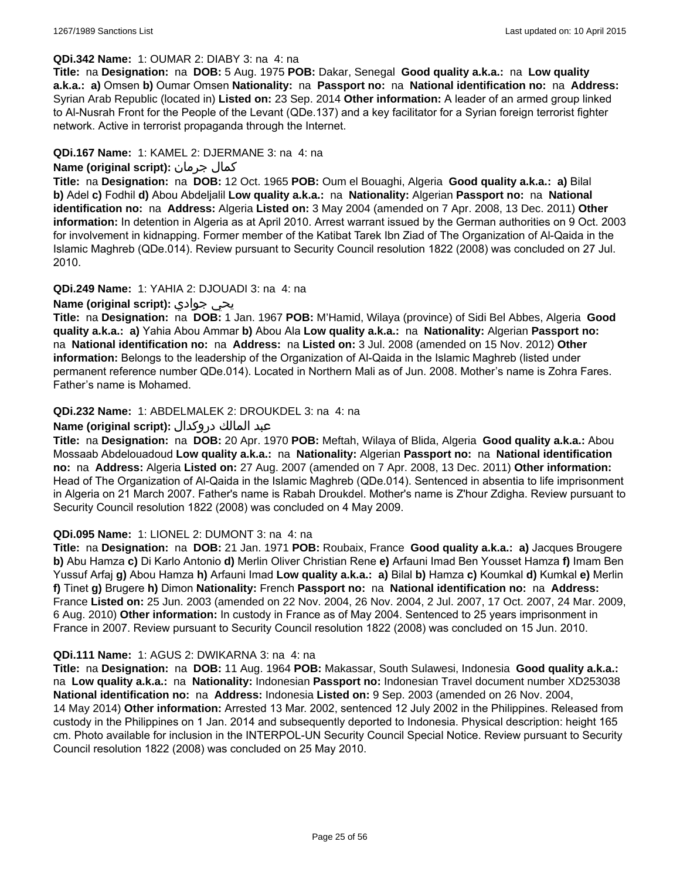**QDi.342 Name:** 1: OUMAR 2: DIABY 3: na 4: na

**Title:** na **Designation:** na **DOB:** 5 Aug. 1975 **POB:** Dakar, Senegal **Good quality a.k.a.:** na **Low quality a.k.a.: a)** Omsen **b)** Oumar Omsen **Nationality:** na **Passport no:** na **National identification no:** na **Address:** Syrian Arab Republic (located in) **Listed on:** 23 Sep. 2014 **Other information:** A leader of an armed group linked to Al-Nusrah Front for the People of the Levant (QDe.137) and a key facilitator for a Syrian foreign terrorist fighter network. Active in terrorist propaganda through the Internet.

**QDi.167 Name:** 1: KAMEL 2: DJERMANE 3: na 4: na

**Name (original script):** كمال جرمان

**Title:** na **Designation:** na **DOB:** 12 Oct. 1965 **POB:** Oum el Bouaghi, Algeria **Good quality a.k.a.: a)** Bilal **b)** Adel **c)** Fodhil **d)** Abou Abdeljalil **Low quality a.k.a.:** na **Nationality:** Algerian **Passport no:** na **National identification no:** na **Address:** Algeria **Listed on:** 3 May 2004 (amended on 7 Apr. 2008, 13 Dec. 2011) **Other information:** In detention in Algeria as at April 2010. Arrest warrant issued by the German authorities on 9 Oct. 2003 for involvement in kidnapping. Former member of the Katibat Tarek Ibn Ziad of The Organization of Al-Qaida in the Islamic Maghreb (QDe.014). Review pursuant to Security Council resolution 1822 (2008) was concluded on 27 Jul. 2010.

**QDi.249 Name:** 1: YAHIA 2: DJOUADI 3: na 4: na

**Name (original script):** يحي جوادي

**Title:** na **Designation:** na **DOB:** 1 Jan. 1967 **POB:** M'Hamid, Wilaya (province) of Sidi Bel Abbes, Algeria **Good quality a.k.a.: a)** Yahia Abou Ammar **b)** Abou Ala **Low quality a.k.a.:** na **Nationality:** Algerian **Passport no:** na **National identification no:** na **Address:** na **Listed on:** 3 Jul. 2008 (amended on 15 Nov. 2012) **Other information:** Belongs to the leadership of the Organization of Al-Qaida in the Islamic Maghreb (listed under permanent reference number QDe.014). Located in Northern Mali as of Jun. 2008. Mother's name is Zohra Fares. Father's name is Mohamed.

**QDi.232 Name:** 1: ABDELMALEK 2: DROUKDEL 3: na 4: na

**Name (original script):** عبد المالك دروكدال

**Title:** na **Designation:** na **DOB:** 20 Apr. 1970 **POB:** Meftah, Wilaya of Blida, Algeria **Good quality a.k.a.:** Abou Mossaab Abdelouadoud **Low quality a.k.a.:** na **Nationality:** Algerian **Passport no:** na **National identification no:** na **Address:** Algeria **Listed on:** 27 Aug. 2007 (amended on 7 Apr. 2008, 13 Dec. 2011) **Other information:** Head of The Organization of Al-Qaida in the Islamic Maghreb (QDe.014). Sentenced in absentia to life imprisonment in Algeria on 21 March 2007. Father's name is Rabah Droukdel. Mother's name is Z'hour Zdigha. Review pursuant to Security Council resolution 1822 (2008) was concluded on 4 May 2009.

**QDi.095 Name:** 1: LIONEL 2: DUMONT 3: na 4: na

**Title:** na **Designation:** na **DOB:** 21 Jan. 1971 **POB:** Roubaix, France **Good quality a.k.a.: a)** Jacques Brougere **b)** Abu Hamza **c)** Di Karlo Antonio **d)** Merlin Oliver Christian Rene **e)** Arfauni Imad Ben Yousset Hamza **f)** Imam Ben Yussuf Arfaj **g)** Abou Hamza **h)** Arfauni Imad **Low quality a.k.a.: a)** Bilal **b)** Hamza **c)** Koumkal **d)** Kumkal **e)** Merlin **f)** Tinet **g)** Brugere **h)** Dimon **Nationality:** French **Passport no:** na **National identification no:** na **Address:** France **Listed on:** 25 Jun. 2003 (amended on 22 Nov. 2004, 26 Nov. 2004, 2 Jul. 2007, 17 Oct. 2007, 24 Mar. 2009, 6 Aug. 2010) **Other information:** In custody in France as of May 2004. Sentenced to 25 years imprisonment in France in 2007. Review pursuant to Security Council resolution 1822 (2008) was concluded on 15 Jun. 2010.

**QDi.111 Name:** 1: AGUS 2: DWIKARNA 3: na 4: na

**Title:** na **Designation:** na **DOB:** 11 Aug. 1964 **POB:** Makassar, South Sulawesi, Indonesia **Good quality a.k.a.:** na **Low quality a.k.a.:** na **Nationality:** Indonesian **Passport no:** Indonesian Travel document number XD253038 **National identification no:** na **Address:** Indonesia **Listed on:** 9 Sep. 2003 (amended on 26 Nov. 2004, 14 May 2014) **Other information:** Arrested 13 Mar. 2002, sentenced 12 July 2002 in the Philippines. Released from custody in the Philippines on 1 Jan. 2014 and subsequently deported to Indonesia. Physical description: height 165 cm. Photo available for inclusion in the INTERPOL-UN Security Council Special Notice. Review pursuant to Security Council resolution 1822 (2008) was concluded on 25 May 2010.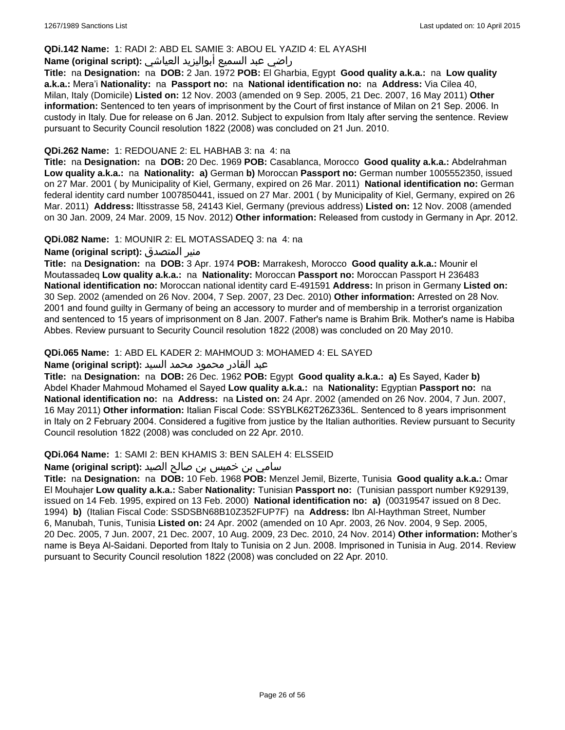**QDi.142 Name:** 1: RADI 2: ABD EL SAMIE 3: ABOU EL YAZID 4: EL AYASHI

**Name (original script):** راضي عبد السميع أبواليزيد العياشي

**Title:** na **Designation:** na **DOB:** 2 Jan. 1972 **POB:** El Gharbia, Egypt **Good quality a.k.a.:** na **Low quality a.k.a.:** Mera'i **Nationality:** na **Passport no:** na **National identification no:** na **Address:** Via Cilea 40, Milan, Italy (Domicile) **Listed on:** 12 Nov. 2003 (amended on 9 Sep. 2005, 21 Dec. 2007, 16 May 2011) **Other information:** Sentenced to ten years of imprisonment by the Court of first instance of Milan on 21 Sep. 2006. In custody in Italy. Due for release on 6 Jan. 2012. Subject to expulsion from Italy after serving the sentence. Review pursuant to Security Council resolution 1822 (2008) was concluded on 21 Jun. 2010.

**QDi.262 Name:** 1: REDOUANE 2: EL HABHAB 3: na 4: na

**Title:** na **Designation:** na **DOB:** 20 Dec. 1969 **POB:** Casablanca, Morocco **Good quality a.k.a.:** Abdelrahman **Low quality a.k.a.:** na **Nationality:** **a)** German **b)** Moroccan **Passport no:** German number 1005552350, issued on 27 Mar. 2001 ( by Municipality of Kiel, Germany, expired on 26 Mar. 2011) **National identification no:** German federal identity card number 1007850441, issued on 27 Mar. 2001 ( by Municipality of Kiel, Germany, expired on 26 Mar. 2011) **Address:** Iltisstrasse 58, 24143 Kiel, Germany (previous address) **Listed on:** 12 Nov. 2008 (amended on 30 Jan. 2009, 24 Mar. 2009, 15 Nov. 2012) **Other information:** Released from custody in Germany in Apr. 2012.

**QDi.082 Name:** 1: MOUNIR 2: EL MOTASSADEQ 3: na 4: na

**Name (original script):** منير المتصدق

**Title:** na **Designation:** na **DOB:** 3 Apr. 1974 **POB:** Marrakesh, Morocco **Good quality a.k.a.:** Mounir el Moutassadeq **Low quality a.k.a.:** na **Nationality:** Moroccan **Passport no:** Moroccan Passport H 236483 **National identification no:** Moroccan national identity card E-491591 **Address:** In prison in Germany **Listed on:** 30 Sep. 2002 (amended on 26 Nov. 2004, 7 Sep. 2007, 23 Dec. 2010) **Other information:** Arrested on 28 Nov. 2001 and found guilty in Germany of being an accessory to murder and of membership in a terrorist organization and sentenced to 15 years of imprisonment on 8 Jan. 2007. Father's name is Brahim Brik. Mother's name is Habiba Abbes. Review pursuant to Security Council resolution 1822 (2008) was concluded on 20 May 2010.

**QDi.065 Name:** 1: ABD EL KADER 2: MAHMOUD 3: MOHAMED 4: EL SAYED

**Name (original script):** عبد القادر محمود محمد السيد

**Title:** na **Designation:** na **DOB:** 26 Dec. 1962 **POB:** Egypt **Good quality a.k.a.:** **a)** Es Sayed, Kader **b)** Abdel Khader Mahmoud Mohamed el Sayed **Low quality a.k.a.:** na **Nationality:** Egyptian **Passport no:** na **National identification no:** na **Address:** na **Listed on:** 24 Apr. 2002 (amended on 26 Nov. 2004, 7 Jun. 2007, 16 May 2011) **Other information:** Italian Fiscal Code: SSYBLK62T26Z336L. Sentenced to 8 years imprisonment in Italy on 2 February 2004. Considered a fugitive from justice by the Italian authorities. Review pursuant to Security Council resolution 1822 (2008) was concluded on 22 Apr. 2010.

**QDi.064 Name:** 1: SAMI 2: BEN KHAMIS 3: BEN SALEH 4: ELSSEID

**Name (original script):** سامي بن خميس بن صالح الصيد

**Title:** na **Designation:** na **DOB:** 10 Feb. 1968 **POB:** Menzel Jemil, Bizerte, Tunisia **Good quality a.k.a.:** Omar El Mouhajer **Low quality a.k.a.:** Saber **Nationality:** Tunisian **Passport no:** (Tunisian passport number K929139, issued on 14 Feb. 1995, expired on 13 Feb. 2000) **National identification no:** **a)** (00319547 issued on 8 Dec. 1994) **b)** (Italian Fiscal Code: SSDSBN68B10Z352FUP7F) na **Address:** Ibn Al-Haythman Street, Number 6, Manubah, Tunis, Tunisia **Listed on:** 24 Apr. 2002 (amended on 10 Apr. 2003, 26 Nov. 2004, 9 Sep. 2005, 20 Dec. 2005, 7 Jun. 2007, 21 Dec. 2007, 10 Aug. 2009, 23 Dec. 2010, 24 Nov. 2014) **Other information:** Mother's name is Beya Al-Saidani. Deported from Italy to Tunisia on 2 Jun. 2008. Imprisoned in Tunisia in Aug. 2014. Review pursuant to Security Council resolution 1822 (2008) was concluded on 22 Apr. 2010.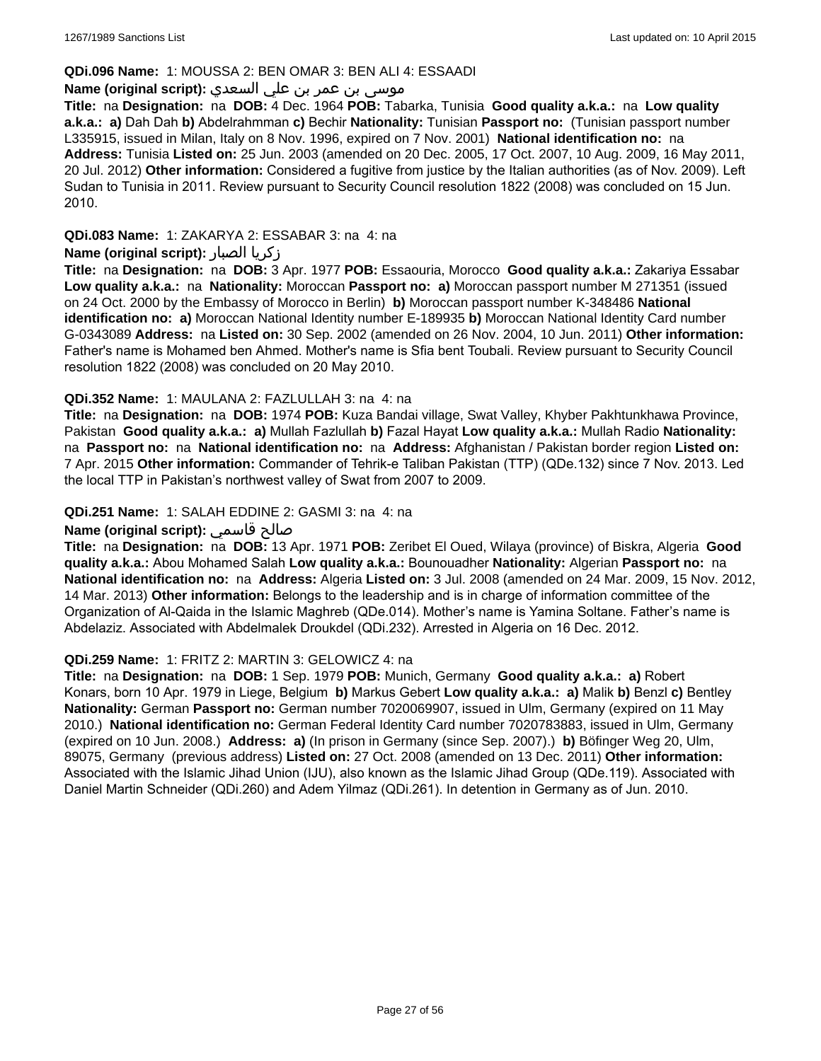**QDi.096 Name:** 1: MOUSSA 2: BEN OMAR 3: BEN ALI 4: ESSAADI

**Name (original script):** موسى بن عمر بن علي السعدي

**Title:** na **Designation:** na **DOB:** 4 Dec. 1964 **POB:** Tabarka, Tunisia **Good quality a.k.a.:** na **Low quality a.k.a.:** **a)** Dah Dah **b)** Abdelrahmman **c)** Bechir **Nationality:** Tunisian **Passport no:** (Tunisian passport number L335915, issued in Milan, Italy on 8 Nov. 1996, expired on 7 Nov. 2001) **National identification no:** na **Address:** Tunisia **Listed on:** 25 Jun. 2003 (amended on 20 Dec. 2005, 17 Oct. 2007, 10 Aug. 2009, 16 May 2011, 20 Jul. 2012) **Other information:** Considered a fugitive from justice by the Italian authorities (as of Nov. 2009). Left Sudan to Tunisia in 2011. Review pursuant to Security Council resolution 1822 (2008) was concluded on 15 Jun. 2010.

**QDi.083 Name:** 1: ZAKARYA 2: ESSABAR 3: na 4: na

**Name (original script):** زكريا الصبار

**Title:** na **Designation:** na **DOB:** 3 Apr. 1977 **POB:** Essaouria, Morocco **Good quality a.k.a.:** Zakariya Essabar **Low quality a.k.a.:** na **Nationality:** Moroccan **Passport no:** **a)** Moroccan passport number M 271351 (issued on 24 Oct. 2000 by the Embassy of Morocco in Berlin) **b)** Moroccan passport number K-348486 **National identification no:** **a)** Moroccan National Identity number E-189935 **b)** Moroccan National Identity Card number G-0343089 **Address:** na **Listed on:** 30 Sep. 2002 (amended on 26 Nov. 2004, 10 Jun. 2011) **Other information:** Father's name is Mohamed ben Ahmed. Mother's name is Sfia bent Toubali. Review pursuant to Security Council resolution 1822 (2008) was concluded on 20 May 2010.

**QDi.352 Name:** 1: MAULANA 2: FAZLULLAH 3: na 4: na

**Title:** na **Designation:** na **DOB:** 1974 **POB:** Kuza Bandai village, Swat Valley, Khyber Pakhtunkhawa Province, Pakistan **Good quality a.k.a.:** **a)** Mullah Fazlullah **b)** Fazal Hayat **Low quality a.k.a.:** Mullah Radio **Nationality:** na **Passport no:** na **National identification no:** na **Address:** Afghanistan / Pakistan border region **Listed on:** 7 Apr. 2015 **Other information:** Commander of Tehrik-e Taliban Pakistan (TTP) (QDe.132) since 7 Nov. 2013. Led the local TTP in Pakistan's northwest valley of Swat from 2007 to 2009.

**QDi.251 Name:** 1: SALAH EDDINE 2: GASMI 3: na 4: na

**Name (original script):** صالح قاسمي

**Title:** na **Designation:** na **DOB:** 13 Apr. 1971 **POB:** Zeribet El Oued, Wilaya (province) of Biskra, Algeria **Good quality a.k.a.:** Abou Mohamed Salah **Low quality a.k.a.:** Bounouadher **Nationality:** Algerian **Passport no:** na **National identification no:** na **Address:** Algeria **Listed on:** 3 Jul. 2008 (amended on 24 Mar. 2009, 15 Nov. 2012, 14 Mar. 2013) **Other information:** Belongs to the leadership and is in charge of information committee of the Organization of Al-Qaida in the Islamic Maghreb (QDe.014). Mother's name is Yamina Soltane. Father's name is Abdelaziz. Associated with Abdelmalek Droukdel (QDi.232). Arrested in Algeria on 16 Dec. 2012.

**QDi.259 Name:** 1: FRITZ 2: MARTIN 3: GELOWICZ 4: na

**Title:** na **Designation:** na **DOB:** 1 Sep. 1979 **POB:** Munich, Germany **Good quality a.k.a.:** **a)** Robert Konars, born 10 Apr. 1979 in Liege, Belgium **b)** Markus Gebert **Low quality a.k.a.:** **a)** Malik **b)** Benzl **c)** Bentley **Nationality:** German **Passport no:** German number 7020069907, issued in Ulm, Germany (expired on 11 May 2010.) **National identification no:** German Federal Identity Card number 7020783883, issued in Ulm, Germany (expired on 10 Jun. 2008.) **Address:** **a)** (In prison in Germany (since Sep. 2007).) **b)** Böfinger Weg 20, Ulm, 89075, Germany (previous address) **Listed on:** 27 Oct. 2008 (amended on 13 Dec. 2011) **Other information:** Associated with the Islamic Jihad Union (IJU), also known as the Islamic Jihad Group (QDe.119). Associated with Daniel Martin Schneider (QDi.260) and Adem Yilmaz (QDi.261). In detention in Germany as of Jun. 2010.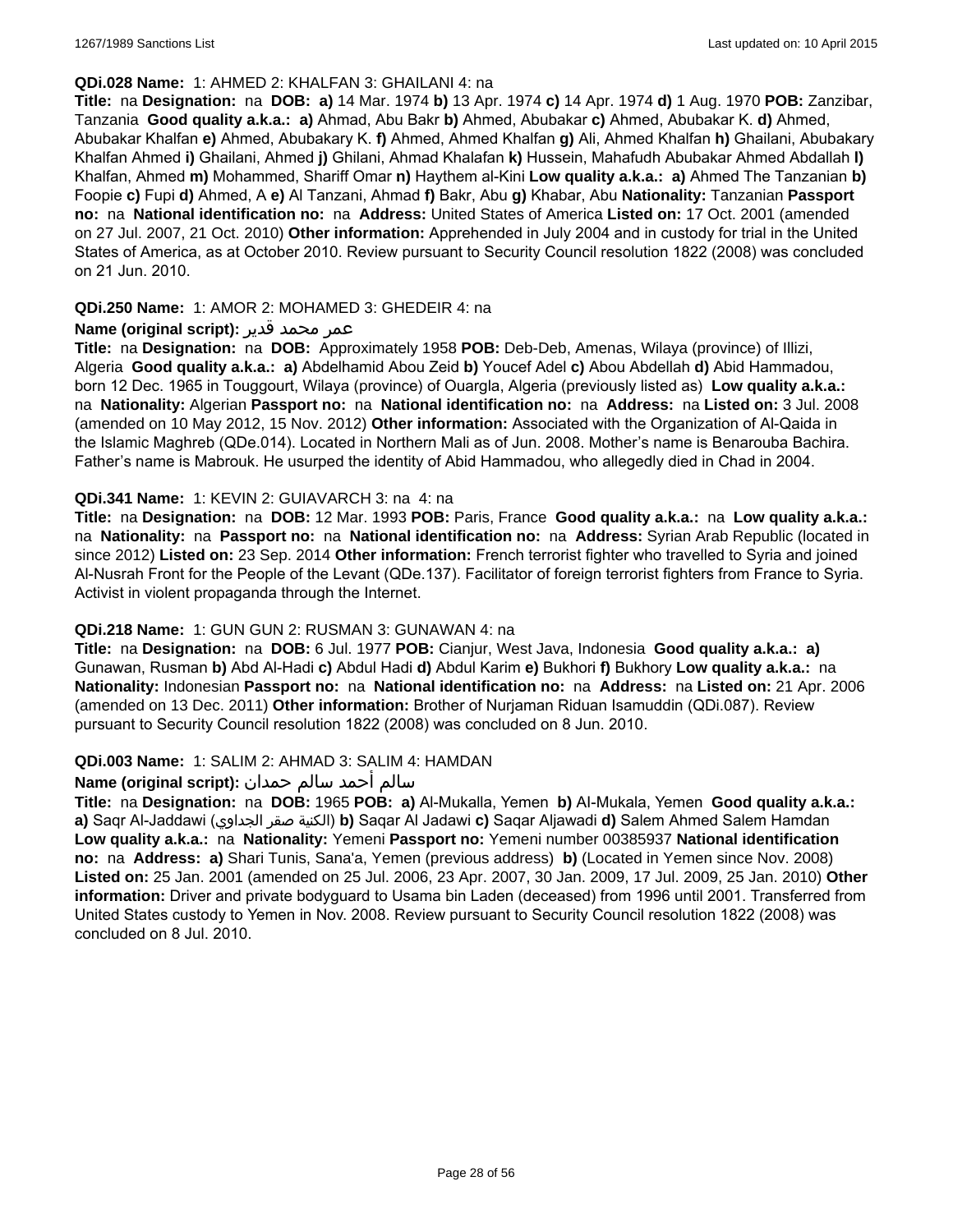**QDi.028 Name:** 1: AHMED 2: KHALFAN 3: GHAILANI 4: na

**Title:** na **Designation:** na **DOB:** **a)** 14 Mar. 1974 **b)** 13 Apr. 1974 **c)** 14 Apr. 1974 **d)** 1 Aug. 1970 **POB:** Zanzibar, Tanzania **Good quality a.k.a.:** **a)** Ahmad, Abu Bakr **b)** Ahmed, Abubakar **c)** Ahmed, Abubakar K. **d)** Ahmed, Abubakar Khalfan **e)** Ahmed, Abubakary K. **f)** Ahmed, Ahmed Khalfan **g)** Ali, Ahmed Khalfan **h)** Ghailani, Abubakary Khalfan Ahmed **i)** Ghailani, Ahmed **j)** Ghilani, Ahmad Khalafan **k)** Hussein, Mahafudh Abubakar Ahmed Abdallah **l)** Khalfan, Ahmed **m)** Mohammed, Shariff Omar **n)** Haythem al-Kini **Low quality a.k.a.:** **a)** Ahmed The Tanzanian **b)** Foopie **c)** Fupi **d)** Ahmed, A **e)** Al Tanzani, Ahmad **f)** Bakr, Abu **g)** Khabar, Abu **Nationality:** Tanzanian **Passport no:** na **National identification no:** na **Address:** United States of America **Listed on:** 17 Oct. 2001 (amended on 27 Jul. 2007, 21 Oct. 2010) **Other information:** Apprehended in July 2004 and in custody for trial in the United States of America, as at October 2010. Review pursuant to Security Council resolution 1822 (2008) was concluded on 21 Jun. 2010.

**QDi.250 Name:** 1: AMOR 2: MOHAMED 3: GHEDEIR 4: na

**Name (original script):** عمر محمد قدير

**Title:** na **Designation:** na **DOB:** Approximately 1958 **POB:** Deb-Deb, Amenas, Wilaya (province) of Illizi, Algeria **Good quality a.k.a.:** **a)** Abdelhamid Abou Zeid **b)** Youcef Adel **c)** Abou Abdellah **d)** Abid Hammadou, born 12 Dec. 1965 in Tougourt, Wilaya (province) of Ouargla, Algeria (previously listed as) **Low quality a.k.a.:** na **Nationality:** Algerian **Passport no:** na **National identification no:** na **Address:** na **Listed on:** 3 Jul. 2008 (amended on 10 May 2012, 15 Nov. 2012) **Other information:** Associated with the Organization of Al-Qaida in the Islamic Maghreb (QDe.014). Located in Northern Mali as of Jun. 2008. Mother's name is Benarouba Bachira. Father's name is Mabrouk. He usurped the identity of Abid Hammadou, who allegedly died in Chad in 2004.

**QDi.341 Name:** 1: KEVIN 2: GUIAVARCH 3: na 4: na

**Title:** na **Designation:** na **DOB:** 12 Mar. 1993 **POB:** Paris, France **Good quality a.k.a.:** na **Low quality a.k.a.:** na **Nationality:** na **Passport no:** na **National identification no:** na **Address:** Syrian Arab Republic (located in since 2012) **Listed on:** 23 Sep. 2014 **Other information:** French terrorist fighter who travelled to Syria and joined Al-Nusrah Front for the People of the Levant (QDe.137). Facilitator of foreign terrorist fighters from France to Syria. Activist in violent propaganda through the Internet.

**QDi.218 Name:** 1: GUN GUN 2: RUSMAN 3: GUNAWAN 4: na

**Title:** na **Designation:** na **DOB:** 6 Jul. 1977 **POB:** Cianjur, West Java, Indonesia **Good quality a.k.a.:** **a)** Gunawan, Rusman **b)** Abd Al-Hadi **c)** Abdul Hadi **d)** Abdul Karim **e)** Bukhori **f)** Bukhory **Low quality a.k.a.:** na **Nationality:** Indonesian **Passport no:** na **National identification no:** na **Address:** na **Listed on:** 21 Apr. 2006 (amended on 13 Dec. 2011) **Other information:** Brother of Nurjaman Riduan Isamuddin (QDi.087). Review pursuant to Security Council resolution 1822 (2008) was concluded on 8 Jun. 2010.

**QDi.003 Name:** 1: SALIM 2: AHMAD 3: SALIM 4: HAMDAN

**Name (original script):** سالم أحمد سالم حمدان

**Title:** na **Designation:** na **DOB:** 1965 **POB:** **a)** Al-Mukalla, Yemen **b)** Al-Mukala, Yemen **Good quality a.k.a.:** **a)** Saqr Al-Jaddawi (الكنية صقر الجداوي) **b)** Saqar Al Jadawi **c)** Saqar Aljawadi **d)** Salem Ahmed Salem Hamdan **Low quality a.k.a.:** na **Nationality:** Yemeni **Passport no:** Yemeni number 00385937 **National identification no:** na **Address:** **a)** Shari Tunis, Sana'a, Yemen (previous address) **b)** (Located in Yemen since Nov. 2008) **Listed on:** 25 Jan. 2001 (amended on 25 Jul. 2006, 23 Apr. 2007, 30 Jan. 2009, 17 Jul. 2009, 25 Jan. 2010) **Other information:** Driver and private bodyguard to Usama bin Laden (deceased) from 1996 until 2001. Transferred from United States custody to Yemen in Nov. 2008. Review pursuant to Security Council resolution 1822 (2008) was concluded on 8 Jul. 2010.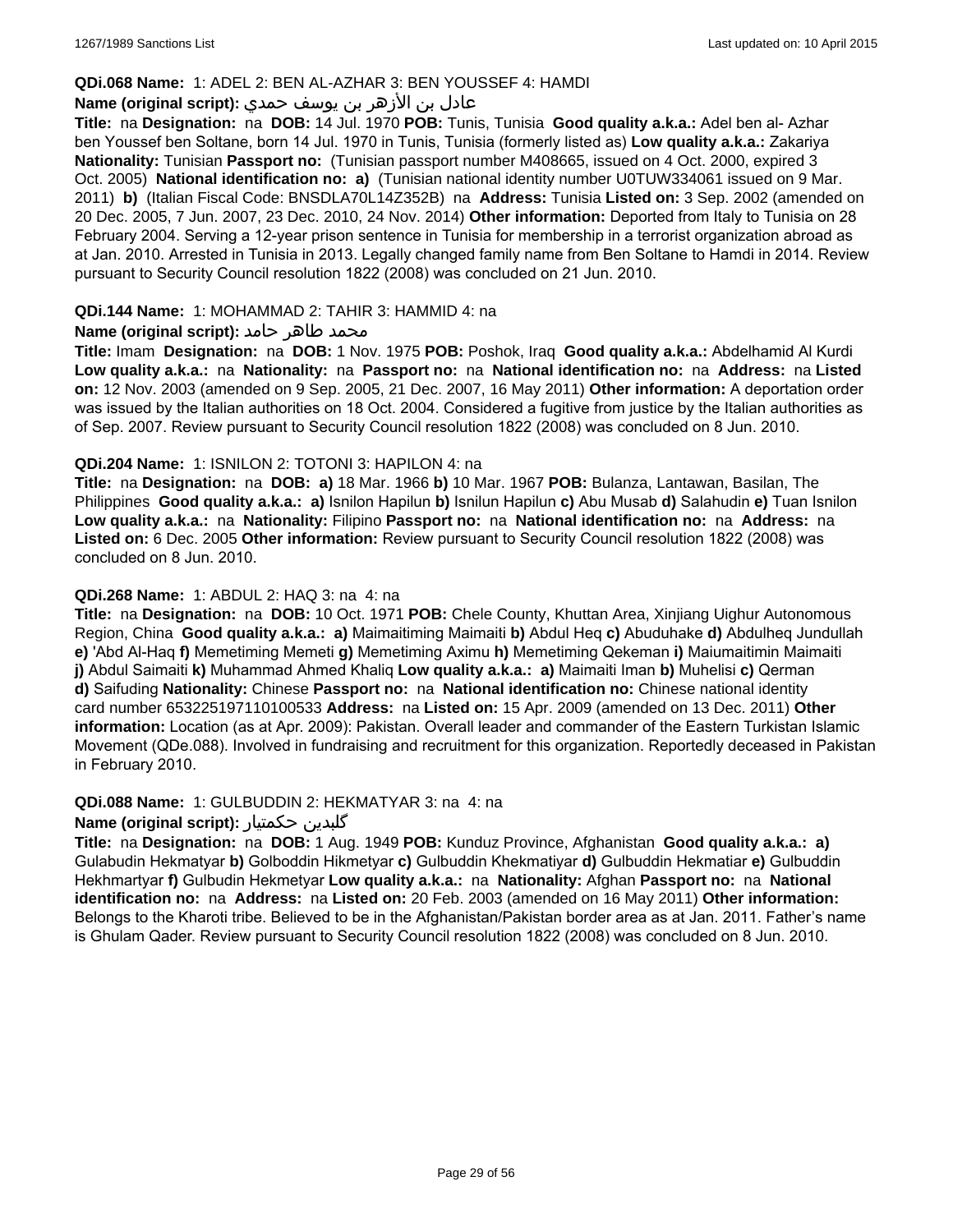**QDi.068 Name:** 1: ADEL 2: BEN AL-AZHAR 3: BEN YOUSSEF 4: HAMDI

**Name (original script):** عادل بن الأزهر بن يوسف حمدي

**Title:** na **Designation:** na **DOB:** 14 Jul. 1970 **POB:** Tunis, Tunisia **Good quality a.k.a.:** Adel ben al- Azhar ben Youssef ben Soltane, born 14 Jul. 1970 in Tunis, Tunisia (formerly listed as) **Low quality a.k.a.:** Zakariya **Nationality:** Tunisian **Passport no:** (Tunisian passport number M408665, issued on 4 Oct. 2000, expired 3 Oct. 2005) **National identification no:** **a)** (Tunisian national identity number U0TUW334061 issued on 9 Mar. 2011) **b)** (Italian Fiscal Code: BNSDLA70L14Z352B) na **Address:** Tunisia **Listed on:** 3 Sep. 2002 (amended on 20 Dec. 2005, 7 Jun. 2007, 23 Dec. 2010, 24 Nov. 2014) **Other information:** Deported from Italy to Tunisia on 28 February 2004. Serving a 12-year prison sentence in Tunisia for membership in a terrorist organization abroad as at Jan. 2010. Arrested in Tunisia in 2013. Legally changed family name from Ben Soltane to Hamdi in 2014. Review pursuant to Security Council resolution 1822 (2008) was concluded on 21 Jun. 2010.

**QDi.144 Name:** 1: MOHAMMAD 2: TAHIR 3: HAMMID 4: na

**Name (original script):** محمد طاهر حامد

**Title:** Imam **Designation:** na **DOB:** 1 Nov. 1975 **POB:** Poshok, Iraq **Good quality a.k.a.:** Abdelhamid Al Kurdi **Low quality a.k.a.:** na **Nationality:** na **Passport no:** na **National identification no:** na **Address:** na **Listed on:** 12 Nov. 2003 (amended on 9 Sep. 2005, 21 Dec. 2007, 16 May 2011) **Other information:** A deportation order was issued by the Italian authorities on 18 Oct. 2004. Considered a fugitive from justice by the Italian authorities as of Sep. 2007. Review pursuant to Security Council resolution 1822 (2008) was concluded on 8 Jun. 2010.

**QDi.204 Name:** 1: ISNILON 2: TOTONI 3: HAPILON 4: na

**Title:** na **Designation:** na **DOB:** **a)** 18 Mar. 1966 **b)** 10 Mar. 1967 **POB:** Bulanza, Lantawan, Basilan, The Philippines **Good quality a.k.a.:** **a)** Isnilon Hapilun **b)** Isnilun Hapilun **c)** Abu Musab **d)** Salahudin **e)** Tuan Isnilon **Low quality a.k.a.:** na **Nationality:** Filipino **Passport no:** na **National identification no:** na **Address:** na **Listed on:** 6 Dec. 2005 **Other information:** Review pursuant to Security Council resolution 1822 (2008) was concluded on 8 Jun. 2010.

**QDi.268 Name:** 1: ABDUL 2: HAQ 3: na 4: na

**Title:** na **Designation:** na **DOB:** 10 Oct. 1971 **POB:** Chele County, Khuttan Area, Xinjiang Uighur Autonomous Region, China **Good quality a.k.a.:** **a)** Maimaitiming Maimaiti **b)** Abdul Heq **c)** Abuduhake **d)** Abdulheq Jundullah **e)** 'Abd Al-Haq **f)** Memetiming Memeti **g)** Memetiming Aximu **h)** Memetiming Qekeman **i)** Maiumaitimin Maimaiti **j)** Abdul Saimaiti **k)** Muhammad Ahmed Khaliq **Low quality a.k.a.:** **a)** Maimaiti Iman **b)** Muhelisi **c)** Qerman **d)** Saifuding **Nationality:** Chinese **Passport no:** na **National identification no:** Chinese national identity card number 653225197110100533 **Address:** na **Listed on:** 15 Apr. 2009 (amended on 13 Dec. 2011) **Other information:** Location (as at Apr. 2009): Pakistan. Overall leader and commander of the Eastern Turkistan Islamic Movement (QDe.088). Involved in fundraising and recruitment for this organization. Reportedly deceased in Pakistan in February 2010.

**QDi.088 Name:** 1: GULBUDDIN 2: HEKMATYAR 3: na 4: na

**Name (original script):** گلبدین حکمتیار

**Title:** na **Designation:** na **DOB:** 1 Aug. 1949 **POB:** Kunduz Province, Afghanistan **Good quality a.k.a.:** **a)** Gulabudin Hekmatyar **b)** Golboddin Hikmetyar **c)** Gulbuddin Khekmatiyar **d)** Gulbuddin Hekmatiar **e)** Gulbuddin Hekhmartyar **f)** Gulbudin Hekmetyar **Low quality a.k.a.:** na **Nationality:** Afghan **Passport no:** na **National identification no:** na **Address:** na **Listed on:** 20 Feb. 2003 (amended on 16 May 2011) **Other information:** Belongs to the Kharoti tribe. Believed to be in the Afghanistan/Pakistan border area as at Jan. 2011. Father's name is Ghulam Qader. Review pursuant to Security Council resolution 1822 (2008) was concluded on 8 Jun. 2010.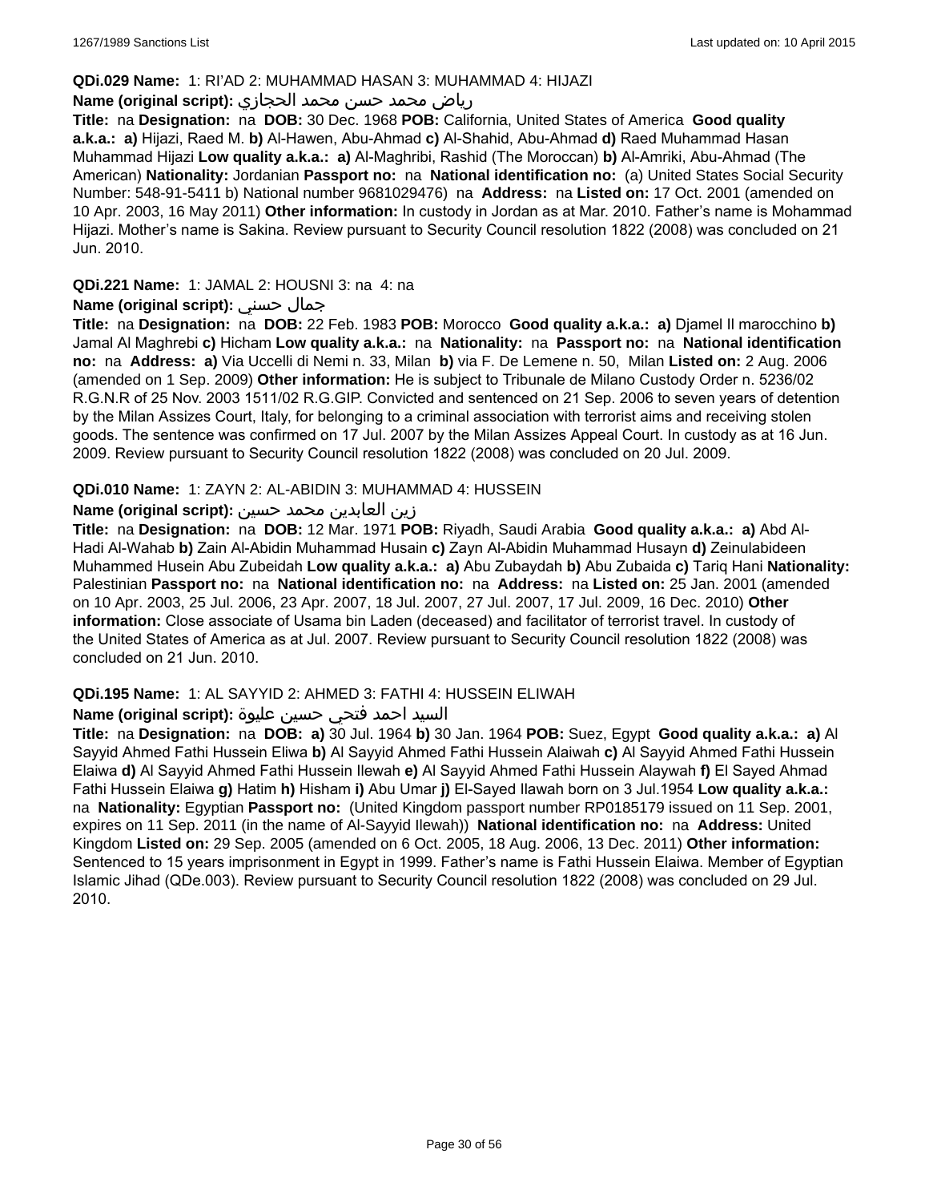**QDi.029 Name:** 1: RI'AD 2: MUHAMMAD HASAN 3: MUHAMMAD 4: HIJAZI

**Name (original script):** رياض محمد حسن محمد الحجازي

**Title:** na **Designation:** na **DOB:** 30 Dec. 1968 **POB:** California, United States of America **Good quality a.k.a.: a)** Hijazi, Raed M. **b)** Al-Hawen, Abu-Ahmad **c)** Al-Shahid, Abu-Ahmad **d)** Raed Muhammad Hasan Muhammad Hijazi **Low quality a.k.a.: a)** Al-Maghribi, Rashid (The Moroccan) **b)** Al-Amriki, Abu-Ahmad (The American) **Nationality:** Jordanian **Passport no:** na **National identification no:** (a) United States Social Security Number: 548-91-5411 b) National number 9681029476) na **Address:** na **Listed on:** 17 Oct. 2001 (amended on 10 Apr. 2003, 16 May 2011) **Other information:** In custody in Jordan as at Mar. 2010. Father's name is Mohammad Hijazi. Mother's name is Sakina. Review pursuant to Security Council resolution 1822 (2008) was concluded on 21 Jun. 2010.

**QDi.221 Name:** 1: JAMAL 2: HOUSNI 3: na 4: na

**Name (original script):** جمال حسني

**Title:** na **Designation:** na **DOB:** 22 Feb. 1983 **POB:** Morocco **Good quality a.k.a.: a)** Djamel Il marocchino **b)** Jamal Al Maghrebi **c)** Hicham **Low quality a.k.a.:** na **Nationality:** na **Passport no:** na **National identification no:** na **Address: a)** Via Uccelli di Nemi n. 33, Milan **b)** via F. De Lemene n. 50, Milan **Listed on:** 2 Aug. 2006 (amended on 1 Sep. 2009) **Other information:** He is subject to Tribunale de Milano Custody Order n. 5236/02 R.G.N.R of 25 Nov. 2003 1511/02 R.G.GIP. Convicted and sentenced on 21 Sep. 2006 to seven years of detention by the Milan Assizes Court, Italy, for belonging to a criminal association with terrorist aims and receiving stolen goods. The sentence was confirmed on 17 Jul. 2007 by the Milan Assizes Appeal Court. In custody as at 16 Jun. 2009. Review pursuant to Security Council resolution 1822 (2008) was concluded on 20 Jul. 2009.

**QDi.010 Name:** 1: ZAYN 2: AL-ABIDIN 3: MUHAMMAD 4: HUSSEIN

**Name (original script):** زين العابدين محمد حسين

**Title:** na **Designation:** na **DOB:** 12 Mar. 1971 **POB:** Riyadh, Saudi Arabia **Good quality a.k.a.: a)** Abd Al-Hadi Al-Wahab **b)** Zain Al-Abidin Muhammad Husain **c)** Zayn Al-Abidin Muhammad Husayn **d)** Zeinulabideen Muhammed Husein Abu Zubeidah **Low quality a.k.a.: a)** Abu Zubaydah **b)** Abu Zubaida **c)** Tariq Hani **Nationality:** Palestinian **Passport no:** na **National identification no:** na **Address:** na **Listed on:** 25 Jan. 2001 (amended on 10 Apr. 2003, 25 Jul. 2006, 23 Apr. 2007, 18 Jul. 2007, 27 Jul. 2007, 17 Jul. 2009, 16 Dec. 2010) **Other information:** Close associate of Usama bin Laden (deceased) and facilitator of terrorist travel. In custody of the United States of America as at Jul. 2007. Review pursuant to Security Council resolution 1822 (2008) was concluded on 21 Jun. 2010.

**QDi.195 Name:** 1: AL SAYYID 2: AHMED 3: FATHI 4: HUSSEIN ELIWAH

**Name (original script):** السيد احمد فتحي حسين عليوة

**Title:** na **Designation:** na **DOB: a)** 30 Jul. 1964 **b)** 30 Jan. 1964 **POB:** Suez, Egypt **Good quality a.k.a.: a)** Al Sayyid Ahmed Fathi Hussein Eliwa **b)** Al Sayyid Ahmed Fathi Hussein Alaiwah **c)** Al Sayyid Ahmed Fathi Hussein Elaiwa **d)** Al Sayyid Ahmed Fathi Hussein Ilewah **e)** Al Sayyid Ahmed Fathi Hussein Alaywah **f)** El Sayed Ahmad Fathi Hussein Elaiwa **g)** Hatim **h)** Hisham **i)** Abu Umar **j)** El-Sayed Ilawah born on 3 Jul.1954 **Low quality a.k.a.:** na **Nationality:** Egyptian **Passport no:** (United Kingdom passport number RP0185179 issued on 11 Sep. 2001, expires on 11 Sep. 2011 (in the name of Al-Sayyid Ilewah)) **National identification no:** na **Address:** United Kingdom **Listed on:** 29 Sep. 2005 (amended on 6 Oct. 2005, 18 Aug. 2006, 13 Dec. 2011) **Other information:** Sentenced to 15 years imprisonment in Egypt in 1999. Father's name is Fathi Hussein Elaiwa. Member of Egyptian Islamic Jihad (QDe.003). Review pursuant to Security Council resolution 1822 (2008) was concluded on 29 Jul. 2010.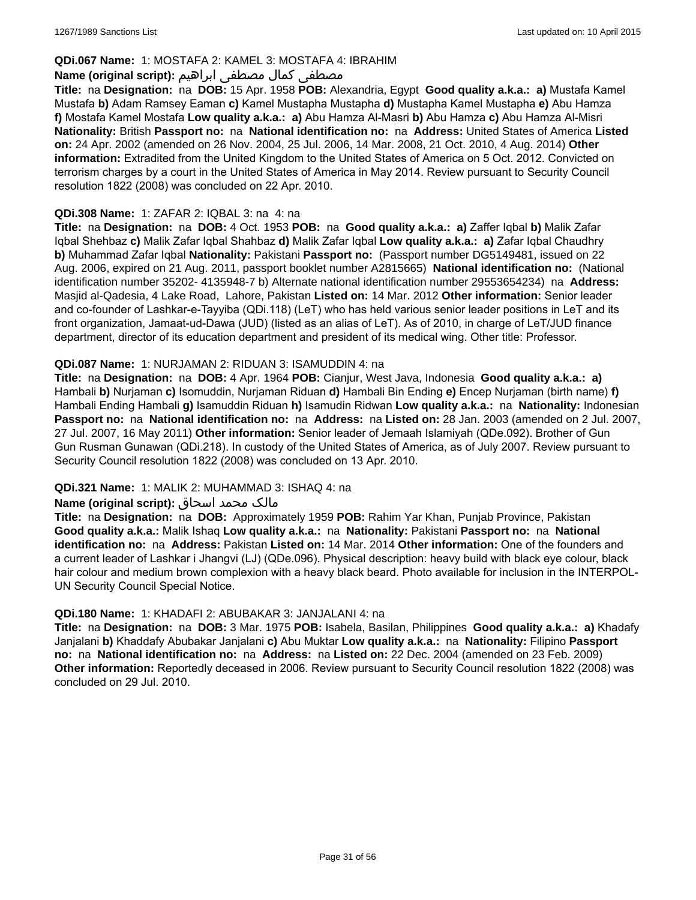**QDi.067 Name:** 1: MOSTAFA 2: KAMEL 3: MOSTAFA 4: IBRAHIM

**Name (original script):** مصطفى كمال مصطفى ابراهيم

**Title:** na **Designation:** na **DOB:** 15 Apr. 1958 **POB:** Alexandria, Egypt **Good quality a.k.a.:** **a)** Mustafa Kamel Mustafa **b)** Adam Ramsey Eaman **c)** Kamel Mustapha Mustapha **d)** Mustapha Kamel Mustapha **e)** Abu Hamza **f)** Mostafa Kamel Mostafa **Low quality a.k.a.:** **a)** Abu Hamza Al-Masri **b)** Abu Hamza **c)** Abu Hamza Al-Misri **Nationality:** British **Passport no:** na **National identification no:** na **Address:** United States of America **Listed on:** 24 Apr. 2002 (amended on 26 Nov. 2004, 25 Jul. 2006, 14 Mar. 2008, 21 Oct. 2010, 4 Aug. 2014) **Other information:** Extradited from the United Kingdom to the United States of America on 5 Oct. 2012. Convicted on terrorism charges by a court in the United States of America in May 2014. Review pursuant to Security Council resolution 1822 (2008) was concluded on 22 Apr. 2010.

**QDi.308 Name:** 1: ZAFAR 2: IQBAL 3: na 4: na

**Title:** na **Designation:** na **DOB:** 4 Oct. 1953 **POB:** na **Good quality a.k.a.:** **a)** Zaffer Iqbal **b)** Malik Zafar Iqbal Shehbaz **c)** Malik Zafar Iqbal Shahbaz **d)** Malik Zafar Iqbal **Low quality a.k.a.:** **a)** Zafar Iqbal Chaudhry **b)** Muhammad Zafar Iqbal **Nationality:** Pakistani **Passport no:** (Passport number DG5149481, issued on 22 Aug. 2006, expired on 21 Aug. 2011, passport booklet number A2815665) **National identification no:** (National identification number 35202- 4135948-7 b) Alternate national identification number 29553654234) na **Address:** Masjid al-Qadesia, 4 Lake Road, Lahore, Pakistan **Listed on:** 14 Mar. 2012 **Other information:** Senior leader and co-founder of Lashkar-e-Tayyiba (QDi.118) (LeT) who has held various senior leader positions in LeT and its front organization, Jamaat-ud-Dawa (JUD) (listed as an alias of LeT). As of 2010, in charge of LeT/JUD finance department, director of its education department and president of its medical wing. Other title: Professor.

**QDi.087 Name:** 1: NURJAMAN 2: RIDUAN 3: ISAMUDDIN 4: na

**Title:** na **Designation:** na **DOB:** 4 Apr. 1964 **POB:** Cianjur, West Java, Indonesia **Good quality a.k.a.:** **a)** Hambali **b)** Nurjaman **c)** Isomuddin, Nurjaman Riduan **d)** Hambali Bin Ending **e)** Encep Nurjaman (birth name) **f)** Hambali Ending Hambali **g)** Isamuddin Riduan **h)** Isamudin Ridwan **Low quality a.k.a.:** na **Nationality:** Indonesian **Passport no:** na **National identification no:** na **Address:** na **Listed on:** 28 Jan. 2003 (amended on 2 Jul. 2007, 27 Jul. 2007, 16 May 2011) **Other information:** Senior leader of Jemaah Islamiyah (QDe.092). Brother of Gun Gun Rusman Gunawan (QDi.218). In custody of the United States of America, as of July 2007. Review pursuant to Security Council resolution 1822 (2008) was concluded on 13 Apr. 2010.

**QDi.321 Name:** 1: MALIK 2: MUHAMMAD 3: ISHAQ 4: na

**Name (original script):** مالک محمد اسحاق

**Title:** na **Designation:** na **DOB:** Approximately 1959 **POB:** Rahim Yar Khan, Punjab Province, Pakistan **Good quality a.k.a.:** Malik Ishaq **Low quality a.k.a.:** na **Nationality:** Pakistani **Passport no:** na **National identification no:** na **Address:** Pakistan **Listed on:** 14 Mar. 2014 **Other information:** One of the founders and a current leader of Lashkar i Jhangvi (LJ) (QDe.096). Physical description: heavy build with black eye colour, black hair colour and medium brown complexion with a heavy black beard. Photo available for inclusion in the INTERPOL-UN Security Council Special Notice.

**QDi.180 Name:** 1: KHADAFI 2: ABUBAKAR 3: JANJALANI 4: na

**Title:** na **Designation:** na **DOB:** 3 Mar. 1975 **POB:** Isabela, Basilan, Philippines **Good quality a.k.a.:** **a)** Khadafy Janjalani **b)** Khaddafy Abubakar Janjalani **c)** Abu Muktar **Low quality a.k.a.:** na **Nationality:** Filipino **Passport no:** na **National identification no:** na **Address:** na **Listed on:** 22 Dec. 2004 (amended on 23 Feb. 2009) **Other information:** Reportedly deceased in 2006. Review pursuant to Security Council resolution 1822 (2008) was concluded on 29 Jul. 2010.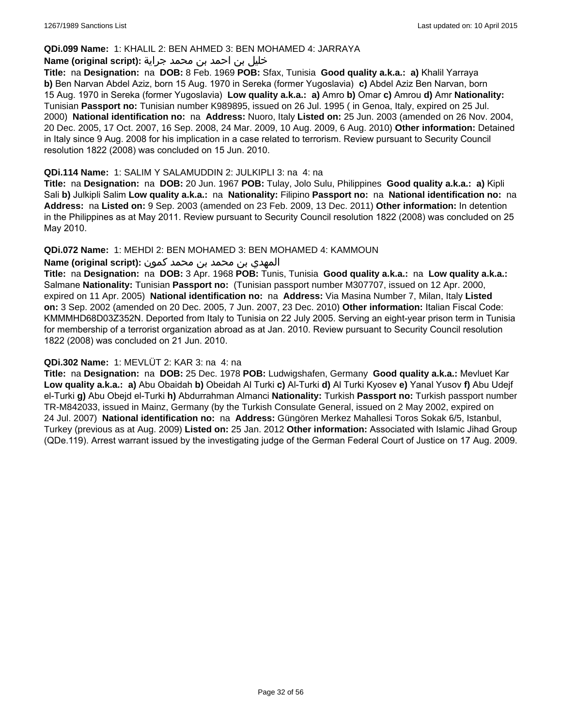**QDi.099 Name:** 1: KHALIL 2: BEN AHMED 3: BEN MOHAMED 4: JARRAYA

**Name (original script):** خليل بن احمد بن محمد جراية

**Title:** na **Designation:** na **DOB:** 8 Feb. 1969 **POB:** Sfax, Tunisia **Good quality a.k.a.:** **a)** Khalil Yarraya **b)** Ben Narvan Abdel Aziz, born 15 Aug. 1970 in Sereka (former Yugoslavia) **c)** Abdel Aziz Ben Narvan, born 15 Aug. 1970 in Sereka (former Yugoslavia) **Low quality a.k.a.:** **a)** Amro **b)** Omar **c)** Amrou **d)** Amr **Nationality:** Tunisian **Passport no:** Tunisian number K989895, issued on 26 Jul. 1995 ( in Genoa, Italy, expired on 25 Jul. 2000) **National identification no:** na **Address:** Nuoro, Italy **Listed on:** 25 Jun. 2003 (amended on 26 Nov. 2004, 20 Dec. 2005, 17 Oct. 2007, 16 Sep. 2008, 24 Mar. 2009, 10 Aug. 2009, 6 Aug. 2010) **Other information:** Detained in Italy since 9 Aug. 2008 for his implication in a case related to terrorism. Review pursuant to Security Council resolution 1822 (2008) was concluded on 15 Jun. 2010.

**QDi.114 Name:** 1: SALIM Y SALAMUDDIN 2: JULKIPLI 3: na 4: na

**Title:** na **Designation:** na **DOB:** 20 Jun. 1967 **POB:** Tulay, Jolo Sulu, Philippines **Good quality a.k.a.:** **a)** Kipli Sali **b)** Julkipli Salim **Low quality a.k.a.:** na **Nationality:** Filipino **Passport no:** na **National identification no:** na **Address:** na **Listed on:** 9 Sep. 2003 (amended on 23 Feb. 2009, 13 Dec. 2011) **Other information:** In detention in the Philippines as at May 2011. Review pursuant to Security Council resolution 1822 (2008) was concluded on 25 May 2010.

**QDi.072 Name:** 1: MEHDI 2: BEN MOHAMED 3: BEN MOHAMED 4: KAMMOUN

**Name (original script):** المهدي بن محمد بن محمد كمون

**Title:** na **Designation:** na **DOB:** 3 Apr. 1968 **POB:** Tunis, Tunisia **Good quality a.k.a.:** na **Low quality a.k.a.:** Salmane **Nationality:** Tunisian **Passport no:** (Tunisian passport number M307707, issued on 12 Apr. 2000, expired on 11 Apr. 2005) **National identification no:** na **Address:** Via Masina Number 7, Milan, Italy **Listed on:** 3 Sep. 2002 (amended on 20 Dec. 2005, 7 Jun. 2007, 23 Dec. 2010) **Other information:** Italian Fiscal Code: KMMMHD68D03Z352N. Deported from Italy to Tunisia on 22 July 2005. Serving an eight-year prison term in Tunisia for membership of a terrorist organization abroad as at Jan. 2010. Review pursuant to Security Council resolution 1822 (2008) was concluded on 21 Jun. 2010.

**QDi.302 Name:** 1: MEVLÜT 2: KAR 3: na 4: na

**Title:** na **Designation:** na **DOB:** 25 Dec. 1978 **POB:** Ludwigshafen, Germany **Good quality a.k.a.:** Mevluet Kar **Low quality a.k.a.:** **a)** Abu Obaidah **b)** Obeidah Al Turki **c)** Al-Turki **d)** Al Turki Kyosev **e)** Yanal Yusov **f)** Abu Udejf el-Turki **g)** Abu Obejd el-Turki **h)** Abdurrahman Almanci **Nationality:** Turkish **Passport no:** Turkish passport number TR-M842033, issued in Mainz, Germany (by the Turkish Consulate General, issued on 2 May 2002, expired on 24 Jul. 2007) **National identification no:** na **Address:** Güngören Merkez Mahallesi Toros Sokak 6/5, Istanbul, Turkey (previous as at Aug. 2009) **Listed on:** 25 Jan. 2012 **Other information:** Associated with Islamic Jihad Group (QDe.119). Arrest warrant issued by the investigating judge of the German Federal Court of Justice on 17 Aug. 2009.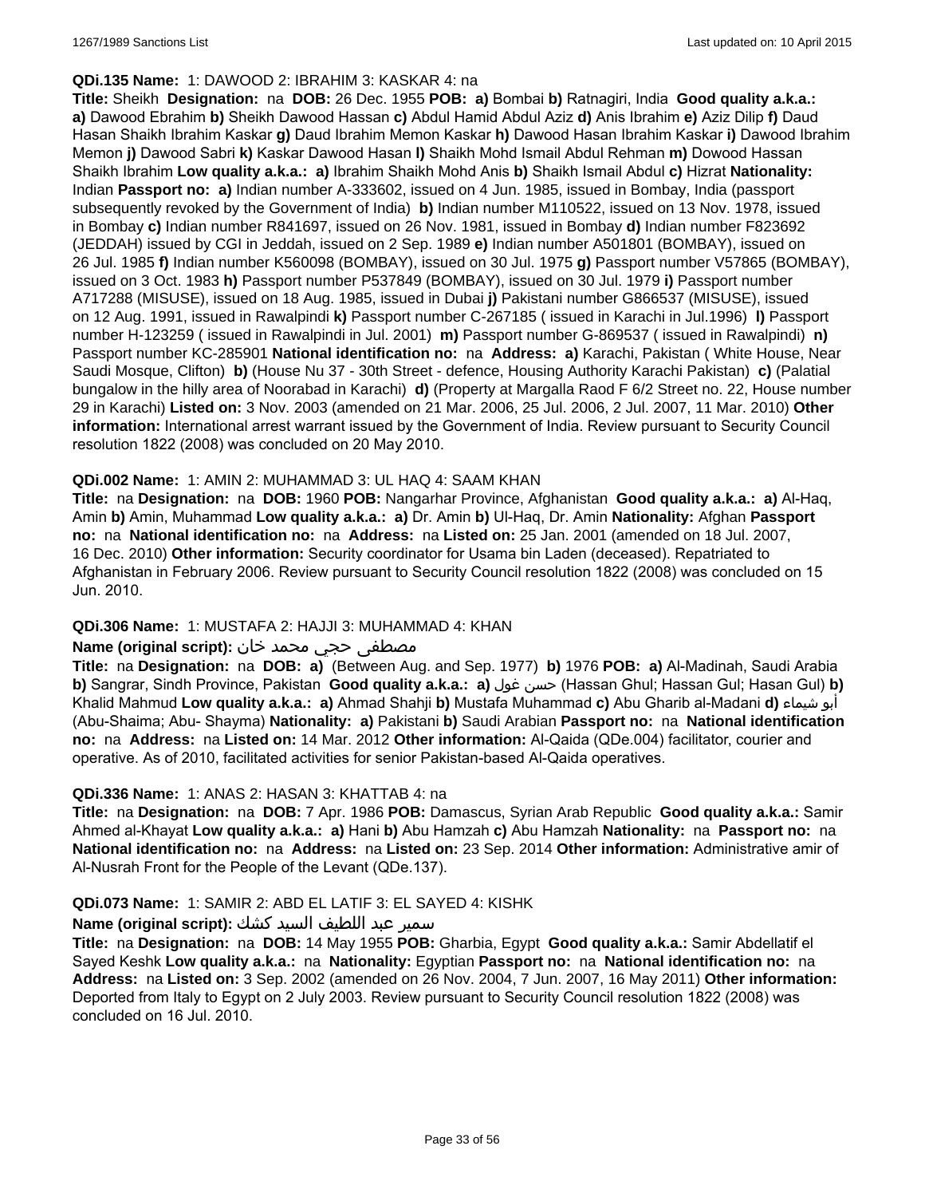**QDi.135 Name:** 1: DAWOOD 2: IBRAHIM 3: KASKAR 4: na

**Title:** Sheikh **Designation:** na **DOB:** 26 Dec. 1955 **POB:** **a)** Bombai **b)** Ratnagiri, India **Good quality a.k.a.:** **a)** Dawood Ebrahim **b)** Sheikh Dawood Hassan **c)** Abdul Hamid Abdul Aziz **d)** Anis Ibrahim **e)** Aziz Dilip **f)** Daud Hasan Shaikh Ibrahim Kaskar **g)** Daud Ibrahim Memon Kaskar **h)** Dawood Hasan Ibrahim Kaskar **i)** Dawood Ibrahim Memon **j)** Dawood Sabri **k)** Kaskar Dawood Hasan **l)** Shaikh Mohd Ismail Abdul Rehman **m)** Dowood Hassan Shaikh Ibrahim **Low quality a.k.a.:** **a)** Ibrahim Shaikh Mohd Anis **b)** Shaikh Ismail Abdul **c)** Hizrat **Nationality:** Indian **Passport no:** **a)** Indian number A-333602, issued on 4 Jun. 1985, issued in Bombay, India (passport subsequently revoked by the Government of India) **b)** Indian number M110522, issued on 13 Nov. 1978, issued in Bombay **c)** Indian number R841697, issued on 26 Nov. 1981, issued in Bombay **d)** Indian number F823692 (JEDDAH) issued by CGI in Jeddah, issued on 2 Sep. 1989 **e)** Indian number A501801 (BOMBAY), issued on 26 Jul. 1985 **f)** Indian number K560098 (BOMBAY), issued on 30 Jul. 1975 **g)** Passport number V57865 (BOMBAY), issued on 3 Oct. 1983 **h)** Passport number P537849 (BOMBAY), issued on 30 Jul. 1979 **i)** Passport number A717288 (MISUSE), issued on 18 Aug. 1985, issued in Dubai **j)** Pakistani number G866537 (MISUSE), issued on 12 Aug. 1991, issued in Rawalpindi **k)** Passport number C-267185 ( issued in Karachi in Jul.1996) **l)** Passport number H-123259 ( issued in Rawalpindi in Jul. 2001) **m)** Passport number G-869537 ( issued in Rawalpindi) **n)** Passport number KC-285901 **National identification no:** na **Address:** **a)** Karachi, Pakistan ( White House, Near Saudi Mosque, Clifton) **b)** (House Nu 37 - 30th Street - defence, Housing Authority Karachi Pakistan) **c)** (Palatial bungalow in the hilly area of Noorabad in Karachi) **d)** (Property at Margalla Raod F 6/2 Street no. 22, House number 29 in Karachi) **Listed on:** 3 Nov. 2003 (amended on 21 Mar. 2006, 25 Jul. 2006, 2 Jul. 2007, 11 Mar. 2010) **Other information:** International arrest warrant issued by the Government of India. Review pursuant to Security Council resolution 1822 (2008) was concluded on 20 May 2010.

**QDi.002 Name:** 1: AMIN 2: MUHAMMAD 3: UL HAQ 4: SAAM KHAN

**Title:** na **Designation:** na **DOB:** 1960 **POB:** Nangarhar Province, Afghanistan **Good quality a.k.a.:** **a)** Al-Haq, Amin **b)** Amin, Muhammad **Low quality a.k.a.:** **a)** Dr. Amin **b)** Ul-Haq, Dr. Amin **Nationality:** Afghan **Passport no:** na **National identification no:** na **Address:** na **Listed on:** 25 Jan. 2001 (amended on 18 Jul. 2007, 16 Dec. 2010) **Other information:** Security coordinator for Usama bin Laden (deceased). Repatriated to Afghanistan in February 2006. Review pursuant to Security Council resolution 1822 (2008) was concluded on 15 Jun. 2010.

**QDi.306 Name:** 1: MUSTAFA 2: HAJJI 3: MUHAMMAD 4: KHAN

**Name (original script):** مصطفى حجي محمد خان

**Title:** na **Designation:** na **DOB:** **a)** (Between Aug. and Sep. 1977) **b)** 1976 **POB:** **a)** Al-Madinah, Saudi Arabia **b)** Sangrar, Sindh Province, Pakistan **Good quality a.k.a.:** **a)** حسن غول (Hassan Ghul; Hassan Gul; Hasan Gul) **b)** Khalid Mahmud **Low quality a.k.a.:** **a)** Ahmad Shahji **b)** Mustafa Muhammad **c)** Abu Gharib al-Madani **d)** أبو شيماء (Abu-Shaima; Abu- Shayma) **Nationality:** **a)** Pakistani **b)** Saudi Arabian **Passport no:** na **National identification no:** na **Address:** na **Listed on:** 14 Mar. 2012 **Other information:** Al-Qaida (QDe.004) facilitator, courier and operative. As of 2010, facilitated activities for senior Pakistan-based Al-Qaida operatives.

**QDi.336 Name:** 1: ANAS 2: HASAN 3: KHATTAB 4: na

**Title:** na **Designation:** na **DOB:** 7 Apr. 1986 **POB:** Damascus, Syrian Arab Republic **Good quality a.k.a.:** Samir Ahmed al-Khayat **Low quality a.k.a.:** **a)** Hani **b)** Abu Hamzah **c)** Abu Hamzah **Nationality:** na **Passport no:** na **National identification no:** na **Address:** na **Listed on:** 23 Sep. 2014 **Other information:** Administrative amir of Al-Nusrah Front for the People of the Levant (QDe.137).

**QDi.073 Name:** 1: SAMIR 2: ABD EL LATIF 3: EL SAYED 4: KISHK

**Name (original script):** سمير عبد اللطيف السيد كشك

**Title:** na **Designation:** na **DOB:** 14 May 1955 **POB:** Gharbia, Egypt **Good quality a.k.a.:** Samir Abdellatif el Sayed Keshk **Low quality a.k.a.:** na **Nationality:** Egyptian **Passport no:** na **National identification no:** na **Address:** na **Listed on:** 3 Sep. 2002 (amended on 26 Nov. 2004, 7 Jun. 2007, 16 May 2011) **Other information:** Deported from Italy to Egypt on 2 July 2003. Review pursuant to Security Council resolution 1822 (2008) was concluded on 16 Jul. 2010.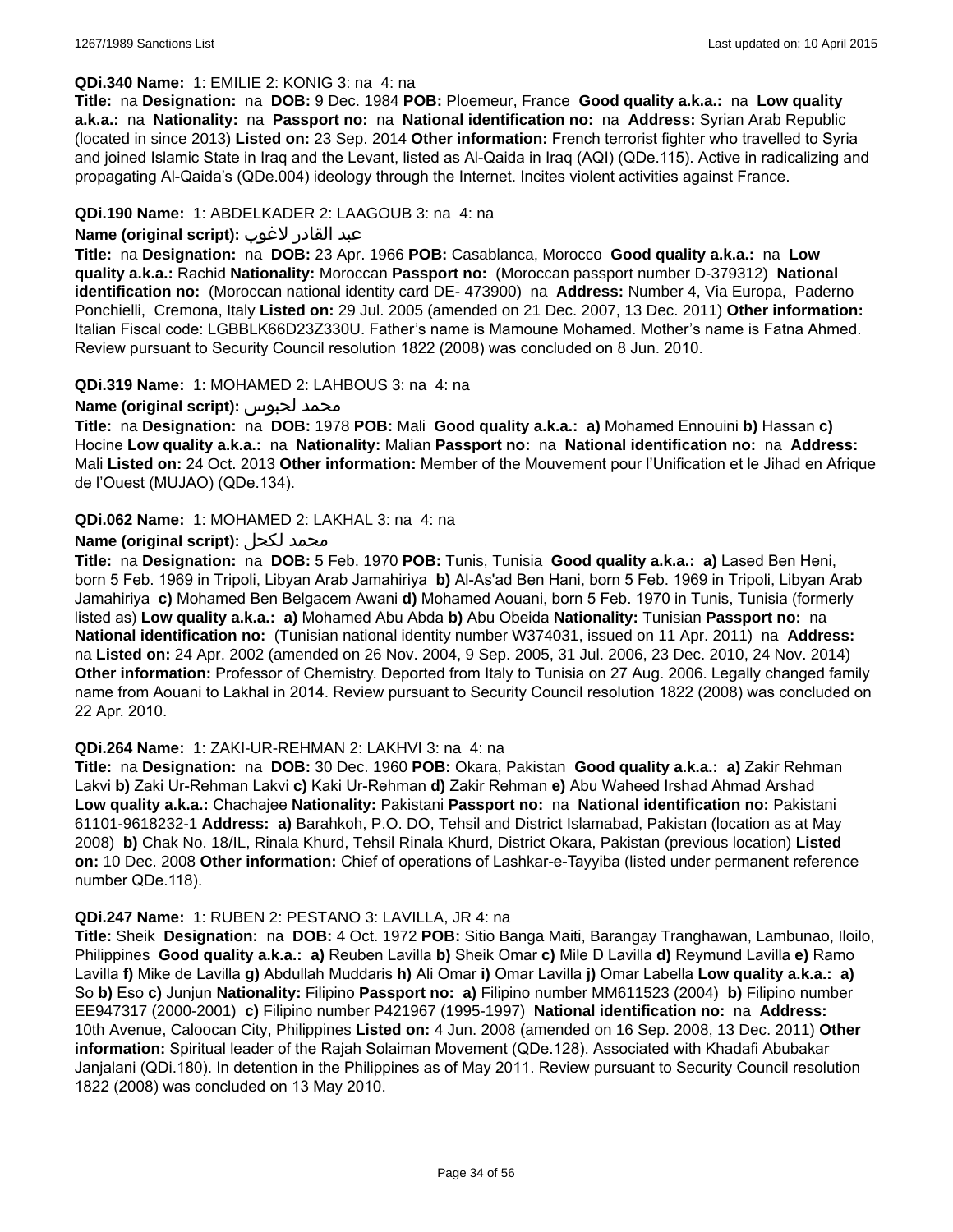**QDi.340 Name:** 1: EMILIE 2: KONIG 3: na 4: na

**Title:** na **Designation:** na **DOB:** 9 Dec. 1984 **POB:** Ploemeur, France **Good quality a.k.a.:** na **Low quality a.k.a.:** na **Nationality:** na **Passport no:** na **National identification no:** na **Address:** Syrian Arab Republic (located in since 2013) **Listed on:** 23 Sep. 2014 **Other information:** French terrorist fighter who travelled to Syria and joined Islamic State in Iraq and the Levant, listed as Al-Qaida in Iraq (AQI) (QDe.115). Active in radicalizing and propagating Al-Qaida's (QDe.004) ideology through the Internet. Incites violent activities against France.

**QDi.190 Name:** 1: ABDELKADER 2: LAAGOUB 3: na 4: na

**Name (original script):** عبد القادر لاغوب

**Title:** na **Designation:** na **DOB:** 23 Apr. 1966 **POB:** Casablanca, Morocco **Good quality a.k.a.:** na **Low quality a.k.a.:** Rachid **Nationality:** Moroccan **Passport no:** (Moroccan passport number D-379312) **National identification no:** (Moroccan national identity card DE- 473900) na **Address:** Number 4, Via Europa, Paderno Ponchielli, Cremona, Italy **Listed on:** 29 Jul. 2005 (amended on 21 Dec. 2007, 13 Dec. 2011) **Other information:** Italian Fiscal code: LGBBLK66D23Z330U. Father's name is Mamoune Mohamed. Mother's name is Fatna Ahmed. Review pursuant to Security Council resolution 1822 (2008) was concluded on 8 Jun. 2010.

**QDi.319 Name:** 1: MOHAMED 2: LAHBOUS 3: na 4: na

**Name (original script):** محمد لحبوس

**Title:** na **Designation:** na **DOB:** 1978 **POB:** Mali **Good quality a.k.a.:** **a)** Mohamed Ennouini **b)** Hassan **c)** Hocine **Low quality a.k.a.:** na **Nationality:** Malian **Passport no:** na **National identification no:** na **Address:** Mali **Listed on:** 24 Oct. 2013 **Other information:** Member of the Mouvement pour l'Unification et le Jihad en Afrique de l'Ouest (MUJAO) (QDe.134).

**QDi.062 Name:** 1: MOHAMED 2: LAKHAL 3: na 4: na

**Name (original script):** محمد لكحل

**Title:** na **Designation:** na **DOB:** 5 Feb. 1970 **POB:** Tunis, Tunisia **Good quality a.k.a.:** **a)** Lased Ben Heni, born 5 Feb. 1969 in Tripoli, Libyan Arab Jamahiriya **b)** Al-As'ad Ben Hani, born 5 Feb. 1969 in Tripoli, Libyan Arab Jamahiriya **c)** Mohamed Ben Belgacem Awani **d)** Mohamed Aouani, born 5 Feb. 1970 in Tunis, Tunisia (formerly listed as) **Low quality a.k.a.:** **a)** Mohamed Abu Abda **b)** Abu Obeida **Nationality:** Tunisian **Passport no:** na **National identification no:** (Tunisian national identity number W374031, issued on 11 Apr. 2011) na **Address:** na **Listed on:** 24 Apr. 2002 (amended on 26 Nov. 2004, 9 Sep. 2005, 31 Jul. 2006, 23 Dec. 2010, 24 Nov. 2014) **Other information:** Professor of Chemistry. Deported from Italy to Tunisia on 27 Aug. 2006. Legally changed family name from Aouani to Lakhal in 2014. Review pursuant to Security Council resolution 1822 (2008) was concluded on 22 Apr. 2010.

**QDi.264 Name:** 1: ZAKI-UR-REHMAN 2: LAKHVI 3: na 4: na

**Title:** na **Designation:** na **DOB:** 30 Dec. 1960 **POB:** Okara, Pakistan **Good quality a.k.a.:** **a)** Zakir Rehman Lakvi **b)** Zaki Ur-Rehman Lakvi **c)** Kaki Ur-Rehman **d)** Zakir Rehman **e)** Abu Waheed Irshad Ahmad Arshad **Low quality a.k.a.:** Chachajee **Nationality:** Pakistani **Passport no:** na **National identification no:** Pakistani 61101-9618232-1 **Address:** **a)** Barahkoh, P.O. DO, Tehsil and District Islamabad, Pakistan (location as at May 2008) **b)** Chak No. 18/IL, Rinala Khurd, Tehsil Rinala Khurd, District Okara, Pakistan (previous location) **Listed on:** 10 Dec. 2008 **Other information:** Chief of operations of Lashkar-e-Tayyiba (listed under permanent reference number QDe.118).

**QDi.247 Name:** 1: RUBEN 2: PESTANO 3: LAVILLA, JR 4: na

**Title:** Sheik **Designation:** na **DOB:** 4 Oct. 1972 **POB:** Sitio Banga Maiti, Barangay Tranghawan, Lambunao, Iloilo, Philippines **Good quality a.k.a.:** **a)** Reuben Lavilla **b)** Sheik Omar **c)** Mile D Lavilla **d)** Reymund Lavilla **e)** Ramo Lavilla **f)** Mike de Lavilla **g)** Abdullah Muddaris **h)** Ali Omar **i)** Omar Lavilla **j)** Omar Labella **Low quality a.k.a.:** **a)** So **b)** Eso **c)** Junjun **Nationality:** Filipino **Passport no:** **a)** Filipino number MM611523 (2004) **b)** Filipino number EE947317 (2000-2001) **c)** Filipino number P421967 (1995-1997) **National identification no:** na **Address:** 10th Avenue, Caloocan City, Philippines **Listed on:** 4 Jun. 2008 (amended on 16 Sep. 2008, 13 Dec. 2011) **Other information:** Spiritual leader of the Rajah Solaiman Movement (QDe.128). Associated with Khadafi Abubakar Janjalani (QDi.180). In detention in the Philippines as of May 2011. Review pursuant to Security Council resolution 1822 (2008) was concluded on 13 May 2010.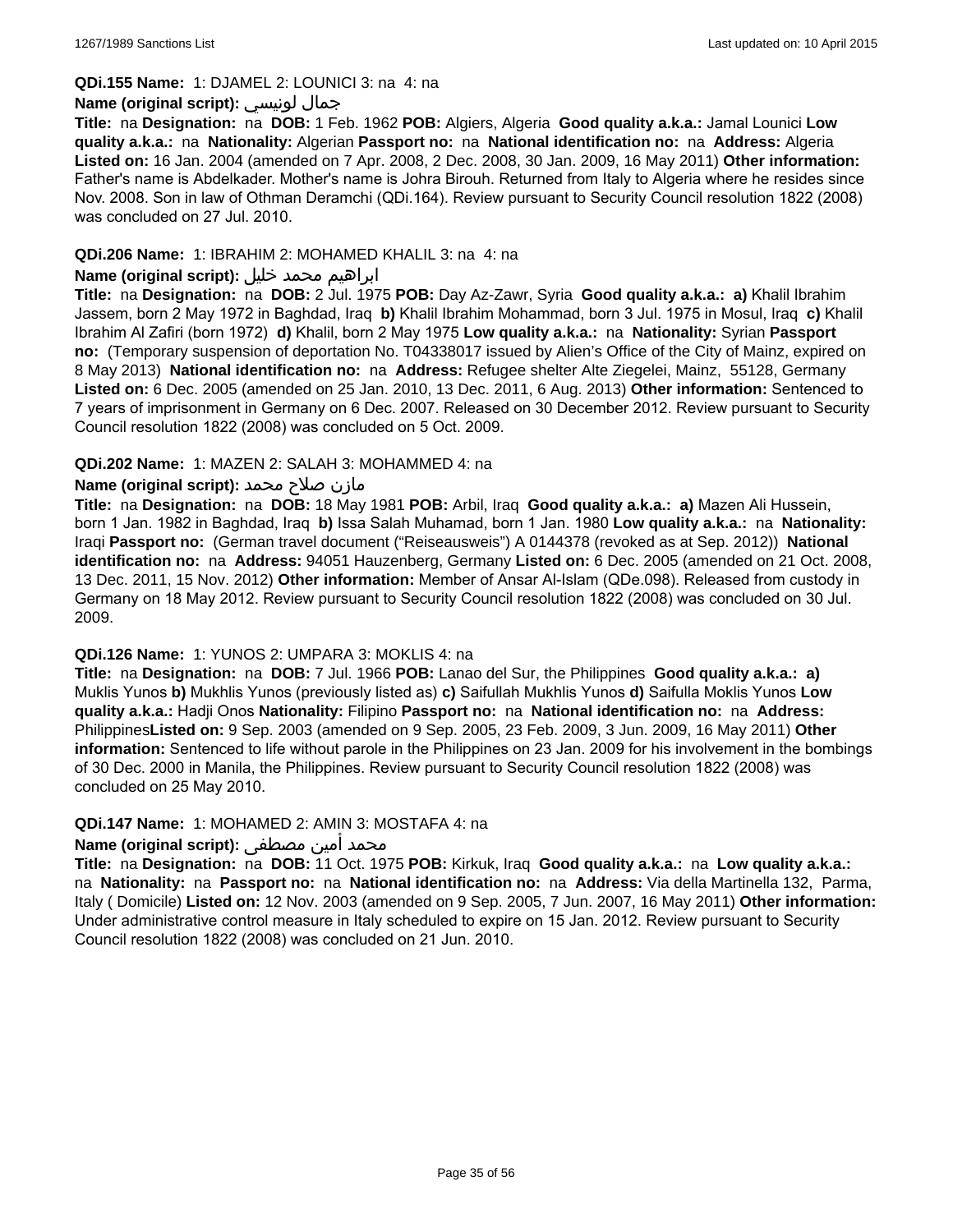**QDi.155 Name:** 1: DJAMEL 2: LOUNICI 3: na 4: na

**Name (original script):** جمال لونيسي

**Title:** na **Designation:** na **DOB:** 1 Feb. 1962 **POB:** Algiers, Algeria **Good quality a.k.a.:** Jamal Lounici **Low quality a.k.a.:** na **Nationality:** Algerian **Passport no:** na **National identification no:** na **Address:** Algeria **Listed on:** 16 Jan. 2004 (amended on 7 Apr. 2008, 2 Dec. 2008, 30 Jan. 2009, 16 May 2011) **Other information:** Father's name is Abdelkader. Mother's name is Johra Birouh. Returned from Italy to Algeria where he resides since Nov. 2008. Son in law of Othman Deramchi (QDi.164). Review pursuant to Security Council resolution 1822 (2008) was concluded on 27 Jul. 2010.

**QDi.206 Name:** 1: IBRAHIM 2: MOHAMED KHALIL 3: na 4: na

**Name (original script):** ابراهيم محمد خليل

**Title:** na **Designation:** na **DOB:** 2 Jul. 1975 **POB:** Day Az-Zawr, Syria **Good quality a.k.a.:** **a)** Khalil Ibrahim Jassem, born 2 May 1972 in Baghdad, Iraq **b)** Khalil Ibrahim Mohammad, born 3 Jul. 1975 in Mosul, Iraq **c)** Khalil Ibrahim Al Zafiri (born 1972) **d)** Khalil, born 2 May 1975 **Low quality a.k.a.:** na **Nationality:** Syrian **Passport no:** (Temporary suspension of deportation No. T04338017 issued by Alien's Office of the City of Mainz, expired on 8 May 2013) **National identification no:** na **Address:** Refugee shelter Alte Ziegelei, Mainz, 55128, Germany **Listed on:** 6 Dec. 2005 (amended on 25 Jan. 2010, 13 Dec. 2011, 6 Aug. 2013) **Other information:** Sentenced to 7 years of imprisonment in Germany on 6 Dec. 2007. Released on 30 December 2012. Review pursuant to Security Council resolution 1822 (2008) was concluded on 5 Oct. 2009.

**QDi.202 Name:** 1: MAZEN 2: SALAH 3: MOHAMMED 4: na

**Name (original script):** مازن صلاح محمد

**Title:** na **Designation:** na **DOB:** 18 May 1981 **POB:** Arbil, Iraq **Good quality a.k.a.:** **a)** Mazen Ali Hussein, born 1 Jan. 1982 in Baghdad, Iraq **b)** Issa Salah Muhamad, born 1 Jan. 1980 **Low quality a.k.a.:** na **Nationality:** Iraqi **Passport no:** (German travel document ("Reiseausweis") A 0144378 (revoked as at Sep. 2012)) **National identification no:** na **Address:** 94051 Hauzenberg, Germany **Listed on:** 6 Dec. 2005 (amended on 21 Oct. 2008, 13 Dec. 2011, 15 Nov. 2012) **Other information:** Member of Ansar Al-Islam (QDe.098). Released from custody in Germany on 18 May 2012. Review pursuant to Security Council resolution 1822 (2008) was concluded on 30 Jul. 2009.

**QDi.126 Name:** 1: YUNOS 2: UMPARA 3: MOKLIS 4: na

**Title:** na **Designation:** na **DOB:** 7 Jul. 1966 **POB:** Lanao del Sur, the Philippines **Good quality a.k.a.:** **a)** Muklis Yunos **b)** Mukhlis Yunos (previously listed as) **c)** Saifullah Mukhlis Yunos **d)** Saifulla Moklis Yunos **Low quality a.k.a.:** Hadji Onos **Nationality:** Filipino **Passport no:** na **National identification no:** na **Address:** Philippines**Listed on:** 9 Sep. 2003 (amended on 9 Sep. 2005, 23 Feb. 2009, 3 Jun. 2009, 16 May 2011) **Other information:** Sentenced to life without parole in the Philippines on 23 Jan. 2009 for his involvement in the bombings of 30 Dec. 2000 in Manila, the Philippines. Review pursuant to Security Council resolution 1822 (2008) was concluded on 25 May 2010.

**QDi.147 Name:** 1: MOHAMED 2: AMIN 3: MOSTAFA 4: na

**Name (original script):** محمد أمين مصطفى

**Title:** na **Designation:** na **DOB:** 11 Oct. 1975 **POB:** Kirkuk, Iraq **Good quality a.k.a.:** na **Low quality a.k.a.:** na **Nationality:** na **Passport no:** na **National identification no:** na **Address:** Via della Martinella 132, Parma, Italy ( Domicile) **Listed on:** 12 Nov. 2003 (amended on 9 Sep. 2005, 7 Jun. 2007, 16 May 2011) **Other information:** Under administrative control measure in Italy scheduled to expire on 15 Jan. 2012. Review pursuant to Security Council resolution 1822 (2008) was concluded on 21 Jun. 2010.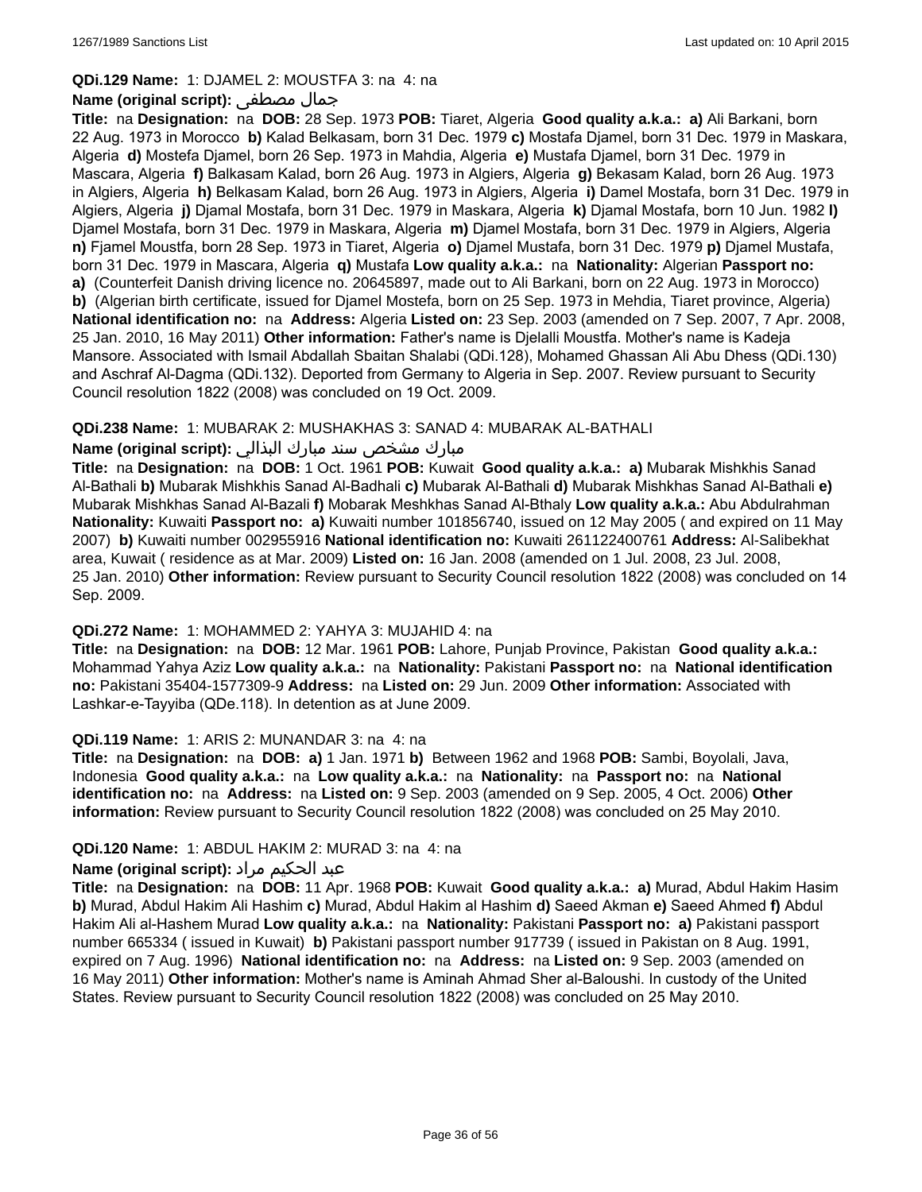**QDi.129 Name:** 1: DJAMEL 2: MOUSTFA 3: na 4: na

**Name (original script):** جمال مصطفى

**Title:** na **Designation:** na **DOB:** 28 Sep. 1973 **POB:** Tiaret, Algeria **Good quality a.k.a.:** **a)** Ali Barkani, born 22 Aug. 1973 in Morocco **b)** Kalad Belkasam, born 31 Dec. 1979 **c)** Mostafa Djamel, born 31 Dec. 1979 in Maskara, Algeria **d)** Mostefa Djamel, born 26 Sep. 1973 in Mahdia, Algeria **e)** Mustafa Djamel, born 31 Dec. 1979 in Mascara, Algeria **f)** Balkasam Kalad, born 26 Aug. 1973 in Algiers, Algeria **g)** Bekasam Kalad, born 26 Aug. 1973 in Algiers, Algeria **h)** Belkasam Kalad, born 26 Aug. 1973 in Algiers, Algeria **i)** Damel Mostafa, born 31 Dec. 1979 in Algiers, Algeria **j)** Djamal Mostafa, born 31 Dec. 1979 in Maskara, Algeria **k)** Djamal Mostafa, born 10 Jun. 1982 **l)** Djamel Mostafa, born 31 Dec. 1979 in Maskara, Algeria **m)** Djamel Mostafa, born 31 Dec. 1979 in Algiers, Algeria **n)** Fjamel Moustfa, born 28 Sep. 1973 in Tiaret, Algeria **o)** Djamel Mustafa, born 31 Dec. 1979 **p)** Djamel Mustafa, born 31 Dec. 1979 in Mascara, Algeria **q)** Mustafa **Low quality a.k.a.:** na **Nationality:** Algerian **Passport no:** **a)** (Counterfeit Danish driving licence no. 20645897, made out to Ali Barkani, born on 22 Aug. 1973 in Morocco) **b)** (Algerian birth certificate, issued for Djamel Mostefa, born on 25 Sep. 1973 in Mehdia, Tiaret province, Algeria) **National identification no:** na **Address:** Algeria **Listed on:** 23 Sep. 2003 (amended on 7 Sep. 2007, 7 Apr. 2008, 25 Jan. 2010, 16 May 2011) **Other information:** Father's name is Djelalli Moustfa. Mother's name is Kadeja Mansore. Associated with Ismail Abdallah Sbaitan Shalabi (QDi.128), Mohamed Ghassan Ali Abu Dhess (QDi.130) and Aschraf Al-Dagma (QDi.132). Deported from Germany to Algeria in Sep. 2007. Review pursuant to Security Council resolution 1822 (2008) was concluded on 19 Oct. 2009.

**QDi.238 Name:** 1: MUBARAK 2: MUSHAKHAS 3: SANAD 4: MUBARAK AL-BATHALI

**Name (original script):** مبارك مشخص سند مبارك البذالي

**Title:** na **Designation:** na **DOB:** 1 Oct. 1961 **POB:** Kuwait **Good quality a.k.a.:** **a)** Mubarak Mishkhis Sanad Al-Bathali **b)** Mubarak Mishkhis Sanad Al-Badhali **c)** Mubarak Al-Bathali **d)** Mubarak Mishkhas Sanad Al-Bathali **e)** Mubarak Mishkhas Sanad Al-Bazali **f)** Mobarak Meshkhas Sanad Al-Bthaly **Low quality a.k.a.:** Abu Abdulrahman **Nationality:** Kuwaiti **Passport no:** **a)** Kuwaiti number 101856740, issued on 12 May 2005 ( and expired on 11 May 2007) **b)** Kuwaiti number 002955916 **National identification no:** Kuwaiti 261122400761 **Address:** Al-Salibekhat area, Kuwait ( residence as at Mar. 2009) **Listed on:** 16 Jan. 2008 (amended on 1 Jul. 2008, 23 Jul. 2008, 25 Jan. 2010) **Other information:** Review pursuant to Security Council resolution 1822 (2008) was concluded on 14 Sep. 2009.

**QDi.272 Name:** 1: MOHAMMED 2: YAHYA 3: MUJAHID 4: na

**Title:** na **Designation:** na **DOB:** 12 Mar. 1961 **POB:** Lahore, Punjab Province, Pakistan **Good quality a.k.a.:** Mohammad Yahya Aziz **Low quality a.k.a.:** na **Nationality:** Pakistani **Passport no:** na **National identification no:** Pakistani 35404-1577309-9 **Address:** na **Listed on:** 29 Jun. 2009 **Other information:** Associated with Lashkar-e-Tayyiba (QDe.118). In detention as at June 2009.

**QDi.119 Name:** 1: ARIS 2: MUNANDAR 3: na 4: na

**Title:** na **Designation:** na **DOB:** **a)** 1 Jan. 1971 **b)** Between 1962 and 1968 **POB:** Sambi, Boyolali, Java, Indonesia **Good quality a.k.a.:** na **Low quality a.k.a.:** na **Nationality:** na **Passport no:** na **National identification no:** na **Address:** na **Listed on:** 9 Sep. 2003 (amended on 9 Sep. 2005, 4 Oct. 2006) **Other information:** Review pursuant to Security Council resolution 1822 (2008) was concluded on 25 May 2010.

**QDi.120 Name:** 1: ABDUL HAKIM 2: MURAD 3: na 4: na

**Name (original script):** عبد الحكيم مراد

**Title:** na **Designation:** na **DOB:** 11 Apr. 1968 **POB:** Kuwait **Good quality a.k.a.:** **a)** Murad, Abdul Hakim Hasim **b)** Murad, Abdul Hakim Ali Hashim **c)** Murad, Abdul Hakim al Hashim **d)** Saeed Akman **e)** Saeed Ahmed **f)** Abdul Hakim Ali al-Hashem Murad **Low quality a.k.a.:** na **Nationality:** Pakistani **Passport no:** **a)** Pakistani passport number 665334 ( issued in Kuwait) **b)** Pakistani passport number 917739 ( issued in Pakistan on 8 Aug. 1991, expired on 7 Aug. 1996) **National identification no:** na **Address:** na **Listed on:** 9 Sep. 2003 (amended on 16 May 2011) **Other information:** Mother's name is Aminah Ahmad Sher al-Baloushi. In custody of the United States. Review pursuant to Security Council resolution 1822 (2008) was concluded on 25 May 2010.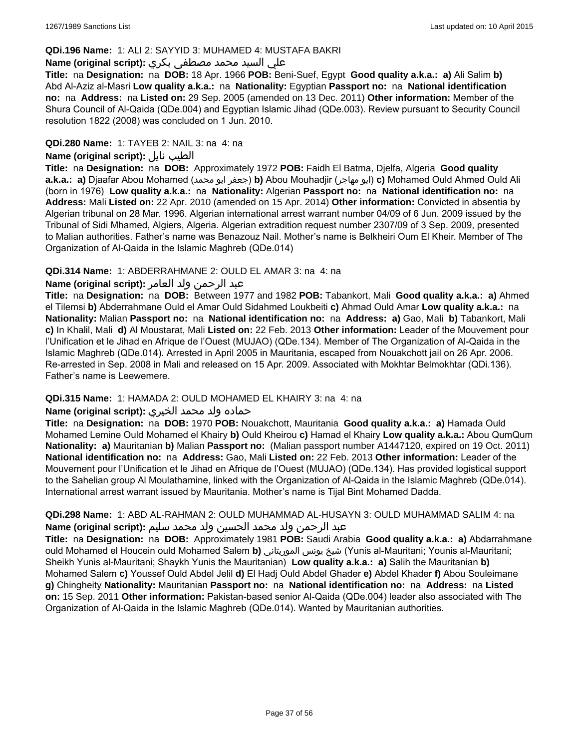**QDi.196 Name:** 1: ALI 2: SAYYID 3: MUHAMED 4: MUSTAFA BAKRI

**Name (original script):** علي السيد محمد مصطفى بكري

**Title:** na **Designation:** na **DOB:** 18 Apr. 1966 **POB:** Beni-Suef, Egypt **Good quality a.k.a.:** **a)** Ali Salim **b)** Abd Al-Aziz al-Masri **Low quality a.k.a.:** na **Nationality:** Egyptian **Passport no:** na **National identification no:** na **Address:** na **Listed on:** 29 Sep. 2005 (amended on 13 Dec. 2011) **Other information:** Member of the Shura Council of Al-Qaida (QDe.004) and Egyptian Islamic Jihad (QDe.003). Review pursuant to Security Council resolution 1822 (2008) was concluded on 1 Jun. 2010.

**QDi.280 Name:** 1: TAYEB 2: NAIL 3: na 4: na

**Name (original script):** الطيب نايل

**Title:** na **Designation:** na **DOB:** Approximately 1972 **POB:** Faidh El Batma, Djelfa, Algeria **Good quality a.k.a.:** **a)** Djaafar Abou Mohamed (جعفر ابو محمد) **b)** Abou Mouhadjir (ابو مهاجر) **c)** Mohamed Ould Ahmed Ould Ali (born in 1976) **Low quality a.k.a.:** na **Nationality:** Algerian **Passport no:** na **National identification no:** na **Address:** Mali **Listed on:** 22 Apr. 2010 (amended on 15 Apr. 2014) **Other information:** Convicted in absentia by Algerian tribunal on 28 Mar. 1996. Algerian international arrest warrant number 04/09 of 6 Jun. 2009 issued by the Tribunal of Sidi Mhamed, Algiers, Algeria. Algerian extradition request number 2307/09 of 3 Sep. 2009, presented to Malian authorities. Father's name was Benazouz Nail. Mother's name is Belkheiri Oum El Kheir. Member of The Organization of Al-Qaida in the Islamic Maghreb (QDe.014)

**QDi.314 Name:** 1: ABDERRAHMANE 2: OULD EL AMAR 3: na 4: na

**Name (original script):** عبد الرحمن ولد العامر

**Title:** na **Designation:** na **DOB:** Between 1977 and 1982 **POB:** Tabankort, Mali **Good quality a.k.a.:** **a)** Ahmed el Tilemsi **b)** Abderrahmane Ould el Amar Ould Sidahmed Loukbeiti **c)** Ahmad Ould Amar **Low quality a.k.a.:** na **Nationality:** Malian **Passport no:** na **National identification no:** na **Address:** **a)** Gao, Mali **b)** Tabankort, Mali **c)** In Khalil, Mali **d)** Al Moustarat, Mali **Listed on:** 22 Feb. 2013 **Other information:** Leader of the Mouvement pour l'Unification et le Jihad en Afrique de l'Ouest (MUJAO) (QDe.134). Member of The Organization of Al-Qaida in the Islamic Maghreb (QDe.014). Arrested in April 2005 in Mauritania, escaped from Nouakchott jail on 26 Apr. 2006. Re-arrested in Sep. 2008 in Mali and released on 15 Apr. 2009. Associated with Mokhtar Belmokhtar (QDi.136). Father's name is Leewemere.

**QDi.315 Name:** 1: HAMADA 2: OULD MOHAMED EL KHAIRY 3: na 4: na

**Name (original script):** حماده ولد محمد الخيري

**Title:** na **Designation:** na **DOB:** 1970 **POB:** Nouakchott, Mauritania **Good quality a.k.a.:** **a)** Hamada Ould Mohamed Lemine Ould Mohamed el Khairy **b)** Ould Kheirou **c)** Hamad el Khairy **Low quality a.k.a.:** Abou QumQum **Nationality:** **a)** Mauritanian **b)** Malian **Passport no:** (Malian passport number A1447120, expired on 19 Oct. 2011) **National identification no:** na **Address:** Gao, Mali **Listed on:** 22 Feb. 2013 **Other information:** Leader of the Mouvement pour l'Unification et le Jihad en Afrique de l'Ouest (MUJAO) (QDe.134). Has provided logistical support to the Sahelian group Al Moulathamine, linked with the Organization of Al-Qaida in the Islamic Maghreb (QDe.014). International arrest warrant issued by Mauritania. Mother's name is Tijal Bint Mohamed Dadda.

**QDi.298 Name:** 1: ABD AL-RAHMAN 2: OULD MUHAMMAD AL-HUSAYN 3: OULD MUHAMMAD SALIM 4: na

**Name (original script):** عبد الرحمن ولد محمد الحسين ولد محمد سليم

**Title:** na **Designation:** na **DOB:** Approximately 1981 **POB:** Saudi Arabia **Good quality a.k.a.:** **a)** Abdarrahmane ould Mohamed el Houcein ould Mohamed Salem **b)** شيخ يونس الموريتاني (Yunis al-Mauritani; Younis al-Mauritani; Sheikh Yunis al-Mauritani; Shaykh Yunis the Mauritanian) **Low quality a.k.a.:** **a)** Salih the Mauritanian **b)** Mohamed Salem **c)** Youssef Ould Abdel Jelil **d)** El Hadj Ould Abdel Ghader **e)** Abdel Khader **f)** Abou Souleimane **g)** Chingheity **Nationality:** Mauritanian **Passport no:** na **National identification no:** na **Address:** na **Listed on:** 15 Sep. 2011 **Other information:** Pakistan-based senior Al-Qaida (QDe.004) leader also associated with The Organization of Al-Qaida in the Islamic Maghreb (QDe.014). Wanted by Mauritanian authorities.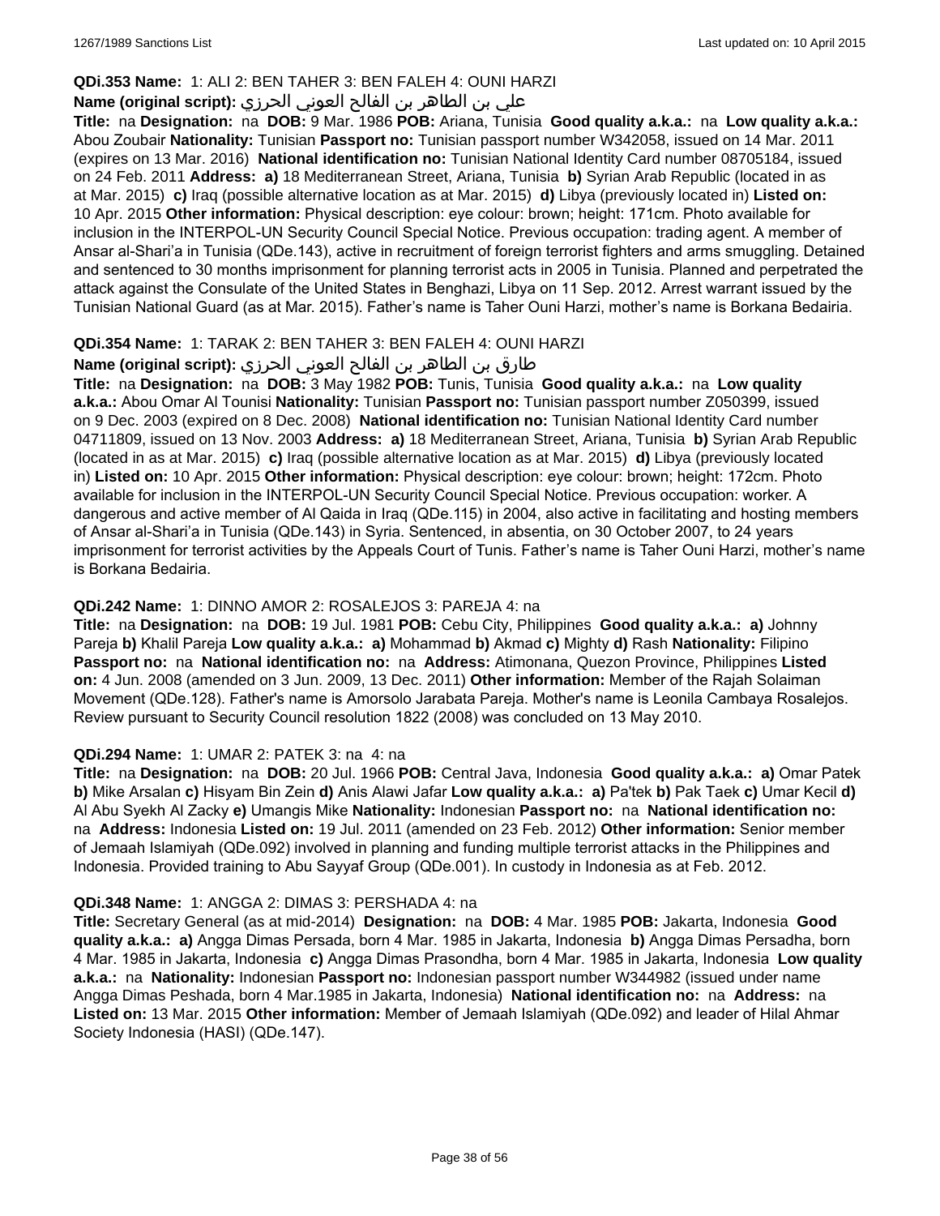**QDi.353 Name:** 1: ALI 2: BEN TAHER 3: BEN FALEH 4: OUNI HARZI

**Name (original script):** علي بن الطاهر بن الفالح العوني الحرزي

**Title:** na **Designation:** na **DOB:** 9 Mar. 1986 **POB:** Ariana, Tunisia **Good quality a.k.a.:** na **Low quality a.k.a.:** Abou Zoubair **Nationality:** Tunisian **Passport no:** Tunisian passport number W342058, issued on 14 Mar. 2011 (expires on 13 Mar. 2016) **National identification no:** Tunisian National Identity Card number 08705184, issued on 24 Feb. 2011 **Address:** **a)** 18 Mediterranean Street, Ariana, Tunisia **b)** Syrian Arab Republic (located in as at Mar. 2015) **c)** Iraq (possible alternative location as at Mar. 2015) **d)** Libya (previously located in) **Listed on:** 10 Apr. 2015 **Other information:** Physical description: eye colour: brown; height: 171cm. Photo available for inclusion in the INTERPOL-UN Security Council Special Notice. Previous occupation: trading agent. A member of Ansar al-Shari'a in Tunisia (QDe.143), active in recruitment of foreign terrorist fighters and arms smuggling. Detained and sentenced to 30 months imprisonment for planning terrorist acts in 2005 in Tunisia. Planned and perpetrated the attack against the Consulate of the United States in Benghazi, Libya on 11 Sep. 2012. Arrest warrant issued by the Tunisian National Guard (as at Mar. 2015). Father's name is Taher Ouni Harzi, mother's name is Borkana Bedairia.

**QDi.354 Name:** 1: TARAK 2: BEN TAHER 3: BEN FALEH 4: OUNI HARZI

**Name (original script):** طارق بن الطاهر بن الفالح العوني الحرزي

**Title:** na **Designation:** na **DOB:** 3 May 1982 **POB:** Tunis, Tunisia **Good quality a.k.a.:** na **Low quality a.k.a.:** Abou Omar Al Tounisi **Nationality:** Tunisian **Passport no:** Tunisian passport number Z050399, issued on 9 Dec. 2003 (expired on 8 Dec. 2008) **National identification no:** Tunisian National Identity Card number 04711809, issued on 13 Nov. 2003 **Address:** **a)** 18 Mediterranean Street, Ariana, Tunisia **b)** Syrian Arab Republic (located in as at Mar. 2015) **c)** Iraq (possible alternative location as at Mar. 2015) **d)** Libya (previously located in) **Listed on:** 10 Apr. 2015 **Other information:** Physical description: eye colour: brown; height: 172cm. Photo available for inclusion in the INTERPOL-UN Security Council Special Notice. Previous occupation: worker. A dangerous and active member of Al Qaida in Iraq (QDe.115) in 2004, also active in facilitating and hosting members of Ansar al-Shari'a in Tunisia (QDe.143) in Syria. Sentenced, in absentia, on 30 October 2007, to 24 years imprisonment for terrorist activities by the Appeals Court of Tunis. Father's name is Taher Ouni Harzi, mother's name is Borkana Bedairia.

**QDi.242 Name:** 1: DINNO AMOR 2: ROSALEJOS 3: PAREJA 4: na

**Title:** na **Designation:** na **DOB:** 19 Jul. 1981 **POB:** Cebu City, Philippines **Good quality a.k.a.:** **a)** Johnny Pareja **b)** Khalil Pareja **Low quality a.k.a.:** **a)** Mohammad **b)** Akmad **c)** Mighty **d)** Rash **Nationality:** Filipino **Passport no:** na **National identification no:** na **Address:** Atimonana, Quezon Province, Philippines **Listed on:** 4 Jun. 2008 (amended on 3 Jun. 2009, 13 Dec. 2011) **Other information:** Member of the Rajah Solaiman Movement (QDe.128). Father's name is Amorsolo Jarabata Pareja. Mother's name is Leonila Cambaya Rosalejos. Review pursuant to Security Council resolution 1822 (2008) was concluded on 13 May 2010.

**QDi.294 Name:** 1: UMAR 2: PATEK 3: na 4: na

**Title:** na **Designation:** na **DOB:** 20 Jul. 1966 **POB:** Central Java, Indonesia **Good quality a.k.a.:** **a)** Omar Patek **b)** Mike Arsalan **c)** Hisyam Bin Zein **d)** Anis Alawi Jafar **Low quality a.k.a.:** **a)** Pa'tek **b)** Pak Taek **c)** Umar Kecil **d)** Al Abu Syekh Al Zacky **e)** Umangis Mike **Nationality:** Indonesian **Passport no:** na **National identification no:** na **Address:** Indonesia **Listed on:** 19 Jul. 2011 (amended on 23 Feb. 2012) **Other information:** Senior member of Jemaah Islamiyah (QDe.092) involved in planning and funding multiple terrorist attacks in the Philippines and Indonesia. Provided training to Abu Sayyaf Group (QDe.001). In custody in Indonesia as at Feb. 2012.

**QDi.348 Name:** 1: ANGGA 2: DIMAS 3: PERSHADA 4: na

**Title:** Secretary General (as at mid-2014) **Designation:** na **DOB:** 4 Mar. 1985 **POB:** Jakarta, Indonesia **Good quality a.k.a.:** **a)** Angga Dimas Persada, born 4 Mar. 1985 in Jakarta, Indonesia **b)** Angga Dimas Persadha, born 4 Mar. 1985 in Jakarta, Indonesia **c)** Angga Dimas Prasondha, born 4 Mar. 1985 in Jakarta, Indonesia **Low quality a.k.a.:** na **Nationality:** Indonesian **Passport no:** Indonesian passport number W344982 (issued under name Angga Dimas Peshada, born 4 Mar.1985 in Jakarta, Indonesia) **National identification no:** na **Address:** na **Listed on:** 13 Mar. 2015 **Other information:** Member of Jemaah Islamiyah (QDe.092) and leader of Hilal Ahmar Society Indonesia (HASI) (QDe.147).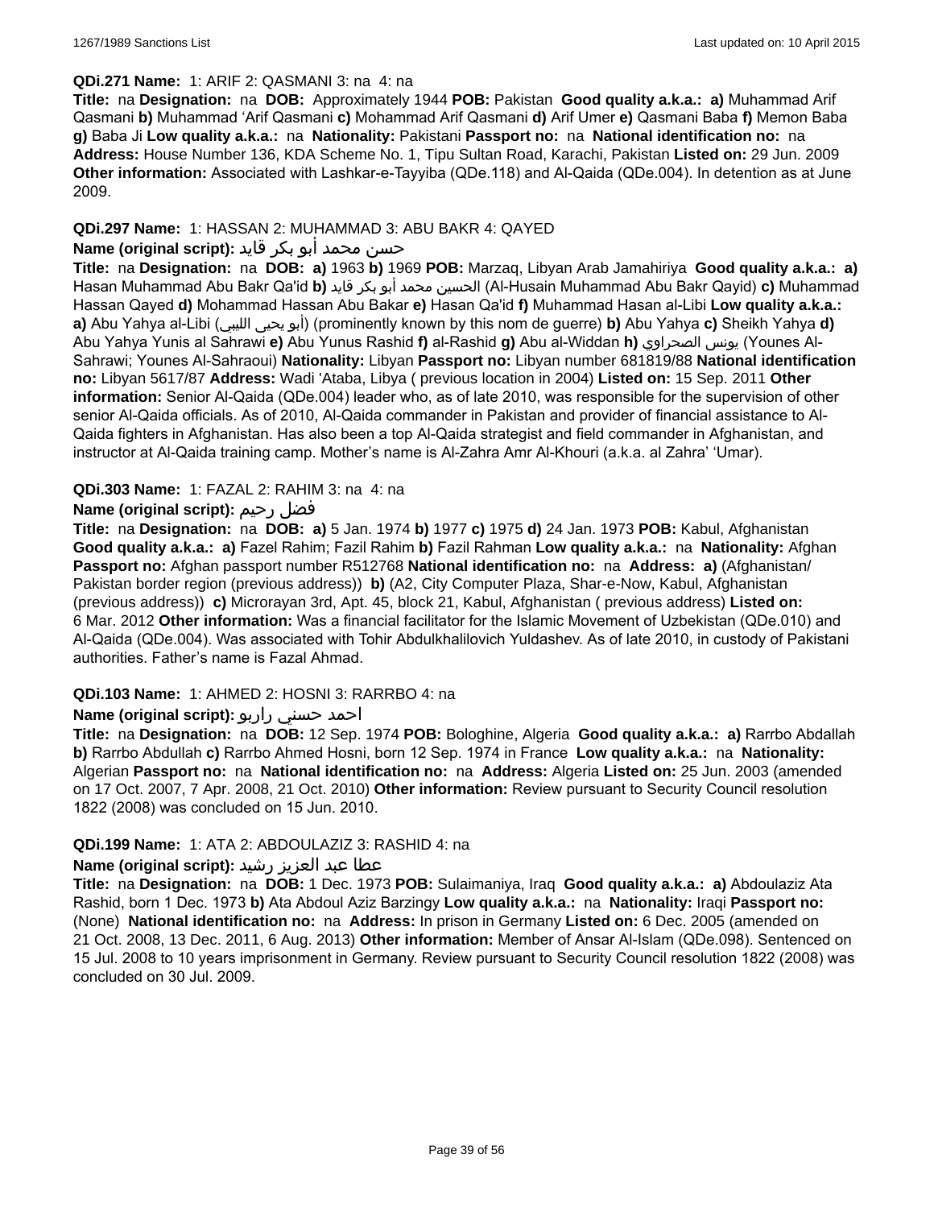**QDi.271 Name:** 1: ARIF 2: QASMANI 3: na 4: na

**Title:** na **Designation:** na **DOB:** Approximately 1944 **POB:** Pakistan **Good quality a.k.a.:** **a)** Muhammad Arif Qasmani **b)** Muhammad 'Arif Qasmani **c)** Mohammad Arif Qasmani **d)** Arif Umer **e)** Qasmani Baba **f)** Memon Baba **g)** Baba Ji **Low quality a.k.a.:** na **Nationality:** Pakistani **Passport no:** na **National identification no:** na **Address:** House Number 136, KDA Scheme No. 1, Tipu Sultan Road, Karachi, Pakistan **Listed on:** 29 Jun. 2009 **Other information:** Associated with Lashkar-e-Tayyiba (QDe.118) and Al-Qaida (QDe.004). In detention as at June 2009.

**QDi.297 Name:** 1: HASSAN 2: MUHAMMAD 3: ABU BAKR 4: QAYED

**Name (original script):** حسن محمد أبو بكر قايد

**Title:** na **Designation:** na **DOB:** **a)** 1963 **b)** 1969 **POB:** Marzaq, Libyan Arab Jamahiriya **Good quality a.k.a.:** **a)** Hasan Muhammad Abu Bakr Qa'id **b)** الحسين محمد أبو بكر قايد (Al-Husain Muhammad Abu Bakr Qayid) **c)** Muhammad Hassan Qayed **d)** Mohammad Hassan Abu Bakar **e)** Hasan Qa'id **f)** Muhammad Hasan al-Libi **Low quality a.k.a.:** **a)** Abu Yahya al-Libi (أبو يحيى الليبي) (prominently known by this nom de guerre) **b)** Abu Yahya **c)** Sheikh Yahya **d)** Abu Yahya Yunis al Sahrawi **e)** Abu Yunus Rashid **f)** al-Rashid **g)** Abu al-Widdan **h)** يونس الصحراوي (Younes Al-Sahrawi; Younes Al-Sahraoui) **Nationality:** Libyan **Passport no:** Libyan number 681819/88 **National identification no:** Libyan 5617/87 **Address:** Wadi 'Ataba, Libya ( previous location in 2004) **Listed on:** 15 Sep. 2011 **Other information:** Senior Al-Qaida (QDe.004) leader who, as of late 2010, was responsible for the supervision of other senior Al-Qaida officials. As of 2010, Al-Qaida commander in Pakistan and provider of financial assistance to Al-Qaida fighters in Afghanistan. Has also been a top Al-Qaida strategist and field commander in Afghanistan, and instructor at Al-Qaida training camp. Mother's name is Al-Zahra Amr Al-Khouri (a.k.a. al Zahra' 'Umar).

**QDi.303 Name:** 1: FAZAL 2: RAHIM 3: na 4: na

**Name (original script):** فضل رحيم

**Title:** na **Designation:** na **DOB:** **a)** 5 Jan. 1974 **b)** 1977 **c)** 1975 **d)** 24 Jan. 1973 **POB:** Kabul, Afghanistan **Good quality a.k.a.:** **a)** Fazel Rahim; Fazil Rahim **b)** Fazil Rahman **Low quality a.k.a.:** na **Nationality:** Afghan **Passport no:** Afghan passport number R512768 **National identification no:** na **Address:** **a)** (Afghanistan/ Pakistan border region (previous address)) **b)** (A2, City Computer Plaza, Shar-e-Now, Kabul, Afghanistan (previous address)) **c)** Microrayan 3rd, Apt. 45, block 21, Kabul, Afghanistan ( previous address) **Listed on:** 6 Mar. 2012 **Other information:** Was a financial facilitator for the Islamic Movement of Uzbekistan (QDe.010) and Al-Qaida (QDe.004). Was associated with Tohir Abdulkhalilovich Yuldashev. As of late 2010, in custody of Pakistani authorities. Father's name is Fazal Ahmad.

**QDi.103 Name:** 1: AHMED 2: HOSNI 3: RARRBO 4: na

**Name (original script):** احمد حسني راربو

**Title:** na **Designation:** na **DOB:** 12 Sep. 1974 **POB:** Bologhine, Algeria **Good quality a.k.a.:** **a)** Rarrbo Abdallah **b)** Rarrbo Abdullah **c)** Rarrbo Ahmed Hosni, born 12 Sep. 1974 in France **Low quality a.k.a.:** na **Nationality:** Algerian **Passport no:** na **National identification no:** na **Address:** Algeria **Listed on:** 25 Jun. 2003 (amended on 17 Oct. 2007, 7 Apr. 2008, 21 Oct. 2010) **Other information:** Review pursuant to Security Council resolution 1822 (2008) was concluded on 15 Jun. 2010.

**QDi.199 Name:** 1: ATA 2: ABDOULAZIZ 3: RASHID 4: na

**Name (original script):** عطا عبد العزيز رشيد

**Title:** na **Designation:** na **DOB:** 1 Dec. 1973 **POB:** Sulaimaniya, Iraq **Good quality a.k.a.:** **a)** Abdoulaziz Ata Rashid, born 1 Dec. 1973 **b)** Ata Abdoul Aziz Barzingy **Low quality a.k.a.:** na **Nationality:** Iraqi **Passport no:** (None) **National identification no:** na **Address:** In prison in Germany **Listed on:** 6 Dec. 2005 (amended on 21 Oct. 2008, 13 Dec. 2011, 6 Aug. 2013) **Other information:** Member of Ansar Al-Islam (QDe.098). Sentenced on 15 Jul. 2008 to 10 years imprisonment in Germany. Review pursuant to Security Council resolution 1822 (2008) was concluded on 30 Jul. 2009.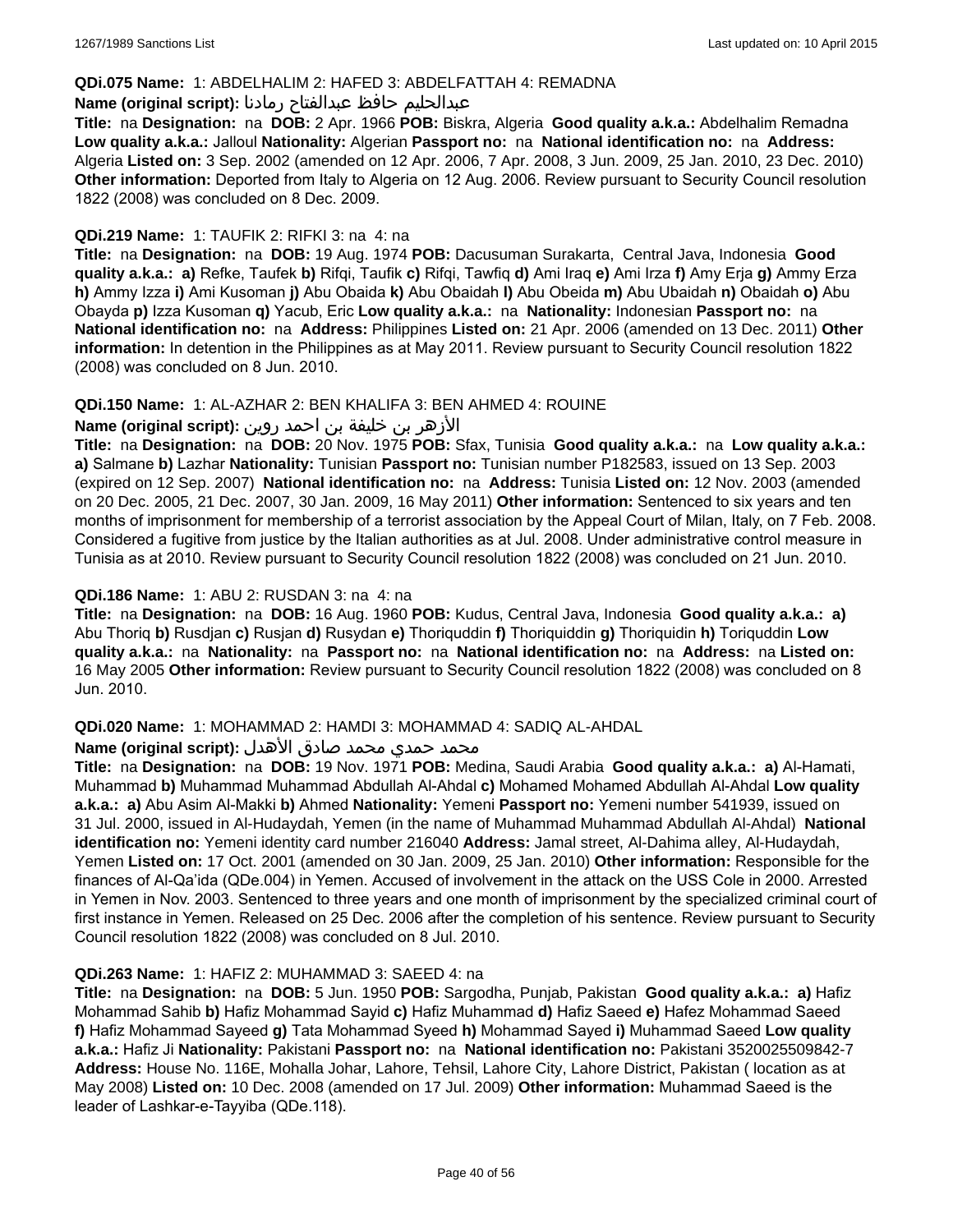**QDi.075 Name:** 1: ABDELHALIM 2: HAFED 3: ABDELFATTAH 4: REMADNA

**Name (original script):** عبدالحليم حافظ عبدالفتاح رمادنا

**Title:** na **Designation:** na **DOB:** 2 Apr. 1966 **POB:** Biskra, Algeria **Good quality a.k.a.:** Abdelhalim Remadna **Low quality a.k.a.:** Jalloul **Nationality:** Algerian **Passport no:** na **National identification no:** na **Address:** Algeria **Listed on:** 3 Sep. 2002 (amended on 12 Apr. 2006, 7 Apr. 2008, 3 Jun. 2009, 25 Jan. 2010, 23 Dec. 2010) **Other information:** Deported from Italy to Algeria on 12 Aug. 2006. Review pursuant to Security Council resolution 1822 (2008) was concluded on 8 Dec. 2009.

**QDi.219 Name:** 1: TAUFIK 2: RIFKI 3: na 4: na

**Title:** na **Designation:** na **DOB:** 19 Aug. 1974 **POB:** Dacusuman Surakarta, Central Java, Indonesia **Good quality a.k.a.:** **a)** Refke, Taufek **b)** Rifqi, Taufik **c)** Rifqi, Tawfiq **d)** Ami Iraq **e)** Ami Irza **f)** Amy Erja **g)** Ammy Erza **h)** Ammy Izza **i)** Ami Kusoman **j)** Abu Obaida **k)** Abu Obaidah **l)** Abu Obeida **m)** Abu Ubaidah **n)** Obaidah **o)** Abu Obayda **p)** Izza Kusoman **q)** Yacub, Eric **Low quality a.k.a.:** na **Nationality:** Indonesian **Passport no:** na **National identification no:** na **Address:** Philippines **Listed on:** 21 Apr. 2006 (amended on 13 Dec. 2011) **Other information:** In detention in the Philippines as at May 2011. Review pursuant to Security Council resolution 1822 (2008) was concluded on 8 Jun. 2010.

**QDi.150 Name:** 1: AL-AZHAR 2: BEN KHALIFA 3: BEN AHMED 4: ROUINE

**Name (original script):** الأزهر بن خليفة بن احمد روين

**Title:** na **Designation:** na **DOB:** 20 Nov. 1975 **POB:** Sfax, Tunisia **Good quality a.k.a.:** na **Low quality a.k.a.:** **a)** Salmane **b)** Lazhar **Nationality:** Tunisian **Passport no:** Tunisian number P182583, issued on 13 Sep. 2003 (expired on 12 Sep. 2007) **National identification no:** na **Address:** Tunisia **Listed on:** 12 Nov. 2003 (amended on 20 Dec. 2005, 21 Dec. 2007, 30 Jan. 2009, 16 May 2011) **Other information:** Sentenced to six years and ten months of imprisonment for membership of a terrorist association by the Appeal Court of Milan, Italy, on 7 Feb. 2008. Considered a fugitive from justice by the Italian authorities as at Jul. 2008. Under administrative control measure in Tunisia as at 2010. Review pursuant to Security Council resolution 1822 (2008) was concluded on 21 Jun. 2010.

**QDi.186 Name:** 1: ABU 2: RUSDAN 3: na 4: na

**Title:** na **Designation:** na **DOB:** 16 Aug. 1960 **POB:** Kudus, Central Java, Indonesia **Good quality a.k.a.:** **a)** Abu Thoriq **b)** Rusdjan **c)** Rusjan **d)** Rusydan **e)** Thoriquddin **f)** Thoriquiddin **g)** Thoriquidin **h)** Toriquddin **Low quality a.k.a.:** na **Nationality:** na **Passport no:** na **National identification no:** na **Address:** na **Listed on:** 16 May 2005 **Other information:** Review pursuant to Security Council resolution 1822 (2008) was concluded on 8 Jun. 2010.

**QDi.020 Name:** 1: MOHAMMAD 2: HAMDI 3: MOHAMMAD 4: SADIQ AL-AHDAL

**Name (original script):** محمد حمدي محمد صادق الأهدل

**Title:** na **Designation:** na **DOB:** 19 Nov. 1971 **POB:** Medina, Saudi Arabia **Good quality a.k.a.:** **a)** Al-Hamati, Muhammad **b)** Muhammad Muhammad Abdullah Al-Ahdal **c)** Mohamed Mohamed Abdullah Al-Ahdal **Low quality a.k.a.:** **a)** Abu Asim Al-Makki **b)** Ahmed **Nationality:** Yemeni **Passport no:** Yemeni number 541939, issued on 31 Jul. 2000, issued in Al-Hudaydah, Yemen (in the name of Muhammad Muhammad Abdullah Al-Ahdal) **National identification no:** Yemeni identity card number 216040 **Address:** Jamal street, Al-Dahima alley, Al-Hudaydah, Yemen **Listed on:** 17 Oct. 2001 (amended on 30 Jan. 2009, 25 Jan. 2010) **Other information:** Responsible for the finances of Al-Qa'ida (QDe.004) in Yemen. Accused of involvement in the attack on the USS Cole in 2000. Arrested in Yemen in Nov. 2003. Sentenced to three years and one month of imprisonment by the specialized criminal court of first instance in Yemen. Released on 25 Dec. 2006 after the completion of his sentence. Review pursuant to Security Council resolution 1822 (2008) was concluded on 8 Jul. 2010.

**QDi.263 Name:** 1: HAFIZ 2: MUHAMMAD 3: SAEED 4: na

**Title:** na **Designation:** na **DOB:** 5 Jun. 1950 **POB:** Sargodha, Punjab, Pakistan **Good quality a.k.a.:** **a)** Hafiz Mohammad Sahib **b)** Hafiz Mohammad Sayid **c)** Hafiz Muhammad **d)** Hafiz Saeed **e)** Hafez Mohammad Saeed **f)** Hafiz Mohammad Sayeed **g)** Tata Mohammad Syeed **h)** Mohammad Sayed **i)** Muhammad Saeed **Low quality a.k.a.:** Hafiz Ji **Nationality:** Pakistani **Passport no:** na **National identification no:** Pakistani 3520025509842-7 **Address:** House No. 116E, Mohalla Johar, Lahore, Tehsil, Lahore City, Lahore District, Pakistan ( location as at May 2008) **Listed on:** 10 Dec. 2008 (amended on 17 Jul. 2009) **Other information:** Muhammad Saeed is the leader of Lashkar-e-Tayyiba (QDe.118).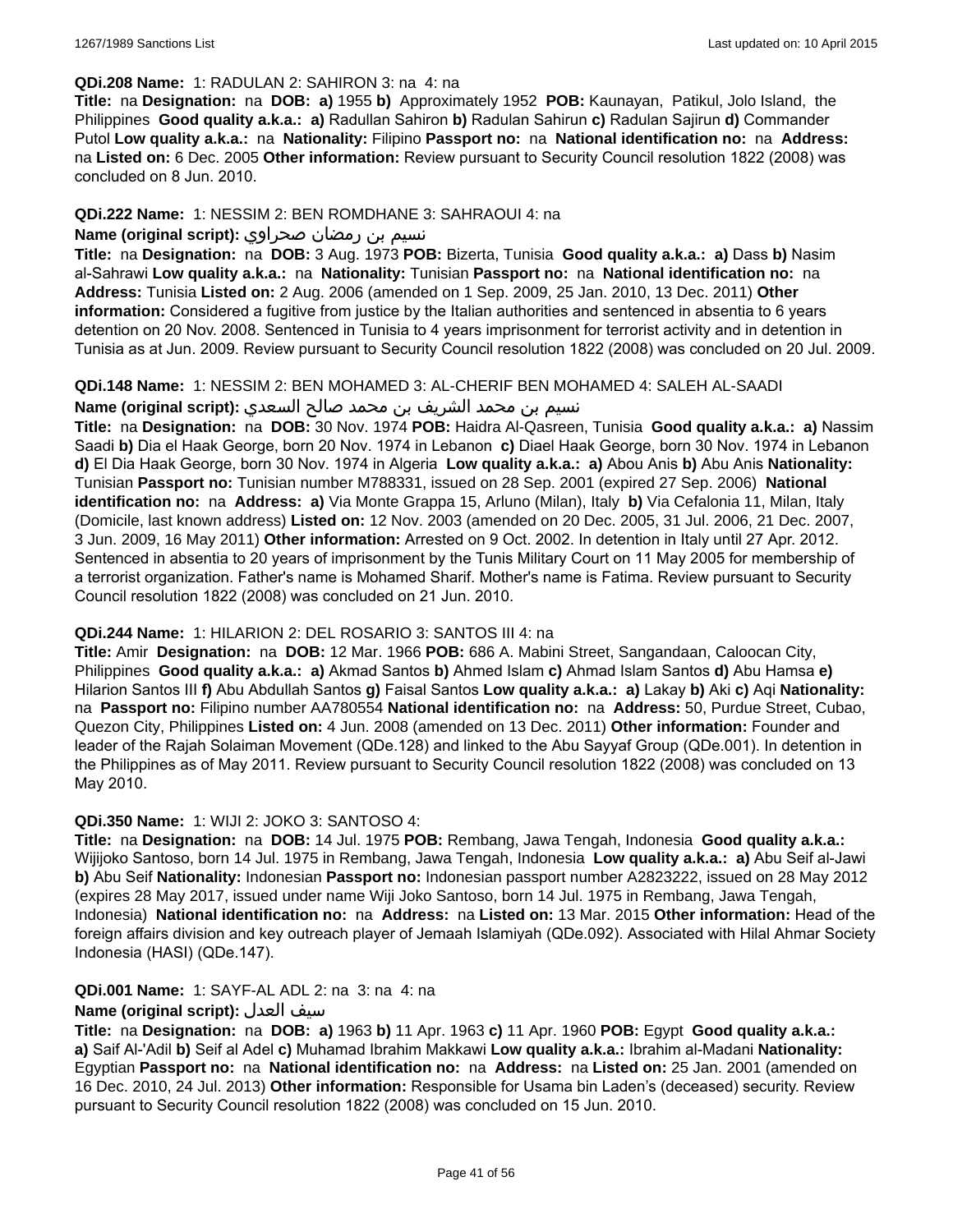**QDi.208 Name:** 1: RADULAN 2: SAHIRON 3: na 4: na

**Title:** na **Designation:** na **DOB:** **a)** 1955 **b)** Approximately 1952 **POB:** Kaunayan, Patikul, Jolo Island, the Philippines **Good quality a.k.a.:** **a)** Radullan Sahiron **b)** Radulan Sahirun **c)** Radulan Sajirun **d)** Commander Putol **Low quality a.k.a.:** na **Nationality:** Filipino **Passport no:** na **National identification no:** na **Address:** na **Listed on:** 6 Dec. 2005 **Other information:** Review pursuant to Security Council resolution 1822 (2008) was concluded on 8 Jun. 2010.

**QDi.222 Name:** 1: NESSIM 2: BEN ROMDHANE 3: SAHRAOUI 4: na

**Name (original script):** نسيم بن رمضان صحراوي

**Title:** na **Designation:** na **DOB:** 3 Aug. 1973 **POB:** Bizerta, Tunisia **Good quality a.k.a.:** **a)** Dass **b)** Nasim al-Sahrawi **Low quality a.k.a.:** na **Nationality:** Tunisian **Passport no:** na **National identification no:** na **Address:** Tunisia **Listed on:** 2 Aug. 2006 (amended on 1 Sep. 2009, 25 Jan. 2010, 13 Dec. 2011) **Other information:** Considered a fugitive from justice by the Italian authorities and sentenced in absentia to 6 years detention on 20 Nov. 2008. Sentenced in Tunisia to 4 years imprisonment for terrorist activity and in detention in Tunisia as at Jun. 2009. Review pursuant to Security Council resolution 1822 (2008) was concluded on 20 Jul. 2009.

**QDi.148 Name:** 1: NESSIM 2: BEN MOHAMED 3: AL-CHERIF BEN MOHAMED 4: SALEH AL-SAADI

**Name (original script):** نسيم بن محمد الشريف بن محمد صالح السعدي

**Title:** na **Designation:** na **DOB:** 30 Nov. 1974 **POB:** Haidra Al-Qasreen, Tunisia **Good quality a.k.a.:** **a)** Nassim Saadi **b)** Dia el Haak George, born 20 Nov. 1974 in Lebanon **c)** Diael Haak George, born 30 Nov. 1974 in Lebanon **d)** El Dia Haak George, born 30 Nov. 1974 in Algeria **Low quality a.k.a.:** **a)** Abou Anis **b)** Abu Anis **Nationality:** Tunisian **Passport no:** Tunisian number M788331, issued on 28 Sep. 2001 (expired 27 Sep. 2006) **National identification no:** na **Address:** **a)** Via Monte Grappa 15, Arluno (Milan), Italy **b)** Via Cefalonia 11, Milan, Italy (Domicile, last known address) **Listed on:** 12 Nov. 2003 (amended on 20 Dec. 2005, 31 Jul. 2006, 21 Dec. 2007, 3 Jun. 2009, 16 May 2011) **Other information:** Arrested on 9 Oct. 2002. In detention in Italy until 27 Apr. 2012. Sentenced in absentia to 20 years of imprisonment by the Tunis Military Court on 11 May 2005 for membership of a terrorist organization. Father's name is Mohamed Sharif. Mother's name is Fatima. Review pursuant to Security Council resolution 1822 (2008) was concluded on 21 Jun. 2010.

**QDi.244 Name:** 1: HILARION 2: DEL ROSARIO 3: SANTOS III 4: na

**Title:** Amir **Designation:** na **DOB:** 12 Mar. 1966 **POB:** 686 A. Mabini Street, Sangandaan, Caloocan City, Philippines **Good quality a.k.a.:** **a)** Akmad Santos **b)** Ahmed Islam **c)** Ahmad Islam Santos **d)** Abu Hamsa **e)** Hilarion Santos III **f)** Abu Abdullah Santos **g)** Faisal Santos **Low quality a.k.a.:** **a)** Lakay **b)** Aki **c)** Aqi **Nationality:** na **Passport no:** Filipino number AA780554 **National identification no:** na **Address:** 50, Purdue Street, Cubao, Quezon City, Philippines **Listed on:** 4 Jun. 2008 (amended on 13 Dec. 2011) **Other information:** Founder and leader of the Rajah Solaiman Movement (QDe.128) and linked to the Abu Sayyaf Group (QDe.001). In detention in the Philippines as of May 2011. Review pursuant to Security Council resolution 1822 (2008) was concluded on 13 May 2010.

**QDi.350 Name:** 1: WIJI 2: JOKO 3: SANTOSO 4:

**Title:** na **Designation:** na **DOB:** 14 Jul. 1975 **POB:** Rembang, Jawa Tengah, Indonesia **Good quality a.k.a.:** Wijijoko Santoso, born 14 Jul. 1975 in Rembang, Jawa Tengah, Indonesia **Low quality a.k.a.:** **a)** Abu Seif al-Jawi **b)** Abu Seif **Nationality:** Indonesian **Passport no:** Indonesian passport number A2823222, issued on 28 May 2012 (expires 28 May 2017, issued under name Wiji Joko Santoso, born 14 Jul. 1975 in Rembang, Jawa Tengah, Indonesia) **National identification no:** na **Address:** na **Listed on:** 13 Mar. 2015 **Other information:** Head of the foreign affairs division and key outreach player of Jemaah Islamiyah (QDe.092). Associated with Hilal Ahmar Society Indonesia (HASI) (QDe.147).

**QDi.001 Name:** 1: SAYF-AL ADL 2: na 3: na 4: na

**Name (original script):** سيف العدل

**Title:** na **Designation:** na **DOB:** **a)** 1963 **b)** 11 Apr. 1963 **c)** 11 Apr. 1960 **POB:** Egypt **Good quality a.k.a.:** **a)** Saif Al-'Adil **b)** Seif al Adel **c)** Muhamad Ibrahim Makkawi **Low quality a.k.a.:** Ibrahim al-Madani **Nationality:** Egyptian **Passport no:** na **National identification no:** na **Address:** na **Listed on:** 25 Jan. 2001 (amended on 16 Dec. 2010, 24 Jul. 2013) **Other information:** Responsible for Usama bin Laden's (deceased) security. Review pursuant to Security Council resolution 1822 (2008) was concluded on 15 Jun. 2010.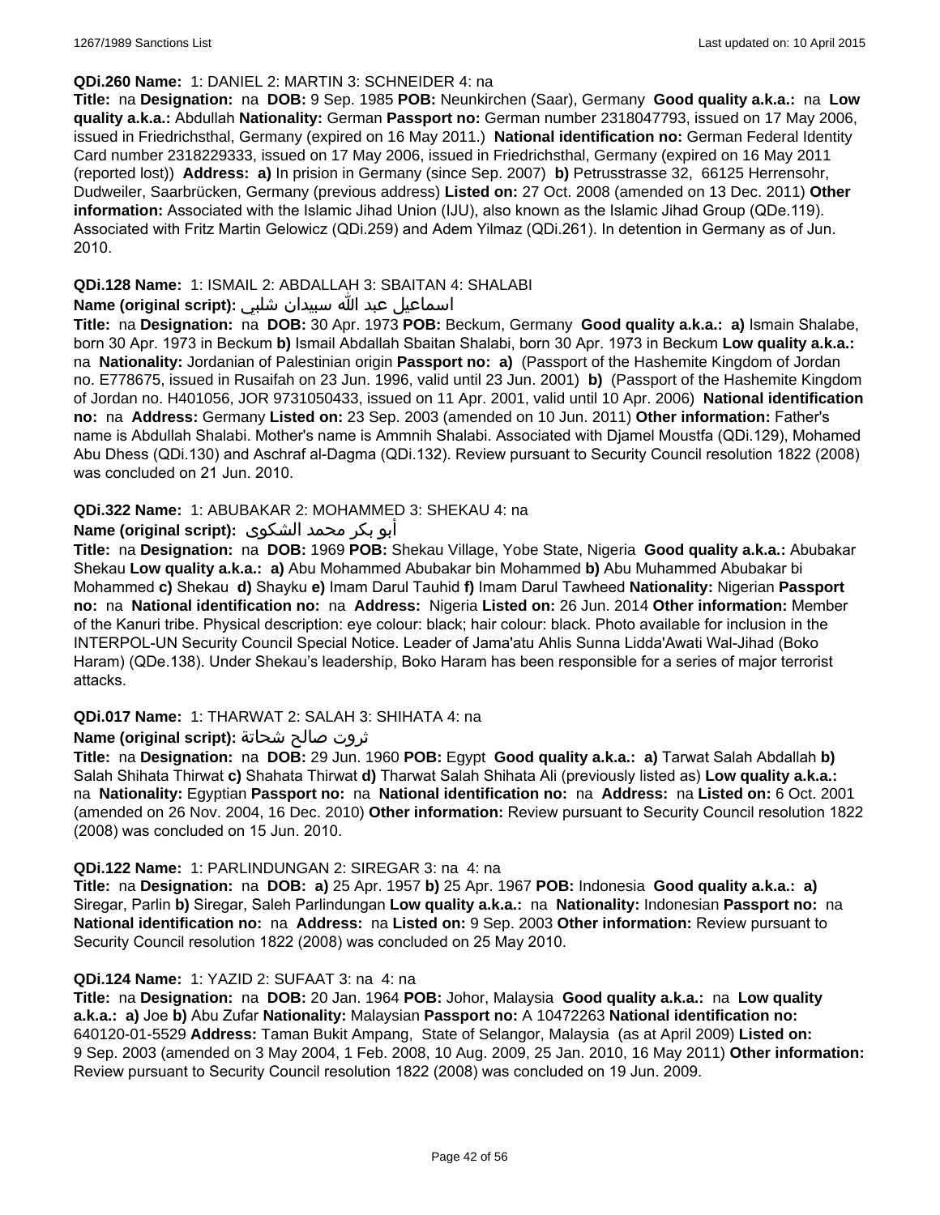**QDi.260 Name:** 1: DANIEL 2: MARTIN 3: SCHNEIDER 4: na

**Title:** na **Designation:** na **DOB:** 9 Sep. 1985 **POB:** Neunkirchen (Saar), Germany **Good quality a.k.a.:** na **Low quality a.k.a.:** Abdullah **Nationality:** German **Passport no:** German number 2318047793, issued on 17 May 2006, issued in Friedrichsthal, Germany (expired on 16 May 2011.) **National identification no:** German Federal Identity Card number 2318229333, issued on 17 May 2006, issued in Friedrichsthal, Germany (expired on 16 May 2011 (reported lost)) **Address: a)** In prision in Germany (since Sep. 2007) **b)** Petrusstrasse 32, 66125 Herrensohr, Dudweiler, Saarbrücken, Germany (previous address) **Listed on:** 27 Oct. 2008 (amended on 13 Dec. 2011) **Other information:** Associated with the Islamic Jihad Union (IJU), also known as the Islamic Jihad Group (QDe.119). Associated with Fritz Martin Gelowicz (QDi.259) and Adem Yilmaz (QDi.261). In detention in Germany as of Jun. 2010.

**QDi.128 Name:** 1: ISMAIL 2: ABDALLAH 3: SBAITAN 4: SHALABI

**Name (original script):** اسماعيل عبد الله سبيدان شلبي

**Title:** na **Designation:** na **DOB:** 30 Apr. 1973 **POB:** Beckum, Germany **Good quality a.k.a.: a)** Ismain Shalabe, born 30 Apr. 1973 in Beckum **b)** Ismail Abdallah Sbaitan Shalabi, born 30 Apr. 1973 in Beckum **Low quality a.k.a.:** na **Nationality:** Jordanian of Palestinian origin **Passport no: a)** (Passport of the Hashemite Kingdom of Jordan no. E778675, issued in Rusaifah on 23 Jun. 1996, valid until 23 Jun. 2001) **b)** (Passport of the Hashemite Kingdom of Jordan no. H401056, JOR 9731050433, issued on 11 Apr. 2001, valid until 10 Apr. 2006) **National identification no:** na **Address:** Germany **Listed on:** 23 Sep. 2003 (amended on 10 Jun. 2011) **Other information:** Father's name is Abdullah Shalabi. Mother's name is Ammnih Shalabi. Associated with Djamel Moustfa (QDi.129), Mohamed Abu Dhess (QDi.130) and Aschraf al-Dagma (QDi.132). Review pursuant to Security Council resolution 1822 (2008) was concluded on 21 Jun. 2010.

**QDi.322 Name:** 1: ABUBAKAR 2: MOHAMMED 3: SHEKAU 4: na

**Name (original script):** أبو بكر محمد الشكوى

**Title:** na **Designation:** na **DOB:** 1969 **POB:** Shekau Village, Yobe State, Nigeria **Good quality a.k.a.:** Abubakar Shekau **Low quality a.k.a.: a)** Abu Mohammed Abubakar bin Mohammed **b)** Abu Muhammed Abubakar bi Mohammed **c)** Shekau **d)** Shayku **e)** Imam Darul Tauhid **f)** Imam Darul Tawheed **Nationality:** Nigerian **Passport no:** na **National identification no:** na **Address:** Nigeria **Listed on:** 26 Jun. 2014 **Other information:** Member of the Kanuri tribe. Physical description: eye colour: black; hair colour: black. Photo available for inclusion in the INTERPOL-UN Security Council Special Notice. Leader of Jama'atu Ahlis Sunna Lidda'Awati Wal-Jihad (Boko Haram) (QDe.138). Under Shekau's leadership, Boko Haram has been responsible for a series of major terrorist attacks.

**QDi.017 Name:** 1: THARWAT 2: SALAH 3: SHIHATA 4: na

**Name (original script):** ثروت صالح شحاتة

**Title:** na **Designation:** na **DOB:** 29 Jun. 1960 **POB:** Egypt **Good quality a.k.a.: a)** Tarwat Salah Abdallah **b)** Salah Shihata Thirwat **c)** Shahata Thirwat **d)** Tharwat Salah Shihata Ali (previously listed as) **Low quality a.k.a.:** na **Nationality:** Egyptian **Passport no:** na **National identification no:** na **Address:** na **Listed on:** 6 Oct. 2001 (amended on 26 Nov. 2004, 16 Dec. 2010) **Other information:** Review pursuant to Security Council resolution 1822 (2008) was concluded on 15 Jun. 2010.

**QDi.122 Name:** 1: PARLINDUNGAN 2: SIREGAR 3: na 4: na

**Title:** na **Designation:** na **DOB: a)** 25 Apr. 1957 **b)** 25 Apr. 1967 **POB:** Indonesia **Good quality a.k.a.: a)** Siregar, Parlin **b)** Siregar, Saleh Parlindungan **Low quality a.k.a.:** na **Nationality:** Indonesian **Passport no:** na **National identification no:** na **Address:** na **Listed on:** 9 Sep. 2003 **Other information:** Review pursuant to Security Council resolution 1822 (2008) was concluded on 25 May 2010.

**QDi.124 Name:** 1: YAZID 2: SUFAAT 3: na 4: na

**Title:** na **Designation:** na **DOB:** 20 Jan. 1964 **POB:** Johor, Malaysia **Good quality a.k.a.:** na **Low quality a.k.a.: a)** Joe **b)** Abu Zufar **Nationality:** Malaysian **Passport no:** A 10472263 **National identification no:** 640120-01-5529 **Address:** Taman Bukit Ampang, State of Selangor, Malaysia (as at April 2009) **Listed on:** 9 Sep. 2003 (amended on 3 May 2004, 1 Feb. 2008, 10 Aug. 2009, 25 Jan. 2010, 16 May 2011) **Other information:** Review pursuant to Security Council resolution 1822 (2008) was concluded on 19 Jun. 2009.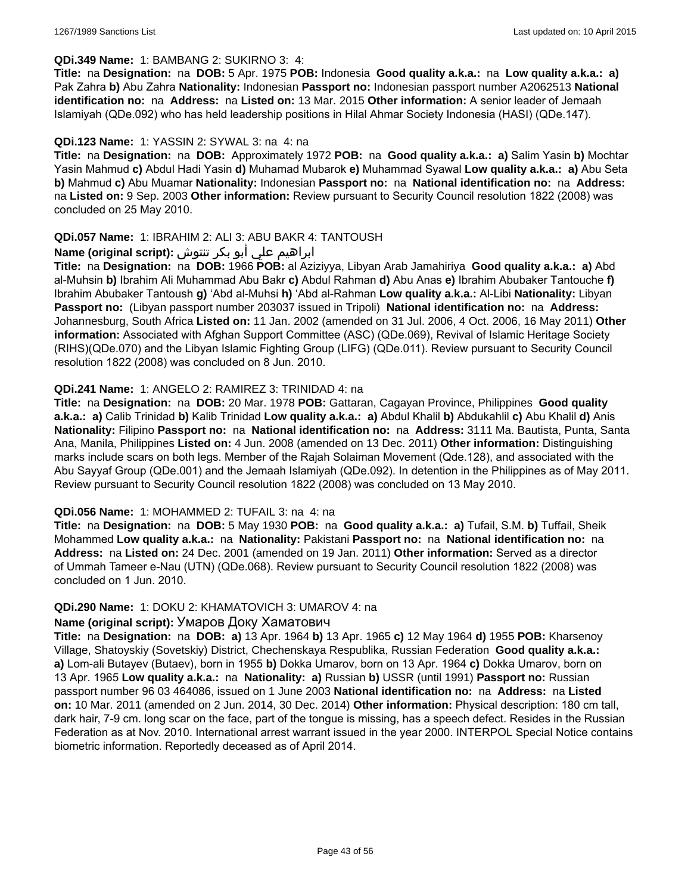**QDi.349 Name:** 1: BAMBANG 2: SUKIRNO 3: 4:

**Title:** na **Designation:** na **DOB:** 5 Apr. 1975 **POB:** Indonesia **Good quality a.k.a.:** na **Low quality a.k.a.:** **a)** Pak Zahra **b)** Abu Zahra **Nationality:** Indonesian **Passport no:** Indonesian passport number A2062513 **National identification no:** na **Address:** na **Listed on:** 13 Mar. 2015 **Other information:** A senior leader of Jemaah Islamiyah (QDe.092) who has held leadership positions in Hilal Ahmar Society Indonesia (HASI) (QDe.147).

**QDi.123 Name:** 1: YASSIN 2: SYWAL 3: na 4: na

**Title:** na **Designation:** na **DOB:** Approximately 1972 **POB:** na **Good quality a.k.a.:** **a)** Salim Yasin **b)** Mochtar Yasin Mahmud **c)** Abdul Hadi Yasin **d)** Muhamad Mubarok **e)** Muhammad Syawal **Low quality a.k.a.:** **a)** Abu Seta **b)** Mahmud **c)** Abu Muamar **Nationality:** Indonesian **Passport no:** na **National identification no:** na **Address:** na **Listed on:** 9 Sep. 2003 **Other information:** Review pursuant to Security Council resolution 1822 (2008) was concluded on 25 May 2010.

**QDi.057 Name:** 1: IBRAHIM 2: ALI 3: ABU BAKR 4: TANTOUSH

**Name (original script):** ابراهيم علي أبو بكر تنتوش

**Title:** na **Designation:** na **DOB:** 1966 **POB:** al Aziziyya, Libyan Arab Jamahiriya **Good quality a.k.a.:** **a)** Abd al-Muhsin **b)** Ibrahim Ali Muhammad Abu Bakr **c)** Abdul Rahman **d)** Abu Anas **e)** Ibrahim Abubaker Tantouche **f)** Ibrahim Abubaker Tantoush **g)** 'Abd al-Muhsi **h)** 'Abd al-Rahman **Low quality a.k.a.:** Al-Libi **Nationality:** Libyan **Passport no:** (Libyan passport number 203037 issued in Tripoli) **National identification no:** na **Address:** Johannesburg, South Africa **Listed on:** 11 Jan. 2002 (amended on 31 Jul. 2006, 4 Oct. 2006, 16 May 2011) **Other information:** Associated with Afghan Support Committee (ASC) (QDe.069), Revival of Islamic Heritage Society (RIHS)(QDe.070) and the Libyan Islamic Fighting Group (LIFG) (QDe.011). Review pursuant to Security Council resolution 1822 (2008) was concluded on 8 Jun. 2010.

**QDi.241 Name:** 1: ANGELO 2: RAMIREZ 3: TRINIDAD 4: na

**Title:** na **Designation:** na **DOB:** 20 Mar. 1978 **POB:** Gattaran, Cagayan Province, Philippines **Good quality a.k.a.:** **a)** Calib Trinidad **b)** Kalib Trinidad **Low quality a.k.a.:** **a)** Abdul Khalil **b)** Abdukahlil **c)** Abu Khalil **d)** Anis **Nationality:** Filipino **Passport no:** na **National identification no:** na **Address:** 3111 Ma. Bautista, Punta, Santa Ana, Manila, Philippines **Listed on:** 4 Jun. 2008 (amended on 13 Dec. 2011) **Other information:** Distinguishing marks include scars on both legs. Member of the Rajah Solaiman Movement (Qde.128), and associated with the Abu Sayyaf Group (QDe.001) and the Jemaah Islamiyah (QDe.092). In detention in the Philippines as of May 2011. Review pursuant to Security Council resolution 1822 (2008) was concluded on 13 May 2010.

**QDi.056 Name:** 1: MOHAMMED 2: TUFAIL 3: na 4: na

**Title:** na **Designation:** na **DOB:** 5 May 1930 **POB:** na **Good quality a.k.a.:** **a)** Tufail, S.M. **b)** Tuffail, Sheik Mohammed **Low quality a.k.a.:** na **Nationality:** Pakistani **Passport no:** na **National identification no:** na **Address:** na **Listed on:** 24 Dec. 2001 (amended on 19 Jan. 2011) **Other information:** Served as a director of Ummah Tameer e-Nau (UTN) (QDe.068). Review pursuant to Security Council resolution 1822 (2008) was concluded on 1 Jun. 2010.

**QDi.290 Name:** 1: DOKU 2: KHAMATOVICH 3: UMAROV 4: na

**Name (original script):** Умаров Доку Хаматович

**Title:** na **Designation:** na **DOB:** **a)** 13 Apr. 1964 **b)** 13 Apr. 1965 **c)** 12 May 1964 **d)** 1955 **POB:** Kharsenoy Village, Shatoyskiy (Sovetskiy) District, Chechenskaya Respublika, Russian Federation **Good quality a.k.a.:** **a)** Lom-ali Butayev (Butaev), born in 1955 **b)** Dokka Umarov, born on 13 Apr. 1964 **c)** Dokka Umarov, born on 13 Apr. 1965 **Low quality a.k.a.:** na **Nationality:** **a)** Russian **b)** USSR (until 1991) **Passport no:** Russian passport number 96 03 464086, issued on 1 June 2003 **National identification no:** na **Address:** na **Listed on:** 10 Mar. 2011 (amended on 2 Jun. 2014, 30 Dec. 2014) **Other information:** Physical description: 180 cm tall, dark hair, 7-9 cm. long scar on the face, part of the tongue is missing, has a speech defect. Resides in the Russian Federation as at Nov. 2010. International arrest warrant issued in the year 2000. INTERPOL Special Notice contains biometric information. Reportedly deceased as of April 2014.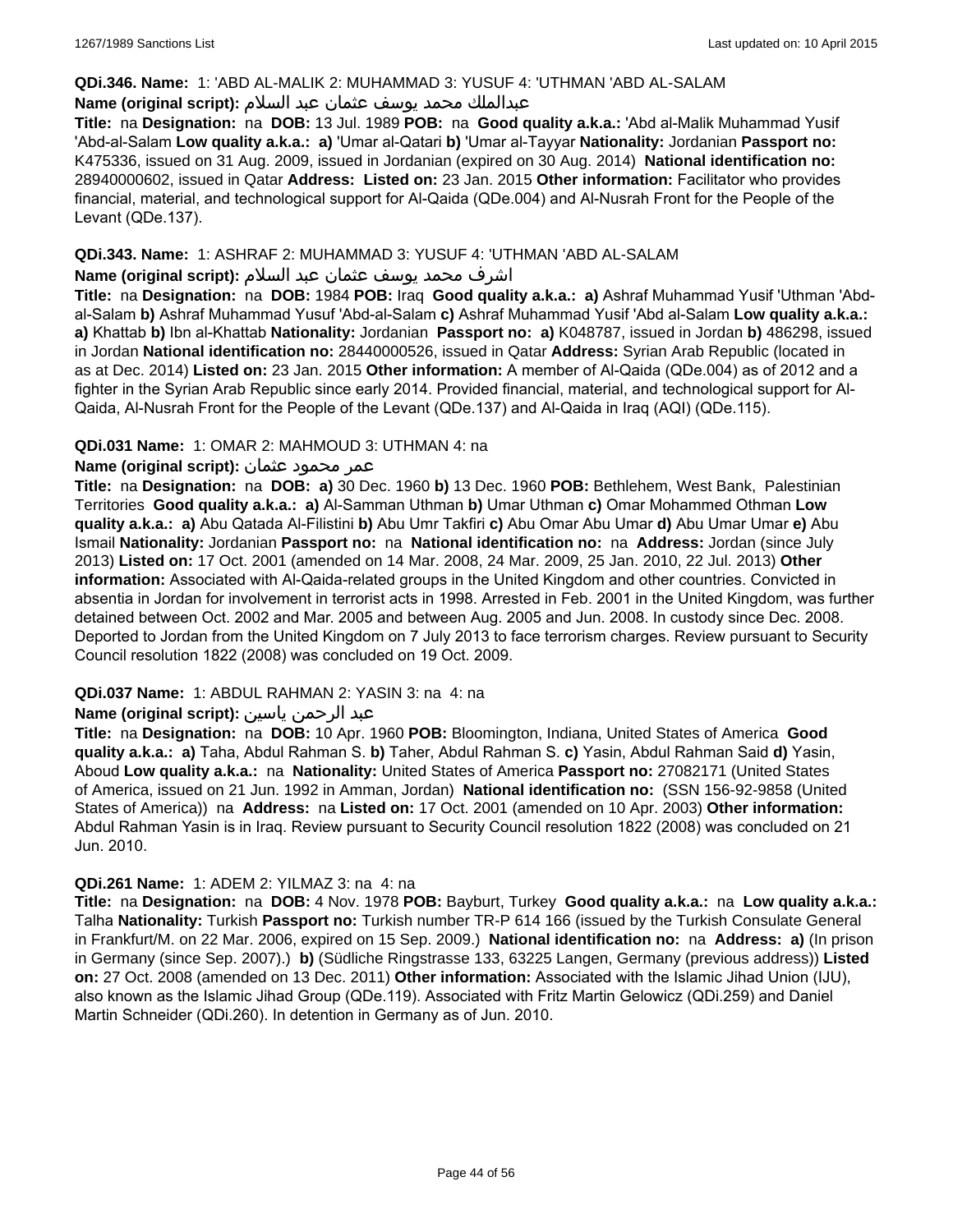**QDi.346. Name:** 1: 'ABD AL-MALIK 2: MUHAMMAD 3: YUSUF 4: 'UTHMAN 'ABD AL-SALAM

**Name (original script):** عبدالملك محمد يوسف عثمان عبد السلام

**Title:** na **Designation:** na **DOB:** 13 Jul. 1989 **POB:** na **Good quality a.k.a.:** 'Abd al-Malik Muhammad Yusif 'Abd-al-Salam **Low quality a.k.a.:** **a)** 'Umar al-Qatari **b)** 'Umar al-Tayyar **Nationality:** Jordanian **Passport no:** K475336, issued on 31 Aug. 2009, issued in Jordanian (expired on 30 Aug. 2014) **National identification no:** 28940000602, issued in Qatar **Address:** **Listed on:** 23 Jan. 2015 **Other information:** Facilitator who provides financial, material, and technological support for Al-Qaida (QDe.004) and Al-Nusrah Front for the People of the Levant (QDe.137).

**QDi.343. Name:** 1: ASHRAF 2: MUHAMMAD 3: YUSUF 4: 'UTHMAN 'ABD AL-SALAM

**Name (original script):** اشرف محمد يوسف عثمان عبد السلام

**Title:** na **Designation:** na **DOB:** 1984 **POB:** Iraq **Good quality a.k.a.:** **a)** Ashraf Muhammad Yusif 'Uthman 'Abd-al-Salam **b)** Ashraf Muhammad Yusuf 'Abd-al-Salam **c)** Ashraf Muhammad Yusif 'Abd al-Salam **Low quality a.k.a.:** **a)** Khattab **b)** Ibn al-Khattab **Nationality:** Jordanian **Passport no:** **a)** K048787, issued in Jordan **b)** 486298, issued in Jordan **National identification no:** 28440000526, issued in Qatar **Address:** Syrian Arab Republic (located in as at Dec. 2014) **Listed on:** 23 Jan. 2015 **Other information:** A member of Al-Qaida (QDe.004) as of 2012 and a fighter in the Syrian Arab Republic since early 2014. Provided financial, material, and technological support for Al-Qaida, Al-Nusrah Front for the People of the Levant (QDe.137) and Al-Qaida in Iraq (AQI) (QDe.115).

**QDi.031 Name:** 1: OMAR 2: MAHMOUD 3: UTHMAN 4: na

**Name (original script):** عمر محمود عثمان

**Title:** na **Designation:** na **DOB:** **a)** 30 Dec. 1960 **b)** 13 Dec. 1960 **POB:** Bethlehem, West Bank, Palestinian Territories **Good quality a.k.a.:** **a)** Al-Samman Uthman **b)** Umar Uthman **c)** Omar Mohammed Othman **Low quality a.k.a.:** **a)** Abu Qatada Al-Filistini **b)** Abu Umr Takfiri **c)** Abu Omar Abu Umar **d)** Abu Umar Umar **e)** Abu Ismail **Nationality:** Jordanian **Passport no:** na **National identification no:** na **Address:** Jordan (since July 2013) **Listed on:** 17 Oct. 2001 (amended on 14 Mar. 2008, 24 Mar. 2009, 25 Jan. 2010, 22 Jul. 2013) **Other information:** Associated with Al-Qaida-related groups in the United Kingdom and other countries. Convicted in absentia in Jordan for involvement in terrorist acts in 1998. Arrested in Feb. 2001 in the United Kingdom, was further detained between Oct. 2002 and Mar. 2005 and between Aug. 2005 and Jun. 2008. In custody since Dec. 2008. Deported to Jordan from the United Kingdom on 7 July 2013 to face terrorism charges. Review pursuant to Security Council resolution 1822 (2008) was concluded on 19 Oct. 2009.

**QDi.037 Name:** 1: ABDUL RAHMAN 2: YASIN 3: na 4: na

**Name (original script):** عبد الرحمن ياسين

**Title:** na **Designation:** na **DOB:** 10 Apr. 1960 **POB:** Bloomington, Indiana, United States of America **Good quality a.k.a.:** **a)** Taha, Abdul Rahman S. **b)** Taher, Abdul Rahman S. **c)** Yasin, Abdul Rahman Said **d)** Yasin, Aboud **Low quality a.k.a.:** na **Nationality:** United States of America **Passport no:** 27082171 (United States of America, issued on 21 Jun. 1992 in Amman, Jordan) **National identification no:** (SSN 156-92-9858 (United States of America)) na **Address:** na **Listed on:** 17 Oct. 2001 (amended on 10 Apr. 2003) **Other information:** Abdul Rahman Yasin is in Iraq. Review pursuant to Security Council resolution 1822 (2008) was concluded on 21 Jun. 2010.

**QDi.261 Name:** 1: ADEM 2: YILMAZ 3: na 4: na

**Title:** na **Designation:** na **DOB:** 4 Nov. 1978 **POB:** Bayburt, Turkey **Good quality a.k.a.:** na **Low quality a.k.a.:** Talha **Nationality:** Turkish **Passport no:** Turkish number TR-P 614 166 (issued by the Turkish Consulate General in Frankfurt/M. on 22 Mar. 2006, expired on 15 Sep. 2009.) **National identification no:** na **Address:** **a)** (In prison in Germany (since Sep. 2007).) **b)** (Südliche Ringstrasse 133, 63225 Langen, Germany (previous address)) **Listed on:** 27 Oct. 2008 (amended on 13 Dec. 2011) **Other information:** Associated with the Islamic Jihad Union (IJU), also known as the Islamic Jihad Group (QDe.119). Associated with Fritz Martin Gelowicz (QDi.259) and Daniel Martin Schneider (QDi.260). In detention in Germany as of Jun. 2010.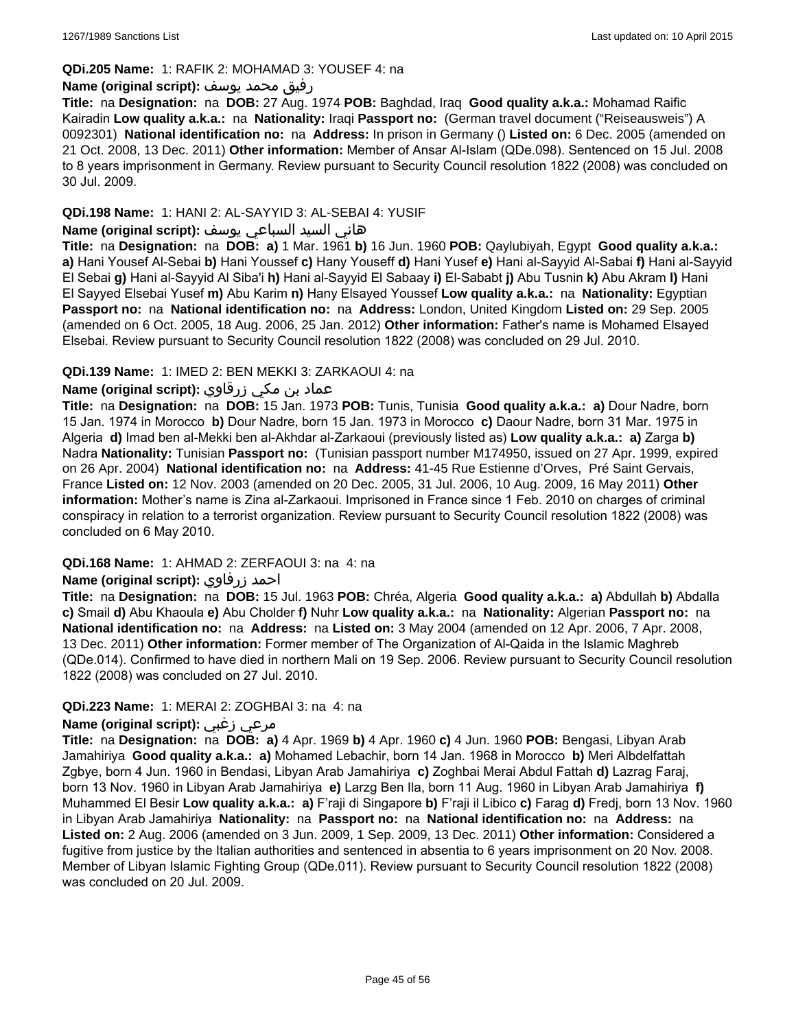**QDi.205 Name:** 1: RAFIK 2: MOHAMAD 3: YOUSEF 4: na

**Name (original script):** رفيق محمد يوسف

**Title:** na **Designation:** na **DOB:** 27 Aug. 1974 **POB:** Baghdad, Iraq **Good quality a.k.a.:** Mohamad Raific Kairadin **Low quality a.k.a.:** na **Nationality:** Iraqi **Passport no:** (German travel document ("Reiseausweis") A 0092301) **National identification no:** na **Address:** In prison in Germany () **Listed on:** 6 Dec. 2005 (amended on 21 Oct. 2008, 13 Dec. 2011) **Other information:** Member of Ansar Al-Islam (QDe.098). Sentenced on 15 Jul. 2008 to 8 years imprisonment in Germany. Review pursuant to Security Council resolution 1822 (2008) was concluded on 30 Jul. 2009.

**QDi.198 Name:** 1: HANI 2: AL-SAYYID 3: AL-SEBAI 4: YUSIF

**Name (original script):** هاني السيد السباعي يوسف

**Title:** na **Designation:** na **DOB:** **a)** 1 Mar. 1961 **b)** 16 Jun. 1960 **POB:** Qaylubiyah, Egypt **Good quality a.k.a.:** **a)** Hani Yousef Al-Sebai **b)** Hani Youssef **c)** Hany Youseff **d)** Hani Yusef **e)** Hani al-Sayyid Al-Sabai **f)** Hani al-Sayyid El Sebai **g)** Hani al-Sayyid Al Siba'i **h)** Hani al-Sayyid El Sabaay **i)** El-Sababt **j)** Abu Tusnin **k)** Abu Akram **l)** Hani El Sayyed Elsebai Yusef **m)** Abu Karim **n)** Hany Elsayed Youssef **Low quality a.k.a.:** na **Nationality:** Egyptian **Passport no:** na **National identification no:** na **Address:** London, United Kingdom **Listed on:** 29 Sep. 2005 (amended on 6 Oct. 2005, 18 Aug. 2006, 25 Jan. 2012) **Other information:** Father's name is Mohamed Elsayed Elsebai. Review pursuant to Security Council resolution 1822 (2008) was concluded on 29 Jul. 2010.

**QDi.139 Name:** 1: IMED 2: BEN MEKKI 3: ZARKAOUI 4: na

**Name (original script):** عماد بن مكي زرقاوي

**Title:** na **Designation:** na **DOB:** 15 Jan. 1973 **POB:** Tunis, Tunisia **Good quality a.k.a.:** **a)** Dour Nadre, born 15 Jan. 1974 in Morocco **b)** Dour Nadre, born 15 Jan. 1973 in Morocco **c)** Daour Nadre, born 31 Mar. 1975 in Algeria **d)** Imad ben al-Mekki ben al-Akhdar al-Zarkaoui (previously listed as) **Low quality a.k.a.:** **a)** Zarga **b)** Nadra **Nationality:** Tunisian **Passport no:** (Tunisian passport number M174950, issued on 27 Apr. 1999, expired on 26 Apr. 2004) **National identification no:** na **Address:** 41-45 Rue Estienne d'Orves, Pré Saint Gervais, France **Listed on:** 12 Nov. 2003 (amended on 20 Dec. 2005, 31 Jul. 2006, 10 Aug. 2009, 16 May 2011) **Other information:** Mother's name is Zina al-Zarkaoui. Imprisoned in France since 1 Feb. 2010 on charges of criminal conspiracy in relation to a terrorist organization. Review pursuant to Security Council resolution 1822 (2008) was concluded on 6 May 2010.

**QDi.168 Name:** 1: AHMAD 2: ZERFAOUI 3: na 4: na

**Name (original script):** احمد زرفاوي

**Title:** na **Designation:** na **DOB:** 15 Jul. 1963 **POB:** Chréa, Algeria **Good quality a.k.a.:** **a)** Abdullah **b)** Abdalla **c)** Smail **d)** Abu Khaoula **e)** Abu Cholder **f)** Nuhr **Low quality a.k.a.:** na **Nationality:** Algerian **Passport no:** na **National identification no:** na **Address:** na **Listed on:** 3 May 2004 (amended on 12 Apr. 2006, 7 Apr. 2008, 13 Dec. 2011) **Other information:** Former member of The Organization of Al-Qaida in the Islamic Maghreb (QDe.014). Confirmed to have died in northern Mali on 19 Sep. 2006. Review pursuant to Security Council resolution 1822 (2008) was concluded on 27 Jul. 2010.

**QDi.223 Name:** 1: MERAI 2: ZOGHBAI 3: na 4: na

**Name (original script):** مرعي زغبي

**Title:** na **Designation:** na **DOB:** **a)** 4 Apr. 1969 **b)** 4 Apr. 1960 **c)** 4 Jun. 1960 **POB:** Bengasi, Libyan Arab Jamahiriya **Good quality a.k.a.:** **a)** Mohamed Lebachir, born 14 Jan. 1968 in Morocco **b)** Meri Albdelfattah Zgbye, born 4 Jun. 1960 in Bendasi, Libyan Arab Jamahiriya **c)** Zoghbai Merai Abdul Fattah **d)** Lazrag Faraj, born 13 Nov. 1960 in Libyan Arab Jamahiriya **e)** Larzg Ben Ila, born 11 Aug. 1960 in Libyan Arab Jamahiriya **f)** Muhammed El Besir **Low quality a.k.a.:** **a)** F'raji di Singapore **b)** F'raji il Libico **c)** Farag **d)** Fredj, born 13 Nov. 1960 in Libyan Arab Jamahiriya **Nationality:** na **Passport no:** na **National identification no:** na **Address:** na **Listed on:** 2 Aug. 2006 (amended on 3 Jun. 2009, 1 Sep. 2009, 13 Dec. 2011) **Other information:** Considered a fugitive from justice by the Italian authorities and sentenced in absentia to 6 years imprisonment on 20 Nov. 2008. Member of Libyan Islamic Fighting Group (QDe.011). Review pursuant to Security Council resolution 1822 (2008) was concluded on 20 Jul. 2009.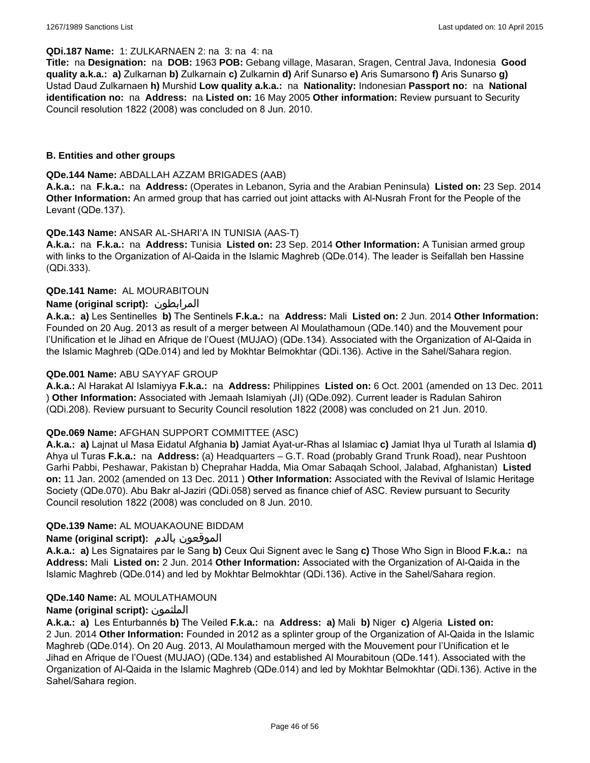**QDi.187 Name:** 1: ZULKARNAEN 2: na 3: na 4: na

**Title:** na **Designation:** na **DOB:** 1963 **POB:** Gebang village, Masaran, Sragen, Central Java, Indonesia **Good quality a.k.a.: a)** Zulkarnan **b)** Zulkarnain **c)** Zulkarnin **d)** Arif Sunarso **e)** Aris Sumarsono **f)** Aris Sunarso **g)** Ustad Daud Zulkarnaen **h)** Murshid **Low quality a.k.a.:** na **Nationality:** Indonesian **Passport no:** na **National identification no:** na **Address:** na **Listed on:** 16 May 2005 **Other information:** Review pursuant to Security Council resolution 1822 (2008) was concluded on 8 Jun. 2010.

## B. Entities and other groups

**QDe.144 Name:** ABDALLAH AZZAM BRIGADES (AAB)

**A.k.a.:** na **F.k.a.:** na **Address:** (Operates in Lebanon, Syria and the Arabian Peninsula) **Listed on:** 23 Sep. 2014 **Other Information:** An armed group that has carried out joint attacks with Al-Nusrah Front for the People of the Levant (QDe.137).

**QDe.143 Name:** ANSAR AL-SHARI'A IN TUNISIA (AAS-T)

**A.k.a.:** na **F.k.a.:** na **Address:** Tunisia **Listed on:** 23 Sep. 2014 **Other Information:** A Tunisian armed group with links to the Organization of Al-Qaida in the Islamic Maghreb (QDe.014). The leader is Seifallah ben Hassine (QDi.333).

**QDe.141 Name:** AL MOURABITOUN

**Name (original script):** المرابطون

**A.k.a.: a)** Les Sentinelles **b)** The Sentinels **F.k.a.:** na **Address:** Mali **Listed on:** 2 Jun. 2014 **Other Information:** Founded on 20 Aug. 2013 as result of a merger between Al Moulathamoun (QDe.140) and the Mouvement pour l'Unification et le Jihad en Afrique de l'Ouest (MUJAO) (QDe.134). Associated with the Organization of Al-Qaida in the Islamic Maghreb (QDe.014) and led by Mokhtar Belmokhtar (QDi.136). Active in the Sahel/Sahara region.

**QDe.001 Name:** ABU SAYYAF GROUP

**A.k.a.:** Al Harakat Al Islamiyya **F.k.a.:** na **Address:** Philippines **Listed on:** 6 Oct. 2001 (amended on 13 Dec. 2011 ) **Other Information:** Associated with Jemaah Islamiyah (JI) (QDe.092). Current leader is Radulan Sahiron (QDi.208). Review pursuant to Security Council resolution 1822 (2008) was concluded on 21 Jun. 2010.

**QDe.069 Name:** AFGHAN SUPPORT COMMITTEE (ASC)

**A.k.a.: a)** Lajnat ul Masa Eidatul Afghania **b)** Jamiat Ayat-ur-Rhas al Islamiac **c)** Jamiat Ihya ul Turath al Islamia **d)** Ahya ul Turas **F.k.a.:** na **Address:** (a) Headquarters – G.T. Road (probably Grand Trunk Road), near Pushtoon Garhi Pabbi, Peshawar, Pakistan b) Cheprahar Hadda, Mia Omar Sabaqah School, Jalabad, Afghanistan) **Listed on:** 11 Jan. 2002 (amended on 13 Dec. 2011 ) **Other Information:** Associated with the Revival of Islamic Heritage Society (QDe.070). Abu Bakr al-Jaziri (QDi.058) served as finance chief of ASC. Review pursuant to Security Council resolution 1822 (2008) was concluded on 8 Jun. 2010.

**QDe.139 Name:** AL MOUAKAOUNE BIDDAM

**Name (original script):** الموقعون بالدم

**A.k.a.: a)** Les Signataires par le Sang **b)** Ceux Qui Signent avec le Sang **c)** Those Who Sign in Blood **F.k.a.:** na **Address:** Mali **Listed on:** 2 Jun. 2014 **Other Information:** Associated with the Organization of Al-Qaida in the Islamic Maghreb (QDe.014) and led by Mokhtar Belmokhtar (QDi.136). Active in the Sahel/Sahara region.

**QDe.140 Name:** AL MOULATHAMOUN

**Name (original script):** الملثمون

**A.k.a.: a)** Les Enturbannés **b)** The Veiled **F.k.a.:** na **Address: a)** Mali **b)** Niger **c)** Algeria **Listed on:** 2 Jun. 2014 **Other Information:** Founded in 2012 as a splinter group of the Organization of Al-Qaida in the Islamic Maghreb (QDe.014). On 20 Aug. 2013, Al Moulathamoun merged with the Mouvement pour l'Unification et le Jihad en Afrique de l'Ouest (MUJAO) (QDe.134) and established Al Mourabitoun (QDe.141). Associated with the Organization of Al-Qaida in the Islamic Maghreb (QDe.014) and led by Mokhtar Belmokhtar (QDi.136). Active in the Sahel/Sahara region.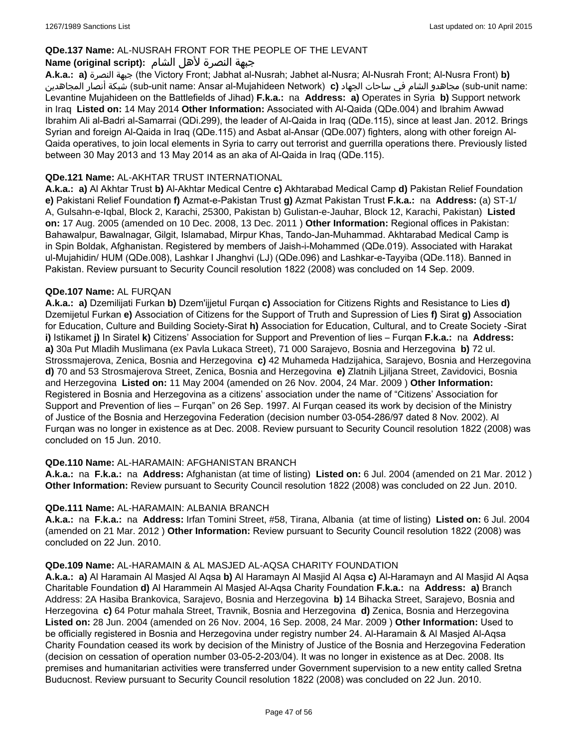**QDe.137 Name:** AL-NUSRAH FRONT FOR THE PEOPLE OF THE LEVANT

**Name (original script):** جبهة النصرة لأهل الشام

**A.k.a.:** **a)** جبهة النصرة (the Victory Front; Jabhat al-Nusrah; Jabhet al-Nusra; Al-Nusrah Front; Al-Nusra Front) **b)** شبكة أنصار المجاهدين (sub-unit name: Ansar al-Mujahideen Network) **c)** مجاهدو الشام في ساحات الجهاد (sub-unit name: Levantine Mujahideen on the Battlefields of Jihad) **F.k.a.:** na **Address:** **a)** Operates in Syria **b)** Support network in Iraq **Listed on:** 14 May 2014 **Other Information:** Associated with Al-Qaida (QDe.004) and Ibrahim Awwad Ibrahim Ali al-Badri al-Samarrai (QDi.299), the leader of Al-Qaida in Iraq (QDe.115), since at least Jan. 2012. Brings Syrian and foreign Al-Qaida in Iraq (QDe.115) and Asbat al-Ansar (QDe.007) fighters, along with other foreign Al-Qaida operatives, to join local elements in Syria to carry out terrorist and guerrilla operations there. Previously listed between 30 May 2013 and 13 May 2014 as an aka of Al-Qaida in Iraq (QDe.115).

**QDe.121 Name:** AL-AKHTAR TRUST INTERNATIONAL

**A.k.a.:** **a)** Al Akhtar Trust **b)** Al-Akhtar Medical Centre **c)** Akhtarabad Medical Camp **d)** Pakistan Relief Foundation **e)** Pakistani Relief Foundation **f)** Azmat-e-Pakistan Trust **g)** Azmat Pakistan Trust **F.k.a.:** na **Address:** (a) ST-1/A, Gulsahn-e-Iqbal, Block 2, Karachi, 25300, Pakistan b) Gulistan-e-Jauhar, Block 12, Karachi, Pakistan) **Listed on:** 17 Aug. 2005 (amended on 10 Dec. 2008, 13 Dec. 2011 ) **Other Information:** Regional offices in Pakistan: Bahawalpur, Bawalnagar, Gilgit, Islamabad, Mirpur Khas, Tando-Jan-Muhammad. Akhtarabad Medical Camp is in Spin Boldak, Afghanistan. Registered by members of Jaish-i-Mohammed (QDe.019). Associated with Harakat ul-Mujahidin/ HUM (QDe.008), Lashkar I Jhanghvi (LJ) (QDe.096) and Lashkar-e-Tayyiba (QDe.118). Banned in Pakistan. Review pursuant to Security Council resolution 1822 (2008) was concluded on 14 Sep. 2009.

**QDe.107 Name:** AL FURQAN

**A.k.a.:** **a)** Dzemilijati Furkan **b)** Dzem'ijjetul Furqan **c)** Association for Citizens Rights and Resistance to Lies **d)** Dzemijetul Furkan **e)** Association of Citizens for the Support of Truth and Supression of Lies **f)** Sirat **g)** Association for Education, Culture and Building Society-Sirat **h)** Association for Education, Cultural, and to Create Society -Sirat **i)** Istikamet **j)** In Siratel **k)** Citizens' Association for Support and Prevention of lies – Furqan **F.k.a.:** na **Address:** **a)** 30a Put Mladih Muslimana (ex Pavla Lukaca Street), 71 000 Sarajevo, Bosnia and Herzegovina **b)** 72 ul. Strossmajerova, Zenica, Bosnia and Herzegovina **c)** 42 Muhameda Hadzijahica, Sarajevo, Bosnia and Herzegovina **d)** 70 and 53 Strosmajerova Street, Zenica, Bosnia and Herzegovina **e)** Zlatnih Ljiljana Street, Zavidovici, Bosnia and Herzegovina **Listed on:** 11 May 2004 (amended on 26 Nov. 2004, 24 Mar. 2009 ) **Other Information:** Registered in Bosnia and Herzegovina as a citizens' association under the name of "Citizens' Association for Support and Prevention of lies – Furqan" on 26 Sep. 1997. Al Furqan ceased its work by decision of the Ministry of Justice of the Bosnia and Herzegovina Federation (decision number 03-054-286/97 dated 8 Nov. 2002). Al Furqan was no longer in existence as at Dec. 2008. Review pursuant to Security Council resolution 1822 (2008) was concluded on 15 Jun. 2010.

**QDe.110 Name:** AL-HARAMAIN: AFGHANISTAN BRANCH

**A.k.a.:** na **F.k.a.:** na **Address:** Afghanistan (at time of listing) **Listed on:** 6 Jul. 2004 (amended on 21 Mar. 2012 ) **Other Information:** Review pursuant to Security Council resolution 1822 (2008) was concluded on 22 Jun. 2010.

**QDe.111 Name:** AL-HARAMAIN: ALBANIA BRANCH

**A.k.a.:** na **F.k.a.:** na **Address:** Irfan Tomini Street, #58, Tirana, Albania (at time of listing) **Listed on:** 6 Jul. 2004 (amended on 21 Mar. 2012 ) **Other Information:** Review pursuant to Security Council resolution 1822 (2008) was concluded on 22 Jun. 2010.

**QDe.109 Name:** AL-HARAMAIN & AL MASJED AL-AQSA CHARITY FOUNDATION

**A.k.a.:** **a)** Al Haramain Al Masjed Al Aqsa **b)** Al Haramayn Al Masjid Al Aqsa **c)** Al-Haramayn and Al Masjid Al Aqsa Charitable Foundation **d)** Al Harammein Al Masjed Al-Aqsa Charity Foundation **F.k.a.:** na **Address:** **a)** Branch Address: 2A Hasiba Brankovica, Sarajevo, Bosnia and Herzegovina **b)** 14 Bihacka Street, Sarajevo, Bosnia and Herzegovina **c)** 64 Potur mahala Street, Travnik, Bosnia and Herzegovina **d)** Zenica, Bosnia and Herzegovina **Listed on:** 28 Jun. 2004 (amended on 26 Nov. 2004, 16 Sep. 2008, 24 Mar. 2009 ) **Other Information:** Used to be officially registered in Bosnia and Herzegovina under registry number 24. Al-Haramain & Al Masjed Al-Aqsa Charity Foundation ceased its work by decision of the Ministry of Justice of the Bosnia and Herzegovina Federation (decision on cessation of operation number 03-05-2-203/04). It was no longer in existence as at Dec. 2008. Its premises and humanitarian activities were transferred under Government supervision to a new entity called Sretna Buducnost. Review pursuant to Security Council resolution 1822 (2008) was concluded on 22 Jun. 2010.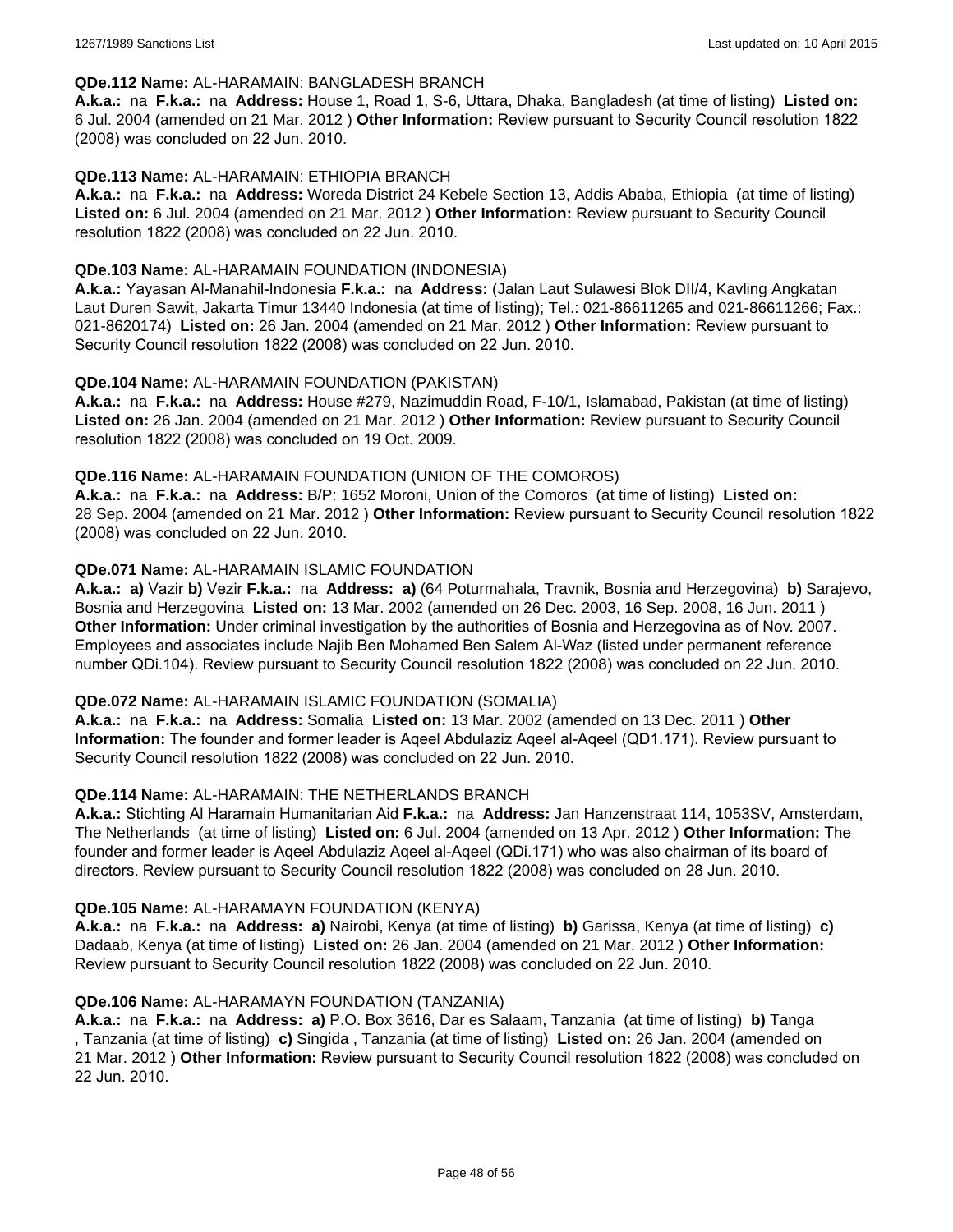**QDe.112 Name:** AL-HARAMAIN: BANGLADESH BRANCH
**A.k.a.:** na **F.k.a.:** na **Address:** House 1, Road 1, S-6, Uttara, Dhaka, Bangladesh (at time of listing) **Listed on:** 6 Jul. 2004 (amended on 21 Mar. 2012 ) **Other Information:** Review pursuant to Security Council resolution 1822 (2008) was concluded on 22 Jun. 2010.

**QDe.113 Name:** AL-HARAMAIN: ETHIOPIA BRANCH
**A.k.a.:** na **F.k.a.:** na **Address:** Woreda District 24 Kebele Section 13, Addis Ababa, Ethiopia (at time of listing) **Listed on:** 6 Jul. 2004 (amended on 21 Mar. 2012 ) **Other Information:** Review pursuant to Security Council resolution 1822 (2008) was concluded on 22 Jun. 2010.

**QDe.103 Name:** AL-HARAMAIN FOUNDATION (INDONESIA)
**A.k.a.:** Yayasan Al-Manahil-Indonesia **F.k.a.:** na **Address:** (Jalan Laut Sulawesi Blok DII/4, Kavling Angkatan Laut Duren Sawit, Jakarta Timur 13440 Indonesia (at time of listing); Tel.: 021-86611265 and 021-86611266; Fax.: 021-8620174) **Listed on:** 26 Jan. 2004 (amended on 21 Mar. 2012 ) **Other Information:** Review pursuant to Security Council resolution 1822 (2008) was concluded on 22 Jun. 2010.

**QDe.104 Name:** AL-HARAMAIN FOUNDATION (PAKISTAN)
**A.k.a.:** na **F.k.a.:** na **Address:** House #279, Nazimuddin Road, F-10/1, Islamabad, Pakistan (at time of listing) **Listed on:** 26 Jan. 2004 (amended on 21 Mar. 2012 ) **Other Information:** Review pursuant to Security Council resolution 1822 (2008) was concluded on 19 Oct. 2009.

**QDe.116 Name:** AL-HARAMAIN FOUNDATION (UNION OF THE COMOROS)
**A.k.a.:** na **F.k.a.:** na **Address:** B/P: 1652 Moroni, Union of the Comoros (at time of listing) **Listed on:** 28 Sep. 2004 (amended on 21 Mar. 2012 ) **Other Information:** Review pursuant to Security Council resolution 1822 (2008) was concluded on 22 Jun. 2010.

**QDe.071 Name:** AL-HARAMAIN ISLAMIC FOUNDATION
**A.k.a.:** **a)** Vazir **b)** Vezir **F.k.a.:** na **Address:** **a)** (64 Poturmahala, Travnik, Bosnia and Herzegovina) **b)** Sarajevo, Bosnia and Herzegovina **Listed on:** 13 Mar. 2002 (amended on 26 Dec. 2003, 16 Sep. 2008, 16 Jun. 2011 ) **Other Information:** Under criminal investigation by the authorities of Bosnia and Herzegovina as of Nov. 2007. Employees and associates include Najib Ben Mohamed Ben Salem Al-Waz (listed under permanent reference number QDi.104). Review pursuant to Security Council resolution 1822 (2008) was concluded on 22 Jun. 2010.

**QDe.072 Name:** AL-HARAMAIN ISLAMIC FOUNDATION (SOMALIA)
**A.k.a.:** na **F.k.a.:** na **Address:** Somalia **Listed on:** 13 Mar. 2002 (amended on 13 Dec. 2011 ) **Other Information:** The founder and former leader is Aqeel Abdulaziz Aqeel al-Aqeel (QD1.171). Review pursuant to Security Council resolution 1822 (2008) was concluded on 22 Jun. 2010.

**QDe.114 Name:** AL-HARAMAIN: THE NETHERLANDS BRANCH
**A.k.a.:** Stichting Al Haramain Humanitarian Aid **F.k.a.:** na **Address:** Jan Hanzenstraat 114, 1053SV, Amsterdam, The Netherlands (at time of listing) **Listed on:** 6 Jul. 2004 (amended on 13 Apr. 2012 ) **Other Information:** The founder and former leader is Aqeel Abdulaziz Aqeel al-Aqeel (QDi.171) who was also chairman of its board of directors. Review pursuant to Security Council resolution 1822 (2008) was concluded on 28 Jun. 2010.

**QDe.105 Name:** AL-HARAMAYN FOUNDATION (KENYA)
**A.k.a.:** na **F.k.a.:** na **Address:** **a)** Nairobi, Kenya (at time of listing) **b)** Garissa, Kenya (at time of listing) **c)** Dadaab, Kenya (at time of listing) **Listed on:** 26 Jan. 2004 (amended on 21 Mar. 2012 ) **Other Information:** Review pursuant to Security Council resolution 1822 (2008) was concluded on 22 Jun. 2010.

**QDe.106 Name:** AL-HARAMAYN FOUNDATION (TANZANIA)
**A.k.a.:** na **F.k.a.:** na **Address:** **a)** P.O. Box 3616, Dar es Salaam, Tanzania (at time of listing) **b)** Tanga , Tanzania (at time of listing) **c)** Singida , Tanzania (at time of listing) **Listed on:** 26 Jan. 2004 (amended on 21 Mar. 2012 ) **Other Information:** Review pursuant to Security Council resolution 1822 (2008) was concluded on 22 Jun. 2010.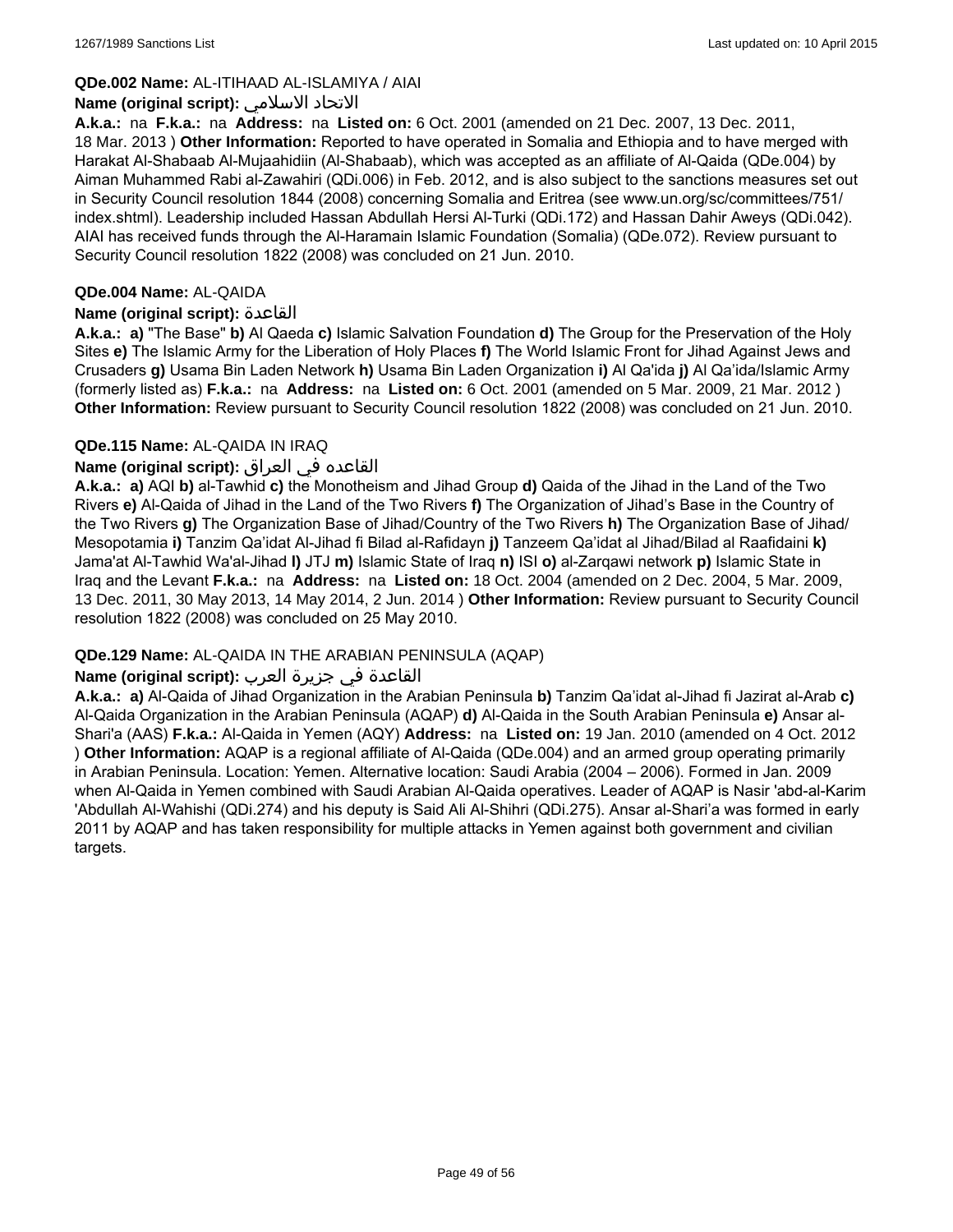**QDe.002 Name:** AL-ITIHAAD AL-ISLAMIYA / AIAI

**Name (original script):** الاتحاد الاسلامي

**A.k.a.:** na **F.k.a.:** na **Address:** na **Listed on:** 6 Oct. 2001 (amended on 21 Dec. 2007, 13 Dec. 2011, 18 Mar. 2013 ) **Other Information:** Reported to have operated in Somalia and Ethiopia and to have merged with Harakat Al-Shabaab Al-Mujaahidiin (Al-Shabaab), which was accepted as an affiliate of Al-Qaida (QDe.004) by Aiman Muhammed Rabi al-Zawahiri (QDi.006) in Feb. 2012, and is also subject to the sanctions measures set out in Security Council resolution 1844 (2008) concerning Somalia and Eritrea (see www.un.org/sc/committees/751/index.shtml). Leadership included Hassan Abdullah Hersi Al-Turki (QDi.172) and Hassan Dahir Aweys (QDi.042). AIAI has received funds through the Al-Haramain Islamic Foundation (Somalia) (QDe.072). Review pursuant to Security Council resolution 1822 (2008) was concluded on 21 Jun. 2010.

**QDe.004 Name:** AL-QAIDA

**Name (original script):** القاعدة

**A.k.a.:** **a)** "The Base" **b)** Al Qaeda **c)** Islamic Salvation Foundation **d)** The Group for the Preservation of the Holy Sites **e)** The Islamic Army for the Liberation of Holy Places **f)** The World Islamic Front for Jihad Against Jews and Crusaders **g)** Usama Bin Laden Network **h)** Usama Bin Laden Organization **i)** Al Qa'ida **j)** Al Qa'ida/Islamic Army (formerly listed as) **F.k.a.:** na **Address:** na **Listed on:** 6 Oct. 2001 (amended on 5 Mar. 2009, 21 Mar. 2012 ) **Other Information:** Review pursuant to Security Council resolution 1822 (2008) was concluded on 21 Jun. 2010.

**QDe.115 Name:** AL-QAIDA IN IRAQ

**Name (original script):** القاعده في العراق

**A.k.a.:** **a)** AQI **b)** al-Tawhid **c)** the Monotheism and Jihad Group **d)** Qaida of the Jihad in the Land of the Two Rivers **e)** Al-Qaida of Jihad in the Land of the Two Rivers **f)** The Organization of Jihad's Base in the Country of the Two Rivers **g)** The Organization Base of Jihad/Country of the Two Rivers **h)** The Organization Base of Jihad/Mesopotamia **i)** Tanzim Qa'idat Al-Jihad fi Bilad al-Rafidayn **j)** Tanzeem Qa'idat al Jihad/Bilad al Raafidaini **k)** Jama'at Al-Tawhid Wa'al-Jihad **l)** JTJ **m)** Islamic State of Iraq **n)** ISI **o)** al-Zarqawi network **p)** Islamic State in Iraq and the Levant **F.k.a.:** na **Address:** na **Listed on:** 18 Oct. 2004 (amended on 2 Dec. 2004, 5 Mar. 2009, 13 Dec. 2011, 30 May 2013, 14 May 2014, 2 Jun. 2014 ) **Other Information:** Review pursuant to Security Council resolution 1822 (2008) was concluded on 25 May 2010.

**QDe.129 Name:** AL-QAIDA IN THE ARABIAN PENINSULA (AQAP)

**Name (original script):** القاعدة في جزيرة العرب

**A.k.a.:** **a)** Al-Qaida of Jihad Organization in the Arabian Peninsula **b)** Tanzim Qa'idat al-Jihad fi Jazirat al-Arab **c)** Al-Qaida Organization in the Arabian Peninsula (AQAP) **d)** Al-Qaida in the South Arabian Peninsula **e)** Ansar al-Shari'a (AAS) **F.k.a.:** Al-Qaida in Yemen (AQY) **Address:** na **Listed on:** 19 Jan. 2010 (amended on 4 Oct. 2012 ) **Other Information:** AQAP is a regional affiliate of Al-Qaida (QDe.004) and an armed group operating primarily in Arabian Peninsula. Location: Yemen. Alternative location: Saudi Arabia (2004 – 2006). Formed in Jan. 2009 when Al-Qaida in Yemen combined with Saudi Arabian Al-Qaida operatives. Leader of AQAP is Nasir 'abd-al-Karim 'Abdullah Al-Wahishi (QDi.274) and his deputy is Said Ali Al-Shihri (QDi.275). Ansar al-Shari'a was formed in early 2011 by AQAP and has taken responsibility for multiple attacks in Yemen against both government and civilian targets.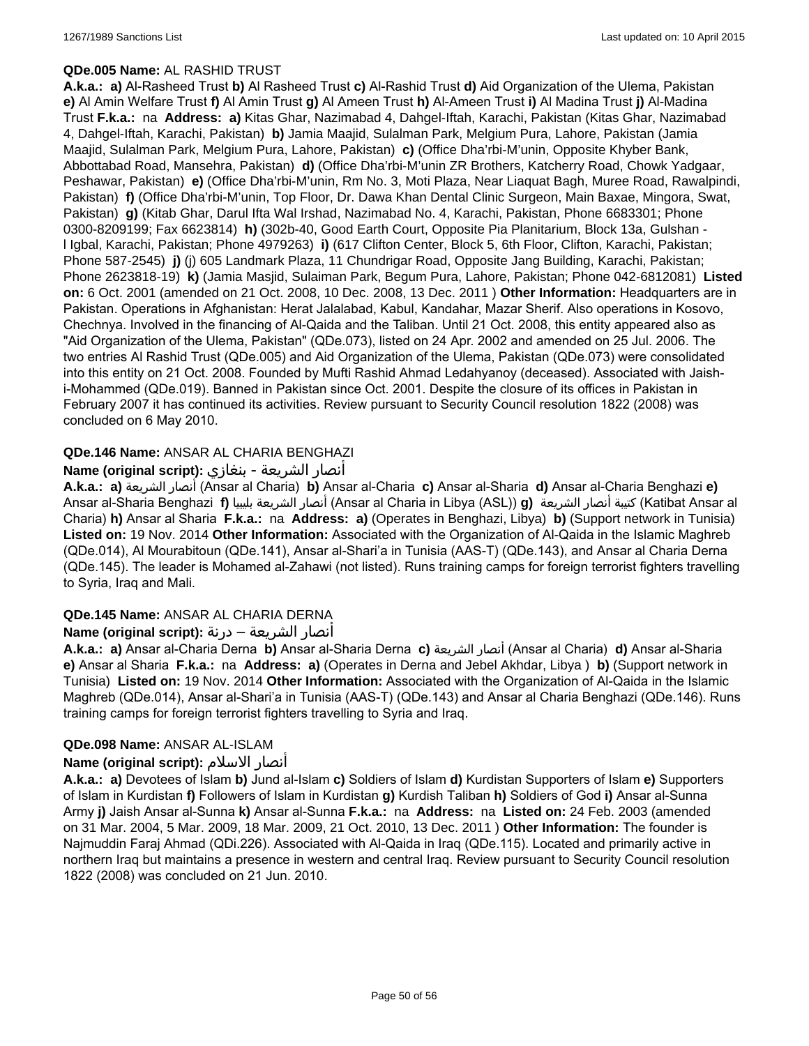**QDe.005 Name:** AL RASHID TRUST

**A.k.a.: a)** Al-Rasheed Trust **b)** Al Rasheed Trust **c)** Al-Rashid Trust **d)** Aid Organization of the Ulema, Pakistan **e)** Al Amin Welfare Trust **f)** Al Amin Trust **g)** Al Ameen Trust **h)** Al-Ameen Trust **i)** Al Madina Trust **j)** Al-Madina Trust **F.k.a.:** na **Address: a)** Kitas Ghar, Nazimabad 4, Dahgel-Iftah, Karachi, Pakistan (Kitas Ghar, Nazimabad 4, Dahgel-Iftah, Karachi, Pakistan) **b)** Jamia Maajid, Sulalman Park, Melgium Pura, Lahore, Pakistan (Jamia Maajid, Sulalman Park, Melgium Pura, Lahore, Pakistan) **c)** (Office Dha'rbi-M'unin, Opposite Khyber Bank, Abbottabad Road, Mansehra, Pakistan) **d)** (Office Dha'rbi-M'unin ZR Brothers, Katcherry Road, Chowk Yadgaar, Peshawar, Pakistan) **e)** (Office Dha'rbi-M'unin, Rm No. 3, Moti Plaza, Near Liaquat Bagh, Muree Road, Rawalpindi, Pakistan) **f)** (Office Dha'rbi-M'unin, Top Floor, Dr. Dawa Khan Dental Clinic Surgeon, Main Baxae, Mingora, Swat, Pakistan) **g)** (Kitab Ghar, Darul Ifta Wal Irshad, Nazimabad No. 4, Karachi, Pakistan, Phone 6683301; Phone 0300-8209199; Fax 6623814) **h)** (302b-40, Good Earth Court, Opposite Pia Planitarium, Block 13a, Gulshan -l Igbal, Karachi, Pakistan; Phone 4979263) **i)** (617 Clifton Center, Block 5, 6th Floor, Clifton, Karachi, Pakistan; Phone 587-2545) **j)** (j) 605 Landmark Plaza, 11 Chundrigar Road, Opposite Jang Building, Karachi, Pakistan; Phone 2623818-19) **k)** (Jamia Masjid, Sulaiman Park, Begum Pura, Lahore, Pakistan; Phone 042-6812081) **Listed on:** 6 Oct. 2001 (amended on 21 Oct. 2008, 10 Dec. 2008, 13 Dec. 2011 ) **Other Information:** Headquarters are in Pakistan. Operations in Afghanistan: Herat Jalalabad, Kabul, Kandahar, Mazar Sherif. Also operations in Kosovo, Chechnya. Involved in the financing of Al-Qaida and the Taliban. Until 21 Oct. 2008, this entity appeared also as "Aid Organization of the Ulema, Pakistan" (QDe.073), listed on 24 Apr. 2002 and amended on 25 Jul. 2006. The two entries Al Rashid Trust (QDe.005) and Aid Organization of the Ulema, Pakistan (QDe.073) were consolidated into this entity on 21 Oct. 2008. Founded by Mufti Rashid Ahmad Ledahyanoy (deceased). Associated with Jaish-i-Mohammed (QDe.019). Banned in Pakistan since Oct. 2001. Despite the closure of its offices in Pakistan in February 2007 it has continued its activities. Review pursuant to Security Council resolution 1822 (2008) was concluded on 6 May 2010.

**QDe.146 Name:** ANSAR AL CHARIA BENGHAZI

**Name (original script):** أنصار الشريعة - بنغازي

**A.k.a.: a)** أنصار الشريعة (Ansar al Charia) **b)** Ansar al-Charia **c)** Ansar al-Sharia **d)** Ansar al-Charia Benghazi **e)** Ansar al-Sharia Benghazi **f)** أنصار الشريعة بليبيا (Ansar al Charia in Libya (ASL)) **g)** كتيبة أنصار الشريعة (Katibat Ansar al Charia) **h)** Ansar al Sharia **F.k.a.:** na **Address: a)** (Operates in Benghazi, Libya) **b)** (Support network in Tunisia) **Listed on:** 19 Nov. 2014 **Other Information:** Associated with the Organization of Al-Qaida in the Islamic Maghreb (QDe.014), Al Mourabitoun (QDe.141), Ansar al-Shari'a in Tunisia (AAS-T) (QDe.143), and Ansar al Charia Derna (QDe.145). The leader is Mohamed al-Zahawi (not listed). Runs training camps for foreign terrorist fighters travelling to Syria, Iraq and Mali.

**QDe.145 Name:** ANSAR AL CHARIA DERNA

**Name (original script):** أنصار الشريعة – درنة

**A.k.a.: a)** Ansar al-Charia Derna **b)** Ansar al-Sharia Derna **c)** أنصار الشريعة (Ansar al Charia) **d)** Ansar al-Sharia **e)** Ansar al Sharia **F.k.a.:** na **Address: a)** (Operates in Derna and Jebel Akhdar, Libya ) **b)** (Support network in Tunisia) **Listed on:** 19 Nov. 2014 **Other Information:** Associated with the Organization of Al-Qaida in the Islamic Maghreb (QDe.014), Ansar al-Shari'a in Tunisia (AAS-T) (QDe.143) and Ansar al Charia Benghazi (QDe.146). Runs training camps for foreign terrorist fighters travelling to Syria and Iraq.

**QDe.098 Name:** ANSAR AL-ISLAM

**Name (original script):** أنصار الاسلام

**A.k.a.: a)** Devotees of Islam **b)** Jund al-Islam **c)** Soldiers of Islam **d)** Kurdistan Supporters of Islam **e)** Supporters of Islam in Kurdistan **f)** Followers of Islam in Kurdistan **g)** Kurdish Taliban **h)** Soldiers of God **i)** Ansar al-Sunna Army **j)** Jaish Ansar al-Sunna **k)** Ansar al-Sunna **F.k.a.:** na **Address:** na **Listed on:** 24 Feb. 2003 (amended on 31 Mar. 2004, 5 Mar. 2009, 18 Mar. 2009, 21 Oct. 2010, 13 Dec. 2011 ) **Other Information:** The founder is Najmuddin Faraj Ahmad (QDi.226). Associated with Al-Qaida in Iraq (QDe.115). Located and primarily active in northern Iraq but maintains a presence in western and central Iraq. Review pursuant to Security Council resolution 1822 (2008) was concluded on 21 Jun. 2010.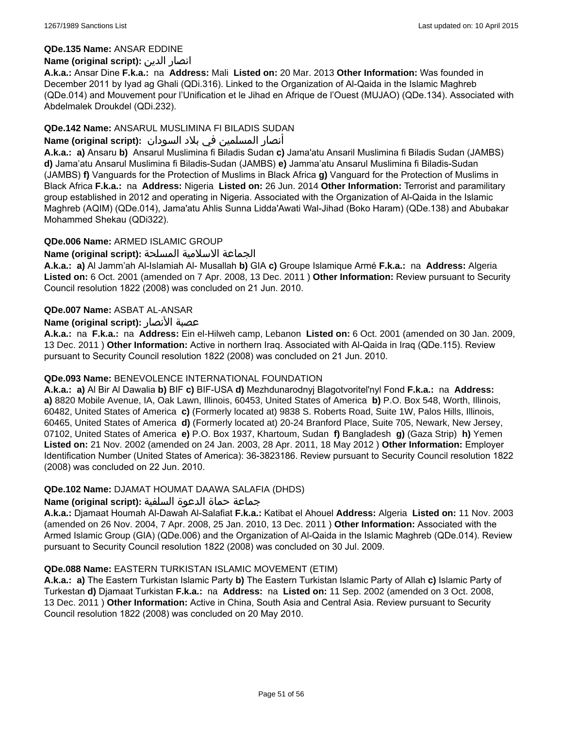**QDe.135 Name:** ANSAR EDDINE

**Name (original script):** انصار الدين

**A.k.a.:** Ansar Dine **F.k.a.:** na **Address:** Mali **Listed on:** 20 Mar. 2013 **Other Information:** Was founded in December 2011 by Iyad ag Ghali (QDi.316). Linked to the Organization of Al-Qaida in the Islamic Maghreb (QDe.014) and Mouvement pour l'Unification et le Jihad en Afrique de l'Ouest (MUJAO) (QDe.134). Associated with Abdelmalek Droukdel (QDi.232).

**QDe.142 Name:** ANSARUL MUSLIMINA FI BILADIS SUDAN

**Name (original script):** أنصار المسلمين في بلاد السودان

**A.k.a.:** **a)** Ansaru **b)** Ansarul Muslimina fi Biladis Sudan **c)** Jama'atu Ansaril Muslimina fi Biladis Sudan (JAMBS) **d)** Jama'atu Ansarul Muslimina fi Biladis-Sudan (JAMBS) **e)** Jamma'atu Ansarul Muslimina fi Biladis-Sudan (JAMBS) **f)** Vanguards for the Protection of Muslims in Black Africa **g)** Vanguard for the Protection of Muslims in Black Africa **F.k.a.:** na **Address:** Nigeria **Listed on:** 26 Jun. 2014 **Other Information:** Terrorist and paramilitary group established in 2012 and operating in Nigeria. Associated with the Organization of Al-Qaida in the Islamic Maghreb (AQIM) (QDe.014), Jama'atu Ahlis Sunna Lidda'Awati Wal-Jihad (Boko Haram) (QDe.138) and Abubakar Mohammed Shekau (QDi322).

**QDe.006 Name:** ARMED ISLAMIC GROUP

**Name (original script):** الجماعة الاسلامية المسلحة

**A.k.a.:** **a)** Al Jamm'ah Al-Islamiah Al- Musallah **b)** GIA **c)** Groupe Islamique Armé **F.k.a.:** na **Address:** Algeria **Listed on:** 6 Oct. 2001 (amended on 7 Apr. 2008, 13 Dec. 2011 ) **Other Information:** Review pursuant to Security Council resolution 1822 (2008) was concluded on 21 Jun. 2010.

**QDe.007 Name:** ASBAT AL-ANSAR

**Name (original script):** عصبة الأنصار

**A.k.a.:** na **F.k.a.:** na **Address:** Ein el-Hilweh camp, Lebanon **Listed on:** 6 Oct. 2001 (amended on 30 Jan. 2009, 13 Dec. 2011 ) **Other Information:** Active in northern Iraq. Associated with Al-Qaida in Iraq (QDe.115). Review pursuant to Security Council resolution 1822 (2008) was concluded on 21 Jun. 2010.

**QDe.093 Name:** BENEVOLENCE INTERNATIONAL FOUNDATION

**A.k.a.:** **a)** Al Bir Al Dawalia **b)** BIF **c)** BIF-USA **d)** Mezhdunarodnyj Blagotvoritel'nyl Fond **F.k.a.:** na **Address:** **a)** 8820 Mobile Avenue, IA, Oak Lawn, Illinois, 60453, United States of America **b)** P.O. Box 548, Worth, Illinois, 60482, United States of America **c)** (Formerly located at) 9838 S. Roberts Road, Suite 1W, Palos Hills, Illinois, 60465, United States of America **d)** (Formerly located at) 20-24 Branford Place, Suite 705, Newark, New Jersey, 07102, United States of America **e)** P.O. Box 1937, Khartoum, Sudan **f)** Bangladesh **g)** (Gaza Strip) **h)** Yemen **Listed on:** 21 Nov. 2002 (amended on 24 Jan. 2003, 28 Apr. 2011, 18 May 2012 ) **Other Information:** Employer Identification Number (United States of America): 36-3823186. Review pursuant to Security Council resolution 1822 (2008) was concluded on 22 Jun. 2010.

**QDe.102 Name:** DJAMAT HOUMAT DAAWA SALAFIA (DHDS)

**Name (original script):** جماعة حماة الدعوة السلفية

**A.k.a.:** Djamaat Houmah Al-Dawah Al-Salafiat **F.k.a.:** Katibat el Ahouel **Address:** Algeria **Listed on:** 11 Nov. 2003 (amended on 26 Nov. 2004, 7 Apr. 2008, 25 Jan. 2010, 13 Dec. 2011 ) **Other Information:** Associated with the Armed Islamic Group (GIA) (QDe.006) and the Organization of Al-Qaida in the Islamic Maghreb (QDe.014). Review pursuant to Security Council resolution 1822 (2008) was concluded on 30 Jul. 2009.

**QDe.088 Name:** EASTERN TURKISTAN ISLAMIC MOVEMENT (ETIM)

**A.k.a.:** **a)** The Eastern Turkistan Islamic Party **b)** The Eastern Turkistan Islamic Party of Allah **c)** Islamic Party of Turkestan **d)** Djamaat Turkistan **F.k.a.:** na **Address:** na **Listed on:** 11 Sep. 2002 (amended on 3 Oct. 2008, 13 Dec. 2011 ) **Other Information:** Active in China, South Asia and Central Asia. Review pursuant to Security Council resolution 1822 (2008) was concluded on 20 May 2010.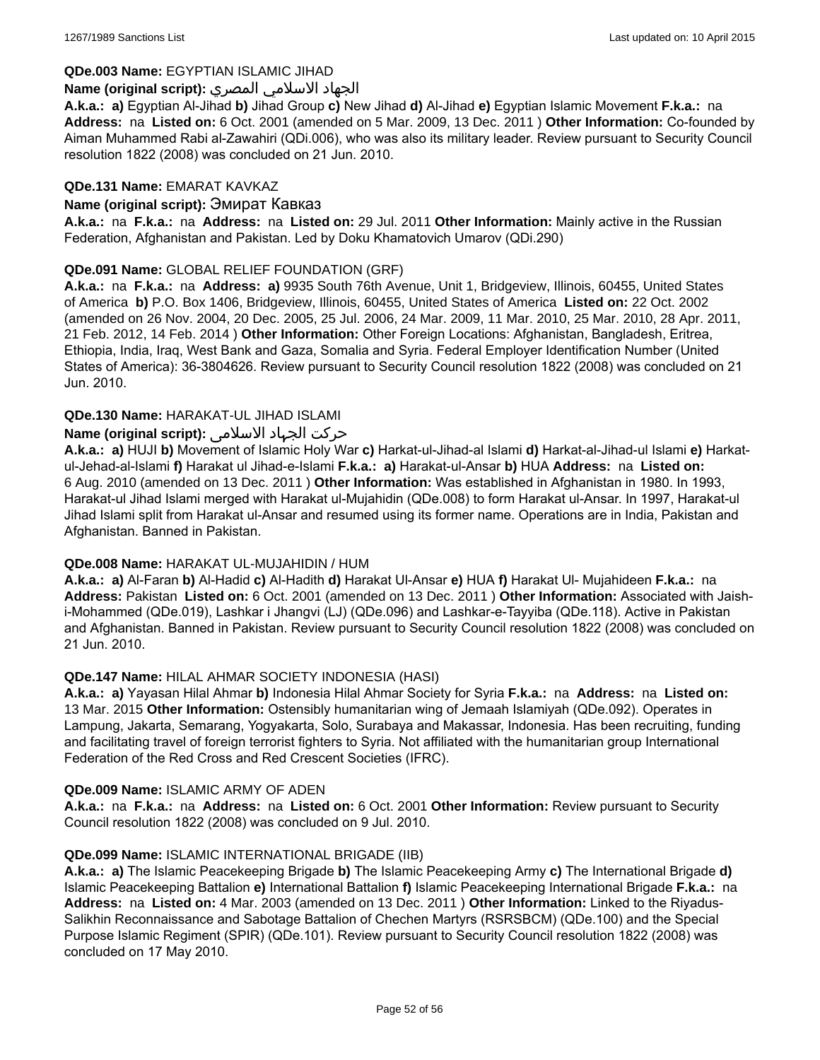**QDe.003 Name:** EGYPTIAN ISLAMIC JIHAD

**Name (original script):** الجهاد الاسلامي المصري

**A.k.a.:** **a)** Egyptian Al-Jihad **b)** Jihad Group **c)** New Jihad **d)** Al-Jihad **e)** Egyptian Islamic Movement **F.k.a.:** na **Address:** na **Listed on:** 6 Oct. 2001 (amended on 5 Mar. 2009, 13 Dec. 2011 ) **Other Information:** Co-founded by Aiman Muhammed Rabi al-Zawahiri (QDi.006), who was also its military leader. Review pursuant to Security Council resolution 1822 (2008) was concluded on 21 Jun. 2010.

**QDe.131 Name:** EMARAT KAVKAZ

**Name (original script):** Эмират Кавказ

**A.k.a.:** na **F.k.a.:** na **Address:** na **Listed on:** 29 Jul. 2011 **Other Information:** Mainly active in the Russian Federation, Afghanistan and Pakistan. Led by Doku Khamatovich Umarov (QDi.290)

**QDe.091 Name:** GLOBAL RELIEF FOUNDATION (GRF)

**A.k.a.:** na **F.k.a.:** na **Address:** **a)** 9935 South 76th Avenue, Unit 1, Bridgeview, Illinois, 60455, United States of America **b)** P.O. Box 1406, Bridgeview, Illinois, 60455, United States of America **Listed on:** 22 Oct. 2002 (amended on 26 Nov. 2004, 20 Dec. 2005, 25 Jul. 2006, 24 Mar. 2009, 11 Mar. 2010, 25 Mar. 2010, 28 Apr. 2011, 21 Feb. 2012, 14 Feb. 2014 ) **Other Information:** Other Foreign Locations: Afghanistan, Bangladesh, Eritrea, Ethiopia, India, Iraq, West Bank and Gaza, Somalia and Syria. Federal Employer Identification Number (United States of America): 36-3804626. Review pursuant to Security Council resolution 1822 (2008) was concluded on 21 Jun. 2010.

**QDe.130 Name:** HARAKAT-UL JIHAD ISLAMI

**Name (original script):** حركت الجهاد الاسلامی

**A.k.a.:** **a)** HUJI **b)** Movement of Islamic Holy War **c)** Harkat-ul-Jihad-al Islami **d)** Harkat-al-Jihad-ul Islami **e)** Harkat-ul-Jehad-al-Islami **f)** Harakat ul Jihad-e-Islami **F.k.a.:** **a)** Harakat-ul-Ansar **b)** HUA **Address:** na **Listed on:** 6 Aug. 2010 (amended on 13 Dec. 2011 ) **Other Information:** Was established in Afghanistan in 1980. In 1993, Harakat-ul Jihad Islami merged with Harakat ul-Mujahidin (QDe.008) to form Harakat ul-Ansar. In 1997, Harakat-ul Jihad Islami split from Harakat ul-Ansar and resumed using its former name. Operations are in India, Pakistan and Afghanistan. Banned in Pakistan.

**QDe.008 Name:** HARAKAT UL-MUJAHIDIN / HUM

**A.k.a.:** **a)** Al-Faran **b)** Al-Hadid **c)** Al-Hadith **d)** Harakat Ul-Ansar **e)** HUA **f)** Harakat Ul- Mujahideen **F.k.a.:** na **Address:** Pakistan **Listed on:** 6 Oct. 2001 (amended on 13 Dec. 2011 ) **Other Information:** Associated with Jaish-i-Mohammed (QDe.019), Lashkar i Jhangvi (LJ) (QDe.096) and Lashkar-e-Tayyiba (QDe.118). Active in Pakistan and Afghanistan. Banned in Pakistan. Review pursuant to Security Council resolution 1822 (2008) was concluded on 21 Jun. 2010.

**QDe.147 Name:** HILAL AHMAR SOCIETY INDONESIA (HASI)

**A.k.a.:** **a)** Yayasan Hilal Ahmar **b)** Indonesia Hilal Ahmar Society for Syria **F.k.a.:** na **Address:** na **Listed on:** 13 Mar. 2015 **Other Information:** Ostensibly humanitarian wing of Jemaah Islamiyah (QDe.092). Operates in Lampung, Jakarta, Semarang, Yogyakarta, Solo, Surabaya and Makassar, Indonesia. Has been recruiting, funding and facilitating travel of foreign terrorist fighters to Syria. Not affiliated with the humanitarian group International Federation of the Red Cross and Red Crescent Societies (IFRC).

**QDe.009 Name:** ISLAMIC ARMY OF ADEN

**A.k.a.:** na **F.k.a.:** na **Address:** na **Listed on:** 6 Oct. 2001 **Other Information:** Review pursuant to Security Council resolution 1822 (2008) was concluded on 9 Jul. 2010.

**QDe.099 Name:** ISLAMIC INTERNATIONAL BRIGADE (IIB)

**A.k.a.:** **a)** The Islamic Peacekeeping Brigade **b)** The Islamic Peacekeeping Army **c)** The International Brigade **d)** Islamic Peacekeeping Battalion **e)** International Battalion **f)** Islamic Peacekeeping International Brigade **F.k.a.:** na **Address:** na **Listed on:** 4 Mar. 2003 (amended on 13 Dec. 2011 ) **Other Information:** Linked to the Riyadus-Salikhin Reconnaissance and Sabotage Battalion of Chechen Martyrs (RSRSBCM) (QDe.100) and the Special Purpose Islamic Regiment (SPIR) (QDe.101). Review pursuant to Security Council resolution 1822 (2008) was concluded on 17 May 2010.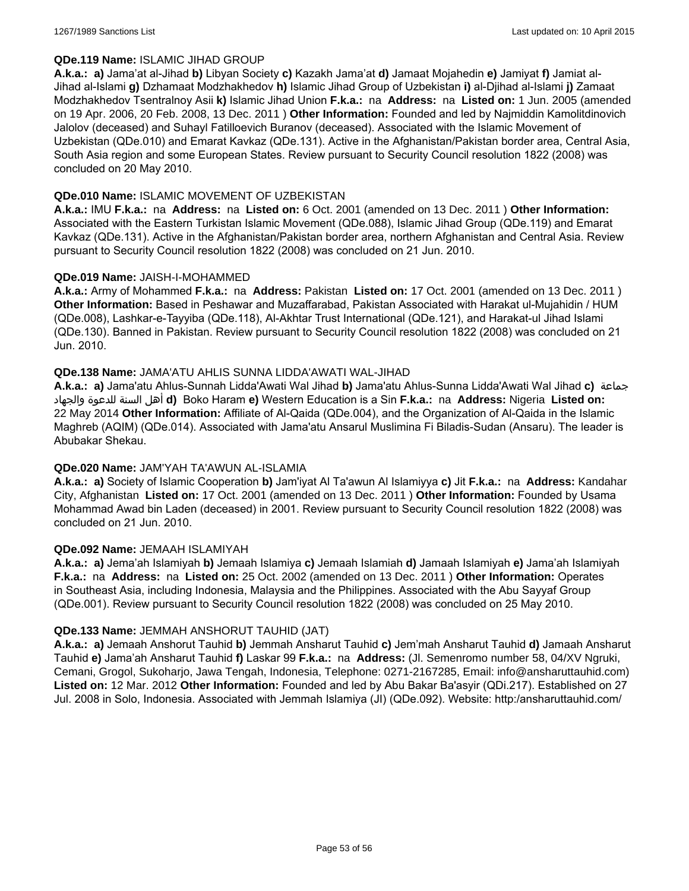**QDe.119 Name:** ISLAMIC JIHAD GROUP

**A.k.a.: a)** Jama’at al-Jihad **b)** Libyan Society **c)** Kazakh Jama’at **d)** Jamaat Mojahedin **e)** Jamiyat **f)** Jamiat al-Jihad al-Islami **g)** Dzhamaat Modzhakhedov **h)** Islamic Jihad Group of Uzbekistan **i)** al-Djihad al-Islami **j)** Zamaat Modzhakhedov Tsentralnoy Asii **k)** Islamic Jihad Union **F.k.a.:** na **Address:** na **Listed on:** 1 Jun. 2005 (amended on 19 Apr. 2006, 20 Feb. 2008, 13 Dec. 2011 ) **Other Information:** Founded and led by Najmiddin Kamolitdinovich Jalolov (deceased) and Suhayl Fatilloevich Buranov (deceased). Associated with the Islamic Movement of Uzbekistan (QDe.010) and Emarat Kavkaz (QDe.131). Active in the Afghanistan/Pakistan border area, Central Asia, South Asia region and some European States. Review pursuant to Security Council resolution 1822 (2008) was concluded on 20 May 2010.

**QDe.010 Name:** ISLAMIC MOVEMENT OF UZBEKISTAN

**A.k.a.:** IMU **F.k.a.:** na **Address:** na **Listed on:** 6 Oct. 2001 (amended on 13 Dec. 2011 ) **Other Information:** Associated with the Eastern Turkistan Islamic Movement (QDe.088), Islamic Jihad Group (QDe.119) and Emarat Kavkaz (QDe.131). Active in the Afghanistan/Pakistan border area, northern Afghanistan and Central Asia. Review pursuant to Security Council resolution 1822 (2008) was concluded on 21 Jun. 2010.

**QDe.019 Name:** JAISH-I-MOHAMMED

**A.k.a.:** Army of Mohammed **F.k.a.:** na **Address:** Pakistan **Listed on:** 17 Oct. 2001 (amended on 13 Dec. 2011 ) **Other Information:** Based in Peshawar and Muzaffarabad, Pakistan Associated with Harakat ul-Mujahidin / HUM (QDe.008), Lashkar-e-Tayyiba (QDe.118), Al-Akhtar Trust International (QDe.121), and Harakat-ul Jihad Islami (QDe.130). Banned in Pakistan. Review pursuant to Security Council resolution 1822 (2008) was concluded on 21 Jun. 2010.

**QDe.138 Name:** JAMA'ATU AHLIS SUNNA LIDDA'AWATI WAL-JIHAD

**A.k.a.: a)** Jama'atu Ahlus-Sunnah Lidda'Awati Wal Jihad **b)** Jama'atu Ahlus-Sunna Lidda'Awati Wal Jihad **c)** جماعة أهل السنة للدعوة والجهاد **d)** Boko Haram **e)** Western Education is a Sin **F.k.a.:** na **Address:** Nigeria **Listed on:** 22 May 2014 **Other Information:** Affiliate of Al-Qaida (QDe.004), and the Organization of Al-Qaida in the Islamic Maghreb (AQIM) (QDe.014). Associated with Jama'atu Ansarul Muslimina Fi Biladis-Sudan (Ansaru). The leader is Abubakar Shekau.

**QDe.020 Name:** JAM'YAH TA'AWUN AL-ISLAMIA

**A.k.a.: a)** Society of Islamic Cooperation **b)** Jam'iyat Al Ta'awun Al Islamiyya **c)** Jit **F.k.a.:** na **Address:** Kandahar City, Afghanistan **Listed on:** 17 Oct. 2001 (amended on 13 Dec. 2011 ) **Other Information:** Founded by Usama Mohammad Awad bin Laden (deceased) in 2001. Review pursuant to Security Council resolution 1822 (2008) was concluded on 21 Jun. 2010.

**QDe.092 Name:** JEMAAH ISLAMIYAH

**A.k.a.: a)** Jema’ah Islamiyah **b)** Jemaah Islamiya **c)** Jemaah Islamiah **d)** Jamaah Islamiyah **e)** Jama’ah Islamiyah **F.k.a.:** na **Address:** na **Listed on:** 25 Oct. 2002 (amended on 13 Dec. 2011 ) **Other Information:** Operates in Southeast Asia, including Indonesia, Malaysia and the Philippines. Associated with the Abu Sayyaf Group (QDe.001). Review pursuant to Security Council resolution 1822 (2008) was concluded on 25 May 2010.

**QDe.133 Name:** JEMMAH ANSHORUT TAUHID (JAT)

**A.k.a.: a)** Jemaah Anshorut Tauhid **b)** Jemmah Ansharut Tauhid **c)** Jem’mah Ansharut Tauhid **d)** Jamaah Ansharut Tauhid **e)** Jama’ah Ansharut Tauhid **f)** Laskar 99 **F.k.a.:** na **Address:** (Jl. Semenromo number 58, 04/XV Ngruki, Cemani, Grogol, Sukoharjo, Jawa Tengah, Indonesia, Telephone: 0271-2167285, Email: info@ansharuttauhid.com) **Listed on:** 12 Mar. 2012 **Other Information:** Founded and led by Abu Bakar Ba'asyir (QDi.217). Established on 27 Jul. 2008 in Solo, Indonesia. Associated with Jemmah Islamiya (JI) (QDe.092). Website: http:/ansharuttauhid.com/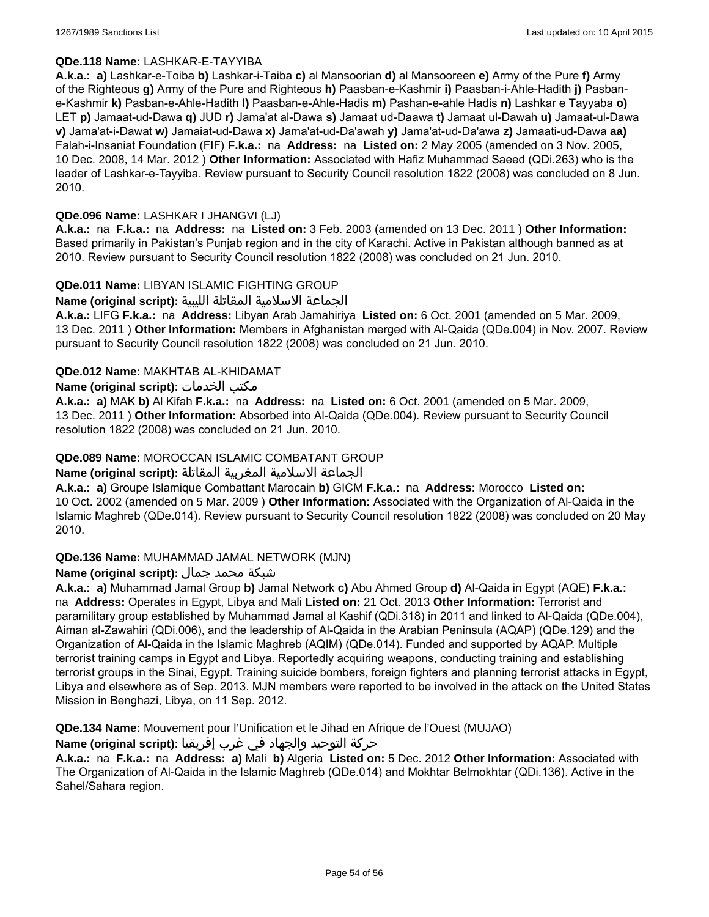**QDe.118 Name:** LASHKAR-E-TAYYIBA

**A.k.a.:** **a)** Lashkar-e-Toiba **b)** Lashkar-i-Taiba **c)** al Mansoorian **d)** al Mansooreen **e)** Army of the Pure **f)** Army of the Righteous **g)** Army of the Pure and Righteous **h)** Paasban-e-Kashmir **i)** Paasban-i-Ahle-Hadith **j)** Pasban-e-Kashmir **k)** Pasban-e-Ahle-Hadith **l)** Paasban-e-Ahle-Hadis **m)** Pashan-e-ahle Hadis **n)** Lashkar e Tayyaba **o)** LET **p)** Jamaat-ud-Dawa **q)** JUD **r)** Jama'at al-Dawa **s)** Jamaat ud-Daawa **t)** Jamaat ul-Dawah **u)** Jamaat-ul-Dawa **v)** Jama'at-i-Dawat **w)** Jamaiat-ud-Dawa **x)** Jama'at-ud-Da'awah **y)** Jama'at-ud-Da'awa **z)** Jamaati-ud-Dawa **aa)** Falah-i-Insaniat Foundation (FIF) **F.k.a.:** na **Address:** na **Listed on:** 2 May 2005 (amended on 3 Nov. 2005, 10 Dec. 2008, 14 Mar. 2012 ) **Other Information:** Associated with Hafiz Muhammad Saeed (QDi.263) who is the leader of Lashkar-e-Tayyiba. Review pursuant to Security Council resolution 1822 (2008) was concluded on 8 Jun. 2010.

**QDe.096 Name:** LASHKAR I JHANGVI (LJ)

**A.k.a.:** na **F.k.a.:** na **Address:** na **Listed on:** 3 Feb. 2003 (amended on 13 Dec. 2011 ) **Other Information:** Based primarily in Pakistan's Punjab region and in the city of Karachi. Active in Pakistan although banned as at 2010. Review pursuant to Security Council resolution 1822 (2008) was concluded on 21 Jun. 2010.

**QDe.011 Name:** LIBYAN ISLAMIC FIGHTING GROUP

**Name (original script):** الجماعة الاسلامية المقاتلة الليبية

**A.k.a.:** LIFG **F.k.a.:** na **Address:** Libyan Arab Jamahiriya **Listed on:** 6 Oct. 2001 (amended on 5 Mar. 2009, 13 Dec. 2011 ) **Other Information:** Members in Afghanistan merged with Al-Qaida (QDe.004) in Nov. 2007. Review pursuant to Security Council resolution 1822 (2008) was concluded on 21 Jun. 2010.

**QDe.012 Name:** MAKHTAB AL-KHIDAMAT

**Name (original script):** مكتب الخدمات

**A.k.a.:** **a)** MAK **b)** Al Kifah **F.k.a.:** na **Address:** na **Listed on:** 6 Oct. 2001 (amended on 5 Mar. 2009, 13 Dec. 2011 ) **Other Information:** Absorbed into Al-Qaida (QDe.004). Review pursuant to Security Council resolution 1822 (2008) was concluded on 21 Jun. 2010.

**QDe.089 Name:** MOROCCAN ISLAMIC COMBATANT GROUP

**Name (original script):** الجماعة الاسلامية المغربية المقاتلة

**A.k.a.:** **a)** Groupe Islamique Combattant Marocain **b)** GICM **F.k.a.:** na **Address:** Morocco **Listed on:** 10 Oct. 2002 (amended on 5 Mar. 2009 ) **Other Information:** Associated with the Organization of Al-Qaida in the Islamic Maghreb (QDe.014). Review pursuant to Security Council resolution 1822 (2008) was concluded on 20 May 2010.

**QDe.136 Name:** MUHAMMAD JAMAL NETWORK (MJN)

**Name (original script):** شبكة محمد جمال

**A.k.a.:** **a)** Muhammad Jamal Group **b)** Jamal Network **c)** Abu Ahmed Group **d)** Al-Qaida in Egypt (AQE) **F.k.a.:** na **Address:** Operates in Egypt, Libya and Mali **Listed on:** 21 Oct. 2013 **Other Information:** Terrorist and paramilitary group established by Muhammad Jamal al Kashif (QDi.318) in 2011 and linked to Al-Qaida (QDe.004), Aiman al-Zawahiri (QDi.006), and the leadership of Al-Qaida in the Arabian Peninsula (AQAP) (QDe.129) and the Organization of Al-Qaida in the Islamic Maghreb (AQIM) (QDe.014). Funded and supported by AQAP. Multiple terrorist training camps in Egypt and Libya. Reportedly acquiring weapons, conducting training and establishing terrorist groups in the Sinai, Egypt. Training suicide bombers, foreign fighters and planning terrorist attacks in Egypt, Libya and elsewhere as of Sep. 2013. MJN members were reported to be involved in the attack on the United States Mission in Benghazi, Libya, on 11 Sep. 2012.

**QDe.134 Name:** Mouvement pour l'Unification et le Jihad en Afrique de l'Ouest (MUJAO)

**Name (original script):** حركة التوحيد والجهاد في غرب إفريقيا

**A.k.a.:** na **F.k.a.:** na **Address:** **a)** Mali **b)** Algeria **Listed on:** 5 Dec. 2012 **Other Information:** Associated with The Organization of Al-Qaida in the Islamic Maghreb (QDe.014) and Mokhtar Belmokhtar (QDi.136). Active in the Sahel/Sahara region.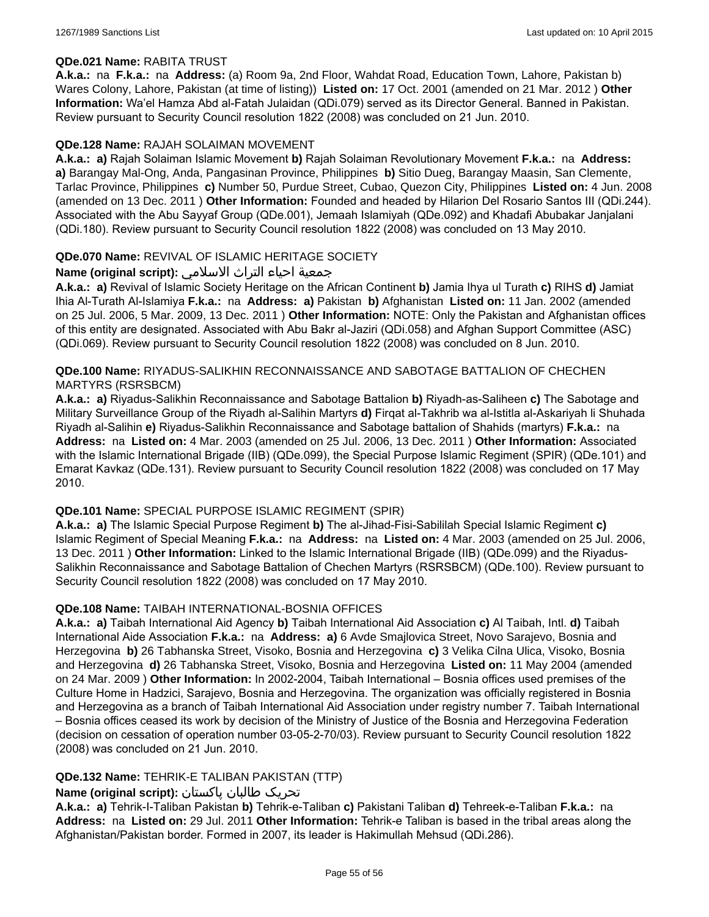**QDe.021 Name:** RABITA TRUST

**A.k.a.:** na **F.k.a.:** na **Address:** (a) Room 9a, 2nd Floor, Wahdat Road, Education Town, Lahore, Pakistan b) Wares Colony, Lahore, Pakistan (at time of listing)) **Listed on:** 17 Oct. 2001 (amended on 21 Mar. 2012 ) **Other Information:** Wa'el Hamza Abd al-Fatah Julaidan (QDi.079) served as its Director General. Banned in Pakistan. Review pursuant to Security Council resolution 1822 (2008) was concluded on 21 Jun. 2010.

**QDe.128 Name:** RAJAH SOLAIMAN MOVEMENT

**A.k.a.:** **a)** Rajah Solaiman Islamic Movement **b)** Rajah Solaiman Revolutionary Movement **F.k.a.:** na **Address:** **a)** Barangay Mal-Ong, Anda, Pangasinan Province, Philippines **b)** Sitio Dueg, Barangay Maasin, San Clemente, Tarlac Province, Philippines **c)** Number 50, Purdue Street, Cubao, Quezon City, Philippines **Listed on:** 4 Jun. 2008 (amended on 13 Dec. 2011 ) **Other Information:** Founded and headed by Hilarion Del Rosario Santos III (QDi.244). Associated with the Abu Sayyaf Group (QDe.001), Jemaah Islamiyah (QDe.092) and Khadafi Abubakar Janjalani (QDi.180). Review pursuant to Security Council resolution 1822 (2008) was concluded on 13 May 2010.

**QDe.070 Name:** REVIVAL OF ISLAMIC HERITAGE SOCIETY

**Name (original script):** جمعية احياء التراث الاسلامي

**A.k.a.:** **a)** Revival of Islamic Society Heritage on the African Continent **b)** Jamia Ihya ul Turath **c)** RIHS **d)** Jamiat Ihia Al-Turath Al-Islamiya **F.k.a.:** na **Address:** **a)** Pakistan **b)** Afghanistan **Listed on:** 11 Jan. 2002 (amended on 25 Jul. 2006, 5 Mar. 2009, 13 Dec. 2011 ) **Other Information:** NOTE: Only the Pakistan and Afghanistan offices of this entity are designated. Associated with Abu Bakr al-Jaziri (QDi.058) and Afghan Support Committee (ASC) (QDi.069). Review pursuant to Security Council resolution 1822 (2008) was concluded on 8 Jun. 2010.

**QDe.100 Name:** RIYADUS-SALIKHIN RECONNAISSANCE AND SABOTAGE BATTALION OF CHECHEN MARTYRS (RSRSBCM)

**A.k.a.:** **a)** Riyadus-Salikhin Reconnaissance and Sabotage Battalion **b)** Riyadh-as-Saliheen **c)** The Sabotage and Military Surveillance Group of the Riyadh al-Salihin Martyrs **d)** Firqat al-Takhrib wa al-Istitla al-Askariyah li Shuhada Riyadh al-Salihin **e)** Riyadus-Salikhin Reconnaissance and Sabotage battalion of Shahids (martyrs) **F.k.a.:** na **Address:** na **Listed on:** 4 Mar. 2003 (amended on 25 Jul. 2006, 13 Dec. 2011 ) **Other Information:** Associated with the Islamic International Brigade (IIB) (QDe.099), the Special Purpose Islamic Regiment (SPIR) (QDe.101) and Emarat Kavkaz (QDe.131). Review pursuant to Security Council resolution 1822 (2008) was concluded on 17 May 2010.

**QDe.101 Name:** SPECIAL PURPOSE ISLAMIC REGIMENT (SPIR)

**A.k.a.:** **a)** The Islamic Special Purpose Regiment **b)** The al-Jihad-Fisi-Sabililah Special Islamic Regiment **c)** Islamic Regiment of Special Meaning **F.k.a.:** na **Address:** na **Listed on:** 4 Mar. 2003 (amended on 25 Jul. 2006, 13 Dec. 2011 ) **Other Information:** Linked to the Islamic International Brigade (IIB) (QDe.099) and the Riyadus-Salikhin Reconnaissance and Sabotage Battalion of Chechen Martyrs (RSRSBCM) (QDe.100). Review pursuant to Security Council resolution 1822 (2008) was concluded on 17 May 2010.

**QDe.108 Name:** TAIBAH INTERNATIONAL-BOSNIA OFFICES

**A.k.a.:** **a)** Taibah International Aid Agency **b)** Taibah International Aid Association **c)** Al Taibah, Intl. **d)** Taibah International Aide Association **F.k.a.:** na **Address:** **a)** 6 Avde Smajlovica Street, Novo Sarajevo, Bosnia and Herzegovina **b)** 26 Tabhanska Street, Visoko, Bosnia and Herzegovina **c)** 3 Velika Cilna Ulica, Visoko, Bosnia and Herzegovina **d)** 26 Tabhanska Street, Visoko, Bosnia and Herzegovina **Listed on:** 11 May 2004 (amended on 24 Mar. 2009 ) **Other Information:** In 2002-2004, Taibah International – Bosnia offices used premises of the Culture Home in Hadzici, Sarajevo, Bosnia and Herzegovina. The organization was officially registered in Bosnia and Herzegovina as a branch of Taibah International Aid Association under registry number 7. Taibah International – Bosnia offices ceased its work by decision of the Ministry of Justice of the Bosnia and Herzegovina Federation (decision on cessation of operation number 03-05-2-70/03). Review pursuant to Security Council resolution 1822 (2008) was concluded on 21 Jun. 2010.

**QDe.132 Name:** TEHRIK-E TALIBAN PAKISTAN (TTP)

**Name (original script):** تحریک طالبان پاکستان

**A.k.a.:** **a)** Tehrik-I-Taliban Pakistan **b)** Tehrik-e-Taliban **c)** Pakistani Taliban **d)** Tehreek-e-Taliban **F.k.a.:** na **Address:** na **Listed on:** 29 Jul. 2011 **Other Information:** Tehrik-e Taliban is based in the tribal areas along the Afghanistan/Pakistan border. Formed in 2007, its leader is Hakimullah Mehsud (QDi.286).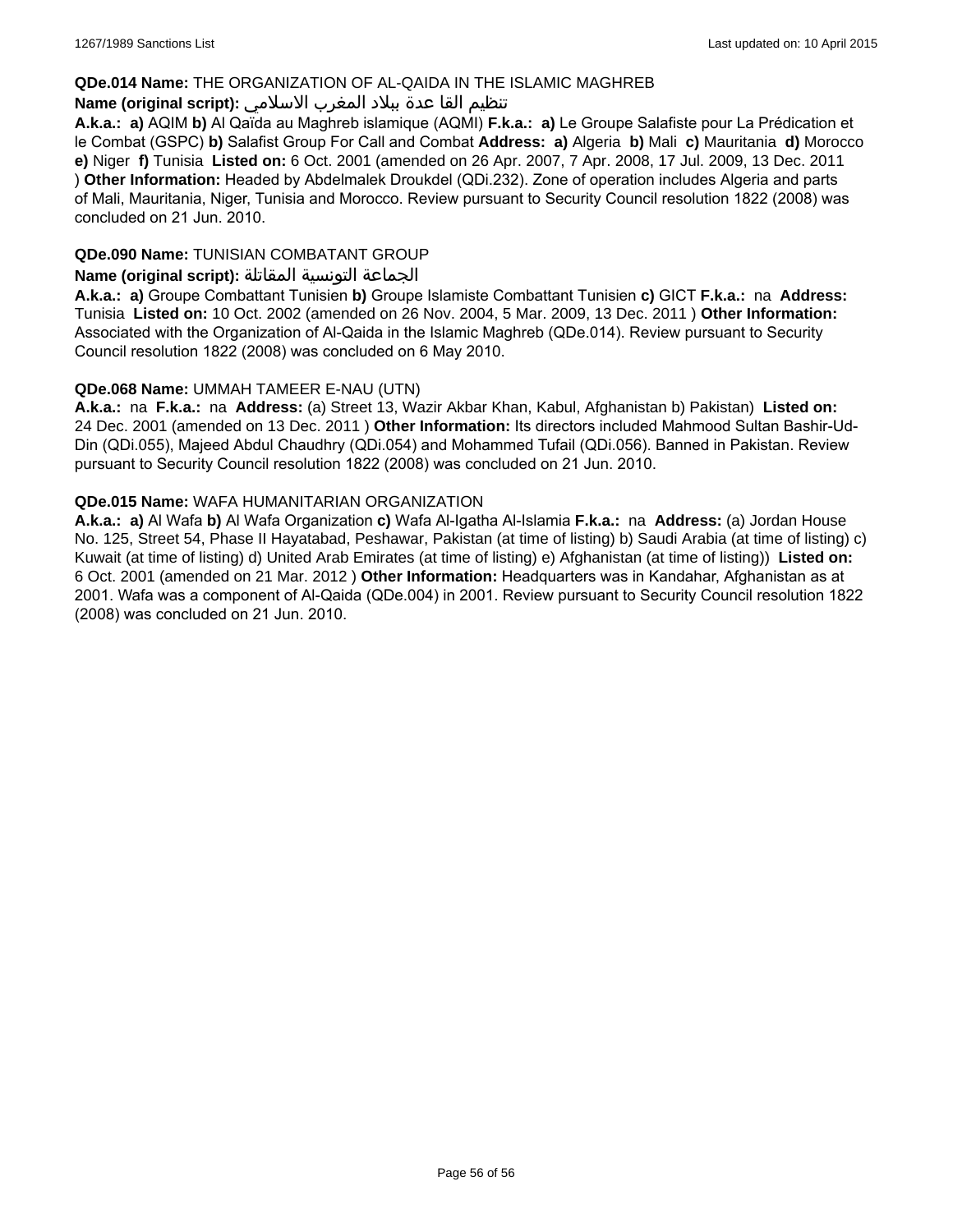**QDe.014 Name:** THE ORGANIZATION OF AL-QAIDA IN THE ISLAMIC MAGHREB

**Name (original script):** تنظيم القا عدة ببلاد المغرب الاسلامي

**A.k.a.:** **a)** AQIM **b)** Al Qaïda au Maghreb islamique (AQMI) **F.k.a.:** **a)** Le Groupe Salafiste pour La Prédication et le Combat (GSPC) **b)** Salafist Group For Call and Combat **Address:** **a)** Algeria **b)** Mali **c)** Mauritania **d)** Morocco **e)** Niger **f)** Tunisia **Listed on:** 6 Oct. 2001 (amended on 26 Apr. 2007, 7 Apr. 2008, 17 Jul. 2009, 13 Dec. 2011 ) **Other Information:** Headed by Abdelmalek Droukdel (QDi.232). Zone of operation includes Algeria and parts of Mali, Mauritania, Niger, Tunisia and Morocco. Review pursuant to Security Council resolution 1822 (2008) was concluded on 21 Jun. 2010.

**QDe.090 Name:** TUNISIAN COMBATANT GROUP

**Name (original script):** الجماعة التونسية المقاتلة

**A.k.a.:** **a)** Groupe Combattant Tunisien **b)** Groupe Islamiste Combattant Tunisien **c)** GICT **F.k.a.:** na **Address:** Tunisia **Listed on:** 10 Oct. 2002 (amended on 26 Nov. 2004, 5 Mar. 2009, 13 Dec. 2011 ) **Other Information:** Associated with the Organization of Al-Qaida in the Islamic Maghreb (QDe.014). Review pursuant to Security Council resolution 1822 (2008) was concluded on 6 May 2010.

**QDe.068 Name:** UMMAH TAMEER E-NAU (UTN)

**A.k.a.:** na **F.k.a.:** na **Address:** (a) Street 13, Wazir Akbar Khan, Kabul, Afghanistan b) Pakistan) **Listed on:** 24 Dec. 2001 (amended on 13 Dec. 2011 ) **Other Information:** Its directors included Mahmood Sultan Bashir-Ud-Din (QDi.055), Majeed Abdul Chaudhry (QDi.054) and Mohammed Tufail (QDi.056). Banned in Pakistan. Review pursuant to Security Council resolution 1822 (2008) was concluded on 21 Jun. 2010.

**QDe.015 Name:** WAFA HUMANITARIAN ORGANIZATION

**A.k.a.:** **a)** Al Wafa **b)** Al Wafa Organization **c)** Wafa Al-Igatha Al-Islamia **F.k.a.:** na **Address:** (a) Jordan House No. 125, Street 54, Phase II Hayatabad, Peshawar, Pakistan (at time of listing) b) Saudi Arabia (at time of listing) c) Kuwait (at time of listing) d) United Arab Emirates (at time of listing) e) Afghanistan (at time of listing)) **Listed on:** 6 Oct. 2001 (amended on 21 Mar. 2012 ) **Other Information:** Headquarters was in Kandahar, Afghanistan as at 2001. Wafa was a component of Al-Qaida (QDe.004) in 2001. Review pursuant to Security Council resolution 1822 (2008) was concluded on 21 Jun. 2010.